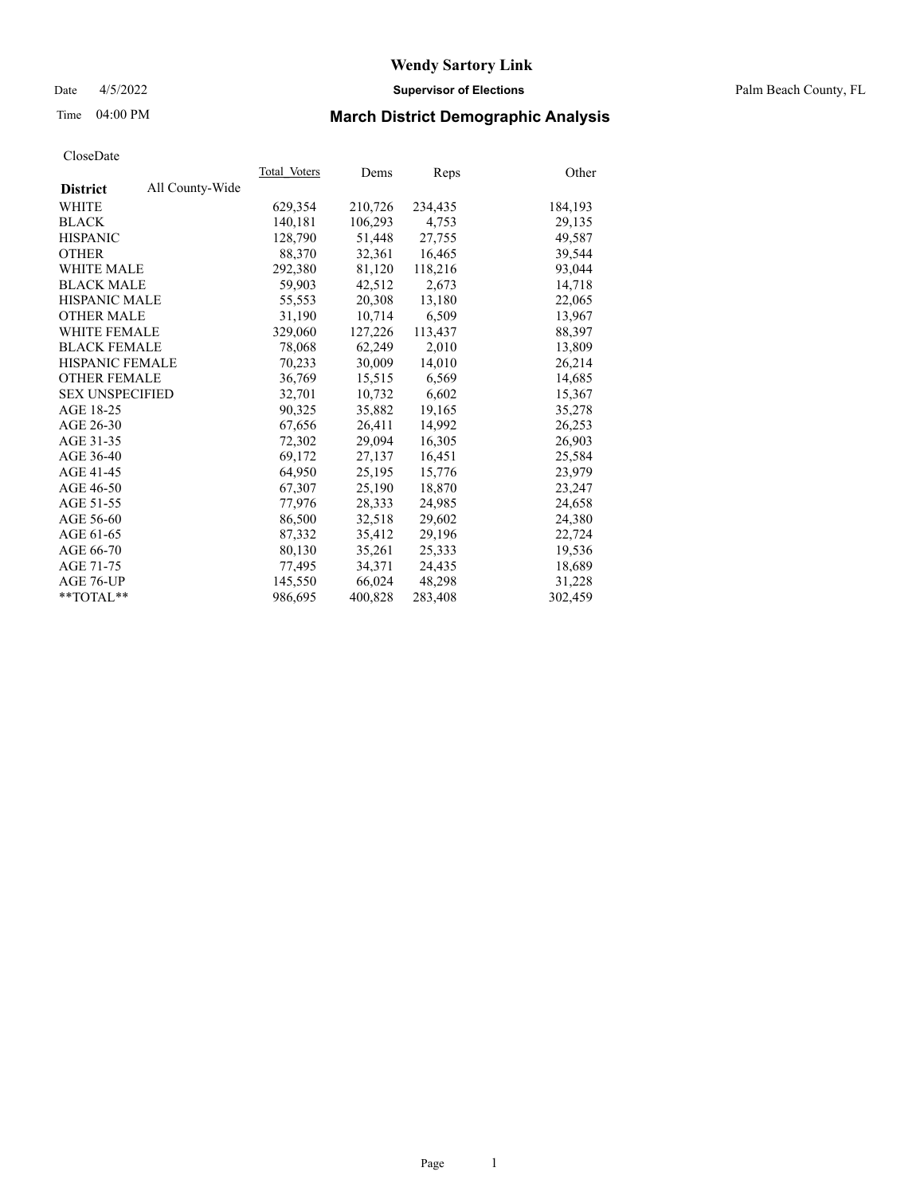# Wendy Sartory Link

Date 4/5/2022 **Supervisor of Elections** Palm Beach County, FL

Time 04:00 PM

## March District Demographic Analysis

CloseDate

| **District** All County-Wide | Total_Voters | Dems | Reps | Other |
|---|---|---|---|---|
| WHITE | 629,354 | 210,726 | 234,435 | 184,193 |
| BLACK | 140,181 | 106,293 | 4,753 | 29,135 |
| HISPANIC | 128,790 | 51,448 | 27,755 | 49,587 |
| OTHER | 88,370 | 32,361 | 16,465 | 39,544 |
| WHITE MALE | 292,380 | 81,120 | 118,216 | 93,044 |
| BLACK MALE | 59,903 | 42,512 | 2,673 | 14,718 |
| HISPANIC MALE | 55,553 | 20,308 | 13,180 | 22,065 |
| OTHER MALE | 31,190 | 10,714 | 6,509 | 13,967 |
| WHITE FEMALE | 329,060 | 127,226 | 113,437 | 88,397 |
| BLACK FEMALE | 78,068 | 62,249 | 2,010 | 13,809 |
| HISPANIC FEMALE | 70,233 | 30,009 | 14,010 | 26,214 |
| OTHER FEMALE | 36,769 | 15,515 | 6,569 | 14,685 |
| SEX UNSPECIFIED | 32,701 | 10,732 | 6,602 | 15,367 |
| AGE 18-25 | 90,325 | 35,882 | 19,165 | 35,278 |
| AGE 26-30 | 67,656 | 26,411 | 14,992 | 26,253 |
| AGE 31-35 | 72,302 | 29,094 | 16,305 | 26,903 |
| AGE 36-40 | 69,172 | 27,137 | 16,451 | 25,584 |
| AGE 41-45 | 64,950 | 25,195 | 15,776 | 23,979 |
| AGE 46-50 | 67,307 | 25,190 | 18,870 | 23,247 |
| AGE 51-55 | 77,976 | 28,333 | 24,985 | 24,658 |
| AGE 56-60 | 86,500 | 32,518 | 29,602 | 24,380 |
| AGE 61-65 | 87,332 | 35,412 | 29,196 | 22,724 |
| AGE 66-70 | 80,130 | 35,261 | 25,333 | 19,536 |
| AGE 71-75 | 77,495 | 34,371 | 24,435 | 18,689 |
| AGE 76-UP | 145,550 | 66,024 | 48,298 | 31,228 |
| **TOTAL** | 986,695 | 400,828 | 283,408 | 302,459 |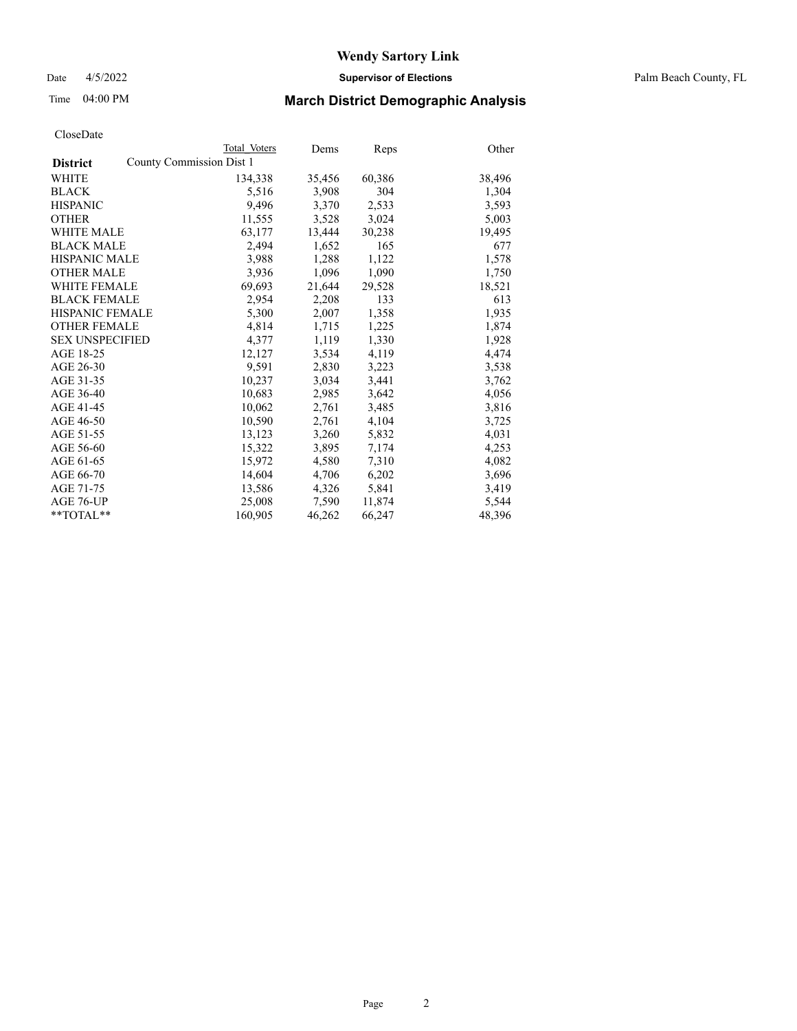# Wendy Sartory Link

Date 4/5/2022 **Supervisor of Elections** Palm Beach County, FL

Time 04:00 PM

## March District Demographic Analysis

CloseDate

| **District** | Total Voters | Dems | Reps | Other |
|---|---|---|---|---|
| County Commission Dist 1 | | | | |
| WHITE | 134,338 | 35,456 | 60,386 | 38,496 |
| BLACK | 5,516 | 3,908 | 304 | 1,304 |
| HISPANIC | 9,496 | 3,370 | 2,533 | 3,593 |
| OTHER | 11,555 | 3,528 | 3,024 | 5,003 |
| WHITE MALE | 63,177 | 13,444 | 30,238 | 19,495 |
| BLACK MALE | 2,494 | 1,652 | 165 | 677 |
| HISPANIC MALE | 3,988 | 1,288 | 1,122 | 1,578 |
| OTHER MALE | 3,936 | 1,096 | 1,090 | 1,750 |
| WHITE FEMALE | 69,693 | 21,644 | 29,528 | 18,521 |
| BLACK FEMALE | 2,954 | 2,208 | 133 | 613 |
| HISPANIC FEMALE | 5,300 | 2,007 | 1,358 | 1,935 |
| OTHER FEMALE | 4,814 | 1,715 | 1,225 | 1,874 |
| SEX UNSPECIFIED | 4,377 | 1,119 | 1,330 | 1,928 |
| AGE 18-25 | 12,127 | 3,534 | 4,119 | 4,474 |
| AGE 26-30 | 9,591 | 2,830 | 3,223 | 3,538 |
| AGE 31-35 | 10,237 | 3,034 | 3,441 | 3,762 |
| AGE 36-40 | 10,683 | 2,985 | 3,642 | 4,056 |
| AGE 41-45 | 10,062 | 2,761 | 3,485 | 3,816 |
| AGE 46-50 | 10,590 | 2,761 | 4,104 | 3,725 |
| AGE 51-55 | 13,123 | 3,260 | 5,832 | 4,031 |
| AGE 56-60 | 15,322 | 3,895 | 7,174 | 4,253 |
| AGE 61-65 | 15,972 | 4,580 | 7,310 | 4,082 |
| AGE 66-70 | 14,604 | 4,706 | 6,202 | 3,696 |
| AGE 71-75 | 13,586 | 4,326 | 5,841 | 3,419 |
| AGE 76-UP | 25,008 | 7,590 | 11,874 | 5,544 |
| **TOTAL** | 160,905 | 46,262 | 66,247 | 48,396 |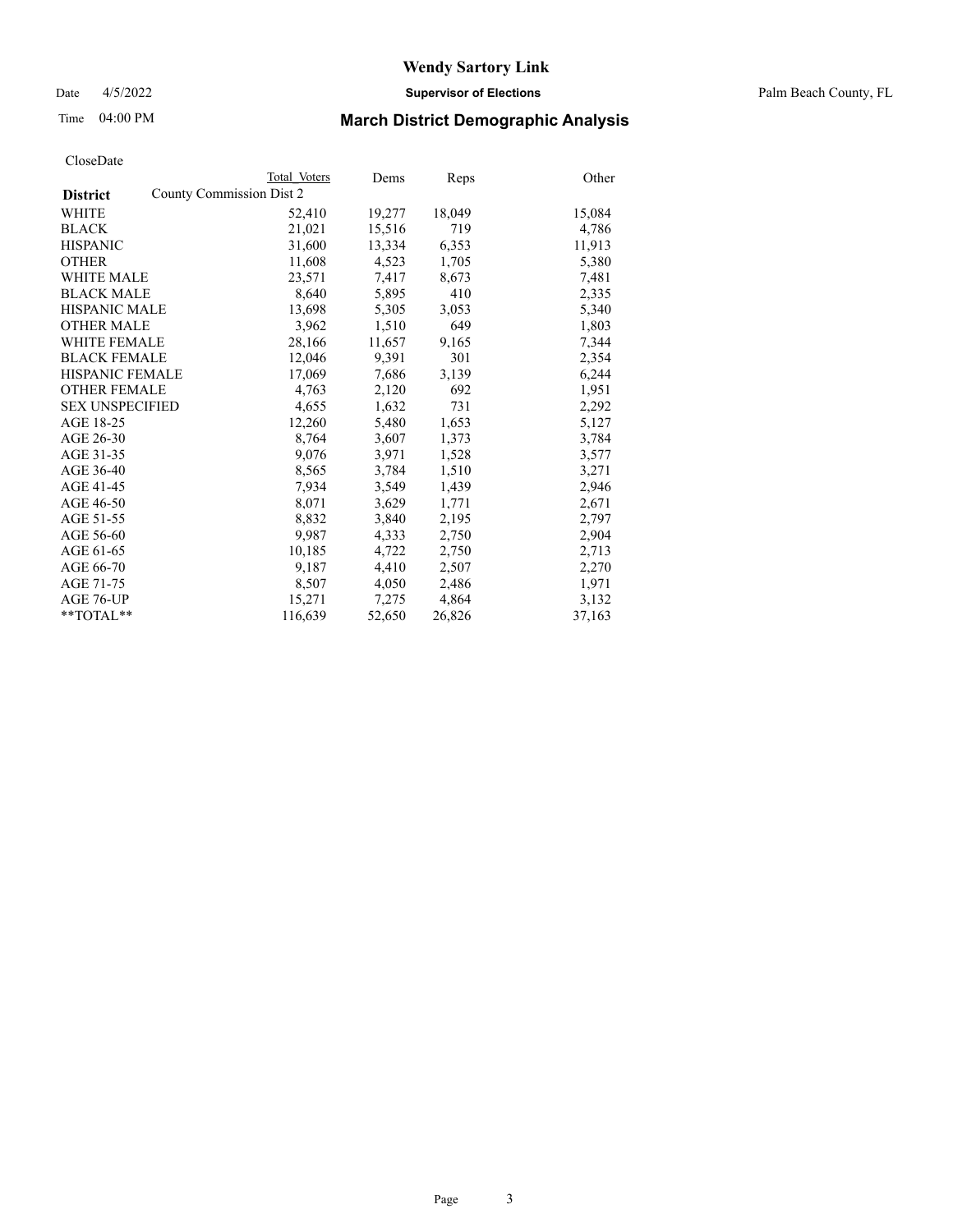# Wendy Sartory Link

Date 4/5/2022 **Supervisor of Elections** Palm Beach County, FL

Time 04:00 PM

## March District Demographic Analysis

CloseDate

| District | Total Voters | Dems | Reps | Other |
|---|---|---|---|---|
| County Commission Dist 2 | | | | |
| WHITE | 52,410 | 19,277 | 18,049 | 15,084 |
| BLACK | 21,021 | 15,516 | 719 | 4,786 |
| HISPANIC | 31,600 | 13,334 | 6,353 | 11,913 |
| OTHER | 11,608 | 4,523 | 1,705 | 5,380 |
| WHITE MALE | 23,571 | 7,417 | 8,673 | 7,481 |
| BLACK MALE | 8,640 | 5,895 | 410 | 2,335 |
| HISPANIC MALE | 13,698 | 5,305 | 3,053 | 5,340 |
| OTHER MALE | 3,962 | 1,510 | 649 | 1,803 |
| WHITE FEMALE | 28,166 | 11,657 | 9,165 | 7,344 |
| BLACK FEMALE | 12,046 | 9,391 | 301 | 2,354 |
| HISPANIC FEMALE | 17,069 | 7,686 | 3,139 | 6,244 |
| OTHER FEMALE | 4,763 | 2,120 | 692 | 1,951 |
| SEX UNSPECIFIED | 4,655 | 1,632 | 731 | 2,292 |
| AGE 18-25 | 12,260 | 5,480 | 1,653 | 5,127 |
| AGE 26-30 | 8,764 | 3,607 | 1,373 | 3,784 |
| AGE 31-35 | 9,076 | 3,971 | 1,528 | 3,577 |
| AGE 36-40 | 8,565 | 3,784 | 1,510 | 3,271 |
| AGE 41-45 | 7,934 | 3,549 | 1,439 | 2,946 |
| AGE 46-50 | 8,071 | 3,629 | 1,771 | 2,671 |
| AGE 51-55 | 8,832 | 3,840 | 2,195 | 2,797 |
| AGE 56-60 | 9,987 | 4,333 | 2,750 | 2,904 |
| AGE 61-65 | 10,185 | 4,722 | 2,750 | 2,713 |
| AGE 66-70 | 9,187 | 4,410 | 2,507 | 2,270 |
| AGE 71-75 | 8,507 | 4,050 | 2,486 | 1,971 |
| AGE 76-UP | 15,271 | 7,275 | 4,864 | 3,132 |
| **TOTAL** | 116,639 | 52,650 | 26,826 | 37,163 |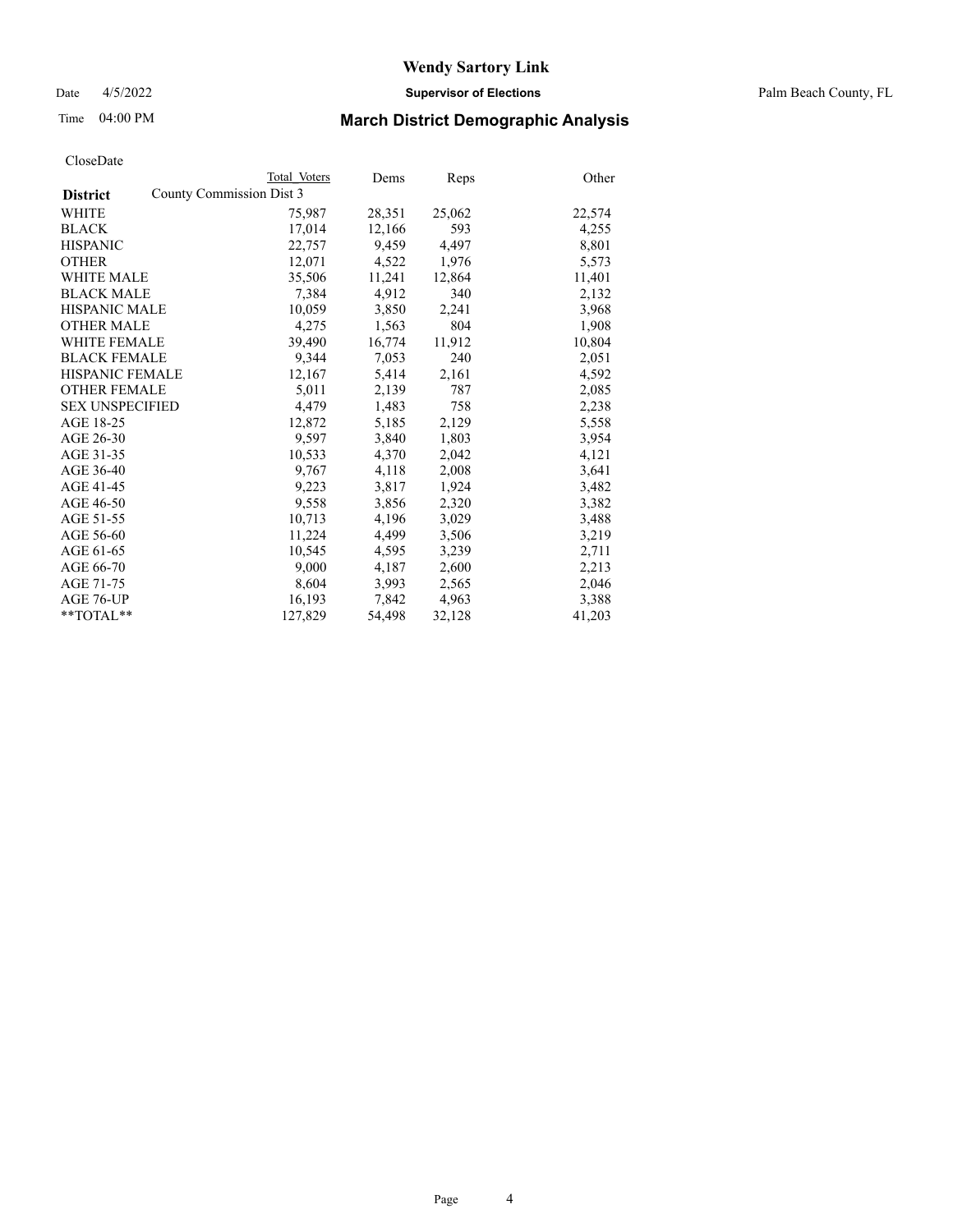# Wendy Sartory Link

Date 4/5/2022 **Supervisor of Elections** Palm Beach County, FL

Time 04:00 PM **March District Demographic Analysis**

CloseDate

| District | Total Voters | Dems | Reps | Other |
|---|---|---|---|---|
| County Commission Dist 3 | | | | |
| WHITE | 75,987 | 28,351 | 25,062 | 22,574 |
| BLACK | 17,014 | 12,166 | 593 | 4,255 |
| HISPANIC | 22,757 | 9,459 | 4,497 | 8,801 |
| OTHER | 12,071 | 4,522 | 1,976 | 5,573 |
| WHITE MALE | 35,506 | 11,241 | 12,864 | 11,401 |
| BLACK MALE | 7,384 | 4,912 | 340 | 2,132 |
| HISPANIC MALE | 10,059 | 3,850 | 2,241 | 3,968 |
| OTHER MALE | 4,275 | 1,563 | 804 | 1,908 |
| WHITE FEMALE | 39,490 | 16,774 | 11,912 | 10,804 |
| BLACK FEMALE | 9,344 | 7,053 | 240 | 2,051 |
| HISPANIC FEMALE | 12,167 | 5,414 | 2,161 | 4,592 |
| OTHER FEMALE | 5,011 | 2,139 | 787 | 2,085 |
| SEX UNSPECIFIED | 4,479 | 1,483 | 758 | 2,238 |
| AGE 18-25 | 12,872 | 5,185 | 2,129 | 5,558 |
| AGE 26-30 | 9,597 | 3,840 | 1,803 | 3,954 |
| AGE 31-35 | 10,533 | 4,370 | 2,042 | 4,121 |
| AGE 36-40 | 9,767 | 4,118 | 2,008 | 3,641 |
| AGE 41-45 | 9,223 | 3,817 | 1,924 | 3,482 |
| AGE 46-50 | 9,558 | 3,856 | 2,320 | 3,382 |
| AGE 51-55 | 10,713 | 4,196 | 3,029 | 3,488 |
| AGE 56-60 | 11,224 | 4,499 | 3,506 | 3,219 |
| AGE 61-65 | 10,545 | 4,595 | 3,239 | 2,711 |
| AGE 66-70 | 9,000 | 4,187 | 2,600 | 2,213 |
| AGE 71-75 | 8,604 | 3,993 | 2,565 | 2,046 |
| AGE 76-UP | 16,193 | 7,842 | 4,963 | 3,388 |
| **TOTAL** | 127,829 | 54,498 | 32,128 | 41,203 |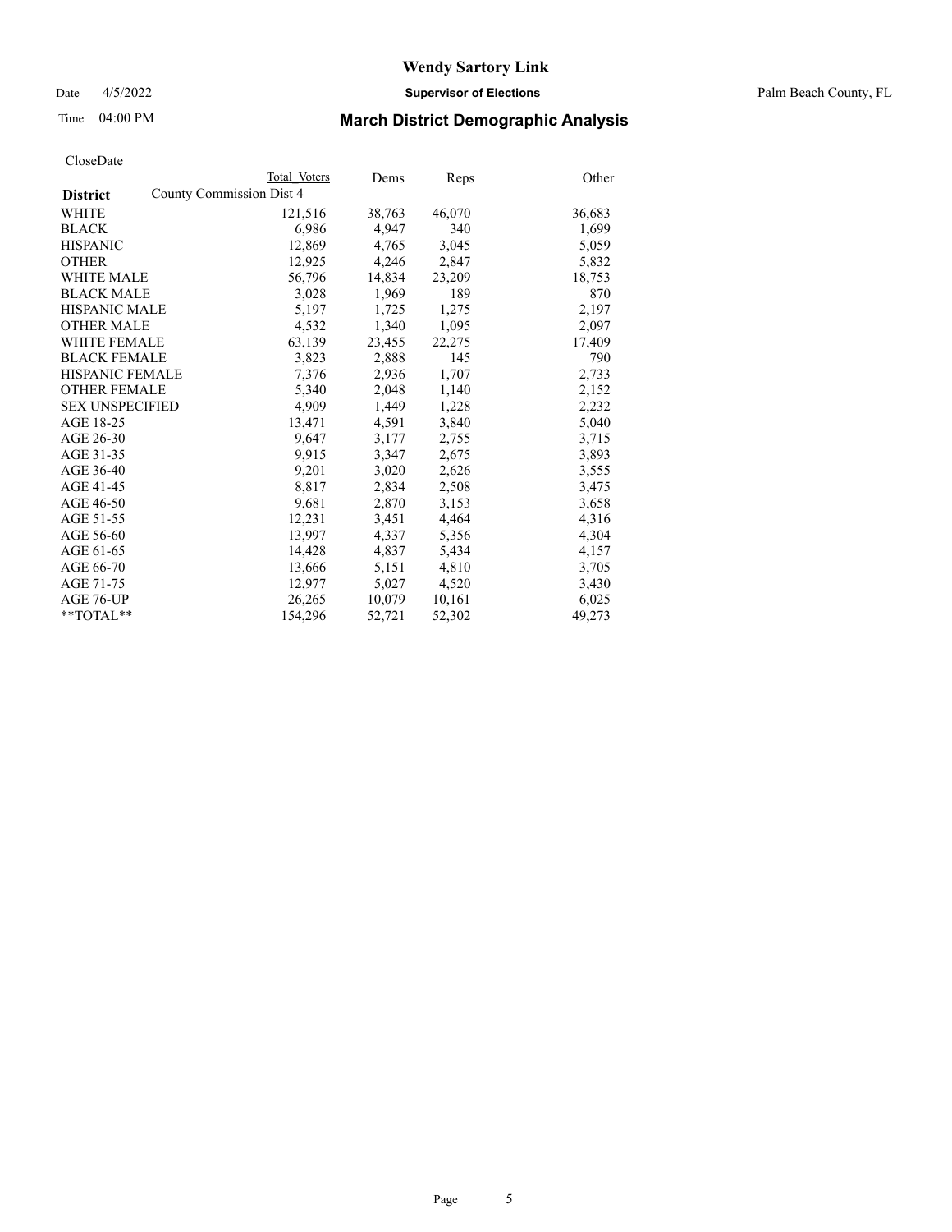# Wendy Sartory Link

Date 4/5/2022 **Supervisor of Elections** Palm Beach County, FL

Time 04:00 PM **March District Demographic Analysis**

CloseDate

| District | Total Voters | Dems | Reps | Other |
|---|---|---|---|---|
| County Commission Dist 4 | | | | |
| WHITE | 121,516 | 38,763 | 46,070 | 36,683 |
| BLACK | 6,986 | 4,947 | 340 | 1,699 |
| HISPANIC | 12,869 | 4,765 | 3,045 | 5,059 |
| OTHER | 12,925 | 4,246 | 2,847 | 5,832 |
| WHITE MALE | 56,796 | 14,834 | 23,209 | 18,753 |
| BLACK MALE | 3,028 | 1,969 | 189 | 870 |
| HISPANIC MALE | 5,197 | 1,725 | 1,275 | 2,197 |
| OTHER MALE | 4,532 | 1,340 | 1,095 | 2,097 |
| WHITE FEMALE | 63,139 | 23,455 | 22,275 | 17,409 |
| BLACK FEMALE | 3,823 | 2,888 | 145 | 790 |
| HISPANIC FEMALE | 7,376 | 2,936 | 1,707 | 2,733 |
| OTHER FEMALE | 5,340 | 2,048 | 1,140 | 2,152 |
| SEX UNSPECIFIED | 4,909 | 1,449 | 1,228 | 2,232 |
| AGE 18-25 | 13,471 | 4,591 | 3,840 | 5,040 |
| AGE 26-30 | 9,647 | 3,177 | 2,755 | 3,715 |
| AGE 31-35 | 9,915 | 3,347 | 2,675 | 3,893 |
| AGE 36-40 | 9,201 | 3,020 | 2,626 | 3,555 |
| AGE 41-45 | 8,817 | 2,834 | 2,508 | 3,475 |
| AGE 46-50 | 9,681 | 2,870 | 3,153 | 3,658 |
| AGE 51-55 | 12,231 | 3,451 | 4,464 | 4,316 |
| AGE 56-60 | 13,997 | 4,337 | 5,356 | 4,304 |
| AGE 61-65 | 14,428 | 4,837 | 5,434 | 4,157 |
| AGE 66-70 | 13,666 | 5,151 | 4,810 | 3,705 |
| AGE 71-75 | 12,977 | 5,027 | 4,520 | 3,430 |
| AGE 76-UP | 26,265 | 10,079 | 10,161 | 6,025 |
| **TOTAL** | 154,296 | 52,721 | 52,302 | 49,273 |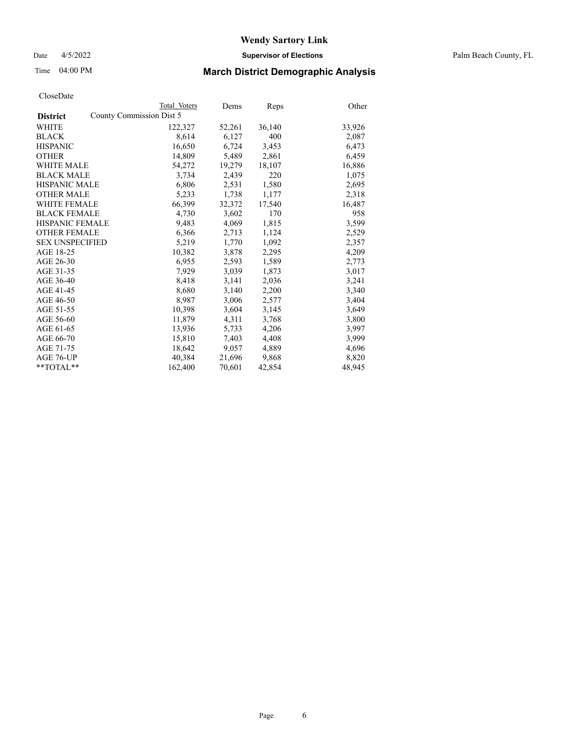# Wendy Sartory Link

Date 4/5/2022 **Supervisor of Elections** Palm Beach County, FL

Time 04:00 PM **March District Demographic Analysis**

CloseDate

| District | Total Voters | Dems | Reps | Other |
|---|---|---|---|---|
| County Commission Dist 5 | | | | |
| WHITE | 122,327 | 52,261 | 36,140 | 33,926 |
| BLACK | 8,614 | 6,127 | 400 | 2,087 |
| HISPANIC | 16,650 | 6,724 | 3,453 | 6,473 |
| OTHER | 14,809 | 5,489 | 2,861 | 6,459 |
| WHITE MALE | 54,272 | 19,279 | 18,107 | 16,886 |
| BLACK MALE | 3,734 | 2,439 | 220 | 1,075 |
| HISPANIC MALE | 6,806 | 2,531 | 1,580 | 2,695 |
| OTHER MALE | 5,233 | 1,738 | 1,177 | 2,318 |
| WHITE FEMALE | 66,399 | 32,372 | 17,540 | 16,487 |
| BLACK FEMALE | 4,730 | 3,602 | 170 | 958 |
| HISPANIC FEMALE | 9,483 | 4,069 | 1,815 | 3,599 |
| OTHER FEMALE | 6,366 | 2,713 | 1,124 | 2,529 |
| SEX UNSPECIFIED | 5,219 | 1,770 | 1,092 | 2,357 |
| AGE 18-25 | 10,382 | 3,878 | 2,295 | 4,209 |
| AGE 26-30 | 6,955 | 2,593 | 1,589 | 2,773 |
| AGE 31-35 | 7,929 | 3,039 | 1,873 | 3,017 |
| AGE 36-40 | 8,418 | 3,141 | 2,036 | 3,241 |
| AGE 41-45 | 8,680 | 3,140 | 2,200 | 3,340 |
| AGE 46-50 | 8,987 | 3,006 | 2,577 | 3,404 |
| AGE 51-55 | 10,398 | 3,604 | 3,145 | 3,649 |
| AGE 56-60 | 11,879 | 4,311 | 3,768 | 3,800 |
| AGE 61-65 | 13,936 | 5,733 | 4,206 | 3,997 |
| AGE 66-70 | 15,810 | 7,403 | 4,408 | 3,999 |
| AGE 71-75 | 18,642 | 9,057 | 4,889 | 4,696 |
| AGE 76-UP | 40,384 | 21,696 | 9,868 | 8,820 |
| **TOTAL** | 162,400 | 70,601 | 42,854 | 48,945 |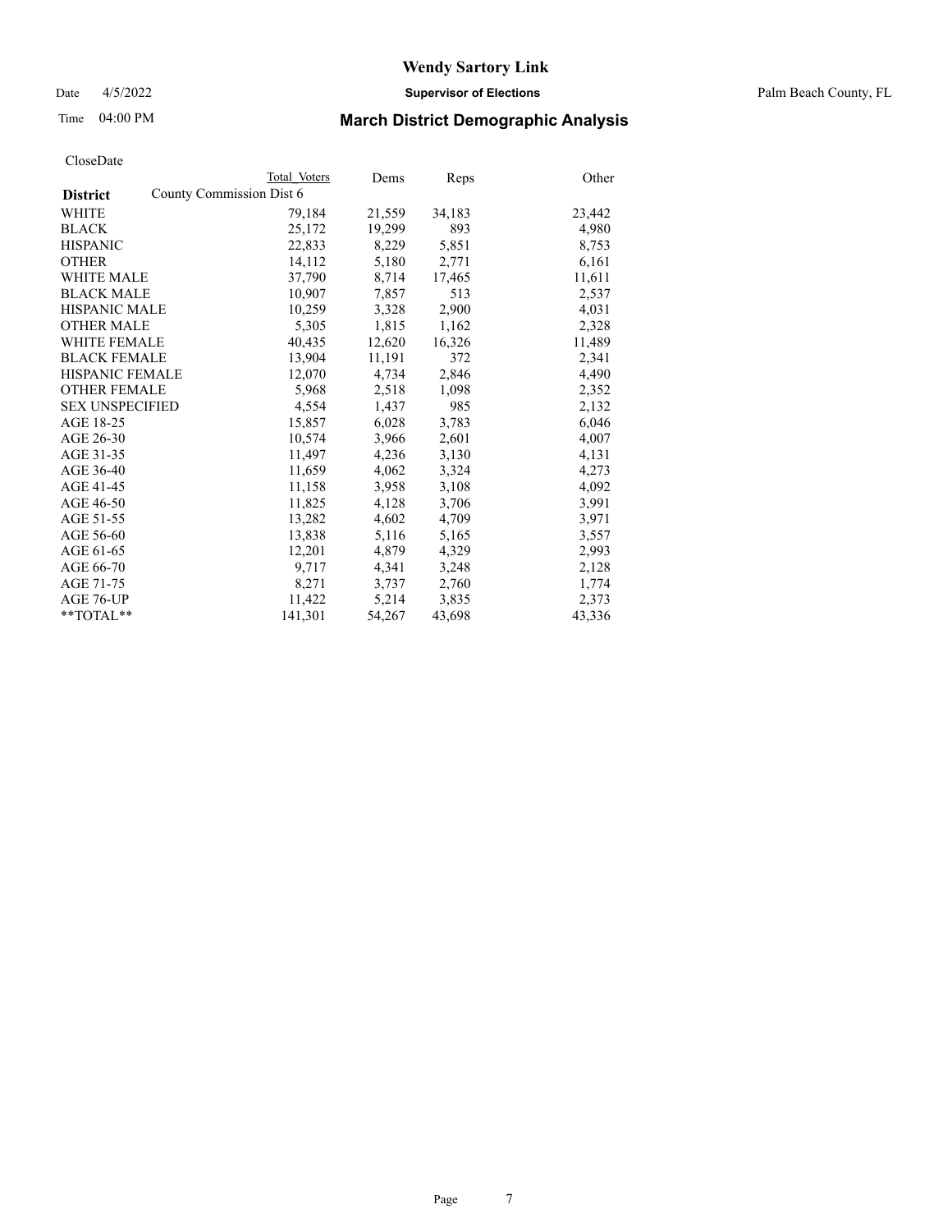# Wendy Sartory Link

Date 4/5/2022 **Supervisor of Elections** Palm Beach County, FL

Time 04:00 PM **March District Demographic Analysis**

CloseDate

| District | Total Voters | Dems | Reps | Other |
|---|---|---|---|---|
| County Commission Dist 6 | | | | |
| WHITE | 79,184 | 21,559 | 34,183 | 23,442 |
| BLACK | 25,172 | 19,299 | 893 | 4,980 |
| HISPANIC | 22,833 | 8,229 | 5,851 | 8,753 |
| OTHER | 14,112 | 5,180 | 2,771 | 6,161 |
| WHITE MALE | 37,790 | 8,714 | 17,465 | 11,611 |
| BLACK MALE | 10,907 | 7,857 | 513 | 2,537 |
| HISPANIC MALE | 10,259 | 3,328 | 2,900 | 4,031 |
| OTHER MALE | 5,305 | 1,815 | 1,162 | 2,328 |
| WHITE FEMALE | 40,435 | 12,620 | 16,326 | 11,489 |
| BLACK FEMALE | 13,904 | 11,191 | 372 | 2,341 |
| HISPANIC FEMALE | 12,070 | 4,734 | 2,846 | 4,490 |
| OTHER FEMALE | 5,968 | 2,518 | 1,098 | 2,352 |
| SEX UNSPECIFIED | 4,554 | 1,437 | 985 | 2,132 |
| AGE 18-25 | 15,857 | 6,028 | 3,783 | 6,046 |
| AGE 26-30 | 10,574 | 3,966 | 2,601 | 4,007 |
| AGE 31-35 | 11,497 | 4,236 | 3,130 | 4,131 |
| AGE 36-40 | 11,659 | 4,062 | 3,324 | 4,273 |
| AGE 41-45 | 11,158 | 3,958 | 3,108 | 4,092 |
| AGE 46-50 | 11,825 | 4,128 | 3,706 | 3,991 |
| AGE 51-55 | 13,282 | 4,602 | 4,709 | 3,971 |
| AGE 56-60 | 13,838 | 5,116 | 5,165 | 3,557 |
| AGE 61-65 | 12,201 | 4,879 | 4,329 | 2,993 |
| AGE 66-70 | 9,717 | 4,341 | 3,248 | 2,128 |
| AGE 71-75 | 8,271 | 3,737 | 2,760 | 1,774 |
| AGE 76-UP | 11,422 | 5,214 | 3,835 | 2,373 |
| **TOTAL** | 141,301 | 54,267 | 43,698 | 43,336 |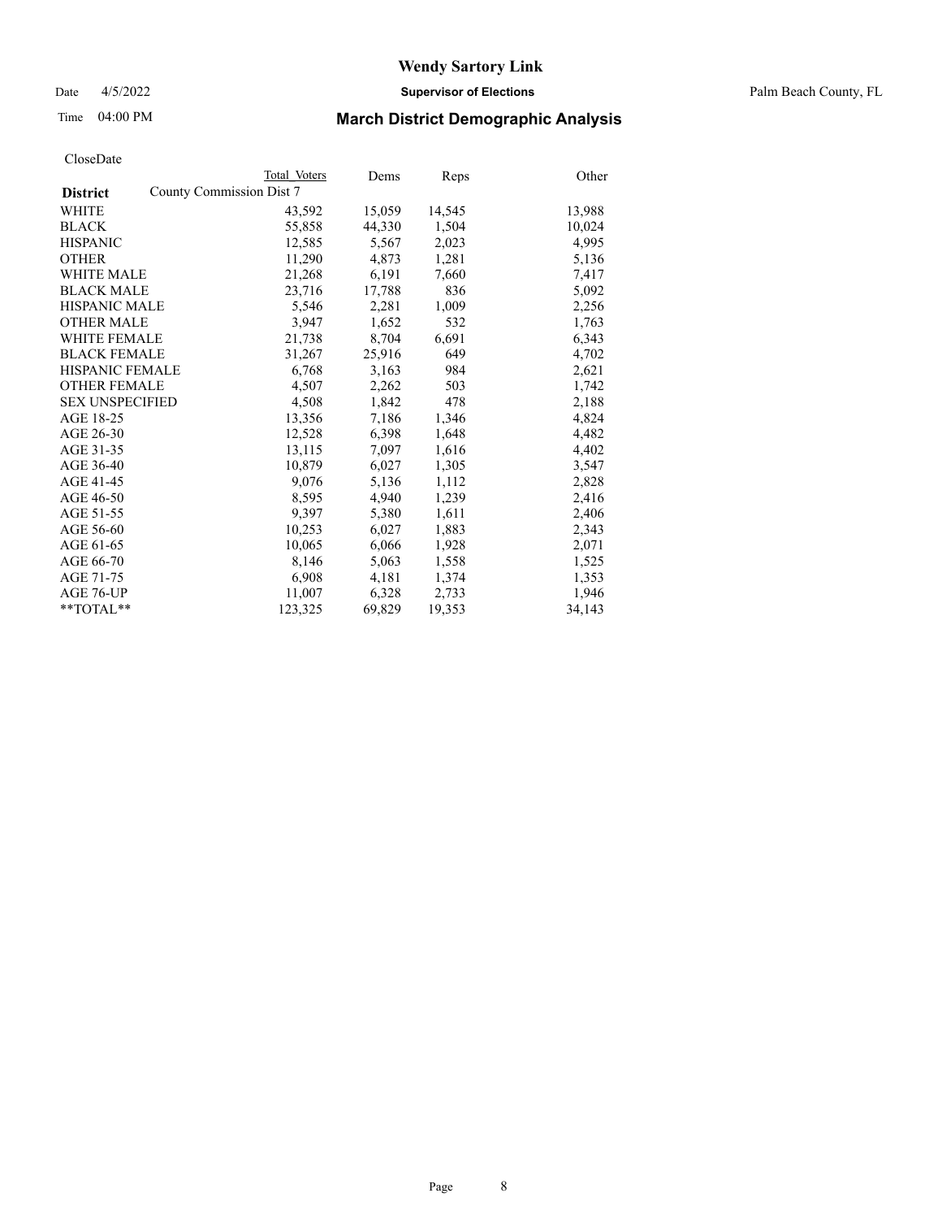# Wendy Sartory Link

Date 4/5/2022 **Supervisor of Elections** Palm Beach County, FL

Time 04:00 PM **March District Demographic Analysis**

CloseDate

| District | Total Voters | Dems | Reps | Other |
|---|---|---|---|---|
| County Commission Dist 7 | | | | |
| WHITE | 43,592 | 15,059 | 14,545 | 13,988 |
| BLACK | 55,858 | 44,330 | 1,504 | 10,024 |
| HISPANIC | 12,585 | 5,567 | 2,023 | 4,995 |
| OTHER | 11,290 | 4,873 | 1,281 | 5,136 |
| WHITE MALE | 21,268 | 6,191 | 7,660 | 7,417 |
| BLACK MALE | 23,716 | 17,788 | 836 | 5,092 |
| HISPANIC MALE | 5,546 | 2,281 | 1,009 | 2,256 |
| OTHER MALE | 3,947 | 1,652 | 532 | 1,763 |
| WHITE FEMALE | 21,738 | 8,704 | 6,691 | 6,343 |
| BLACK FEMALE | 31,267 | 25,916 | 649 | 4,702 |
| HISPANIC FEMALE | 6,768 | 3,163 | 984 | 2,621 |
| OTHER FEMALE | 4,507 | 2,262 | 503 | 1,742 |
| SEX UNSPECIFIED | 4,508 | 1,842 | 478 | 2,188 |
| AGE 18-25 | 13,356 | 7,186 | 1,346 | 4,824 |
| AGE 26-30 | 12,528 | 6,398 | 1,648 | 4,482 |
| AGE 31-35 | 13,115 | 7,097 | 1,616 | 4,402 |
| AGE 36-40 | 10,879 | 6,027 | 1,305 | 3,547 |
| AGE 41-45 | 9,076 | 5,136 | 1,112 | 2,828 |
| AGE 46-50 | 8,595 | 4,940 | 1,239 | 2,416 |
| AGE 51-55 | 9,397 | 5,380 | 1,611 | 2,406 |
| AGE 56-60 | 10,253 | 6,027 | 1,883 | 2,343 |
| AGE 61-65 | 10,065 | 6,066 | 1,928 | 2,071 |
| AGE 66-70 | 8,146 | 5,063 | 1,558 | 1,525 |
| AGE 71-75 | 6,908 | 4,181 | 1,374 | 1,353 |
| AGE 76-UP | 11,007 | 6,328 | 2,733 | 1,946 |
| **TOTAL** | 123,325 | 69,829 | 19,353 | 34,143 |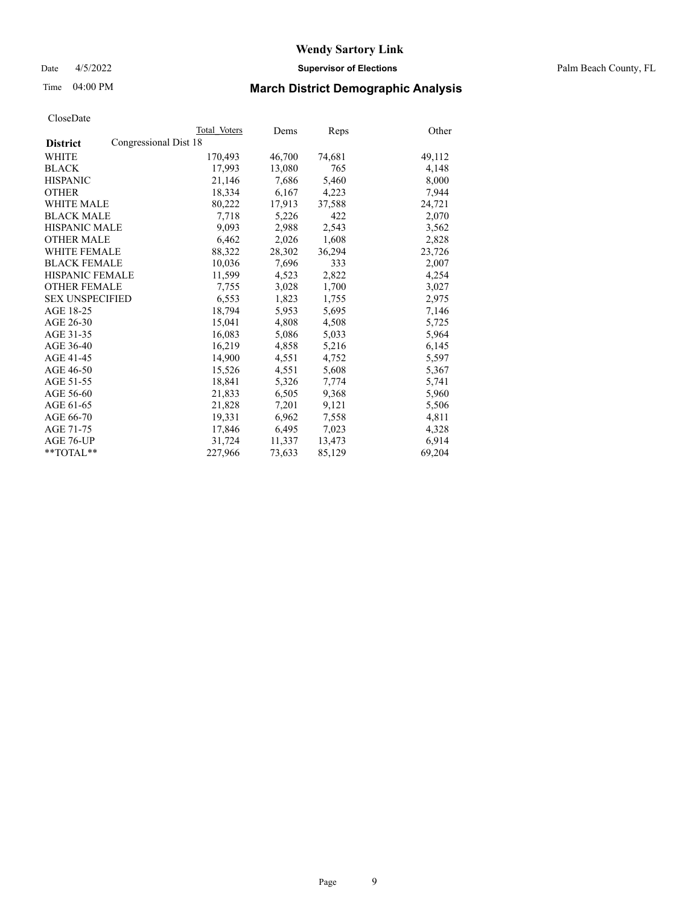# Wendy Sartory Link

Date 4/5/2022 **Supervisor of Elections** Palm Beach County, FL

Time 04:00 PM

## March District Demographic Analysis

CloseDate

| | Total Voters | Dems | Reps | Other |
|---|---|---|---|---|
| **District** Congressional Dist 18 | | | | |
| WHITE | 170,493 | 46,700 | 74,681 | 49,112 |
| BLACK | 17,993 | 13,080 | 765 | 4,148 |
| HISPANIC | 21,146 | 7,686 | 5,460 | 8,000 |
| OTHER | 18,334 | 6,167 | 4,223 | 7,944 |
| WHITE MALE | 80,222 | 17,913 | 37,588 | 24,721 |
| BLACK MALE | 7,718 | 5,226 | 422 | 2,070 |
| HISPANIC MALE | 9,093 | 2,988 | 2,543 | 3,562 |
| OTHER MALE | 6,462 | 2,026 | 1,608 | 2,828 |
| WHITE FEMALE | 88,322 | 28,302 | 36,294 | 23,726 |
| BLACK FEMALE | 10,036 | 7,696 | 333 | 2,007 |
| HISPANIC FEMALE | 11,599 | 4,523 | 2,822 | 4,254 |
| OTHER FEMALE | 7,755 | 3,028 | 1,700 | 3,027 |
| SEX UNSPECIFIED | 6,553 | 1,823 | 1,755 | 2,975 |
| AGE 18-25 | 18,794 | 5,953 | 5,695 | 7,146 |
| AGE 26-30 | 15,041 | 4,808 | 4,508 | 5,725 |
| AGE 31-35 | 16,083 | 5,086 | 5,033 | 5,964 |
| AGE 36-40 | 16,219 | 4,858 | 5,216 | 6,145 |
| AGE 41-45 | 14,900 | 4,551 | 4,752 | 5,597 |
| AGE 46-50 | 15,526 | 4,551 | 5,608 | 5,367 |
| AGE 51-55 | 18,841 | 5,326 | 7,774 | 5,741 |
| AGE 56-60 | 21,833 | 6,505 | 9,368 | 5,960 |
| AGE 61-65 | 21,828 | 7,201 | 9,121 | 5,506 |
| AGE 66-70 | 19,331 | 6,962 | 7,558 | 4,811 |
| AGE 71-75 | 17,846 | 6,495 | 7,023 | 4,328 |
| AGE 76-UP | 31,724 | 11,337 | 13,473 | 6,914 |
| **TOTAL** | 227,966 | 73,633 | 85,129 | 69,204 |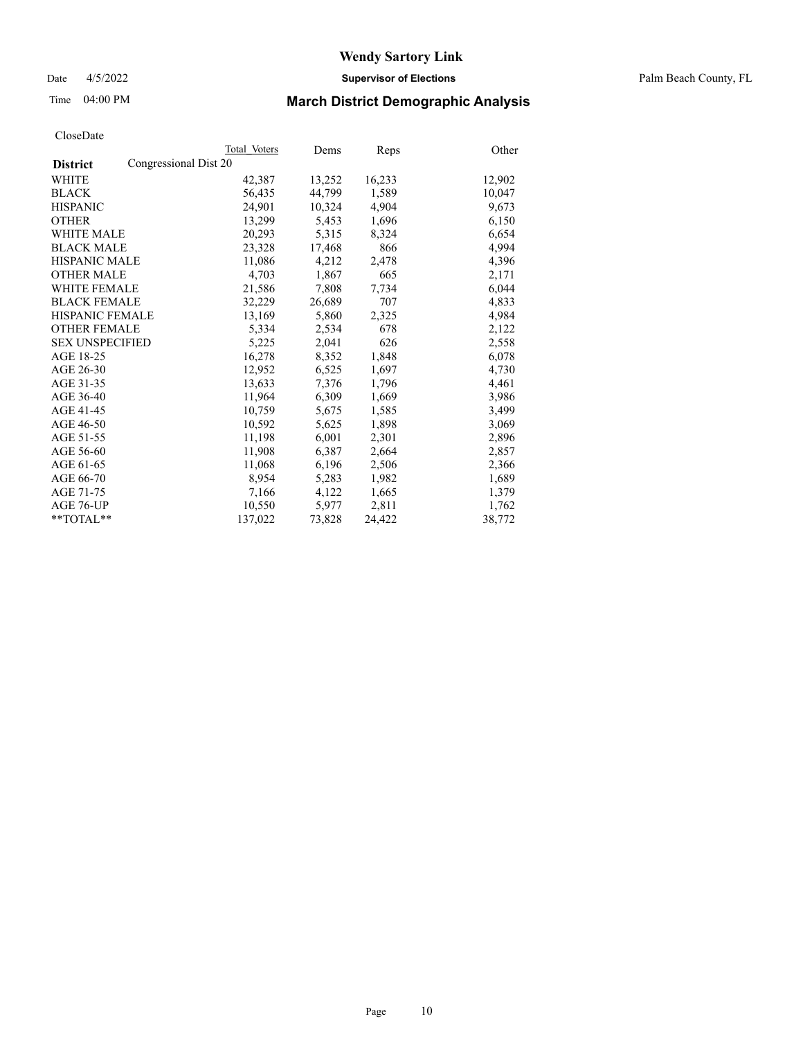# Wendy Sartory Link

Date 4/5/2022 **Supervisor of Elections** Palm Beach County, FL

Time 04:00 PM **March District Demographic Analysis**

CloseDate

| | Total Voters | Dems | Reps | Other |
|---|---|---|---|---|
| **District** Congressional Dist 20 | | | | |
| WHITE | 42,387 | 13,252 | 16,233 | 12,902 |
| BLACK | 56,435 | 44,799 | 1,589 | 10,047 |
| HISPANIC | 24,901 | 10,324 | 4,904 | 9,673 |
| OTHER | 13,299 | 5,453 | 1,696 | 6,150 |
| WHITE MALE | 20,293 | 5,315 | 8,324 | 6,654 |
| BLACK MALE | 23,328 | 17,468 | 866 | 4,994 |
| HISPANIC MALE | 11,086 | 4,212 | 2,478 | 4,396 |
| OTHER MALE | 4,703 | 1,867 | 665 | 2,171 |
| WHITE FEMALE | 21,586 | 7,808 | 7,734 | 6,044 |
| BLACK FEMALE | 32,229 | 26,689 | 707 | 4,833 |
| HISPANIC FEMALE | 13,169 | 5,860 | 2,325 | 4,984 |
| OTHER FEMALE | 5,334 | 2,534 | 678 | 2,122 |
| SEX UNSPECIFIED | 5,225 | 2,041 | 626 | 2,558 |
| AGE 18-25 | 16,278 | 8,352 | 1,848 | 6,078 |
| AGE 26-30 | 12,952 | 6,525 | 1,697 | 4,730 |
| AGE 31-35 | 13,633 | 7,376 | 1,796 | 4,461 |
| AGE 36-40 | 11,964 | 6,309 | 1,669 | 3,986 |
| AGE 41-45 | 10,759 | 5,675 | 1,585 | 3,499 |
| AGE 46-50 | 10,592 | 5,625 | 1,898 | 3,069 |
| AGE 51-55 | 11,198 | 6,001 | 2,301 | 2,896 |
| AGE 56-60 | 11,908 | 6,387 | 2,664 | 2,857 |
| AGE 61-65 | 11,068 | 6,196 | 2,506 | 2,366 |
| AGE 66-70 | 8,954 | 5,283 | 1,982 | 1,689 |
| AGE 71-75 | 7,166 | 4,122 | 1,665 | 1,379 |
| AGE 76-UP | 10,550 | 5,977 | 2,811 | 1,762 |
| **TOTAL** | 137,022 | 73,828 | 24,422 | 38,772 |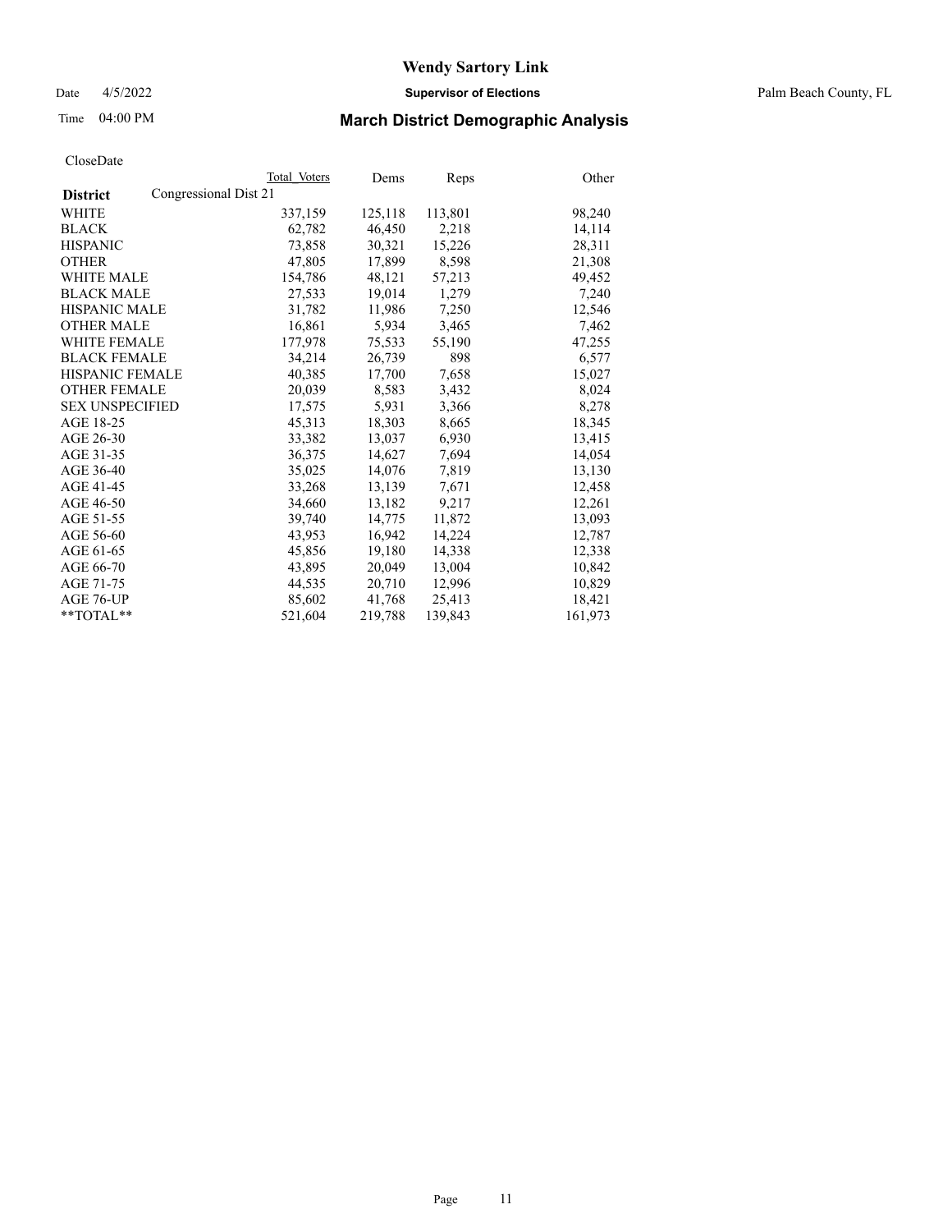# Wendy Sartory Link

Date 4/5/2022 **Supervisor of Elections** Palm Beach County, FL

Time 04:00 PM **March District Demographic Analysis**

CloseDate

| **District** | Total Voters | Dems | Reps | Other |
|---|---|---|---|---|
| Congressional Dist 21 | | | | |
| WHITE | 337,159 | 125,118 | 113,801 | 98,240 |
| BLACK | 62,782 | 46,450 | 2,218 | 14,114 |
| HISPANIC | 73,858 | 30,321 | 15,226 | 28,311 |
| OTHER | 47,805 | 17,899 | 8,598 | 21,308 |
| WHITE MALE | 154,786 | 48,121 | 57,213 | 49,452 |
| BLACK MALE | 27,533 | 19,014 | 1,279 | 7,240 |
| HISPANIC MALE | 31,782 | 11,986 | 7,250 | 12,546 |
| OTHER MALE | 16,861 | 5,934 | 3,465 | 7,462 |
| WHITE FEMALE | 177,978 | 75,533 | 55,190 | 47,255 |
| BLACK FEMALE | 34,214 | 26,739 | 898 | 6,577 |
| HISPANIC FEMALE | 40,385 | 17,700 | 7,658 | 15,027 |
| OTHER FEMALE | 20,039 | 8,583 | 3,432 | 8,024 |
| SEX UNSPECIFIED | 17,575 | 5,931 | 3,366 | 8,278 |
| AGE 18-25 | 45,313 | 18,303 | 8,665 | 18,345 |
| AGE 26-30 | 33,382 | 13,037 | 6,930 | 13,415 |
| AGE 31-35 | 36,375 | 14,627 | 7,694 | 14,054 |
| AGE 36-40 | 35,025 | 14,076 | 7,819 | 13,130 |
| AGE 41-45 | 33,268 | 13,139 | 7,671 | 12,458 |
| AGE 46-50 | 34,660 | 13,182 | 9,217 | 12,261 |
| AGE 51-55 | 39,740 | 14,775 | 11,872 | 13,093 |
| AGE 56-60 | 43,953 | 16,942 | 14,224 | 12,787 |
| AGE 61-65 | 45,856 | 19,180 | 14,338 | 12,338 |
| AGE 66-70 | 43,895 | 20,049 | 13,004 | 10,842 |
| AGE 71-75 | 44,535 | 20,710 | 12,996 | 10,829 |
| AGE 76-UP | 85,602 | 41,768 | 25,413 | 18,421 |
| **TOTAL** | 521,604 | 219,788 | 139,843 | 161,973 |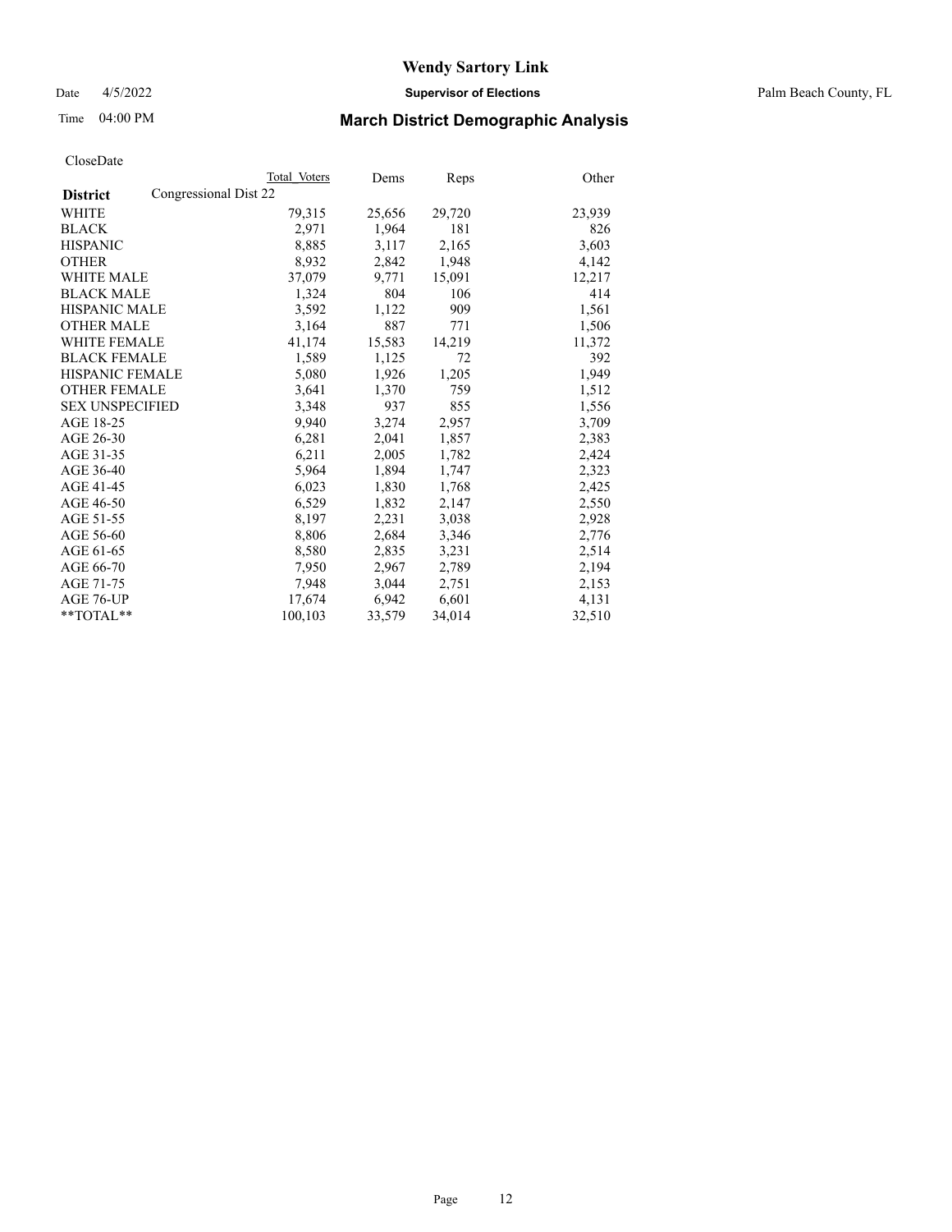# Wendy Sartory Link

Date 4/5/2022 **Supervisor of Elections** Palm Beach County, FL

Time 04:00 PM **March District Demographic Analysis**

CloseDate

| **District** | Congressional Dist 22 | Total Voters | Dems | Reps | Other |
|---|---|---|---|---|---|
| WHITE | | 79,315 | 25,656 | 29,720 | 23,939 |
| BLACK | | 2,971 | 1,964 | 181 | 826 |
| HISPANIC | | 8,885 | 3,117 | 2,165 | 3,603 |
| OTHER | | 8,932 | 2,842 | 1,948 | 4,142 |
| WHITE MALE | | 37,079 | 9,771 | 15,091 | 12,217 |
| BLACK MALE | | 1,324 | 804 | 106 | 414 |
| HISPANIC MALE | | 3,592 | 1,122 | 909 | 1,561 |
| OTHER MALE | | 3,164 | 887 | 771 | 1,506 |
| WHITE FEMALE | | 41,174 | 15,583 | 14,219 | 11,372 |
| BLACK FEMALE | | 1,589 | 1,125 | 72 | 392 |
| HISPANIC FEMALE | | 5,080 | 1,926 | 1,205 | 1,949 |
| OTHER FEMALE | | 3,641 | 1,370 | 759 | 1,512 |
| SEX UNSPECIFIED | | 3,348 | 937 | 855 | 1,556 |
| AGE 18-25 | | 9,940 | 3,274 | 2,957 | 3,709 |
| AGE 26-30 | | 6,281 | 2,041 | 1,857 | 2,383 |
| AGE 31-35 | | 6,211 | 2,005 | 1,782 | 2,424 |
| AGE 36-40 | | 5,964 | 1,894 | 1,747 | 2,323 |
| AGE 41-45 | | 6,023 | 1,830 | 1,768 | 2,425 |
| AGE 46-50 | | 6,529 | 1,832 | 2,147 | 2,550 |
| AGE 51-55 | | 8,197 | 2,231 | 3,038 | 2,928 |
| AGE 56-60 | | 8,806 | 2,684 | 3,346 | 2,776 |
| AGE 61-65 | | 8,580 | 2,835 | 3,231 | 2,514 |
| AGE 66-70 | | 7,950 | 2,967 | 2,789 | 2,194 |
| AGE 71-75 | | 7,948 | 3,044 | 2,751 | 2,153 |
| AGE 76-UP | | 17,674 | 6,942 | 6,601 | 4,131 |
| **TOTAL** | | 100,103 | 33,579 | 34,014 | 32,510 |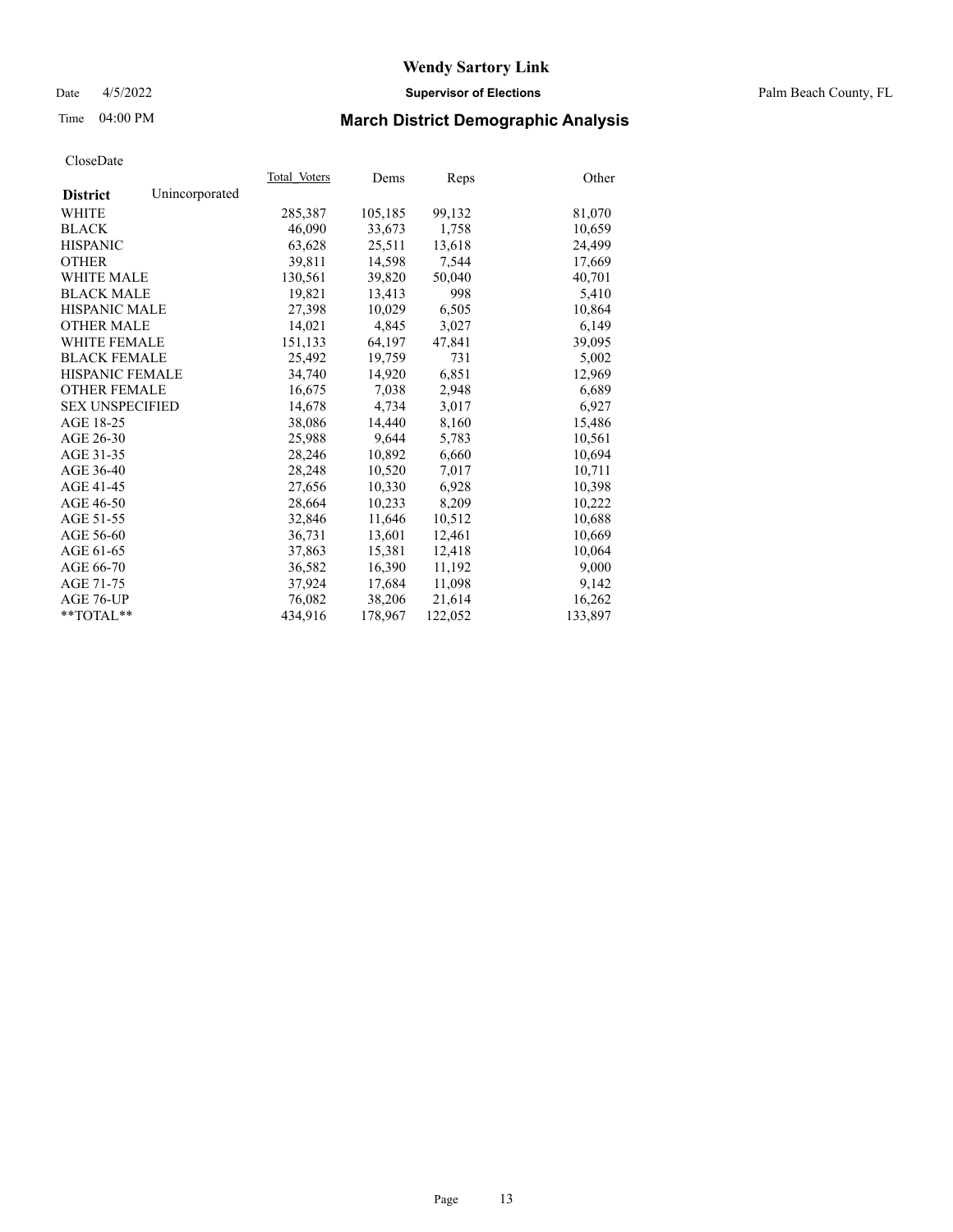# Wendy Sartory Link

Date 4/5/2022 **Supervisor of Elections** Palm Beach County, FL

Time 04:00 PM **March District Demographic Analysis**

CloseDate

| **District** Unincorporated | Total_Voters | Dems | Reps | Other |
|---|---|---|---|---|
| WHITE | 285,387 | 105,185 | 99,132 | 81,070 |
| BLACK | 46,090 | 33,673 | 1,758 | 10,659 |
| HISPANIC | 63,628 | 25,511 | 13,618 | 24,499 |
| OTHER | 39,811 | 14,598 | 7,544 | 17,669 |
| WHITE MALE | 130,561 | 39,820 | 50,040 | 40,701 |
| BLACK MALE | 19,821 | 13,413 | 998 | 5,410 |
| HISPANIC MALE | 27,398 | 10,029 | 6,505 | 10,864 |
| OTHER MALE | 14,021 | 4,845 | 3,027 | 6,149 |
| WHITE FEMALE | 151,133 | 64,197 | 47,841 | 39,095 |
| BLACK FEMALE | 25,492 | 19,759 | 731 | 5,002 |
| HISPANIC FEMALE | 34,740 | 14,920 | 6,851 | 12,969 |
| OTHER FEMALE | 16,675 | 7,038 | 2,948 | 6,689 |
| SEX UNSPECIFIED | 14,678 | 4,734 | 3,017 | 6,927 |
| AGE 18-25 | 38,086 | 14,440 | 8,160 | 15,486 |
| AGE 26-30 | 25,988 | 9,644 | 5,783 | 10,561 |
| AGE 31-35 | 28,246 | 10,892 | 6,660 | 10,694 |
| AGE 36-40 | 28,248 | 10,520 | 7,017 | 10,711 |
| AGE 41-45 | 27,656 | 10,330 | 6,928 | 10,398 |
| AGE 46-50 | 28,664 | 10,233 | 8,209 | 10,222 |
| AGE 51-55 | 32,846 | 11,646 | 10,512 | 10,688 |
| AGE 56-60 | 36,731 | 13,601 | 12,461 | 10,669 |
| AGE 61-65 | 37,863 | 15,381 | 12,418 | 10,064 |
| AGE 66-70 | 36,582 | 16,390 | 11,192 | 9,000 |
| AGE 71-75 | 37,924 | 17,684 | 11,098 | 9,142 |
| AGE 76-UP | 76,082 | 38,206 | 21,614 | 16,262 |
| **TOTAL** | 434,916 | 178,967 | 122,052 | 133,897 |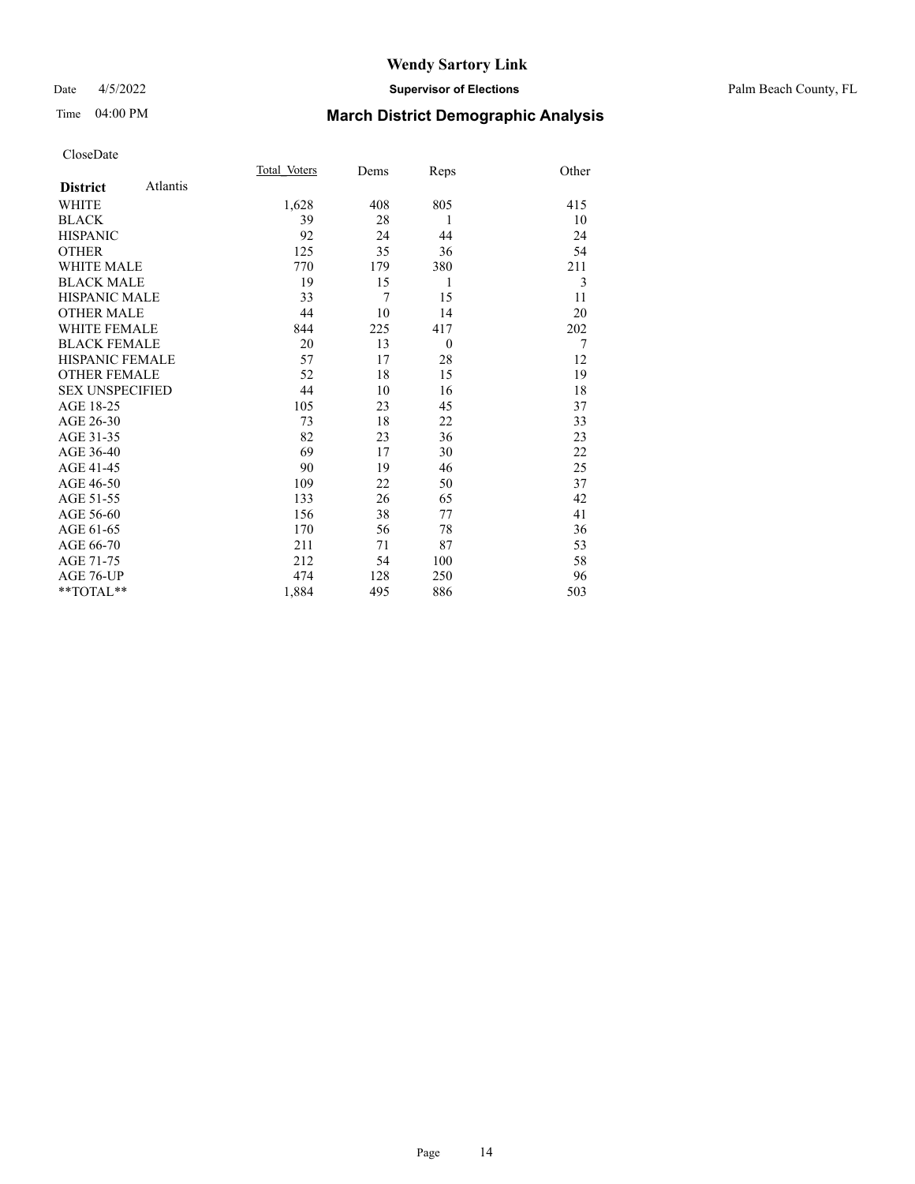# Wendy Sartory Link

Date 4/5/2022 **Supervisor of Elections** Palm Beach County, FL

Time 04:00 PM **March District Demographic Analysis**

CloseDate

| **District** Atlantis | Total Voters | Dems | Reps | Other |
|---|---|---|---|---|
| WHITE | 1,628 | 408 | 805 | 415 |
| BLACK | 39 | 28 | 1 | 10 |
| HISPANIC | 92 | 24 | 44 | 24 |
| OTHER | 125 | 35 | 36 | 54 |
| WHITE MALE | 770 | 179 | 380 | 211 |
| BLACK MALE | 19 | 15 | 1 | 3 |
| HISPANIC MALE | 33 | 7 | 15 | 11 |
| OTHER MALE | 44 | 10 | 14 | 20 |
| WHITE FEMALE | 844 | 225 | 417 | 202 |
| BLACK FEMALE | 20 | 13 | 0 | 7 |
| HISPANIC FEMALE | 57 | 17 | 28 | 12 |
| OTHER FEMALE | 52 | 18 | 15 | 19 |
| SEX UNSPECIFIED | 44 | 10 | 16 | 18 |
| AGE 18-25 | 105 | 23 | 45 | 37 |
| AGE 26-30 | 73 | 18 | 22 | 33 |
| AGE 31-35 | 82 | 23 | 36 | 23 |
| AGE 36-40 | 69 | 17 | 30 | 22 |
| AGE 41-45 | 90 | 19 | 46 | 25 |
| AGE 46-50 | 109 | 22 | 50 | 37 |
| AGE 51-55 | 133 | 26 | 65 | 42 |
| AGE 56-60 | 156 | 38 | 77 | 41 |
| AGE 61-65 | 170 | 56 | 78 | 36 |
| AGE 66-70 | 211 | 71 | 87 | 53 |
| AGE 71-75 | 212 | 54 | 100 | 58 |
| AGE 76-UP | 474 | 128 | 250 | 96 |
| **TOTAL** | 1,884 | 495 | 886 | 503 |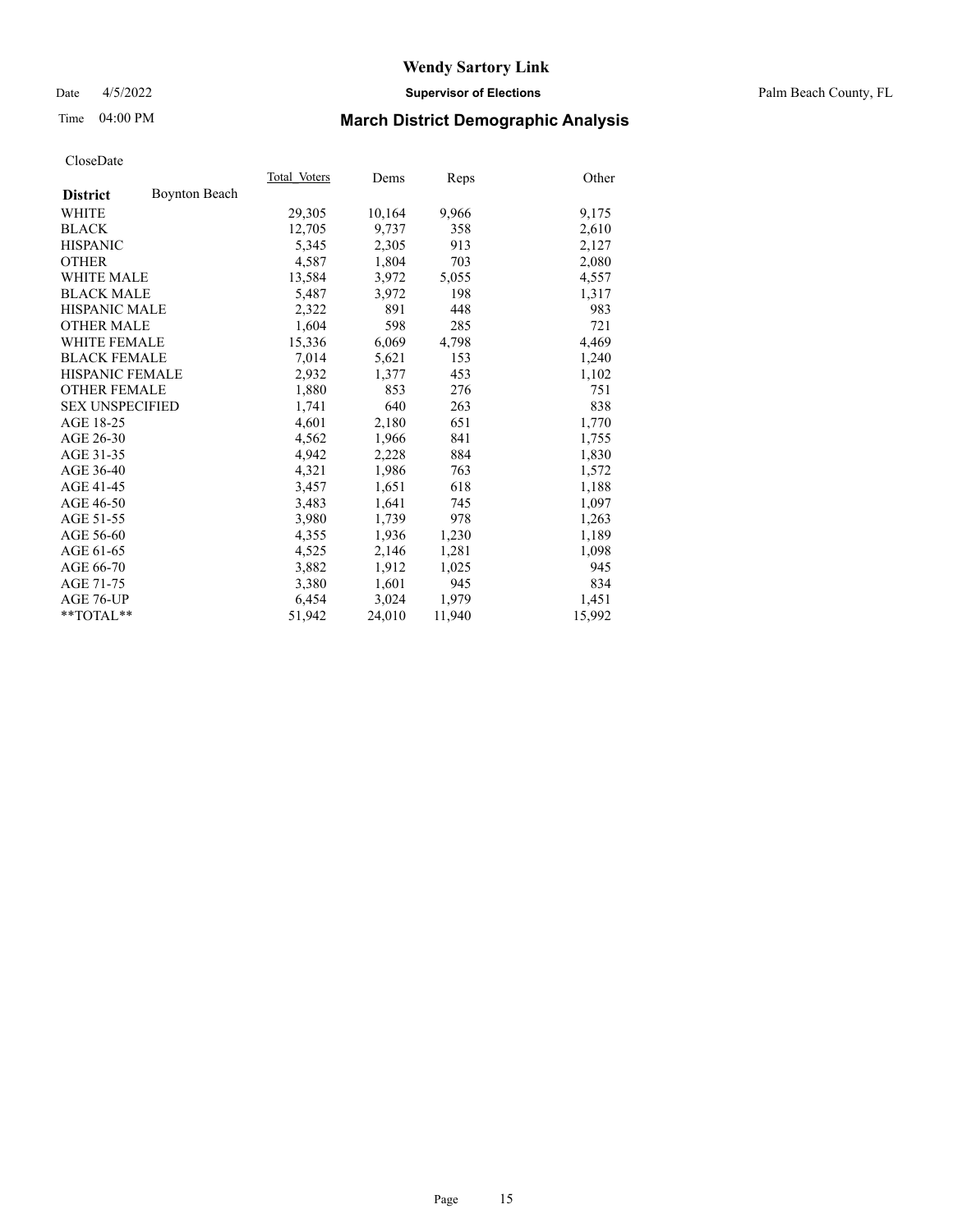# Wendy Sartory Link

Date 4/5/2022 **Supervisor of Elections** Palm Beach County, FL

Time 04:00 PM **March District Demographic Analysis**

CloseDate

| **District** Boynton Beach | Total Voters | Dems | Reps | Other |
|---|---|---|---|---|
| WHITE | 29,305 | 10,164 | 9,966 | 9,175 |
| BLACK | 12,705 | 9,737 | 358 | 2,610 |
| HISPANIC | 5,345 | 2,305 | 913 | 2,127 |
| OTHER | 4,587 | 1,804 | 703 | 2,080 |
| WHITE MALE | 13,584 | 3,972 | 5,055 | 4,557 |
| BLACK MALE | 5,487 | 3,972 | 198 | 1,317 |
| HISPANIC MALE | 2,322 | 891 | 448 | 983 |
| OTHER MALE | 1,604 | 598 | 285 | 721 |
| WHITE FEMALE | 15,336 | 6,069 | 4,798 | 4,469 |
| BLACK FEMALE | 7,014 | 5,621 | 153 | 1,240 |
| HISPANIC FEMALE | 2,932 | 1,377 | 453 | 1,102 |
| OTHER FEMALE | 1,880 | 853 | 276 | 751 |
| SEX UNSPECIFIED | 1,741 | 640 | 263 | 838 |
| AGE 18-25 | 4,601 | 2,180 | 651 | 1,770 |
| AGE 26-30 | 4,562 | 1,966 | 841 | 1,755 |
| AGE 31-35 | 4,942 | 2,228 | 884 | 1,830 |
| AGE 36-40 | 4,321 | 1,986 | 763 | 1,572 |
| AGE 41-45 | 3,457 | 1,651 | 618 | 1,188 |
| AGE 46-50 | 3,483 | 1,641 | 745 | 1,097 |
| AGE 51-55 | 3,980 | 1,739 | 978 | 1,263 |
| AGE 56-60 | 4,355 | 1,936 | 1,230 | 1,189 |
| AGE 61-65 | 4,525 | 2,146 | 1,281 | 1,098 |
| AGE 66-70 | 3,882 | 1,912 | 1,025 | 945 |
| AGE 71-75 | 3,380 | 1,601 | 945 | 834 |
| AGE 76-UP | 6,454 | 3,024 | 1,979 | 1,451 |
| **TOTAL** | 51,942 | 24,010 | 11,940 | 15,992 |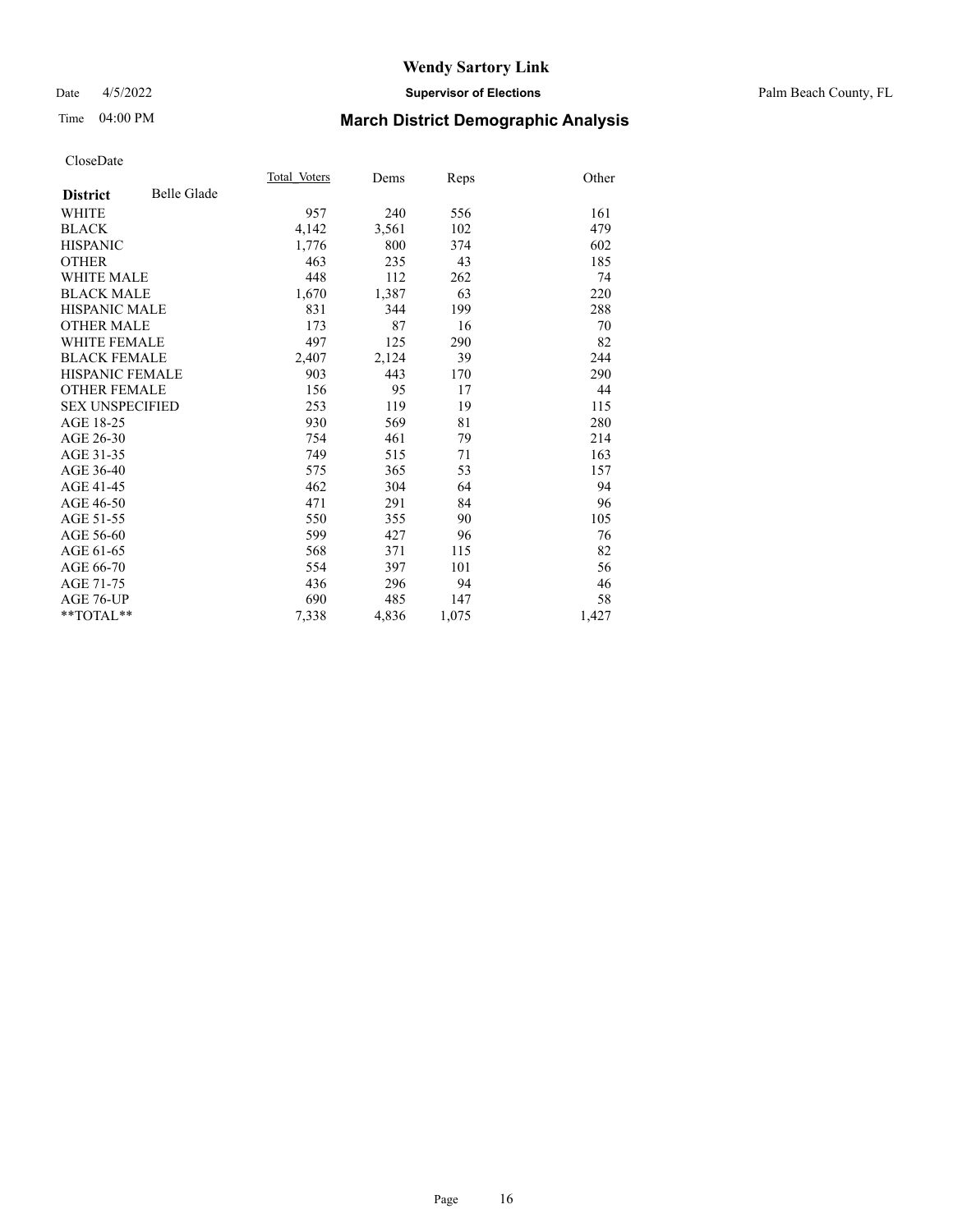# Wendy Sartory Link

Date 4/5/2022 **Supervisor of Elections** Palm Beach County, FL

Time 04:00 PM **March District Demographic Analysis**

CloseDate

| **District** Belle Glade | Total Voters | Dems | Reps | Other |
|---|---|---|---|---|
| WHITE | 957 | 240 | 556 | 161 |
| BLACK | 4,142 | 3,561 | 102 | 479 |
| HISPANIC | 1,776 | 800 | 374 | 602 |
| OTHER | 463 | 235 | 43 | 185 |
| WHITE MALE | 448 | 112 | 262 | 74 |
| BLACK MALE | 1,670 | 1,387 | 63 | 220 |
| HISPANIC MALE | 831 | 344 | 199 | 288 |
| OTHER MALE | 173 | 87 | 16 | 70 |
| WHITE FEMALE | 497 | 125 | 290 | 82 |
| BLACK FEMALE | 2,407 | 2,124 | 39 | 244 |
| HISPANIC FEMALE | 903 | 443 | 170 | 290 |
| OTHER FEMALE | 156 | 95 | 17 | 44 |
| SEX UNSPECIFIED | 253 | 119 | 19 | 115 |
| AGE 18-25 | 930 | 569 | 81 | 280 |
| AGE 26-30 | 754 | 461 | 79 | 214 |
| AGE 31-35 | 749 | 515 | 71 | 163 |
| AGE 36-40 | 575 | 365 | 53 | 157 |
| AGE 41-45 | 462 | 304 | 64 | 94 |
| AGE 46-50 | 471 | 291 | 84 | 96 |
| AGE 51-55 | 550 | 355 | 90 | 105 |
| AGE 56-60 | 599 | 427 | 96 | 76 |
| AGE 61-65 | 568 | 371 | 115 | 82 |
| AGE 66-70 | 554 | 397 | 101 | 56 |
| AGE 71-75 | 436 | 296 | 94 | 46 |
| AGE 76-UP | 690 | 485 | 147 | 58 |
| **TOTAL** | 7,338 | 4,836 | 1,075 | 1,427 |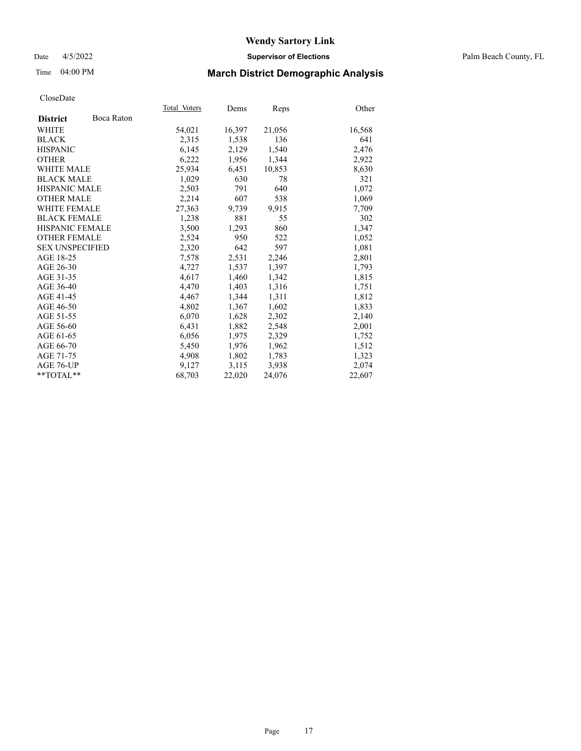# Wendy Sartory Link

Date 4/5/2022 **Supervisor of Elections** Palm Beach County, FL

Time 04:00 PM **March District Demographic Analysis**

CloseDate

| **District** Boca Raton | Total_Voters | Dems | Reps | Other |
|---|---|---|---|---|
| WHITE | 54,021 | 16,397 | 21,056 | 16,568 |
| BLACK | 2,315 | 1,538 | 136 | 641 |
| HISPANIC | 6,145 | 2,129 | 1,540 | 2,476 |
| OTHER | 6,222 | 1,956 | 1,344 | 2,922 |
| WHITE MALE | 25,934 | 6,451 | 10,853 | 8,630 |
| BLACK MALE | 1,029 | 630 | 78 | 321 |
| HISPANIC MALE | 2,503 | 791 | 640 | 1,072 |
| OTHER MALE | 2,214 | 607 | 538 | 1,069 |
| WHITE FEMALE | 27,363 | 9,739 | 9,915 | 7,709 |
| BLACK FEMALE | 1,238 | 881 | 55 | 302 |
| HISPANIC FEMALE | 3,500 | 1,293 | 860 | 1,347 |
| OTHER FEMALE | 2,524 | 950 | 522 | 1,052 |
| SEX UNSPECIFIED | 2,320 | 642 | 597 | 1,081 |
| AGE 18-25 | 7,578 | 2,531 | 2,246 | 2,801 |
| AGE 26-30 | 4,727 | 1,537 | 1,397 | 1,793 |
| AGE 31-35 | 4,617 | 1,460 | 1,342 | 1,815 |
| AGE 36-40 | 4,470 | 1,403 | 1,316 | 1,751 |
| AGE 41-45 | 4,467 | 1,344 | 1,311 | 1,812 |
| AGE 46-50 | 4,802 | 1,367 | 1,602 | 1,833 |
| AGE 51-55 | 6,070 | 1,628 | 2,302 | 2,140 |
| AGE 56-60 | 6,431 | 1,882 | 2,548 | 2,001 |
| AGE 61-65 | 6,056 | 1,975 | 2,329 | 1,752 |
| AGE 66-70 | 5,450 | 1,976 | 1,962 | 1,512 |
| AGE 71-75 | 4,908 | 1,802 | 1,783 | 1,323 |
| AGE 76-UP | 9,127 | 3,115 | 3,938 | 2,074 |
| **TOTAL** | 68,703 | 22,020 | 24,076 | 22,607 |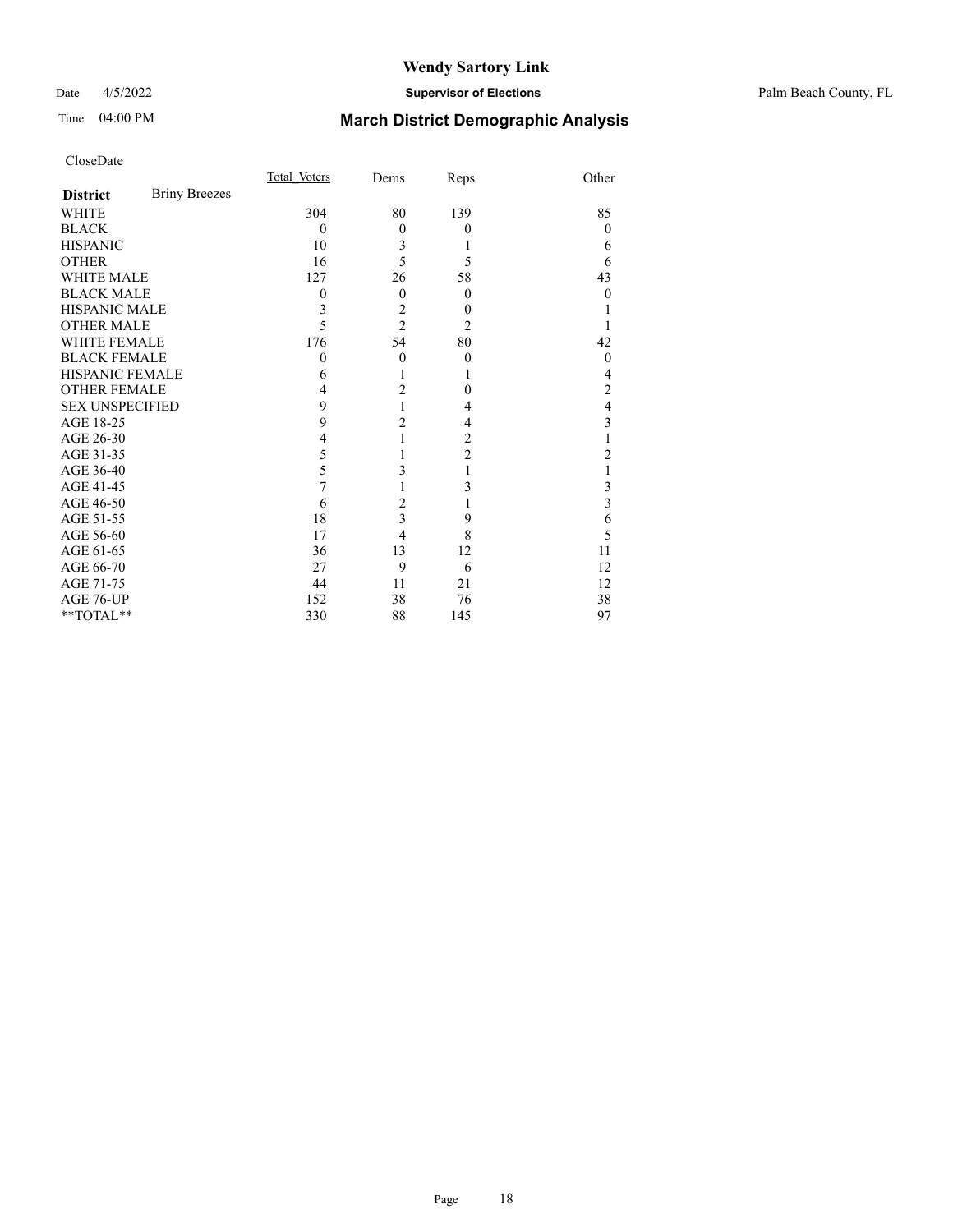# Wendy Sartory Link

Date 4/5/2022 **Supervisor of Elections** Palm Beach County, FL

Time 04:00 PM **March District Demographic Analysis**

CloseDate

| **District** Briny Breezes | Total_Voters | Dems | Reps | Other |
|---|---|---|---|---|
| WHITE | 304 | 80 | 139 | 85 |
| BLACK | 0 | 0 | 0 | 0 |
| HISPANIC | 10 | 3 | 1 | 6 |
| OTHER | 16 | 5 | 5 | 6 |
| WHITE MALE | 127 | 26 | 58 | 43 |
| BLACK MALE | 0 | 0 | 0 | 0 |
| HISPANIC MALE | 3 | 2 | 0 | 1 |
| OTHER MALE | 5 | 2 | 2 | 1 |
| WHITE FEMALE | 176 | 54 | 80 | 42 |
| BLACK FEMALE | 0 | 0 | 0 | 0 |
| HISPANIC FEMALE | 6 | 1 | 1 | 4 |
| OTHER FEMALE | 4 | 2 | 0 | 2 |
| SEX UNSPECIFIED | 9 | 1 | 4 | 4 |
| AGE 18-25 | 9 | 2 | 4 | 3 |
| AGE 26-30 | 4 | 1 | 2 | 1 |
| AGE 31-35 | 5 | 1 | 2 | 2 |
| AGE 36-40 | 5 | 3 | 1 | 1 |
| AGE 41-45 | 7 | 1 | 3 | 3 |
| AGE 46-50 | 6 | 2 | 1 | 3 |
| AGE 51-55 | 18 | 3 | 9 | 6 |
| AGE 56-60 | 17 | 4 | 8 | 5 |
| AGE 61-65 | 36 | 13 | 12 | 11 |
| AGE 66-70 | 27 | 9 | 6 | 12 |
| AGE 71-75 | 44 | 11 | 21 | 12 |
| AGE 76-UP | 152 | 38 | 76 | 38 |
| **TOTAL** | 330 | 88 | 145 | 97 |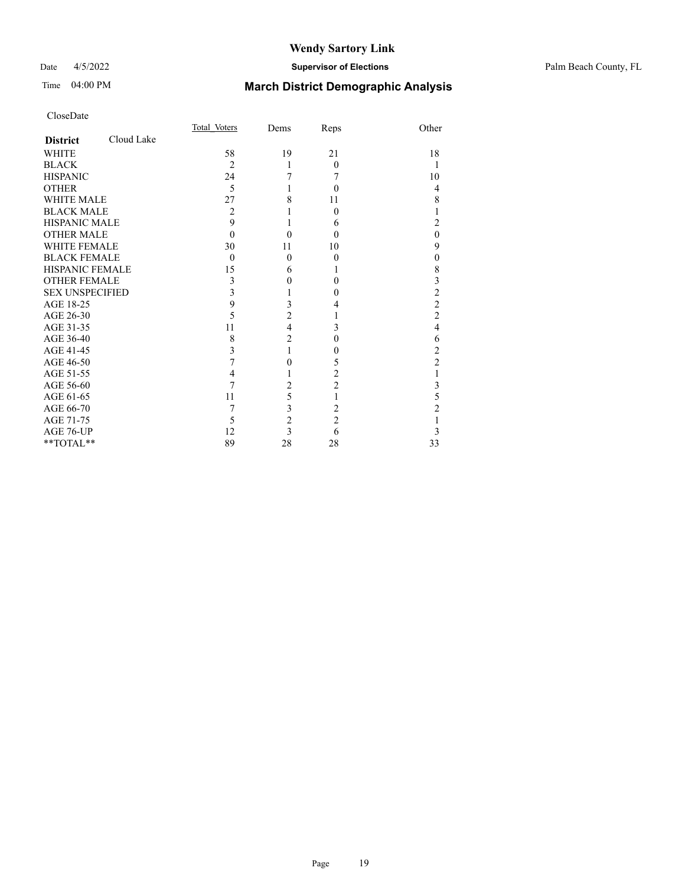# Wendy Sartory Link

Date 4/5/2022 **Supervisor of Elections** Palm Beach County, FL

Time 04:00 PM **March District Demographic Analysis**

CloseDate

| **District** Cloud Lake | Total_Voters | Dems | Reps | Other |
|---|---|---|---|---|
| WHITE | 58 | 19 | 21 | 18 |
| BLACK | 2 | 1 | 0 | 1 |
| HISPANIC | 24 | 7 | 7 | 10 |
| OTHER | 5 | 1 | 0 | 4 |
| WHITE MALE | 27 | 8 | 11 | 8 |
| BLACK MALE | 2 | 1 | 0 | 1 |
| HISPANIC MALE | 9 | 1 | 6 | 2 |
| OTHER MALE | 0 | 0 | 0 | 0 |
| WHITE FEMALE | 30 | 11 | 10 | 9 |
| BLACK FEMALE | 0 | 0 | 0 | 0 |
| HISPANIC FEMALE | 15 | 6 | 1 | 8 |
| OTHER FEMALE | 3 | 0 | 0 | 3 |
| SEX UNSPECIFIED | 3 | 1 | 0 | 2 |
| AGE 18-25 | 9 | 3 | 4 | 2 |
| AGE 26-30 | 5 | 2 | 1 | 2 |
| AGE 31-35 | 11 | 4 | 3 | 4 |
| AGE 36-40 | 8 | 2 | 0 | 6 |
| AGE 41-45 | 3 | 1 | 0 | 2 |
| AGE 46-50 | 7 | 0 | 5 | 2 |
| AGE 51-55 | 4 | 1 | 2 | 1 |
| AGE 56-60 | 7 | 2 | 2 | 3 |
| AGE 61-65 | 11 | 5 | 1 | 5 |
| AGE 66-70 | 7 | 3 | 2 | 2 |
| AGE 71-75 | 5 | 2 | 2 | 1 |
| AGE 76-UP | 12 | 3 | 6 | 3 |
| **TOTAL** | 89 | 28 | 28 | 33 |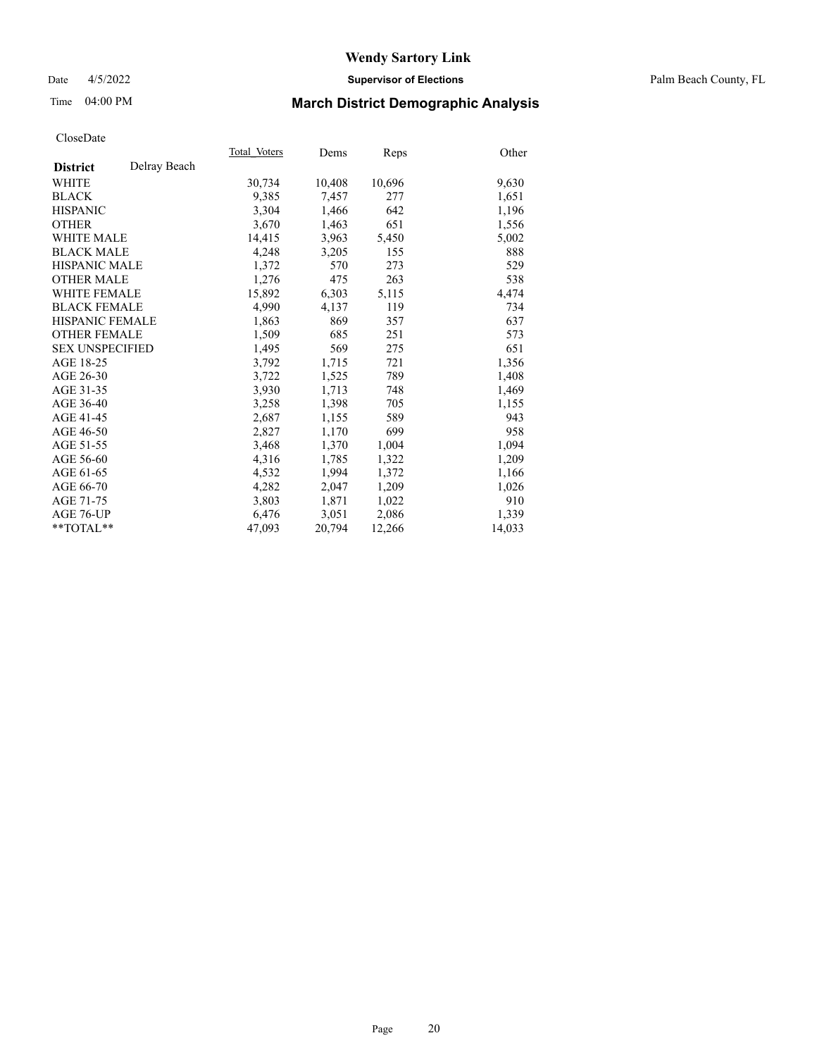# Wendy Sartory Link

Date 4/5/2022 **Supervisor of Elections** Palm Beach County, FL

Time 04:00 PM **March District Demographic Analysis**

CloseDate

| **District** Delray Beach | Total Voters | Dems | Reps | Other |
|---|---|---|---|---|
| WHITE | 30,734 | 10,408 | 10,696 | 9,630 |
| BLACK | 9,385 | 7,457 | 277 | 1,651 |
| HISPANIC | 3,304 | 1,466 | 642 | 1,196 |
| OTHER | 3,670 | 1,463 | 651 | 1,556 |
| WHITE MALE | 14,415 | 3,963 | 5,450 | 5,002 |
| BLACK MALE | 4,248 | 3,205 | 155 | 888 |
| HISPANIC MALE | 1,372 | 570 | 273 | 529 |
| OTHER MALE | 1,276 | 475 | 263 | 538 |
| WHITE FEMALE | 15,892 | 6,303 | 5,115 | 4,474 |
| BLACK FEMALE | 4,990 | 4,137 | 119 | 734 |
| HISPANIC FEMALE | 1,863 | 869 | 357 | 637 |
| OTHER FEMALE | 1,509 | 685 | 251 | 573 |
| SEX UNSPECIFIED | 1,495 | 569 | 275 | 651 |
| AGE 18-25 | 3,792 | 1,715 | 721 | 1,356 |
| AGE 26-30 | 3,722 | 1,525 | 789 | 1,408 |
| AGE 31-35 | 3,930 | 1,713 | 748 | 1,469 |
| AGE 36-40 | 3,258 | 1,398 | 705 | 1,155 |
| AGE 41-45 | 2,687 | 1,155 | 589 | 943 |
| AGE 46-50 | 2,827 | 1,170 | 699 | 958 |
| AGE 51-55 | 3,468 | 1,370 | 1,004 | 1,094 |
| AGE 56-60 | 4,316 | 1,785 | 1,322 | 1,209 |
| AGE 61-65 | 4,532 | 1,994 | 1,372 | 1,166 |
| AGE 66-70 | 4,282 | 2,047 | 1,209 | 1,026 |
| AGE 71-75 | 3,803 | 1,871 | 1,022 | 910 |
| AGE 76-UP | 6,476 | 3,051 | 2,086 | 1,339 |
| **TOTAL** | 47,093 | 20,794 | 12,266 | 14,033 |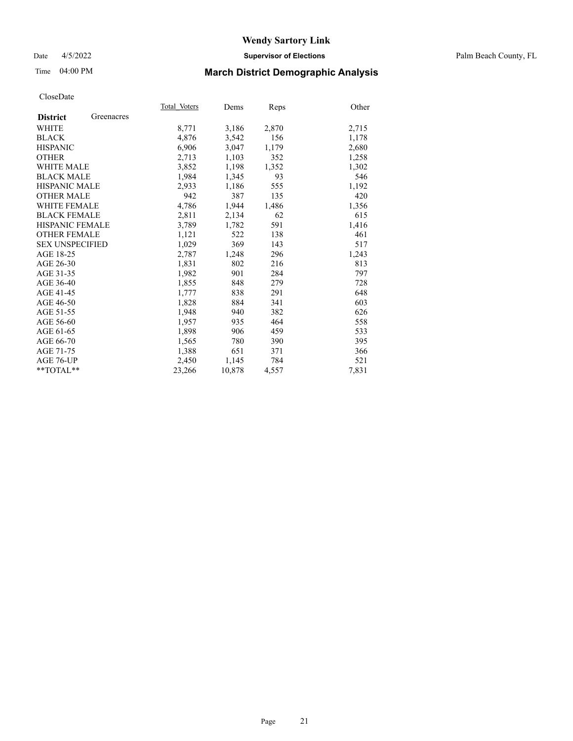# Wendy Sartory Link

Date 4/5/2022 **Supervisor of Elections** Palm Beach County, FL

Time 04:00 PM **March District Demographic Analysis**

CloseDate

| **District** Greenacres | Total_Voters | Dems | Reps | Other |
|---|---|---|---|---|
| WHITE | 8,771 | 3,186 | 2,870 | 2,715 |
| BLACK | 4,876 | 3,542 | 156 | 1,178 |
| HISPANIC | 6,906 | 3,047 | 1,179 | 2,680 |
| OTHER | 2,713 | 1,103 | 352 | 1,258 |
| WHITE MALE | 3,852 | 1,198 | 1,352 | 1,302 |
| BLACK MALE | 1,984 | 1,345 | 93 | 546 |
| HISPANIC MALE | 2,933 | 1,186 | 555 | 1,192 |
| OTHER MALE | 942 | 387 | 135 | 420 |
| WHITE FEMALE | 4,786 | 1,944 | 1,486 | 1,356 |
| BLACK FEMALE | 2,811 | 2,134 | 62 | 615 |
| HISPANIC FEMALE | 3,789 | 1,782 | 591 | 1,416 |
| OTHER FEMALE | 1,121 | 522 | 138 | 461 |
| SEX UNSPECIFIED | 1,029 | 369 | 143 | 517 |
| AGE 18-25 | 2,787 | 1,248 | 296 | 1,243 |
| AGE 26-30 | 1,831 | 802 | 216 | 813 |
| AGE 31-35 | 1,982 | 901 | 284 | 797 |
| AGE 36-40 | 1,855 | 848 | 279 | 728 |
| AGE 41-45 | 1,777 | 838 | 291 | 648 |
| AGE 46-50 | 1,828 | 884 | 341 | 603 |
| AGE 51-55 | 1,948 | 940 | 382 | 626 |
| AGE 56-60 | 1,957 | 935 | 464 | 558 |
| AGE 61-65 | 1,898 | 906 | 459 | 533 |
| AGE 66-70 | 1,565 | 780 | 390 | 395 |
| AGE 71-75 | 1,388 | 651 | 371 | 366 |
| AGE 76-UP | 2,450 | 1,145 | 784 | 521 |
| **TOTAL** | 23,266 | 10,878 | 4,557 | 7,831 |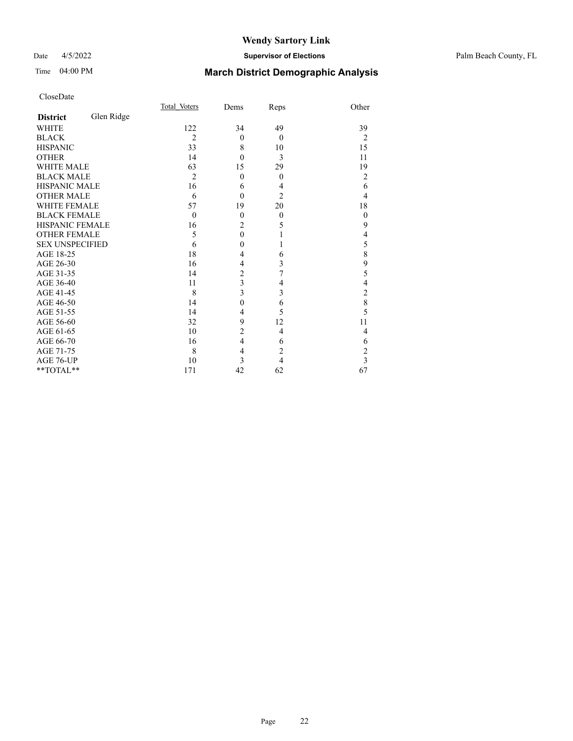# Wendy Sartory Link

Date 4/5/2022 **Supervisor of Elections** Palm Beach County, FL

Time 04:00 PM **March District Demographic Analysis**

CloseDate

| **District** Glen Ridge | Total_Voters | Dems | Reps | Other |
|---|---|---|---|---|
| WHITE | 122 | 34 | 49 | 39 |
| BLACK | 2 | 0 | 0 | 2 |
| HISPANIC | 33 | 8 | 10 | 15 |
| OTHER | 14 | 0 | 3 | 11 |
| WHITE MALE | 63 | 15 | 29 | 19 |
| BLACK MALE | 2 | 0 | 0 | 2 |
| HISPANIC MALE | 16 | 6 | 4 | 6 |
| OTHER MALE | 6 | 0 | 2 | 4 |
| WHITE FEMALE | 57 | 19 | 20 | 18 |
| BLACK FEMALE | 0 | 0 | 0 | 0 |
| HISPANIC FEMALE | 16 | 2 | 5 | 9 |
| OTHER FEMALE | 5 | 0 | 1 | 4 |
| SEX UNSPECIFIED | 6 | 0 | 1 | 5 |
| AGE 18-25 | 18 | 4 | 6 | 8 |
| AGE 26-30 | 16 | 4 | 3 | 9 |
| AGE 31-35 | 14 | 2 | 7 | 5 |
| AGE 36-40 | 11 | 3 | 4 | 4 |
| AGE 41-45 | 8 | 3 | 3 | 2 |
| AGE 46-50 | 14 | 0 | 6 | 8 |
| AGE 51-55 | 14 | 4 | 5 | 5 |
| AGE 56-60 | 32 | 9 | 12 | 11 |
| AGE 61-65 | 10 | 2 | 4 | 4 |
| AGE 66-70 | 16 | 4 | 6 | 6 |
| AGE 71-75 | 8 | 4 | 2 | 2 |
| AGE 76-UP | 10 | 3 | 4 | 3 |
| **TOTAL** | 171 | 42 | 62 | 67 |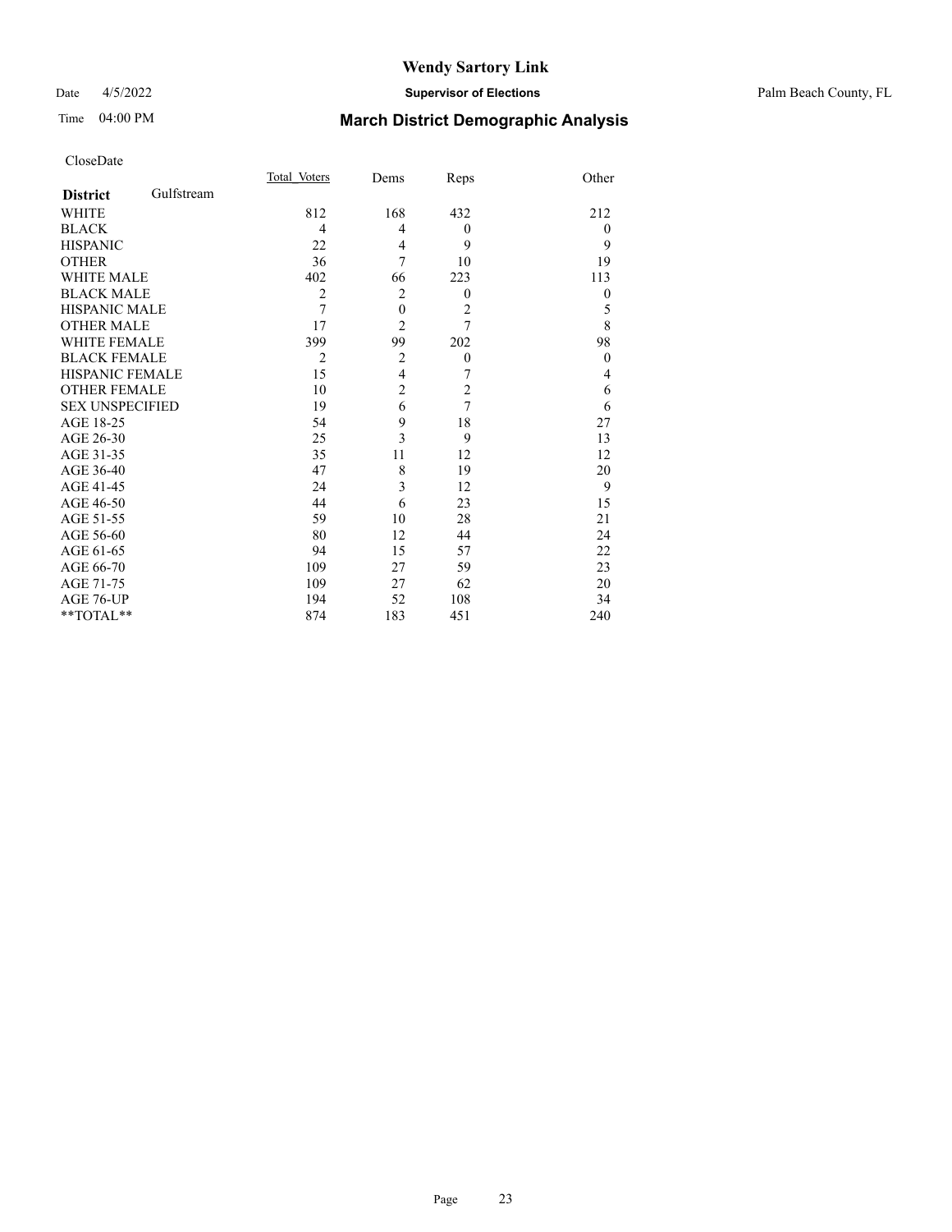# Wendy Sartory Link

Date 4/5/2022 **Supervisor of Elections** Palm Beach County, FL

Time 04:00 PM **March District Demographic Analysis**

CloseDate

| **District** Gulfstream | Total Voters | Dems | Reps | Other |
|---|---|---|---|---|
| WHITE | 812 | 168 | 432 | 212 |
| BLACK | 4 | 4 | 0 | 0 |
| HISPANIC | 22 | 4 | 9 | 9 |
| OTHER | 36 | 7 | 10 | 19 |
| WHITE MALE | 402 | 66 | 223 | 113 |
| BLACK MALE | 2 | 2 | 0 | 0 |
| HISPANIC MALE | 7 | 0 | 2 | 5 |
| OTHER MALE | 17 | 2 | 7 | 8 |
| WHITE FEMALE | 399 | 99 | 202 | 98 |
| BLACK FEMALE | 2 | 2 | 0 | 0 |
| HISPANIC FEMALE | 15 | 4 | 7 | 4 |
| OTHER FEMALE | 10 | 2 | 2 | 6 |
| SEX UNSPECIFIED | 19 | 6 | 7 | 6 |
| AGE 18-25 | 54 | 9 | 18 | 27 |
| AGE 26-30 | 25 | 3 | 9 | 13 |
| AGE 31-35 | 35 | 11 | 12 | 12 |
| AGE 36-40 | 47 | 8 | 19 | 20 |
| AGE 41-45 | 24 | 3 | 12 | 9 |
| AGE 46-50 | 44 | 6 | 23 | 15 |
| AGE 51-55 | 59 | 10 | 28 | 21 |
| AGE 56-60 | 80 | 12 | 44 | 24 |
| AGE 61-65 | 94 | 15 | 57 | 22 |
| AGE 66-70 | 109 | 27 | 59 | 23 |
| AGE 71-75 | 109 | 27 | 62 | 20 |
| AGE 76-UP | 194 | 52 | 108 | 34 |
| **TOTAL** | 874 | 183 | 451 | 240 |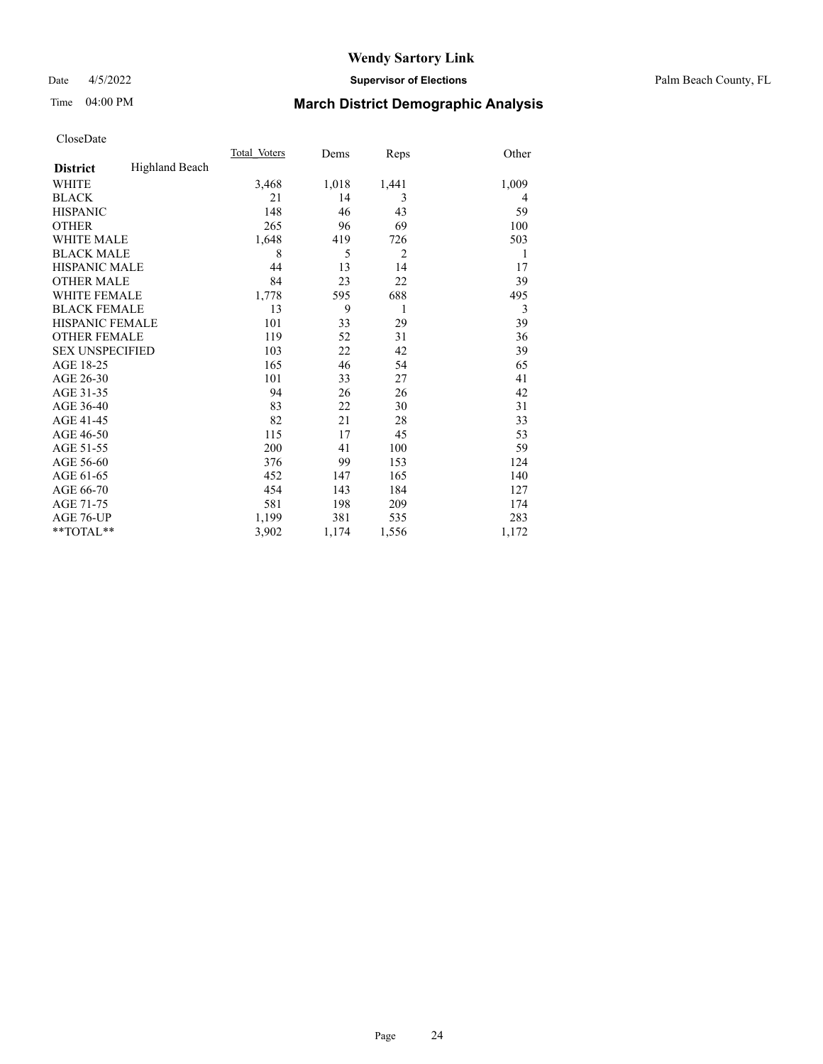# Wendy Sartory Link

Date 4/5/2022 **Supervisor of Elections** Palm Beach County, FL

Time 04:00 PM **March District Demographic Analysis**

CloseDate

| **District** Highland Beach | Total Voters | Dems | Reps | Other |
|---|---|---|---|---|
| WHITE | 3,468 | 1,018 | 1,441 | 1,009 |
| BLACK | 21 | 14 | 3 | 4 |
| HISPANIC | 148 | 46 | 43 | 59 |
| OTHER | 265 | 96 | 69 | 100 |
| WHITE MALE | 1,648 | 419 | 726 | 503 |
| BLACK MALE | 8 | 5 | 2 | 1 |
| HISPANIC MALE | 44 | 13 | 14 | 17 |
| OTHER MALE | 84 | 23 | 22 | 39 |
| WHITE FEMALE | 1,778 | 595 | 688 | 495 |
| BLACK FEMALE | 13 | 9 | 1 | 3 |
| HISPANIC FEMALE | 101 | 33 | 29 | 39 |
| OTHER FEMALE | 119 | 52 | 31 | 36 |
| SEX UNSPECIFIED | 103 | 22 | 42 | 39 |
| AGE 18-25 | 165 | 46 | 54 | 65 |
| AGE 26-30 | 101 | 33 | 27 | 41 |
| AGE 31-35 | 94 | 26 | 26 | 42 |
| AGE 36-40 | 83 | 22 | 30 | 31 |
| AGE 41-45 | 82 | 21 | 28 | 33 |
| AGE 46-50 | 115 | 17 | 45 | 53 |
| AGE 51-55 | 200 | 41 | 100 | 59 |
| AGE 56-60 | 376 | 99 | 153 | 124 |
| AGE 61-65 | 452 | 147 | 165 | 140 |
| AGE 66-70 | 454 | 143 | 184 | 127 |
| AGE 71-75 | 581 | 198 | 209 | 174 |
| AGE 76-UP | 1,199 | 381 | 535 | 283 |
| **TOTAL** | 3,902 | 1,174 | 1,556 | 1,172 |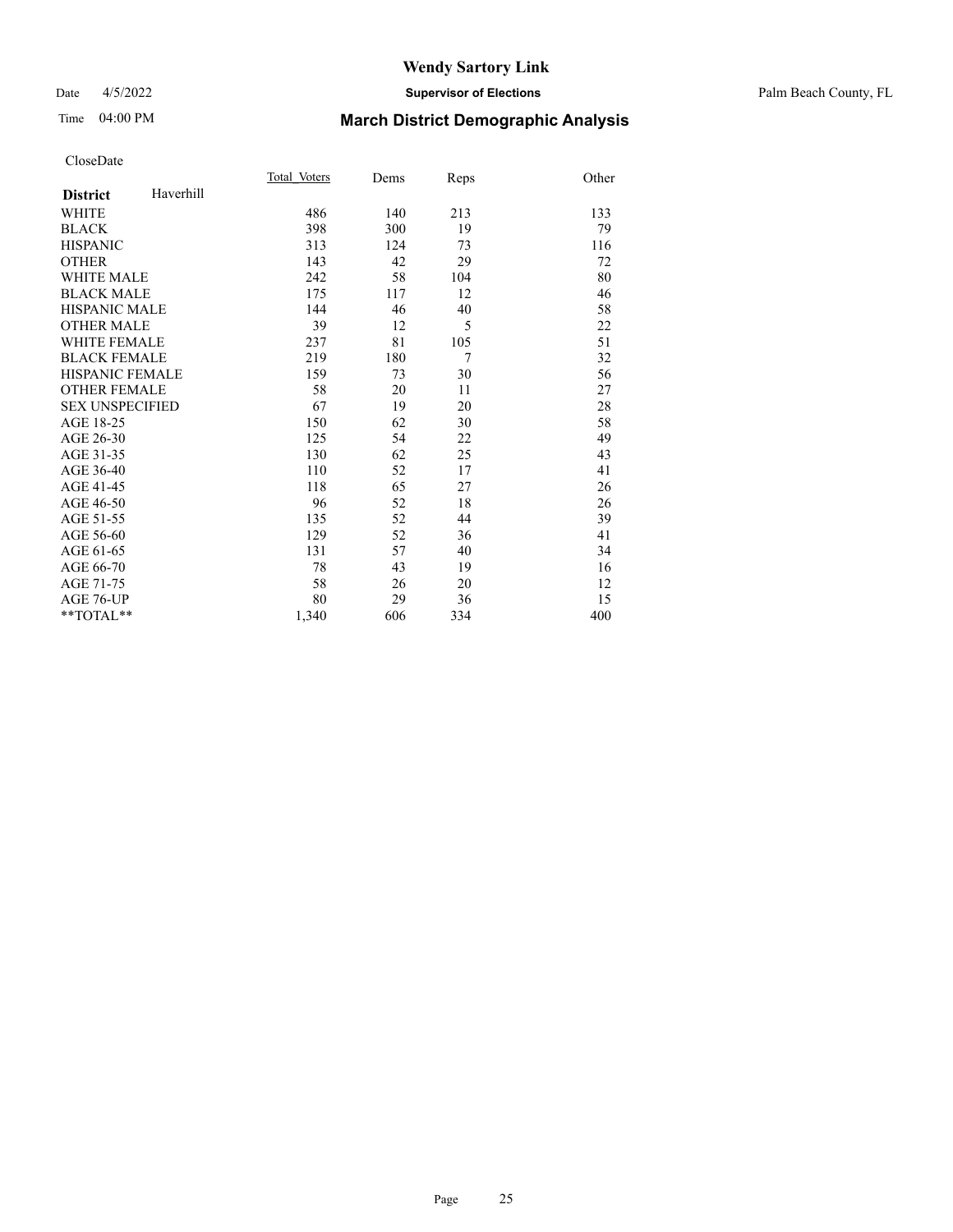CloseDate

| **District** Haverhill | Total_Voters | Dems | Reps | Other |
|---|---|---|---|---|
| WHITE | 486 | 140 | 213 | 133 |
| BLACK | 398 | 300 | 19 | 79 |
| HISPANIC | 313 | 124 | 73 | 116 |
| OTHER | 143 | 42 | 29 | 72 |
| WHITE MALE | 242 | 58 | 104 | 80 |
| BLACK MALE | 175 | 117 | 12 | 46 |
| HISPANIC MALE | 144 | 46 | 40 | 58 |
| OTHER MALE | 39 | 12 | 5 | 22 |
| WHITE FEMALE | 237 | 81 | 105 | 51 |
| BLACK FEMALE | 219 | 180 | 7 | 32 |
| HISPANIC FEMALE | 159 | 73 | 30 | 56 |
| OTHER FEMALE | 58 | 20 | 11 | 27 |
| SEX UNSPECIFIED | 67 | 19 | 20 | 28 |
| AGE 18-25 | 150 | 62 | 30 | 58 |
| AGE 26-30 | 125 | 54 | 22 | 49 |
| AGE 31-35 | 130 | 62 | 25 | 43 |
| AGE 36-40 | 110 | 52 | 17 | 41 |
| AGE 41-45 | 118 | 65 | 27 | 26 |
| AGE 46-50 | 96 | 52 | 18 | 26 |
| AGE 51-55 | 135 | 52 | 44 | 39 |
| AGE 56-60 | 129 | 52 | 36 | 41 |
| AGE 61-65 | 131 | 57 | 40 | 34 |
| AGE 66-70 | 78 | 43 | 19 | 16 |
| AGE 71-75 | 58 | 26 | 20 | 12 |
| AGE 76-UP | 80 | 29 | 36 | 15 |
| **TOTAL** | 1,340 | 606 | 334 | 400 |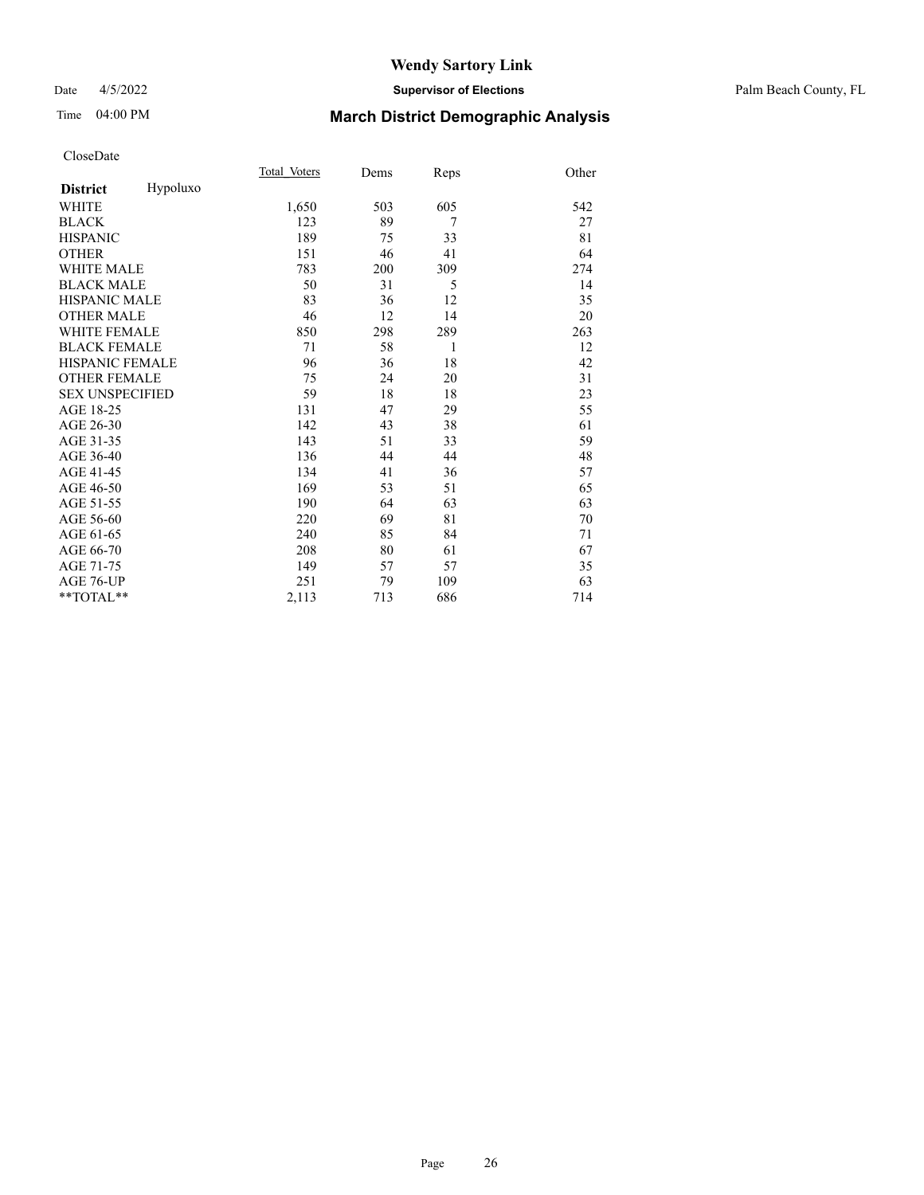# Wendy Sartory Link

Date 4/5/2022 **Supervisor of Elections** Palm Beach County, FL

Time 04:00 PM **March District Demographic Analysis**

CloseDate

| **District** Hypoluxo | Total Voters | Dems | Reps | Other |
|---|---|---|---|---|
| WHITE | 1,650 | 503 | 605 | 542 |
| BLACK | 123 | 89 | 7 | 27 |
| HISPANIC | 189 | 75 | 33 | 81 |
| OTHER | 151 | 46 | 41 | 64 |
| WHITE MALE | 783 | 200 | 309 | 274 |
| BLACK MALE | 50 | 31 | 5 | 14 |
| HISPANIC MALE | 83 | 36 | 12 | 35 |
| OTHER MALE | 46 | 12 | 14 | 20 |
| WHITE FEMALE | 850 | 298 | 289 | 263 |
| BLACK FEMALE | 71 | 58 | 1 | 12 |
| HISPANIC FEMALE | 96 | 36 | 18 | 42 |
| OTHER FEMALE | 75 | 24 | 20 | 31 |
| SEX UNSPECIFIED | 59 | 18 | 18 | 23 |
| AGE 18-25 | 131 | 47 | 29 | 55 |
| AGE 26-30 | 142 | 43 | 38 | 61 |
| AGE 31-35 | 143 | 51 | 33 | 59 |
| AGE 36-40 | 136 | 44 | 44 | 48 |
| AGE 41-45 | 134 | 41 | 36 | 57 |
| AGE 46-50 | 169 | 53 | 51 | 65 |
| AGE 51-55 | 190 | 64 | 63 | 63 |
| AGE 56-60 | 220 | 69 | 81 | 70 |
| AGE 61-65 | 240 | 85 | 84 | 71 |
| AGE 66-70 | 208 | 80 | 61 | 67 |
| AGE 71-75 | 149 | 57 | 57 | 35 |
| AGE 76-UP | 251 | 79 | 109 | 63 |
| **TOTAL** | 2,113 | 713 | 686 | 714 |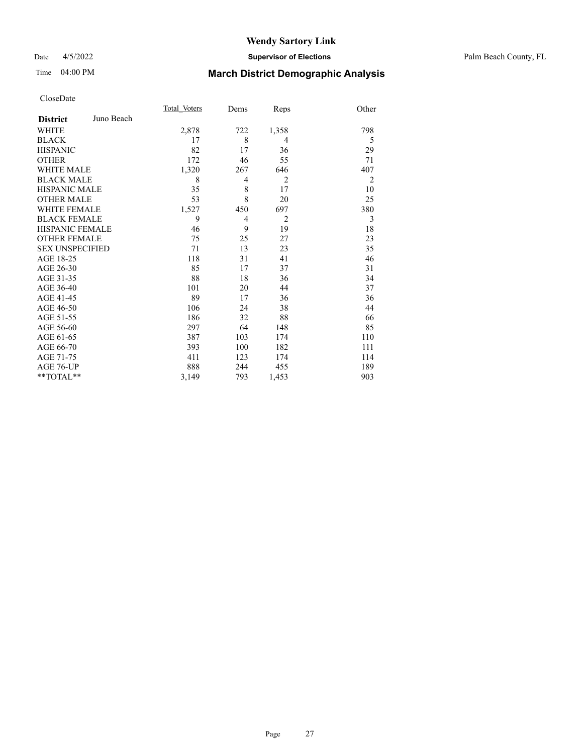# Wendy Sartory Link

Date 4/5/2022 **Supervisor of Elections** Palm Beach County, FL

Time 04:00 PM **March District Demographic Analysis**

CloseDate

| **District** Juno Beach | Total Voters | Dems | Reps | Other |
|---|---|---|---|---|
| WHITE | 2,878 | 722 | 1,358 | 798 |
| BLACK | 17 | 8 | 4 | 5 |
| HISPANIC | 82 | 17 | 36 | 29 |
| OTHER | 172 | 46 | 55 | 71 |
| WHITE MALE | 1,320 | 267 | 646 | 407 |
| BLACK MALE | 8 | 4 | 2 | 2 |
| HISPANIC MALE | 35 | 8 | 17 | 10 |
| OTHER MALE | 53 | 8 | 20 | 25 |
| WHITE FEMALE | 1,527 | 450 | 697 | 380 |
| BLACK FEMALE | 9 | 4 | 2 | 3 |
| HISPANIC FEMALE | 46 | 9 | 19 | 18 |
| OTHER FEMALE | 75 | 25 | 27 | 23 |
| SEX UNSPECIFIED | 71 | 13 | 23 | 35 |
| AGE 18-25 | 118 | 31 | 41 | 46 |
| AGE 26-30 | 85 | 17 | 37 | 31 |
| AGE 31-35 | 88 | 18 | 36 | 34 |
| AGE 36-40 | 101 | 20 | 44 | 37 |
| AGE 41-45 | 89 | 17 | 36 | 36 |
| AGE 46-50 | 106 | 24 | 38 | 44 |
| AGE 51-55 | 186 | 32 | 88 | 66 |
| AGE 56-60 | 297 | 64 | 148 | 85 |
| AGE 61-65 | 387 | 103 | 174 | 110 |
| AGE 66-70 | 393 | 100 | 182 | 111 |
| AGE 71-75 | 411 | 123 | 174 | 114 |
| AGE 76-UP | 888 | 244 | 455 | 189 |
| **TOTAL** | 3,149 | 793 | 1,453 | 903 |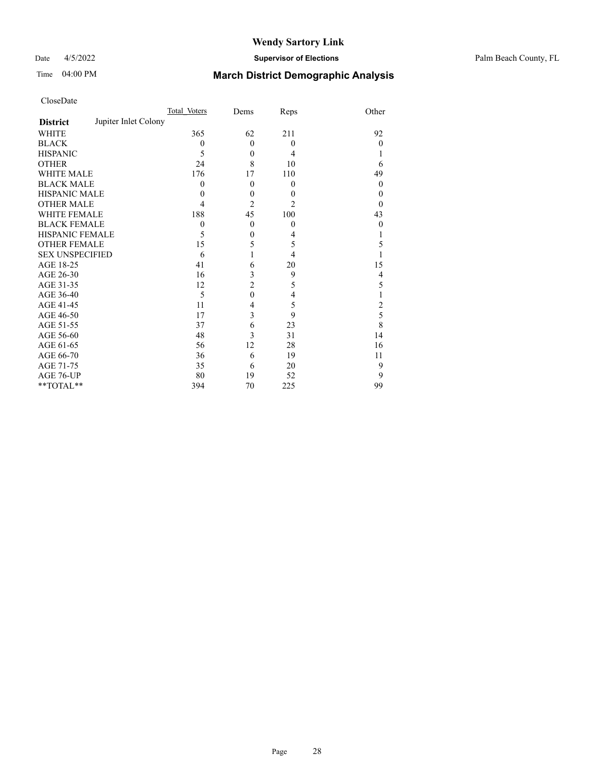# Wendy Sartory Link

Date 4/5/2022 **Supervisor of Elections** Palm Beach County, FL

Time 04:00 PM **March District Demographic Analysis**

CloseDate

| **District** Jupiter Inlet Colony | Total Voters | Dems | Reps | Other |
|---|---|---|---|---|
| WHITE | 365 | 62 | 211 | 92 |
| BLACK | 0 | 0 | 0 | 0 |
| HISPANIC | 5 | 0 | 4 | 1 |
| OTHER | 24 | 8 | 10 | 6 |
| WHITE MALE | 176 | 17 | 110 | 49 |
| BLACK MALE | 0 | 0 | 0 | 0 |
| HISPANIC MALE | 0 | 0 | 0 | 0 |
| OTHER MALE | 4 | 2 | 2 | 0 |
| WHITE FEMALE | 188 | 45 | 100 | 43 |
| BLACK FEMALE | 0 | 0 | 0 | 0 |
| HISPANIC FEMALE | 5 | 0 | 4 | 1 |
| OTHER FEMALE | 15 | 5 | 5 | 5 |
| SEX UNSPECIFIED | 6 | 1 | 4 | 1 |
| AGE 18-25 | 41 | 6 | 20 | 15 |
| AGE 26-30 | 16 | 3 | 9 | 4 |
| AGE 31-35 | 12 | 2 | 5 | 5 |
| AGE 36-40 | 5 | 0 | 4 | 1 |
| AGE 41-45 | 11 | 4 | 5 | 2 |
| AGE 46-50 | 17 | 3 | 9 | 5 |
| AGE 51-55 | 37 | 6 | 23 | 8 |
| AGE 56-60 | 48 | 3 | 31 | 14 |
| AGE 61-65 | 56 | 12 | 28 | 16 |
| AGE 66-70 | 36 | 6 | 19 | 11 |
| AGE 71-75 | 35 | 6 | 20 | 9 |
| AGE 76-UP | 80 | 19 | 52 | 9 |
| **TOTAL** | 394 | 70 | 225 | 99 |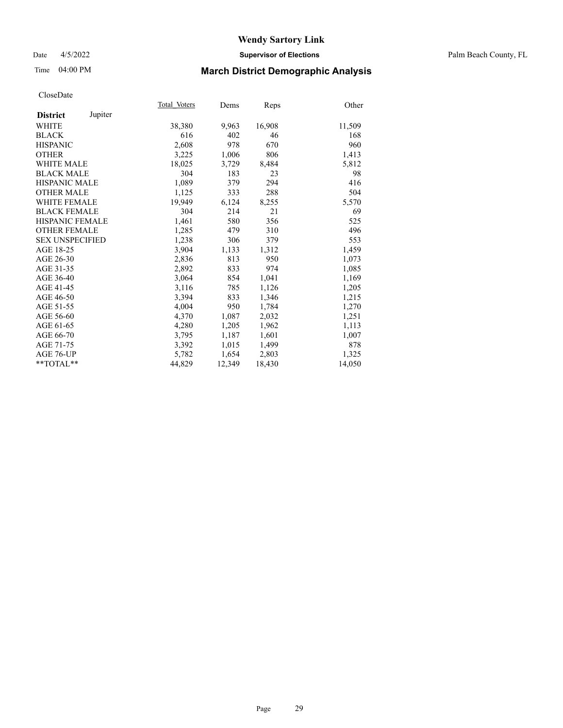# Wendy Sartory Link

Date 4/5/2022 **Supervisor of Elections** Palm Beach County, FL

Time 04:00 PM **March District Demographic Analysis**

CloseDate

| **District** Jupiter | Total_Voters | Dems | Reps | Other |
|---|---|---|---|---|
| WHITE | 38,380 | 9,963 | 16,908 | 11,509 |
| BLACK | 616 | 402 | 46 | 168 |
| HISPANIC | 2,608 | 978 | 670 | 960 |
| OTHER | 3,225 | 1,006 | 806 | 1,413 |
| WHITE MALE | 18,025 | 3,729 | 8,484 | 5,812 |
| BLACK MALE | 304 | 183 | 23 | 98 |
| HISPANIC MALE | 1,089 | 379 | 294 | 416 |
| OTHER MALE | 1,125 | 333 | 288 | 504 |
| WHITE FEMALE | 19,949 | 6,124 | 8,255 | 5,570 |
| BLACK FEMALE | 304 | 214 | 21 | 69 |
| HISPANIC FEMALE | 1,461 | 580 | 356 | 525 |
| OTHER FEMALE | 1,285 | 479 | 310 | 496 |
| SEX UNSPECIFIED | 1,238 | 306 | 379 | 553 |
| AGE 18-25 | 3,904 | 1,133 | 1,312 | 1,459 |
| AGE 26-30 | 2,836 | 813 | 950 | 1,073 |
| AGE 31-35 | 2,892 | 833 | 974 | 1,085 |
| AGE 36-40 | 3,064 | 854 | 1,041 | 1,169 |
| AGE 41-45 | 3,116 | 785 | 1,126 | 1,205 |
| AGE 46-50 | 3,394 | 833 | 1,346 | 1,215 |
| AGE 51-55 | 4,004 | 950 | 1,784 | 1,270 |
| AGE 56-60 | 4,370 | 1,087 | 2,032 | 1,251 |
| AGE 61-65 | 4,280 | 1,205 | 1,962 | 1,113 |
| AGE 66-70 | 3,795 | 1,187 | 1,601 | 1,007 |
| AGE 71-75 | 3,392 | 1,015 | 1,499 | 878 |
| AGE 76-UP | 5,782 | 1,654 | 2,803 | 1,325 |
| **TOTAL** | 44,829 | 12,349 | 18,430 | 14,050 |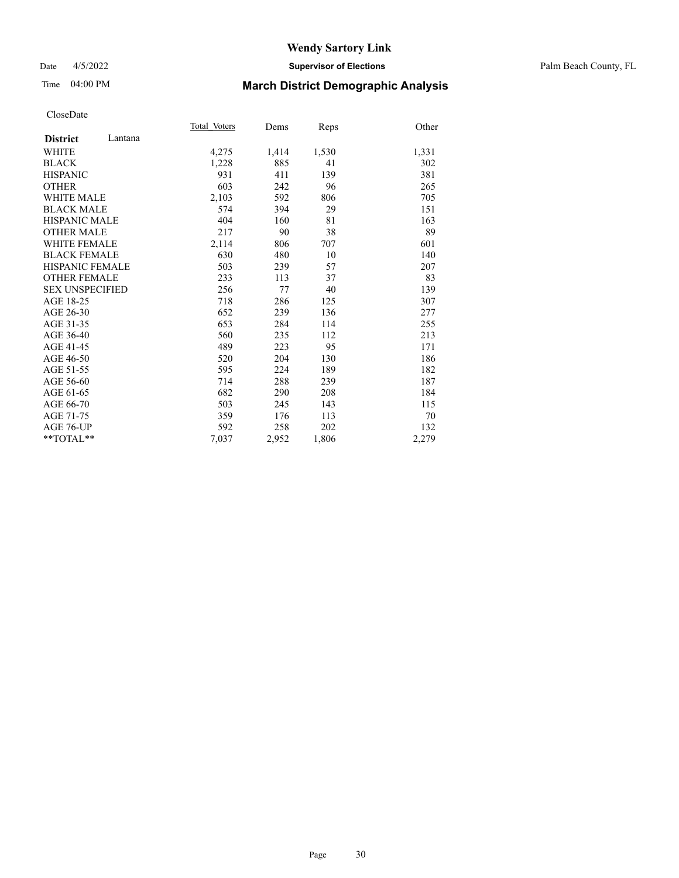# Wendy Sartory Link

Date 4/5/2022 **Supervisor of Elections** Palm Beach County, FL

Time 04:00 PM **March District Demographic Analysis**

CloseDate

| **District** Lantana | Total_Voters | Dems | Reps | Other |
|---|---|---|---|---|
| WHITE | 4,275 | 1,414 | 1,530 | 1,331 |
| BLACK | 1,228 | 885 | 41 | 302 |
| HISPANIC | 931 | 411 | 139 | 381 |
| OTHER | 603 | 242 | 96 | 265 |
| WHITE MALE | 2,103 | 592 | 806 | 705 |
| BLACK MALE | 574 | 394 | 29 | 151 |
| HISPANIC MALE | 404 | 160 | 81 | 163 |
| OTHER MALE | 217 | 90 | 38 | 89 |
| WHITE FEMALE | 2,114 | 806 | 707 | 601 |
| BLACK FEMALE | 630 | 480 | 10 | 140 |
| HISPANIC FEMALE | 503 | 239 | 57 | 207 |
| OTHER FEMALE | 233 | 113 | 37 | 83 |
| SEX UNSPECIFIED | 256 | 77 | 40 | 139 |
| AGE 18-25 | 718 | 286 | 125 | 307 |
| AGE 26-30 | 652 | 239 | 136 | 277 |
| AGE 31-35 | 653 | 284 | 114 | 255 |
| AGE 36-40 | 560 | 235 | 112 | 213 |
| AGE 41-45 | 489 | 223 | 95 | 171 |
| AGE 46-50 | 520 | 204 | 130 | 186 |
| AGE 51-55 | 595 | 224 | 189 | 182 |
| AGE 56-60 | 714 | 288 | 239 | 187 |
| AGE 61-65 | 682 | 290 | 208 | 184 |
| AGE 66-70 | 503 | 245 | 143 | 115 |
| AGE 71-75 | 359 | 176 | 113 | 70 |
| AGE 76-UP | 592 | 258 | 202 | 132 |
| **TOTAL** | 7,037 | 2,952 | 1,806 | 2,279 |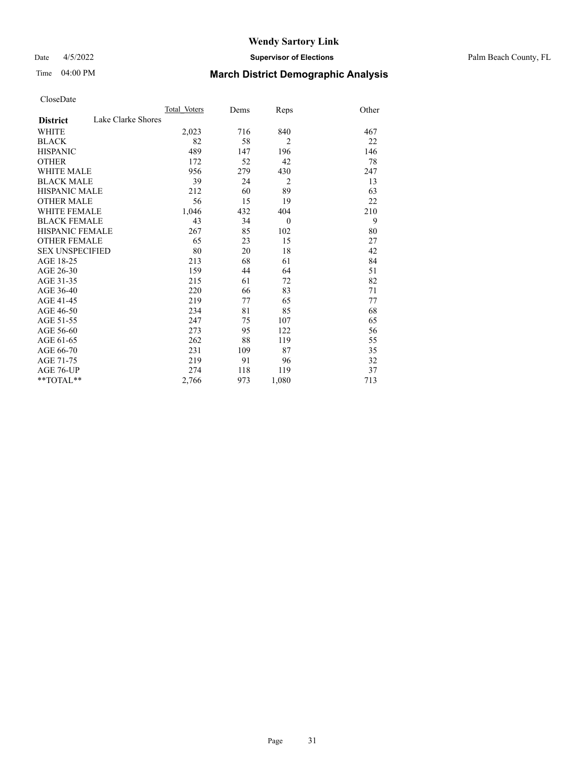# Wendy Sartory Link

Date 4/5/2022 **Supervisor of Elections** Palm Beach County, FL

Time 04:00 PM **March District Demographic Analysis**

CloseDate

| **District** Lake Clarke Shores | Total Voters | Dems | Reps | Other |
|---|---|---|---|---|
| WHITE | 2,023 | 716 | 840 | 467 |
| BLACK | 82 | 58 | 2 | 22 |
| HISPANIC | 489 | 147 | 196 | 146 |
| OTHER | 172 | 52 | 42 | 78 |
| WHITE MALE | 956 | 279 | 430 | 247 |
| BLACK MALE | 39 | 24 | 2 | 13 |
| HISPANIC MALE | 212 | 60 | 89 | 63 |
| OTHER MALE | 56 | 15 | 19 | 22 |
| WHITE FEMALE | 1,046 | 432 | 404 | 210 |
| BLACK FEMALE | 43 | 34 | 0 | 9 |
| HISPANIC FEMALE | 267 | 85 | 102 | 80 |
| OTHER FEMALE | 65 | 23 | 15 | 27 |
| SEX UNSPECIFIED | 80 | 20 | 18 | 42 |
| AGE 18-25 | 213 | 68 | 61 | 84 |
| AGE 26-30 | 159 | 44 | 64 | 51 |
| AGE 31-35 | 215 | 61 | 72 | 82 |
| AGE 36-40 | 220 | 66 | 83 | 71 |
| AGE 41-45 | 219 | 77 | 65 | 77 |
| AGE 46-50 | 234 | 81 | 85 | 68 |
| AGE 51-55 | 247 | 75 | 107 | 65 |
| AGE 56-60 | 273 | 95 | 122 | 56 |
| AGE 61-65 | 262 | 88 | 119 | 55 |
| AGE 66-70 | 231 | 109 | 87 | 35 |
| AGE 71-75 | 219 | 91 | 96 | 32 |
| AGE 76-UP | 274 | 118 | 119 | 37 |
| **TOTAL** | 2,766 | 973 | 1,080 | 713 |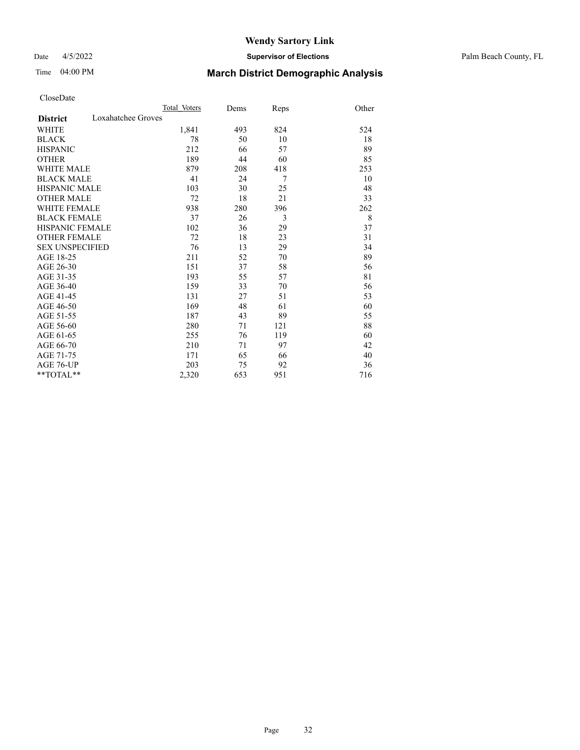CloseDate

| District | Loxahatchee Groves | Total_Voters | Dems | Reps | Other |
|---|---|---|---|---|---|
| WHITE | | 1,841 | 493 | 824 | 524 |
| BLACK | | 78 | 50 | 10 | 18 |
| HISPANIC | | 212 | 66 | 57 | 89 |
| OTHER | | 189 | 44 | 60 | 85 |
| WHITE MALE | | 879 | 208 | 418 | 253 |
| BLACK MALE | | 41 | 24 | 7 | 10 |
| HISPANIC MALE | | 103 | 30 | 25 | 48 |
| OTHER MALE | | 72 | 18 | 21 | 33 |
| WHITE FEMALE | | 938 | 280 | 396 | 262 |
| BLACK FEMALE | | 37 | 26 | 3 | 8 |
| HISPANIC FEMALE | | 102 | 36 | 29 | 37 |
| OTHER FEMALE | | 72 | 18 | 23 | 31 |
| SEX UNSPECIFIED | | 76 | 13 | 29 | 34 |
| AGE 18-25 | | 211 | 52 | 70 | 89 |
| AGE 26-30 | | 151 | 37 | 58 | 56 |
| AGE 31-35 | | 193 | 55 | 57 | 81 |
| AGE 36-40 | | 159 | 33 | 70 | 56 |
| AGE 41-45 | | 131 | 27 | 51 | 53 |
| AGE 46-50 | | 169 | 48 | 61 | 60 |
| AGE 51-55 | | 187 | 43 | 89 | 55 |
| AGE 56-60 | | 280 | 71 | 121 | 88 |
| AGE 61-65 | | 255 | 76 | 119 | 60 |
| AGE 66-70 | | 210 | 71 | 97 | 42 |
| AGE 71-75 | | 171 | 65 | 66 | 40 |
| AGE 76-UP | | 203 | 75 | 92 | 36 |
| **TOTAL** | | 2,320 | 653 | 951 | 716 |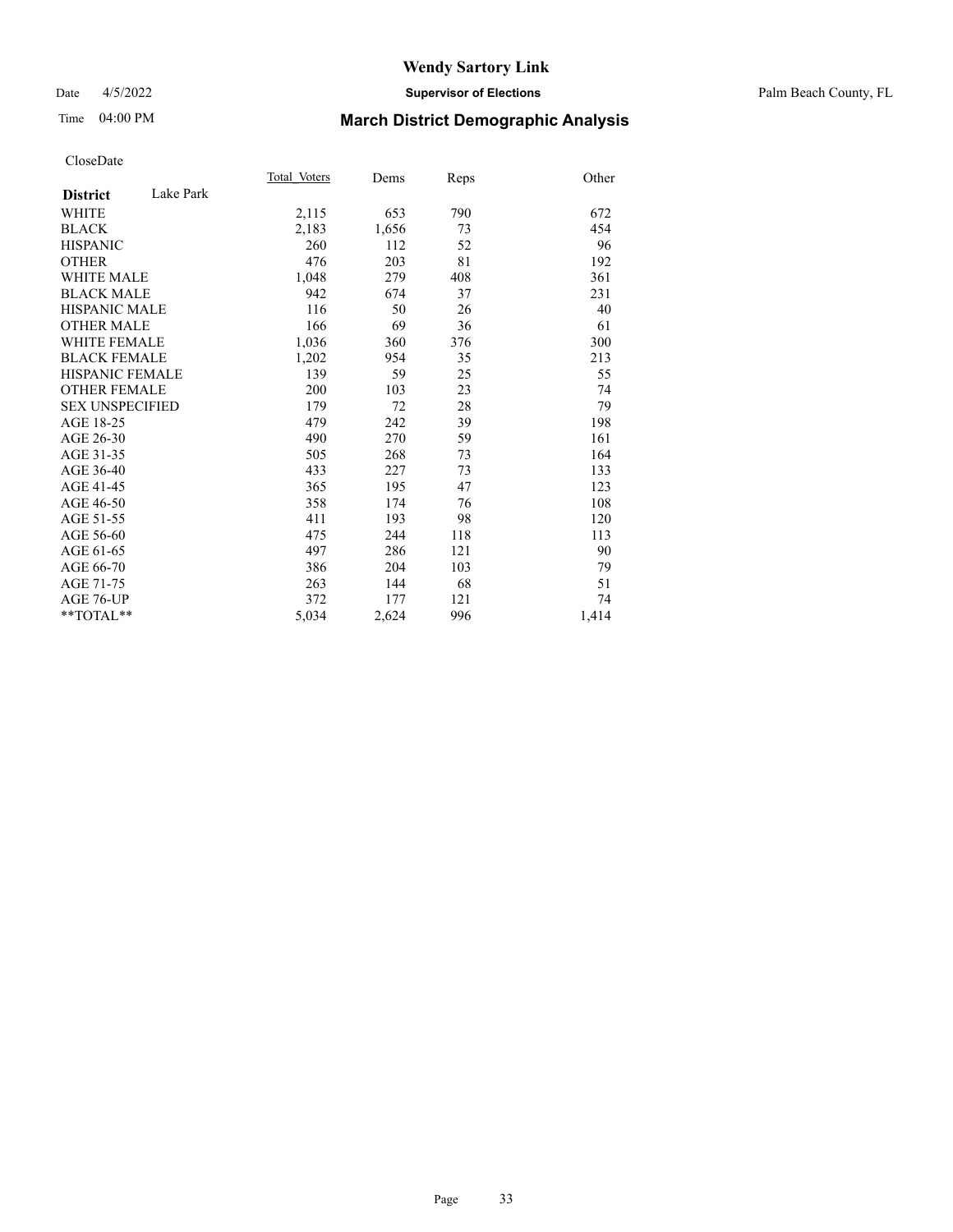# Wendy Sartory Link

Date 4/5/2022 **Supervisor of Elections** Palm Beach County, FL

Time 04:00 PM **March District Demographic Analysis**

CloseDate

| **District** Lake Park | Total Voters | Dems | Reps | Other |
|---|---|---|---|---|
| WHITE | 2,115 | 653 | 790 | 672 |
| BLACK | 2,183 | 1,656 | 73 | 454 |
| HISPANIC | 260 | 112 | 52 | 96 |
| OTHER | 476 | 203 | 81 | 192 |
| WHITE MALE | 1,048 | 279 | 408 | 361 |
| BLACK MALE | 942 | 674 | 37 | 231 |
| HISPANIC MALE | 116 | 50 | 26 | 40 |
| OTHER MALE | 166 | 69 | 36 | 61 |
| WHITE FEMALE | 1,036 | 360 | 376 | 300 |
| BLACK FEMALE | 1,202 | 954 | 35 | 213 |
| HISPANIC FEMALE | 139 | 59 | 25 | 55 |
| OTHER FEMALE | 200 | 103 | 23 | 74 |
| SEX UNSPECIFIED | 179 | 72 | 28 | 79 |
| AGE 18-25 | 479 | 242 | 39 | 198 |
| AGE 26-30 | 490 | 270 | 59 | 161 |
| AGE 31-35 | 505 | 268 | 73 | 164 |
| AGE 36-40 | 433 | 227 | 73 | 133 |
| AGE 41-45 | 365 | 195 | 47 | 123 |
| AGE 46-50 | 358 | 174 | 76 | 108 |
| AGE 51-55 | 411 | 193 | 98 | 120 |
| AGE 56-60 | 475 | 244 | 118 | 113 |
| AGE 61-65 | 497 | 286 | 121 | 90 |
| AGE 66-70 | 386 | 204 | 103 | 79 |
| AGE 71-75 | 263 | 144 | 68 | 51 |
| AGE 76-UP | 372 | 177 | 121 | 74 |
| **TOTAL** | 5,034 | 2,624 | 996 | 1,414 |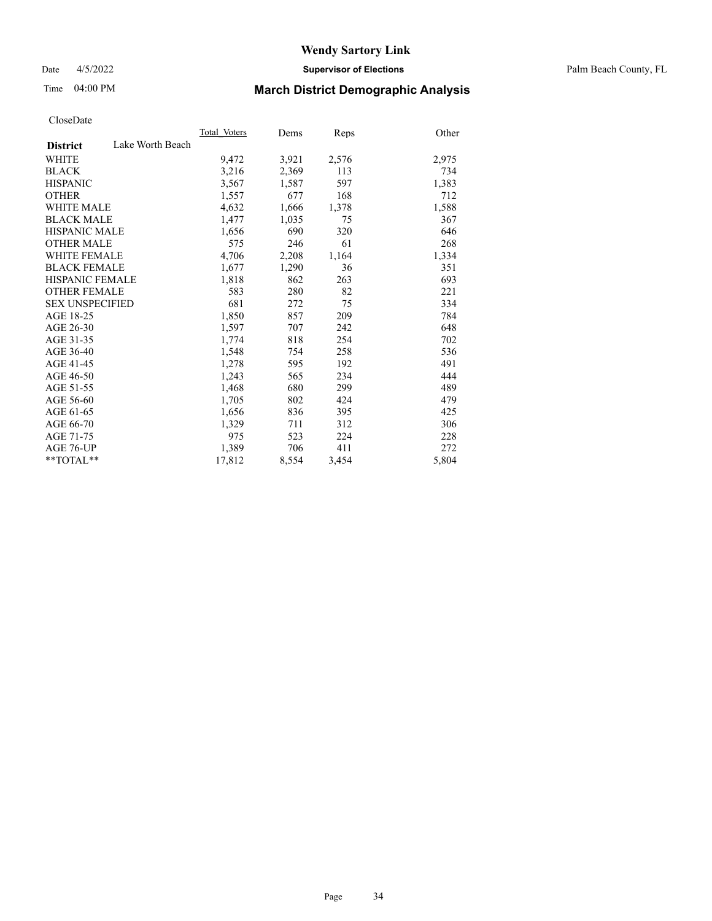# Wendy Sartory Link

Date 4/5/2022 **Supervisor of Elections** Palm Beach County, FL

Time 04:00 PM **March District Demographic Analysis**

CloseDate

| **District** Lake Worth Beach | Total Voters | Dems | Reps | Other |
|---|---|---|---|---|
| WHITE | 9,472 | 3,921 | 2,576 | 2,975 |
| BLACK | 3,216 | 2,369 | 113 | 734 |
| HISPANIC | 3,567 | 1,587 | 597 | 1,383 |
| OTHER | 1,557 | 677 | 168 | 712 |
| WHITE MALE | 4,632 | 1,666 | 1,378 | 1,588 |
| BLACK MALE | 1,477 | 1,035 | 75 | 367 |
| HISPANIC MALE | 1,656 | 690 | 320 | 646 |
| OTHER MALE | 575 | 246 | 61 | 268 |
| WHITE FEMALE | 4,706 | 2,208 | 1,164 | 1,334 |
| BLACK FEMALE | 1,677 | 1,290 | 36 | 351 |
| HISPANIC FEMALE | 1,818 | 862 | 263 | 693 |
| OTHER FEMALE | 583 | 280 | 82 | 221 |
| SEX UNSPECIFIED | 681 | 272 | 75 | 334 |
| AGE 18-25 | 1,850 | 857 | 209 | 784 |
| AGE 26-30 | 1,597 | 707 | 242 | 648 |
| AGE 31-35 | 1,774 | 818 | 254 | 702 |
| AGE 36-40 | 1,548 | 754 | 258 | 536 |
| AGE 41-45 | 1,278 | 595 | 192 | 491 |
| AGE 46-50 | 1,243 | 565 | 234 | 444 |
| AGE 51-55 | 1,468 | 680 | 299 | 489 |
| AGE 56-60 | 1,705 | 802 | 424 | 479 |
| AGE 61-65 | 1,656 | 836 | 395 | 425 |
| AGE 66-70 | 1,329 | 711 | 312 | 306 |
| AGE 71-75 | 975 | 523 | 224 | 228 |
| AGE 76-UP | 1,389 | 706 | 411 | 272 |
| **TOTAL** | 17,812 | 8,554 | 3,454 | 5,804 |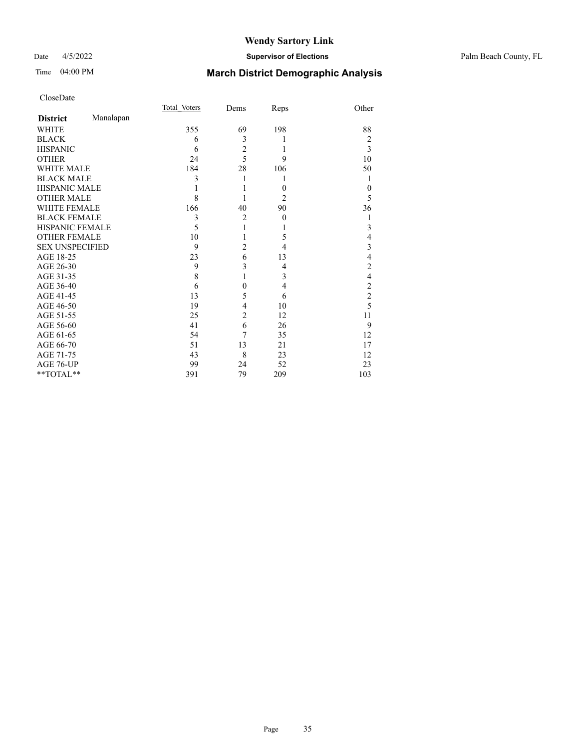# Wendy Sartory Link

Date 4/5/2022 **Supervisor of Elections** Palm Beach County, FL

Time 04:00 PM **March District Demographic Analysis**

CloseDate

| **District** Manalapan | Total_Voters | Dems | Reps | Other |
|---|---|---|---|---|
| WHITE | 355 | 69 | 198 | 88 |
| BLACK | 6 | 3 | 1 | 2 |
| HISPANIC | 6 | 2 | 1 | 3 |
| OTHER | 24 | 5 | 9 | 10 |
| WHITE MALE | 184 | 28 | 106 | 50 |
| BLACK MALE | 3 | 1 | 1 | 1 |
| HISPANIC MALE | 1 | 1 | 0 | 0 |
| OTHER MALE | 8 | 1 | 2 | 5 |
| WHITE FEMALE | 166 | 40 | 90 | 36 |
| BLACK FEMALE | 3 | 2 | 0 | 1 |
| HISPANIC FEMALE | 5 | 1 | 1 | 3 |
| OTHER FEMALE | 10 | 1 | 5 | 4 |
| SEX UNSPECIFIED | 9 | 2 | 4 | 3 |
| AGE 18-25 | 23 | 6 | 13 | 4 |
| AGE 26-30 | 9 | 3 | 4 | 2 |
| AGE 31-35 | 8 | 1 | 3 | 4 |
| AGE 36-40 | 6 | 0 | 4 | 2 |
| AGE 41-45 | 13 | 5 | 6 | 2 |
| AGE 46-50 | 19 | 4 | 10 | 5 |
| AGE 51-55 | 25 | 2 | 12 | 11 |
| AGE 56-60 | 41 | 6 | 26 | 9 |
| AGE 61-65 | 54 | 7 | 35 | 12 |
| AGE 66-70 | 51 | 13 | 21 | 17 |
| AGE 71-75 | 43 | 8 | 23 | 12 |
| AGE 76-UP | 99 | 24 | 52 | 23 |
| **TOTAL** | 391 | 79 | 209 | 103 |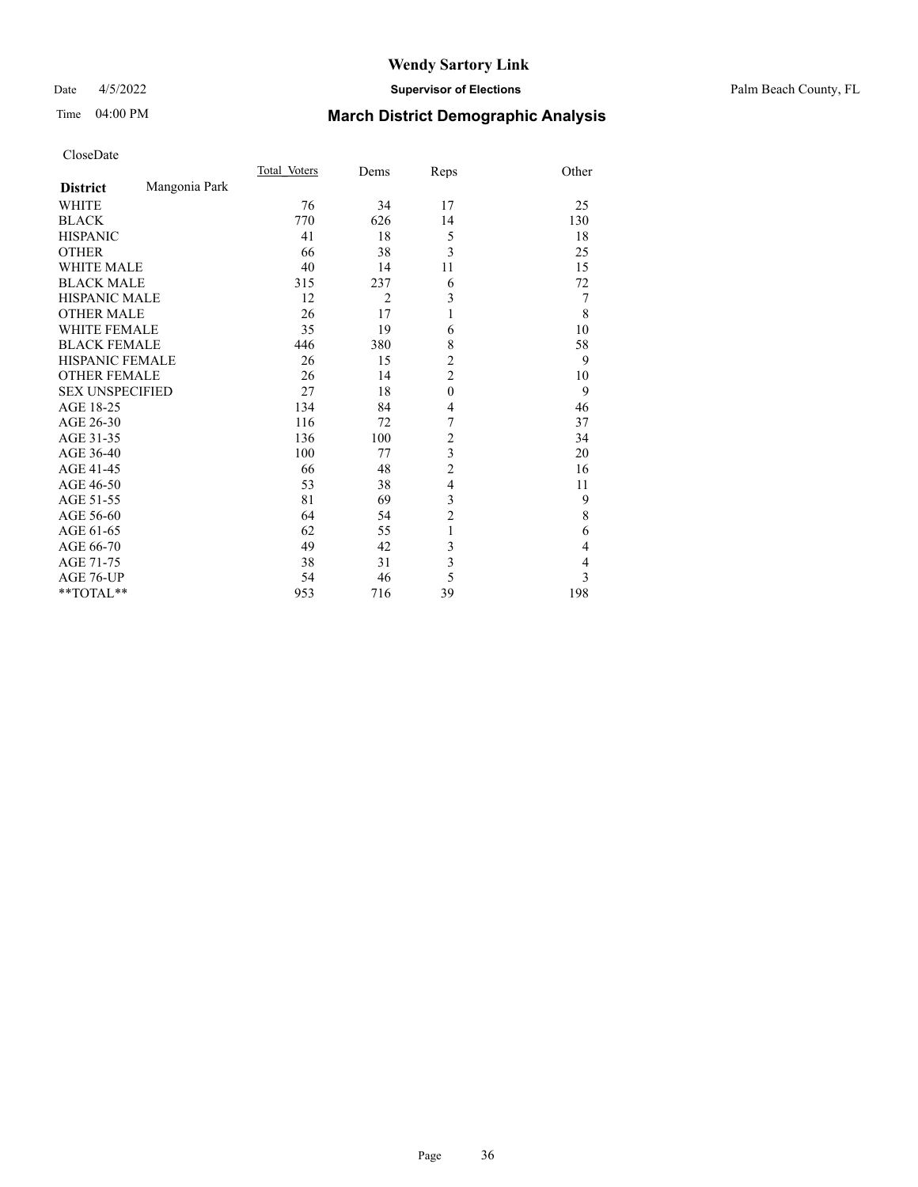# Wendy Sartory Link

Date 4/5/2022 **Supervisor of Elections** Palm Beach County, FL

Time 04:00 PM **March District Demographic Analysis**

CloseDate

| **District** Mangonia Park | Total_Voters | Dems | Reps | Other |
|---|---|---|---|---|
| WHITE | 76 | 34 | 17 | 25 |
| BLACK | 770 | 626 | 14 | 130 |
| HISPANIC | 41 | 18 | 5 | 18 |
| OTHER | 66 | 38 | 3 | 25 |
| WHITE MALE | 40 | 14 | 11 | 15 |
| BLACK MALE | 315 | 237 | 6 | 72 |
| HISPANIC MALE | 12 | 2 | 3 | 7 |
| OTHER MALE | 26 | 17 | 1 | 8 |
| WHITE FEMALE | 35 | 19 | 6 | 10 |
| BLACK FEMALE | 446 | 380 | 8 | 58 |
| HISPANIC FEMALE | 26 | 15 | 2 | 9 |
| OTHER FEMALE | 26 | 14 | 2 | 10 |
| SEX UNSPECIFIED | 27 | 18 | 0 | 9 |
| AGE 18-25 | 134 | 84 | 4 | 46 |
| AGE 26-30 | 116 | 72 | 7 | 37 |
| AGE 31-35 | 136 | 100 | 2 | 34 |
| AGE 36-40 | 100 | 77 | 3 | 20 |
| AGE 41-45 | 66 | 48 | 2 | 16 |
| AGE 46-50 | 53 | 38 | 4 | 11 |
| AGE 51-55 | 81 | 69 | 3 | 9 |
| AGE 56-60 | 64 | 54 | 2 | 8 |
| AGE 61-65 | 62 | 55 | 1 | 6 |
| AGE 66-70 | 49 | 42 | 3 | 4 |
| AGE 71-75 | 38 | 31 | 3 | 4 |
| AGE 76-UP | 54 | 46 | 5 | 3 |
| **TOTAL** | 953 | 716 | 39 | 198 |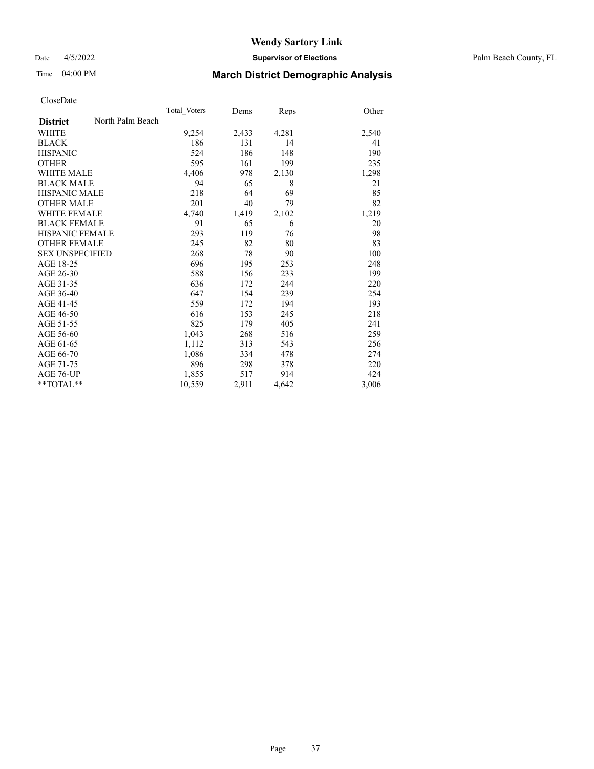# Wendy Sartory Link

Date 4/5/2022 **Supervisor of Elections** Palm Beach County, FL

Time 04:00 PM **March District Demographic Analysis**

CloseDate

| **District** North Palm Beach | Total Voters | Dems | Reps | Other |
|---|---|---|---|---|
| WHITE | 9,254 | 2,433 | 4,281 | 2,540 |
| BLACK | 186 | 131 | 14 | 41 |
| HISPANIC | 524 | 186 | 148 | 190 |
| OTHER | 595 | 161 | 199 | 235 |
| WHITE MALE | 4,406 | 978 | 2,130 | 1,298 |
| BLACK MALE | 94 | 65 | 8 | 21 |
| HISPANIC MALE | 218 | 64 | 69 | 85 |
| OTHER MALE | 201 | 40 | 79 | 82 |
| WHITE FEMALE | 4,740 | 1,419 | 2,102 | 1,219 |
| BLACK FEMALE | 91 | 65 | 6 | 20 |
| HISPANIC FEMALE | 293 | 119 | 76 | 98 |
| OTHER FEMALE | 245 | 82 | 80 | 83 |
| SEX UNSPECIFIED | 268 | 78 | 90 | 100 |
| AGE 18-25 | 696 | 195 | 253 | 248 |
| AGE 26-30 | 588 | 156 | 233 | 199 |
| AGE 31-35 | 636 | 172 | 244 | 220 |
| AGE 36-40 | 647 | 154 | 239 | 254 |
| AGE 41-45 | 559 | 172 | 194 | 193 |
| AGE 46-50 | 616 | 153 | 245 | 218 |
| AGE 51-55 | 825 | 179 | 405 | 241 |
| AGE 56-60 | 1,043 | 268 | 516 | 259 |
| AGE 61-65 | 1,112 | 313 | 543 | 256 |
| AGE 66-70 | 1,086 | 334 | 478 | 274 |
| AGE 71-75 | 896 | 298 | 378 | 220 |
| AGE 76-UP | 1,855 | 517 | 914 | 424 |
| **TOTAL** | 10,559 | 2,911 | 4,642 | 3,006 |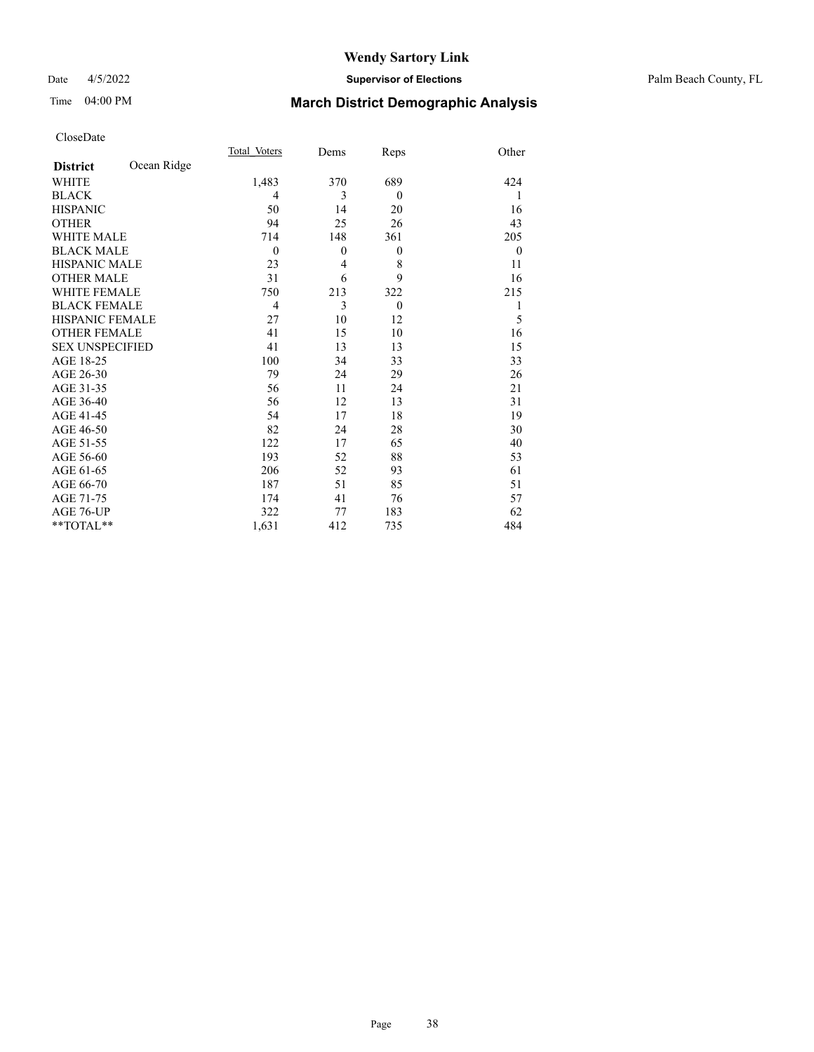# Wendy Sartory Link

**Supervisor of Elections**

Palm Beach County, FL

Date 4/5/2022

Time 04:00 PM

## March District Demographic Analysis

CloseDate

| **District** Ocean Ridge | Total Voters | Dems | Reps | Other |
|---|---|---|---|---|
| WHITE | 1,483 | 370 | 689 | 424 |
| BLACK | 4 | 3 | 0 | 1 |
| HISPANIC | 50 | 14 | 20 | 16 |
| OTHER | 94 | 25 | 26 | 43 |
| WHITE MALE | 714 | 148 | 361 | 205 |
| BLACK MALE | 0 | 0 | 0 | 0 |
| HISPANIC MALE | 23 | 4 | 8 | 11 |
| OTHER MALE | 31 | 6 | 9 | 16 |
| WHITE FEMALE | 750 | 213 | 322 | 215 |
| BLACK FEMALE | 4 | 3 | 0 | 1 |
| HISPANIC FEMALE | 27 | 10 | 12 | 5 |
| OTHER FEMALE | 41 | 15 | 10 | 16 |
| SEX UNSPECIFIED | 41 | 13 | 13 | 15 |
| AGE 18-25 | 100 | 34 | 33 | 33 |
| AGE 26-30 | 79 | 24 | 29 | 26 |
| AGE 31-35 | 56 | 11 | 24 | 21 |
| AGE 36-40 | 56 | 12 | 13 | 31 |
| AGE 41-45 | 54 | 17 | 18 | 19 |
| AGE 46-50 | 82 | 24 | 28 | 30 |
| AGE 51-55 | 122 | 17 | 65 | 40 |
| AGE 56-60 | 193 | 52 | 88 | 53 |
| AGE 61-65 | 206 | 52 | 93 | 61 |
| AGE 66-70 | 187 | 51 | 85 | 51 |
| AGE 71-75 | 174 | 41 | 76 | 57 |
| AGE 76-UP | 322 | 77 | 183 | 62 |
| **TOTAL** | 1,631 | 412 | 735 | 484 |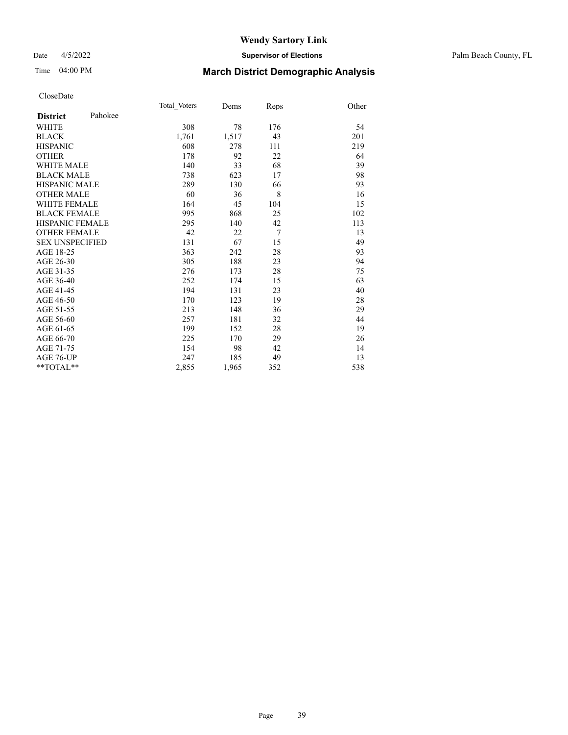# Wendy Sartory Link

Date 4/5/2022 **Supervisor of Elections** Palm Beach County, FL

Time 04:00 PM **March District Demographic Analysis**

CloseDate

| **District** Pahokee | Total Voters | Dems | Reps | Other |
|---|---|---|---|---|
| WHITE | 308 | 78 | 176 | 54 |
| BLACK | 1,761 | 1,517 | 43 | 201 |
| HISPANIC | 608 | 278 | 111 | 219 |
| OTHER | 178 | 92 | 22 | 64 |
| WHITE MALE | 140 | 33 | 68 | 39 |
| BLACK MALE | 738 | 623 | 17 | 98 |
| HISPANIC MALE | 289 | 130 | 66 | 93 |
| OTHER MALE | 60 | 36 | 8 | 16 |
| WHITE FEMALE | 164 | 45 | 104 | 15 |
| BLACK FEMALE | 995 | 868 | 25 | 102 |
| HISPANIC FEMALE | 295 | 140 | 42 | 113 |
| OTHER FEMALE | 42 | 22 | 7 | 13 |
| SEX UNSPECIFIED | 131 | 67 | 15 | 49 |
| AGE 18-25 | 363 | 242 | 28 | 93 |
| AGE 26-30 | 305 | 188 | 23 | 94 |
| AGE 31-35 | 276 | 173 | 28 | 75 |
| AGE 36-40 | 252 | 174 | 15 | 63 |
| AGE 41-45 | 194 | 131 | 23 | 40 |
| AGE 46-50 | 170 | 123 | 19 | 28 |
| AGE 51-55 | 213 | 148 | 36 | 29 |
| AGE 56-60 | 257 | 181 | 32 | 44 |
| AGE 61-65 | 199 | 152 | 28 | 19 |
| AGE 66-70 | 225 | 170 | 29 | 26 |
| AGE 71-75 | 154 | 98 | 42 | 14 |
| AGE 76-UP | 247 | 185 | 49 | 13 |
| **TOTAL** | 2,855 | 1,965 | 352 | 538 |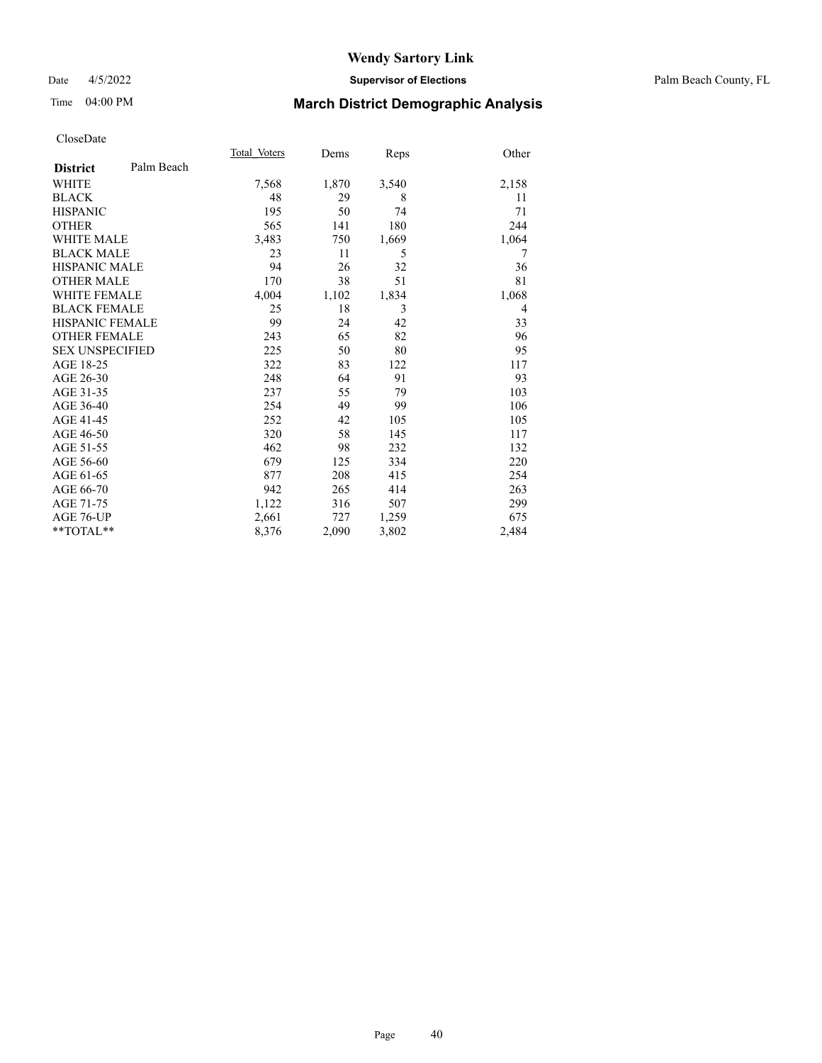# Wendy Sartory Link

Date 4/5/2022 **Supervisor of Elections** Palm Beach County, FL

Time 04:00 PM **March District Demographic Analysis**

CloseDate

| **District** Palm Beach | Total Voters | Dems | Reps | Other |
|---|---|---|---|---|
| WHITE | 7,568 | 1,870 | 3,540 | 2,158 |
| BLACK | 48 | 29 | 8 | 11 |
| HISPANIC | 195 | 50 | 74 | 71 |
| OTHER | 565 | 141 | 180 | 244 |
| WHITE MALE | 3,483 | 750 | 1,669 | 1,064 |
| BLACK MALE | 23 | 11 | 5 | 7 |
| HISPANIC MALE | 94 | 26 | 32 | 36 |
| OTHER MALE | 170 | 38 | 51 | 81 |
| WHITE FEMALE | 4,004 | 1,102 | 1,834 | 1,068 |
| BLACK FEMALE | 25 | 18 | 3 | 4 |
| HISPANIC FEMALE | 99 | 24 | 42 | 33 |
| OTHER FEMALE | 243 | 65 | 82 | 96 |
| SEX UNSPECIFIED | 225 | 50 | 80 | 95 |
| AGE 18-25 | 322 | 83 | 122 | 117 |
| AGE 26-30 | 248 | 64 | 91 | 93 |
| AGE 31-35 | 237 | 55 | 79 | 103 |
| AGE 36-40 | 254 | 49 | 99 | 106 |
| AGE 41-45 | 252 | 42 | 105 | 105 |
| AGE 46-50 | 320 | 58 | 145 | 117 |
| AGE 51-55 | 462 | 98 | 232 | 132 |
| AGE 56-60 | 679 | 125 | 334 | 220 |
| AGE 61-65 | 877 | 208 | 415 | 254 |
| AGE 66-70 | 942 | 265 | 414 | 263 |
| AGE 71-75 | 1,122 | 316 | 507 | 299 |
| AGE 76-UP | 2,661 | 727 | 1,259 | 675 |
| **TOTAL** | 8,376 | 2,090 | 3,802 | 2,484 |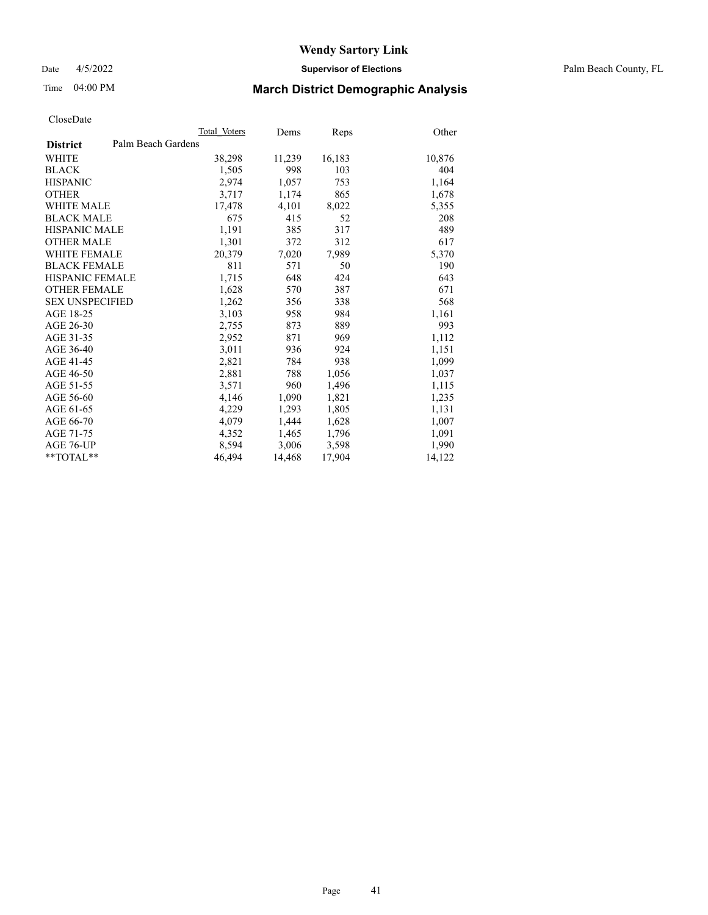# Wendy Sartory Link

Date 4/5/2022 **Supervisor of Elections** Palm Beach County, FL

Time 04:00 PM **March District Demographic Analysis**

CloseDate

| District | Total Voters | Dems | Reps | Other |
|---|---|---|---|---|
| **Palm Beach Gardens** | | | | |
| WHITE | 38,298 | 11,239 | 16,183 | 10,876 |
| BLACK | 1,505 | 998 | 103 | 404 |
| HISPANIC | 2,974 | 1,057 | 753 | 1,164 |
| OTHER | 3,717 | 1,174 | 865 | 1,678 |
| WHITE MALE | 17,478 | 4,101 | 8,022 | 5,355 |
| BLACK MALE | 675 | 415 | 52 | 208 |
| HISPANIC MALE | 1,191 | 385 | 317 | 489 |
| OTHER MALE | 1,301 | 372 | 312 | 617 |
| WHITE FEMALE | 20,379 | 7,020 | 7,989 | 5,370 |
| BLACK FEMALE | 811 | 571 | 50 | 190 |
| HISPANIC FEMALE | 1,715 | 648 | 424 | 643 |
| OTHER FEMALE | 1,628 | 570 | 387 | 671 |
| SEX UNSPECIFIED | 1,262 | 356 | 338 | 568 |
| AGE 18-25 | 3,103 | 958 | 984 | 1,161 |
| AGE 26-30 | 2,755 | 873 | 889 | 993 |
| AGE 31-35 | 2,952 | 871 | 969 | 1,112 |
| AGE 36-40 | 3,011 | 936 | 924 | 1,151 |
| AGE 41-45 | 2,821 | 784 | 938 | 1,099 |
| AGE 46-50 | 2,881 | 788 | 1,056 | 1,037 |
| AGE 51-55 | 3,571 | 960 | 1,496 | 1,115 |
| AGE 56-60 | 4,146 | 1,090 | 1,821 | 1,235 |
| AGE 61-65 | 4,229 | 1,293 | 1,805 | 1,131 |
| AGE 66-70 | 4,079 | 1,444 | 1,628 | 1,007 |
| AGE 71-75 | 4,352 | 1,465 | 1,796 | 1,091 |
| AGE 76-UP | 8,594 | 3,006 | 3,598 | 1,990 |
| **TOTAL** | 46,494 | 14,468 | 17,904 | 14,122 |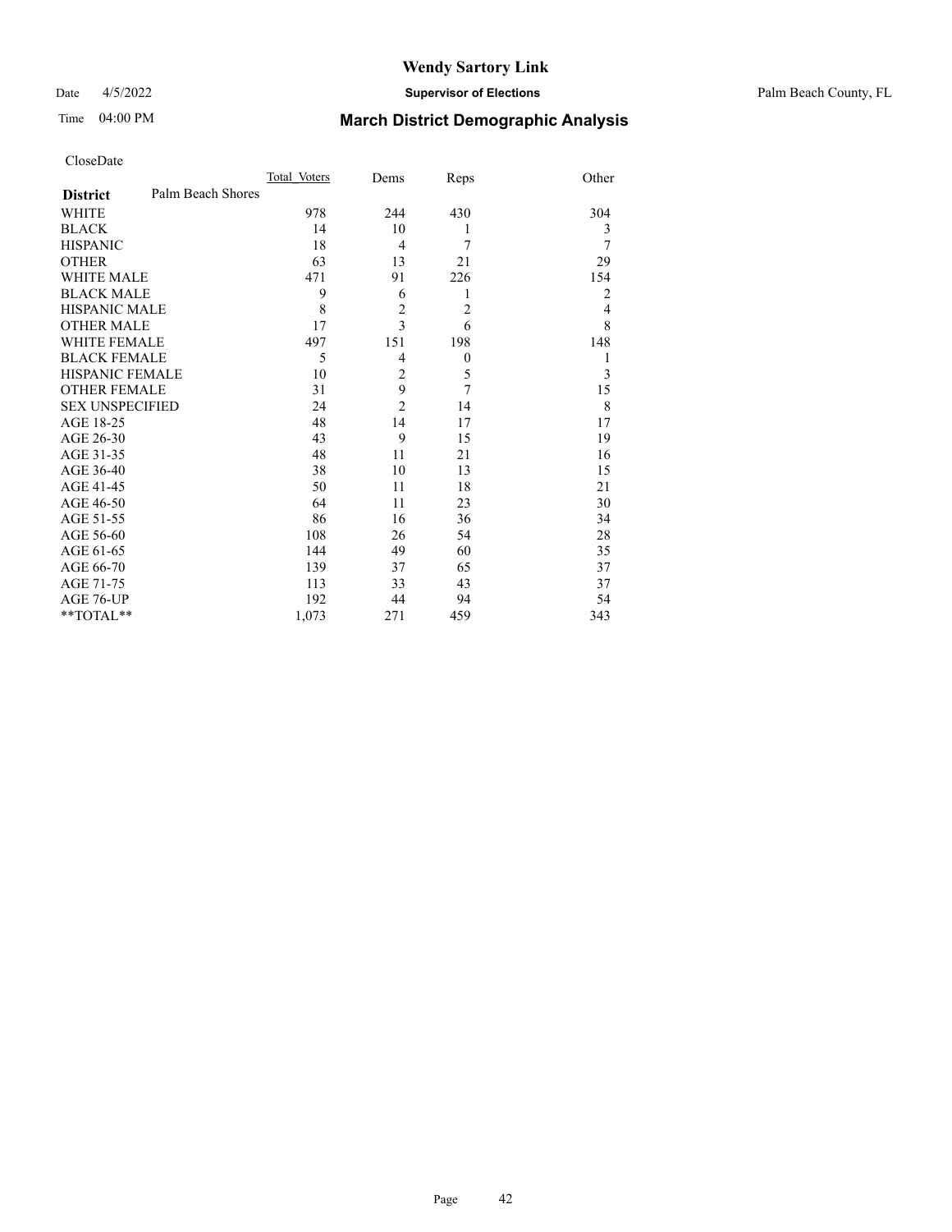# Wendy Sartory Link

Date 4/5/2022 **Supervisor of Elections** Palm Beach County, FL

Time 04:00 PM **March District Demographic Analysis**

CloseDate

| **District** Palm Beach Shores | Total_Voters | Dems | Reps | Other |
|---|---|---|---|---|
| WHITE | 978 | 244 | 430 | 304 |
| BLACK | 14 | 10 | 1 | 3 |
| HISPANIC | 18 | 4 | 7 | 7 |
| OTHER | 63 | 13 | 21 | 29 |
| WHITE MALE | 471 | 91 | 226 | 154 |
| BLACK MALE | 9 | 6 | 1 | 2 |
| HISPANIC MALE | 8 | 2 | 2 | 4 |
| OTHER MALE | 17 | 3 | 6 | 8 |
| WHITE FEMALE | 497 | 151 | 198 | 148 |
| BLACK FEMALE | 5 | 4 | 0 | 1 |
| HISPANIC FEMALE | 10 | 2 | 5 | 3 |
| OTHER FEMALE | 31 | 9 | 7 | 15 |
| SEX UNSPECIFIED | 24 | 2 | 14 | 8 |
| AGE 18-25 | 48 | 14 | 17 | 17 |
| AGE 26-30 | 43 | 9 | 15 | 19 |
| AGE 31-35 | 48 | 11 | 21 | 16 |
| AGE 36-40 | 38 | 10 | 13 | 15 |
| AGE 41-45 | 50 | 11 | 18 | 21 |
| AGE 46-50 | 64 | 11 | 23 | 30 |
| AGE 51-55 | 86 | 16 | 36 | 34 |
| AGE 56-60 | 108 | 26 | 54 | 28 |
| AGE 61-65 | 144 | 49 | 60 | 35 |
| AGE 66-70 | 139 | 37 | 65 | 37 |
| AGE 71-75 | 113 | 33 | 43 | 37 |
| AGE 76-UP | 192 | 44 | 94 | 54 |
| **TOTAL** | 1,073 | 271 | 459 | 343 |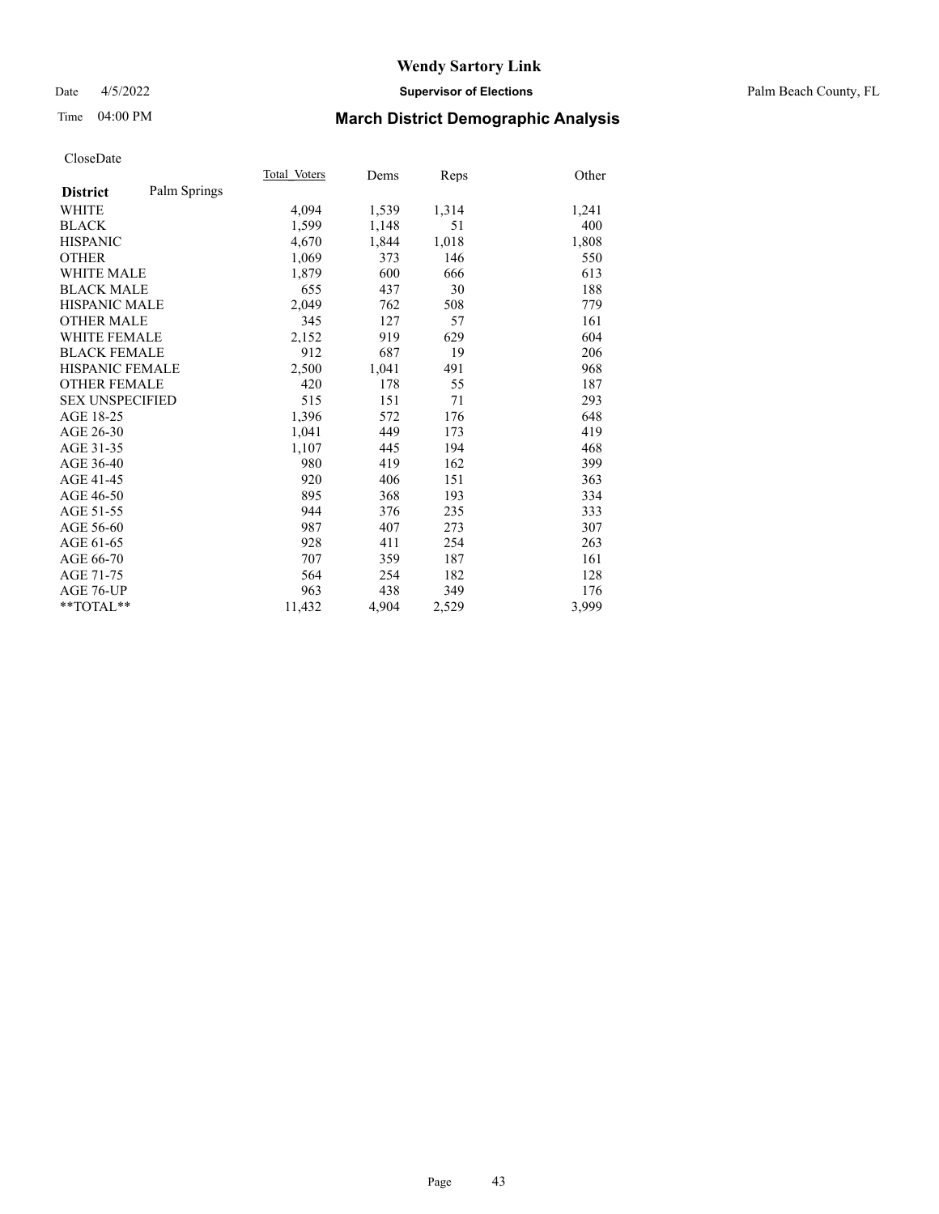# Wendy Sartory Link

Date 4/5/2022 **Supervisor of Elections** Palm Beach County, FL

Time 04:00 PM **March District Demographic Analysis**

CloseDate

| **District** Palm Springs | Total Voters | Dems | Reps | Other |
|---|---|---|---|---|
| WHITE | 4,094 | 1,539 | 1,314 | 1,241 |
| BLACK | 1,599 | 1,148 | 51 | 400 |
| HISPANIC | 4,670 | 1,844 | 1,018 | 1,808 |
| OTHER | 1,069 | 373 | 146 | 550 |
| WHITE MALE | 1,879 | 600 | 666 | 613 |
| BLACK MALE | 655 | 437 | 30 | 188 |
| HISPANIC MALE | 2,049 | 762 | 508 | 779 |
| OTHER MALE | 345 | 127 | 57 | 161 |
| WHITE FEMALE | 2,152 | 919 | 629 | 604 |
| BLACK FEMALE | 912 | 687 | 19 | 206 |
| HISPANIC FEMALE | 2,500 | 1,041 | 491 | 968 |
| OTHER FEMALE | 420 | 178 | 55 | 187 |
| SEX UNSPECIFIED | 515 | 151 | 71 | 293 |
| AGE 18-25 | 1,396 | 572 | 176 | 648 |
| AGE 26-30 | 1,041 | 449 | 173 | 419 |
| AGE 31-35 | 1,107 | 445 | 194 | 468 |
| AGE 36-40 | 980 | 419 | 162 | 399 |
| AGE 41-45 | 920 | 406 | 151 | 363 |
| AGE 46-50 | 895 | 368 | 193 | 334 |
| AGE 51-55 | 944 | 376 | 235 | 333 |
| AGE 56-60 | 987 | 407 | 273 | 307 |
| AGE 61-65 | 928 | 411 | 254 | 263 |
| AGE 66-70 | 707 | 359 | 187 | 161 |
| AGE 71-75 | 564 | 254 | 182 | 128 |
| AGE 76-UP | 963 | 438 | 349 | 176 |
| **TOTAL** | 11,432 | 4,904 | 2,529 | 3,999 |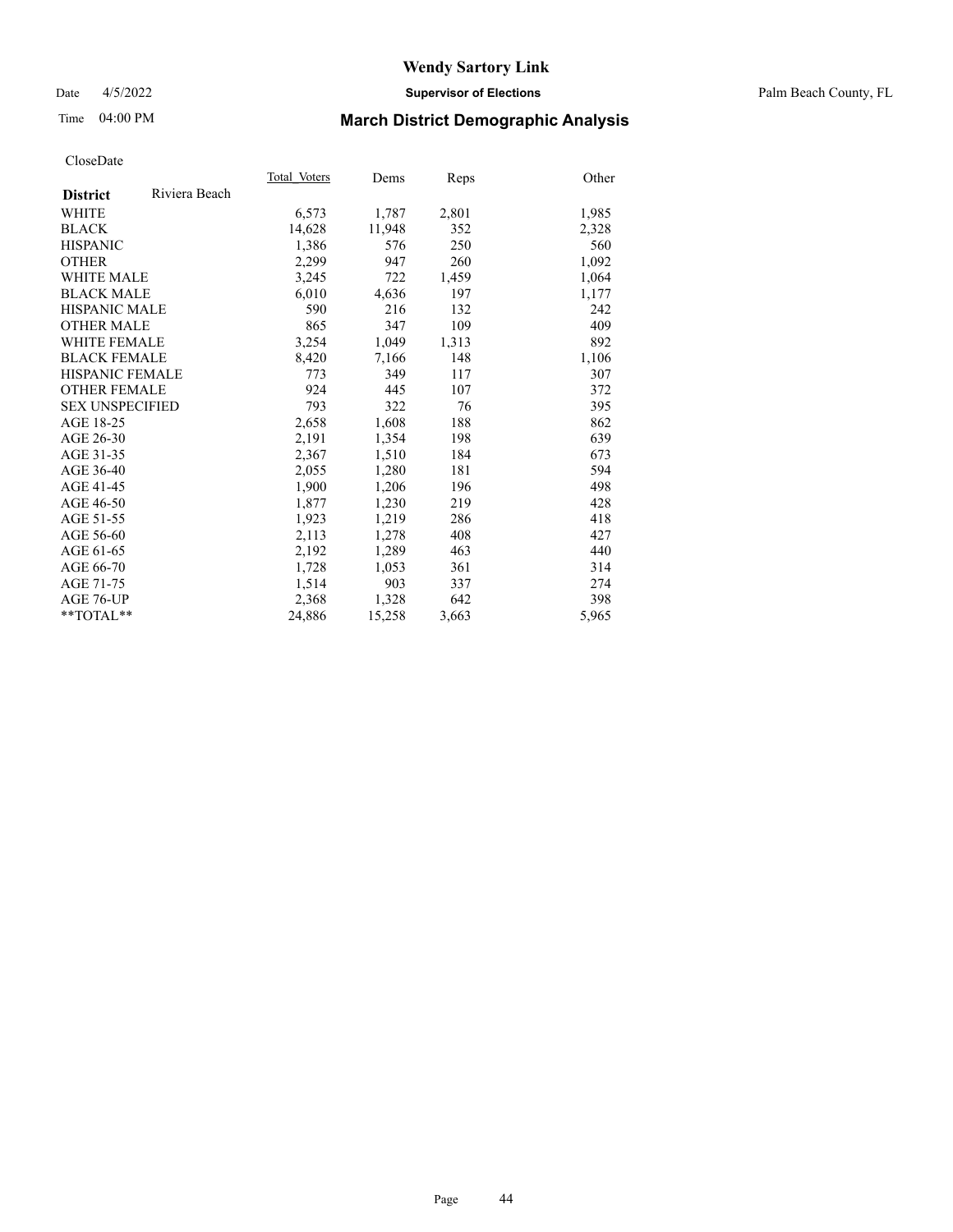# Wendy Sartory Link

Date 4/5/2022 **Supervisor of Elections** Palm Beach County, FL

Time 04:00 PM **March District Demographic Analysis**

CloseDate

| **District** Riviera Beach | Total Voters | Dems | Reps | Other |
|---|---|---|---|---|
| WHITE | 6,573 | 1,787 | 2,801 | 1,985 |
| BLACK | 14,628 | 11,948 | 352 | 2,328 |
| HISPANIC | 1,386 | 576 | 250 | 560 |
| OTHER | 2,299 | 947 | 260 | 1,092 |
| WHITE MALE | 3,245 | 722 | 1,459 | 1,064 |
| BLACK MALE | 6,010 | 4,636 | 197 | 1,177 |
| HISPANIC MALE | 590 | 216 | 132 | 242 |
| OTHER MALE | 865 | 347 | 109 | 409 |
| WHITE FEMALE | 3,254 | 1,049 | 1,313 | 892 |
| BLACK FEMALE | 8,420 | 7,166 | 148 | 1,106 |
| HISPANIC FEMALE | 773 | 349 | 117 | 307 |
| OTHER FEMALE | 924 | 445 | 107 | 372 |
| SEX UNSPECIFIED | 793 | 322 | 76 | 395 |
| AGE 18-25 | 2,658 | 1,608 | 188 | 862 |
| AGE 26-30 | 2,191 | 1,354 | 198 | 639 |
| AGE 31-35 | 2,367 | 1,510 | 184 | 673 |
| AGE 36-40 | 2,055 | 1,280 | 181 | 594 |
| AGE 41-45 | 1,900 | 1,206 | 196 | 498 |
| AGE 46-50 | 1,877 | 1,230 | 219 | 428 |
| AGE 51-55 | 1,923 | 1,219 | 286 | 418 |
| AGE 56-60 | 2,113 | 1,278 | 408 | 427 |
| AGE 61-65 | 2,192 | 1,289 | 463 | 440 |
| AGE 66-70 | 1,728 | 1,053 | 361 | 314 |
| AGE 71-75 | 1,514 | 903 | 337 | 274 |
| AGE 76-UP | 2,368 | 1,328 | 642 | 398 |
| **TOTAL** | 24,886 | 15,258 | 3,663 | 5,965 |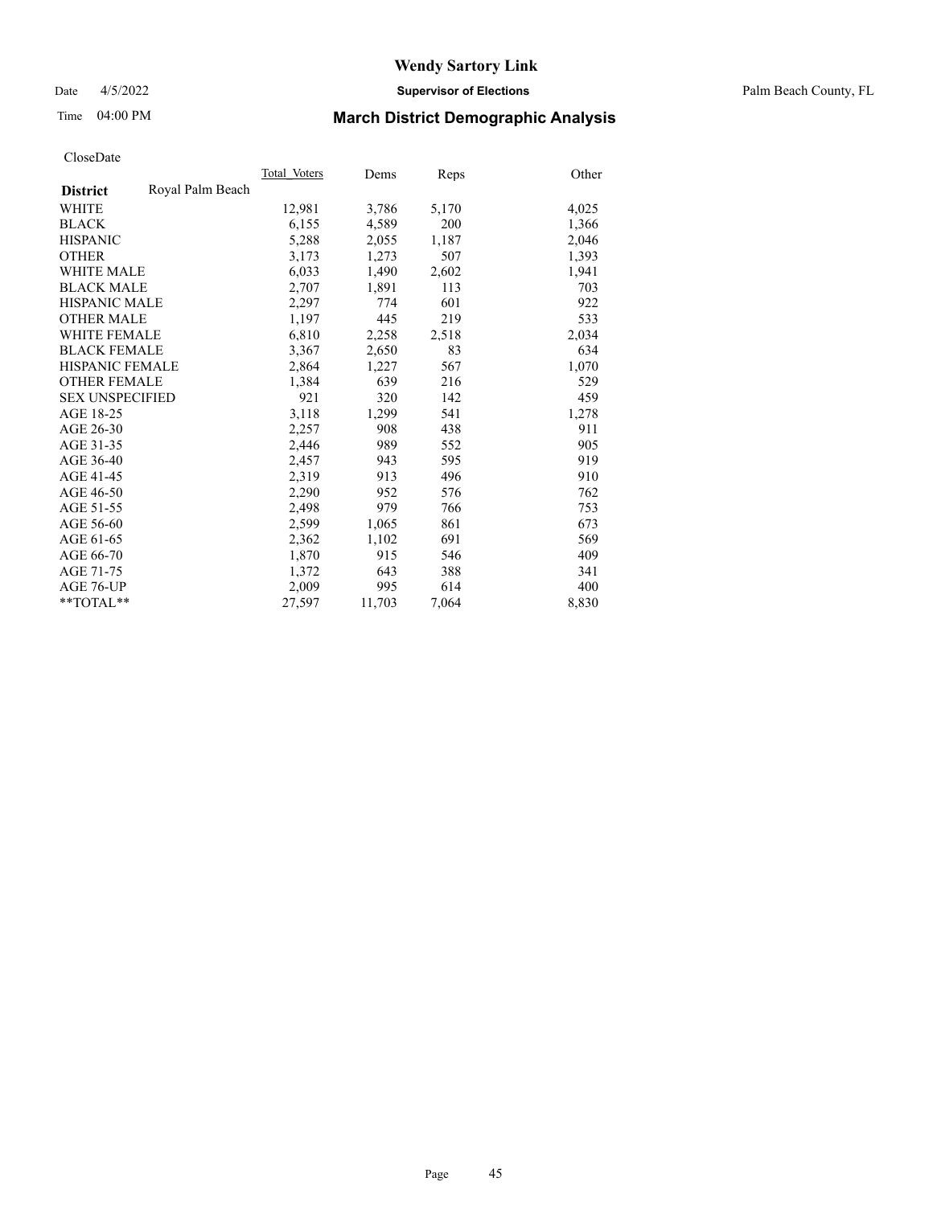# Wendy Sartory Link

Date 4/5/2022 **Supervisor of Elections** Palm Beach County, FL

Time 04:00 PM **March District Demographic Analysis**

CloseDate

| **District** Royal Palm Beach | Total Voters | Dems | Reps | Other |
|---|---|---|---|---|
| WHITE | 12,981 | 3,786 | 5,170 | 4,025 |
| BLACK | 6,155 | 4,589 | 200 | 1,366 |
| HISPANIC | 5,288 | 2,055 | 1,187 | 2,046 |
| OTHER | 3,173 | 1,273 | 507 | 1,393 |
| WHITE MALE | 6,033 | 1,490 | 2,602 | 1,941 |
| BLACK MALE | 2,707 | 1,891 | 113 | 703 |
| HISPANIC MALE | 2,297 | 774 | 601 | 922 |
| OTHER MALE | 1,197 | 445 | 219 | 533 |
| WHITE FEMALE | 6,810 | 2,258 | 2,518 | 2,034 |
| BLACK FEMALE | 3,367 | 2,650 | 83 | 634 |
| HISPANIC FEMALE | 2,864 | 1,227 | 567 | 1,070 |
| OTHER FEMALE | 1,384 | 639 | 216 | 529 |
| SEX UNSPECIFIED | 921 | 320 | 142 | 459 |
| AGE 18-25 | 3,118 | 1,299 | 541 | 1,278 |
| AGE 26-30 | 2,257 | 908 | 438 | 911 |
| AGE 31-35 | 2,446 | 989 | 552 | 905 |
| AGE 36-40 | 2,457 | 943 | 595 | 919 |
| AGE 41-45 | 2,319 | 913 | 496 | 910 |
| AGE 46-50 | 2,290 | 952 | 576 | 762 |
| AGE 51-55 | 2,498 | 979 | 766 | 753 |
| AGE 56-60 | 2,599 | 1,065 | 861 | 673 |
| AGE 61-65 | 2,362 | 1,102 | 691 | 569 |
| AGE 66-70 | 1,870 | 915 | 546 | 409 |
| AGE 71-75 | 1,372 | 643 | 388 | 341 |
| AGE 76-UP | 2,009 | 995 | 614 | 400 |
| **TOTAL** | 27,597 | 11,703 | 7,064 | 8,830 |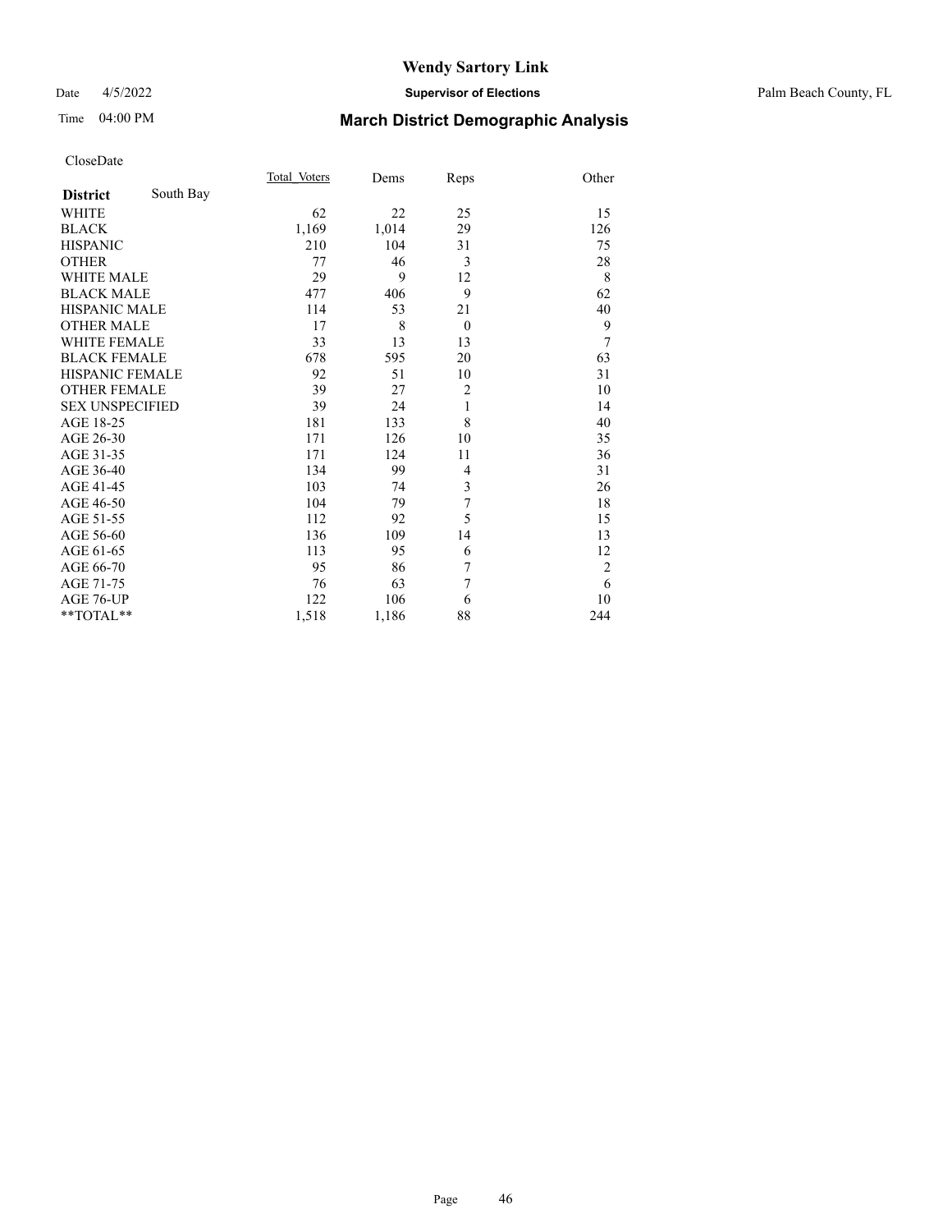# Wendy Sartory Link

Date 4/5/2022 **Supervisor of Elections** Palm Beach County, FL

Time 04:00 PM **March District Demographic Analysis**

CloseDate

| **District** South Bay | Total Voters | Dems | Reps | Other |
|---|---|---|---|---|
| WHITE | 62 | 22 | 25 | 15 |
| BLACK | 1,169 | 1,014 | 29 | 126 |
| HISPANIC | 210 | 104 | 31 | 75 |
| OTHER | 77 | 46 | 3 | 28 |
| WHITE MALE | 29 | 9 | 12 | 8 |
| BLACK MALE | 477 | 406 | 9 | 62 |
| HISPANIC MALE | 114 | 53 | 21 | 40 |
| OTHER MALE | 17 | 8 | 0 | 9 |
| WHITE FEMALE | 33 | 13 | 13 | 7 |
| BLACK FEMALE | 678 | 595 | 20 | 63 |
| HISPANIC FEMALE | 92 | 51 | 10 | 31 |
| OTHER FEMALE | 39 | 27 | 2 | 10 |
| SEX UNSPECIFIED | 39 | 24 | 1 | 14 |
| AGE 18-25 | 181 | 133 | 8 | 40 |
| AGE 26-30 | 171 | 126 | 10 | 35 |
| AGE 31-35 | 171 | 124 | 11 | 36 |
| AGE 36-40 | 134 | 99 | 4 | 31 |
| AGE 41-45 | 103 | 74 | 3 | 26 |
| AGE 46-50 | 104 | 79 | 7 | 18 |
| AGE 51-55 | 112 | 92 | 5 | 15 |
| AGE 56-60 | 136 | 109 | 14 | 13 |
| AGE 61-65 | 113 | 95 | 6 | 12 |
| AGE 66-70 | 95 | 86 | 7 | 2 |
| AGE 71-75 | 76 | 63 | 7 | 6 |
| AGE 76-UP | 122 | 106 | 6 | 10 |
| **TOTAL** | 1,518 | 1,186 | 88 | 244 |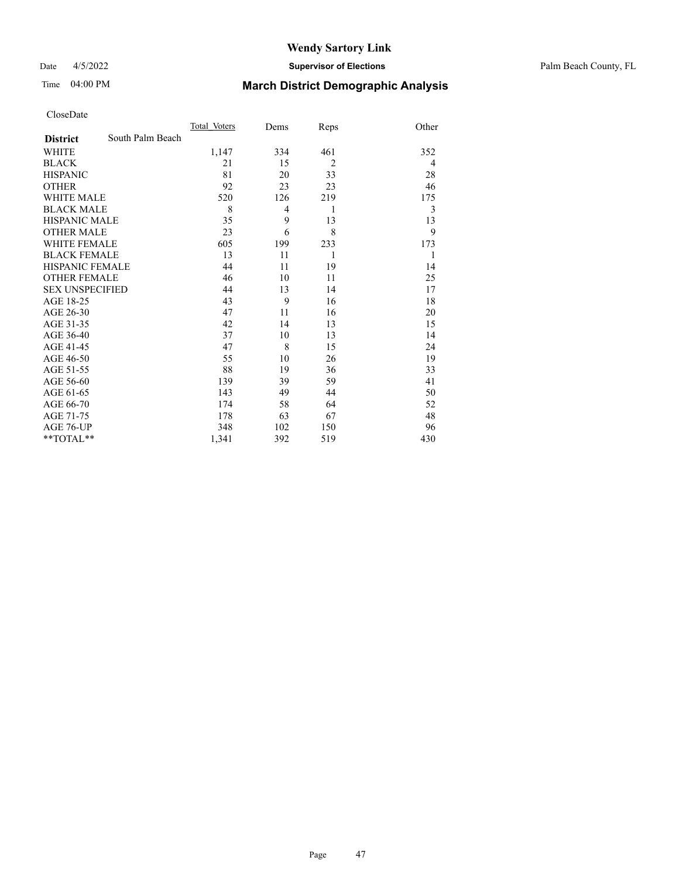# Wendy Sartory Link

Date 4/5/2022 **Supervisor of Elections** Palm Beach County, FL

Time 04:00 PM **March District Demographic Analysis**

CloseDate

| **District** South Palm Beach | Total_Voters | Dems | Reps | Other |
|---|---|---|---|---|
| WHITE | 1,147 | 334 | 461 | 352 |
| BLACK | 21 | 15 | 2 | 4 |
| HISPANIC | 81 | 20 | 33 | 28 |
| OTHER | 92 | 23 | 23 | 46 |
| WHITE MALE | 520 | 126 | 219 | 175 |
| BLACK MALE | 8 | 4 | 1 | 3 |
| HISPANIC MALE | 35 | 9 | 13 | 13 |
| OTHER MALE | 23 | 6 | 8 | 9 |
| WHITE FEMALE | 605 | 199 | 233 | 173 |
| BLACK FEMALE | 13 | 11 | 1 | 1 |
| HISPANIC FEMALE | 44 | 11 | 19 | 14 |
| OTHER FEMALE | 46 | 10 | 11 | 25 |
| SEX UNSPECIFIED | 44 | 13 | 14 | 17 |
| AGE 18-25 | 43 | 9 | 16 | 18 |
| AGE 26-30 | 47 | 11 | 16 | 20 |
| AGE 31-35 | 42 | 14 | 13 | 15 |
| AGE 36-40 | 37 | 10 | 13 | 14 |
| AGE 41-45 | 47 | 8 | 15 | 24 |
| AGE 46-50 | 55 | 10 | 26 | 19 |
| AGE 51-55 | 88 | 19 | 36 | 33 |
| AGE 56-60 | 139 | 39 | 59 | 41 |
| AGE 61-65 | 143 | 49 | 44 | 50 |
| AGE 66-70 | 174 | 58 | 64 | 52 |
| AGE 71-75 | 178 | 63 | 67 | 48 |
| AGE 76-UP | 348 | 102 | 150 | 96 |
| **TOTAL** | 1,341 | 392 | 519 | 430 |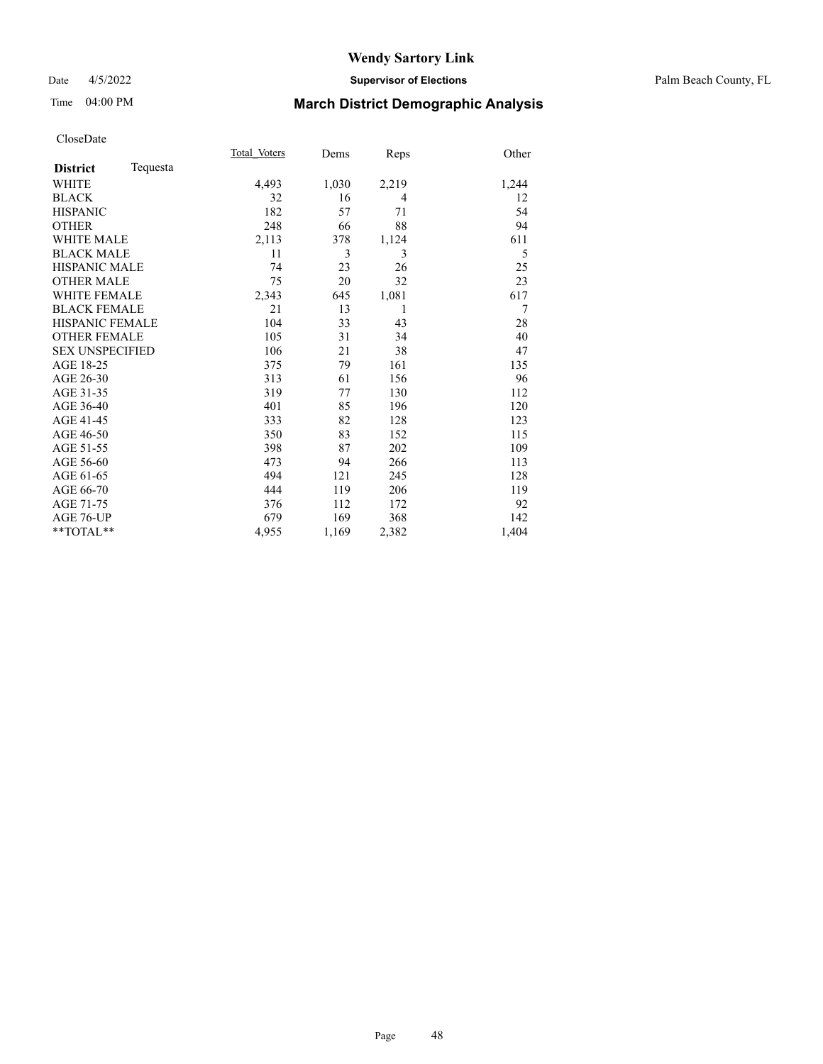# Wendy Sartory Link

Date 4/5/2022 **Supervisor of Elections** Palm Beach County, FL

Time 04:00 PM **March District Demographic Analysis**

CloseDate

| **District** Tequesta | Total Voters | Dems | Reps | Other |
|---|---|---|---|---|
| WHITE | 4,493 | 1,030 | 2,219 | 1,244 |
| BLACK | 32 | 16 | 4 | 12 |
| HISPANIC | 182 | 57 | 71 | 54 |
| OTHER | 248 | 66 | 88 | 94 |
| WHITE MALE | 2,113 | 378 | 1,124 | 611 |
| BLACK MALE | 11 | 3 | 3 | 5 |
| HISPANIC MALE | 74 | 23 | 26 | 25 |
| OTHER MALE | 75 | 20 | 32 | 23 |
| WHITE FEMALE | 2,343 | 645 | 1,081 | 617 |
| BLACK FEMALE | 21 | 13 | 1 | 7 |
| HISPANIC FEMALE | 104 | 33 | 43 | 28 |
| OTHER FEMALE | 105 | 31 | 34 | 40 |
| SEX UNSPECIFIED | 106 | 21 | 38 | 47 |
| AGE 18-25 | 375 | 79 | 161 | 135 |
| AGE 26-30 | 313 | 61 | 156 | 96 |
| AGE 31-35 | 319 | 77 | 130 | 112 |
| AGE 36-40 | 401 | 85 | 196 | 120 |
| AGE 41-45 | 333 | 82 | 128 | 123 |
| AGE 46-50 | 350 | 83 | 152 | 115 |
| AGE 51-55 | 398 | 87 | 202 | 109 |
| AGE 56-60 | 473 | 94 | 266 | 113 |
| AGE 61-65 | 494 | 121 | 245 | 128 |
| AGE 66-70 | 444 | 119 | 206 | 119 |
| AGE 71-75 | 376 | 112 | 172 | 92 |
| AGE 76-UP | 679 | 169 | 368 | 142 |
| **TOTAL** | 4,955 | 1,169 | 2,382 | 1,404 |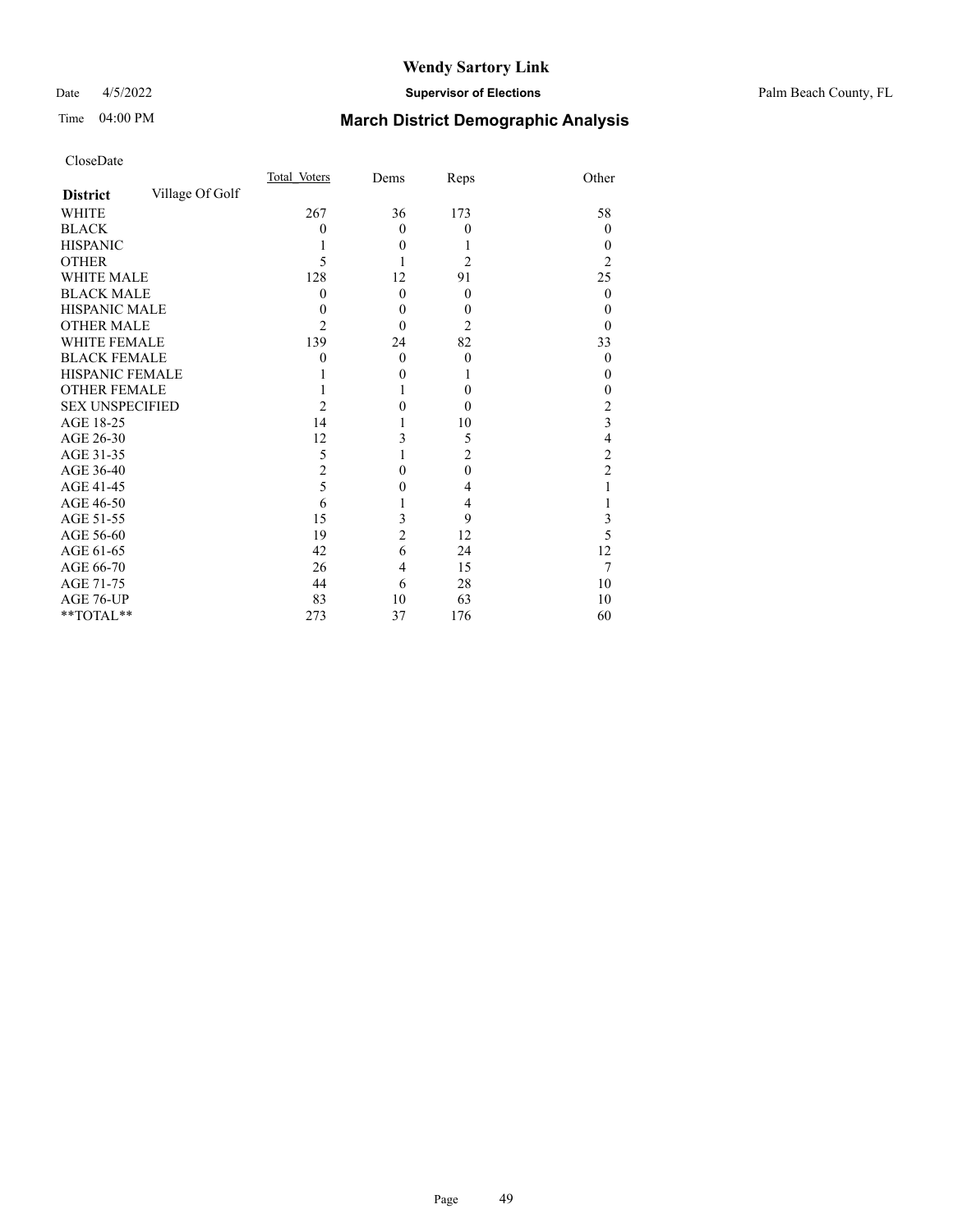CloseDate

| District | Village Of Golf | Total_Voters | Dems | Reps | Other |
|---|---|---|---|---|---|
| WHITE | | 267 | 36 | 173 | 58 |
| BLACK | | 0 | 0 | 0 | 0 |
| HISPANIC | | 1 | 0 | 1 | 0 |
| OTHER | | 5 | 1 | 2 | 2 |
| WHITE MALE | | 128 | 12 | 91 | 25 |
| BLACK MALE | | 0 | 0 | 0 | 0 |
| HISPANIC MALE | | 0 | 0 | 0 | 0 |
| OTHER MALE | | 2 | 0 | 2 | 0 |
| WHITE FEMALE | | 139 | 24 | 82 | 33 |
| BLACK FEMALE | | 0 | 0 | 0 | 0 |
| HISPANIC FEMALE | | 1 | 0 | 1 | 0 |
| OTHER FEMALE | | 1 | 1 | 0 | 0 |
| SEX UNSPECIFIED | | 2 | 0 | 0 | 2 |
| AGE 18-25 | | 14 | 1 | 10 | 3 |
| AGE 26-30 | | 12 | 3 | 5 | 4 |
| AGE 31-35 | | 5 | 1 | 2 | 2 |
| AGE 36-40 | | 2 | 0 | 0 | 2 |
| AGE 41-45 | | 5 | 0 | 4 | 1 |
| AGE 46-50 | | 6 | 1 | 4 | 1 |
| AGE 51-55 | | 15 | 3 | 9 | 3 |
| AGE 56-60 | | 19 | 2 | 12 | 5 |
| AGE 61-65 | | 42 | 6 | 24 | 12 |
| AGE 66-70 | | 26 | 4 | 15 | 7 |
| AGE 71-75 | | 44 | 6 | 28 | 10 |
| AGE 76-UP | | 83 | 10 | 63 | 10 |
| **TOTAL** | | 273 | 37 | 176 | 60 |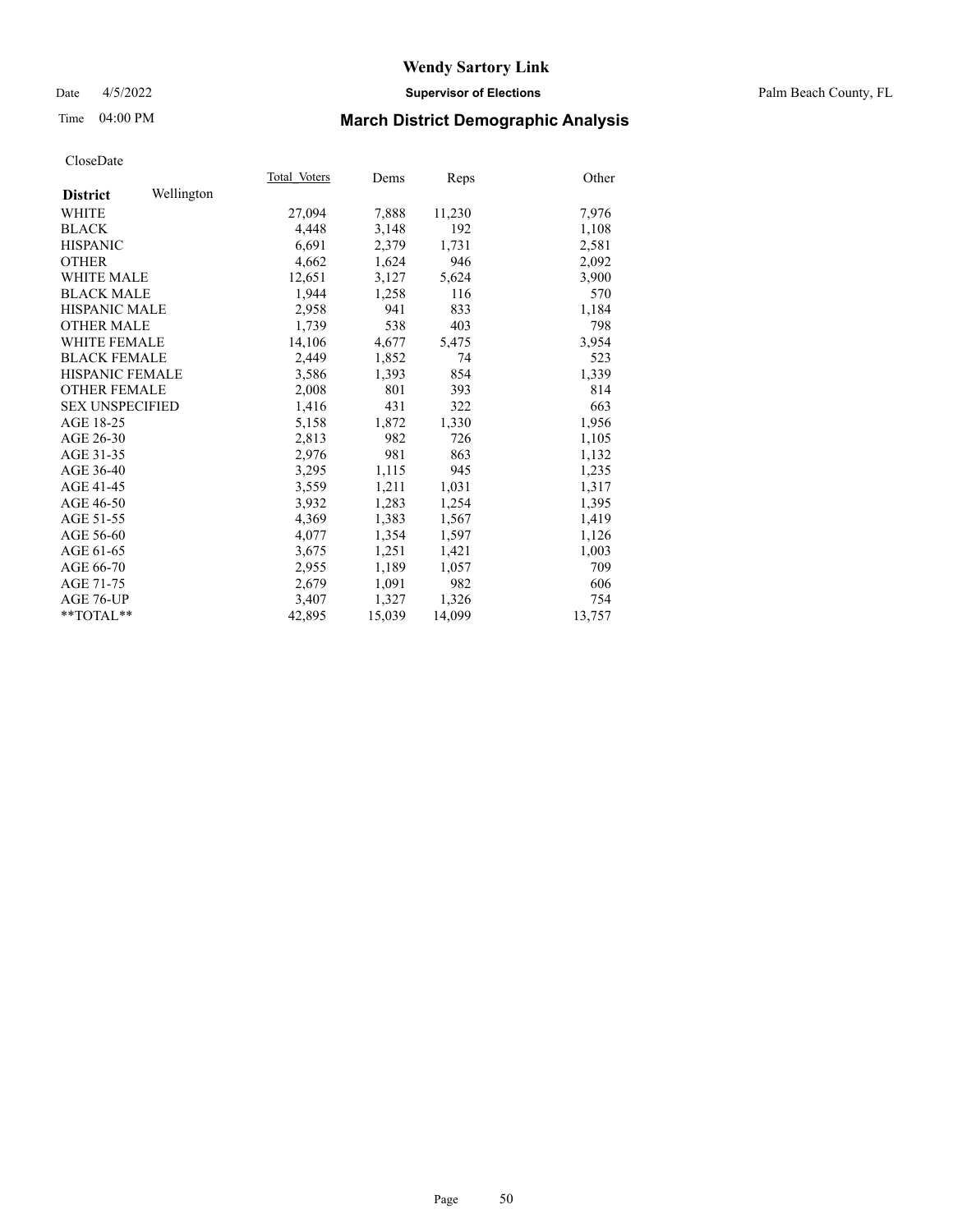# Wendy Sartory Link

Date 4/5/2022 **Supervisor of Elections** Palm Beach County, FL

Time 04:00 PM **March District Demographic Analysis**

CloseDate

| **District** Wellington | Total_Voters | Dems | Reps | Other |
|---|---|---|---|---|
| WHITE | 27,094 | 7,888 | 11,230 | 7,976 |
| BLACK | 4,448 | 3,148 | 192 | 1,108 |
| HISPANIC | 6,691 | 2,379 | 1,731 | 2,581 |
| OTHER | 4,662 | 1,624 | 946 | 2,092 |
| WHITE MALE | 12,651 | 3,127 | 5,624 | 3,900 |
| BLACK MALE | 1,944 | 1,258 | 116 | 570 |
| HISPANIC MALE | 2,958 | 941 | 833 | 1,184 |
| OTHER MALE | 1,739 | 538 | 403 | 798 |
| WHITE FEMALE | 14,106 | 4,677 | 5,475 | 3,954 |
| BLACK FEMALE | 2,449 | 1,852 | 74 | 523 |
| HISPANIC FEMALE | 3,586 | 1,393 | 854 | 1,339 |
| OTHER FEMALE | 2,008 | 801 | 393 | 814 |
| SEX UNSPECIFIED | 1,416 | 431 | 322 | 663 |
| AGE 18-25 | 5,158 | 1,872 | 1,330 | 1,956 |
| AGE 26-30 | 2,813 | 982 | 726 | 1,105 |
| AGE 31-35 | 2,976 | 981 | 863 | 1,132 |
| AGE 36-40 | 3,295 | 1,115 | 945 | 1,235 |
| AGE 41-45 | 3,559 | 1,211 | 1,031 | 1,317 |
| AGE 46-50 | 3,932 | 1,283 | 1,254 | 1,395 |
| AGE 51-55 | 4,369 | 1,383 | 1,567 | 1,419 |
| AGE 56-60 | 4,077 | 1,354 | 1,597 | 1,126 |
| AGE 61-65 | 3,675 | 1,251 | 1,421 | 1,003 |
| AGE 66-70 | 2,955 | 1,189 | 1,057 | 709 |
| AGE 71-75 | 2,679 | 1,091 | 982 | 606 |
| AGE 76-UP | 3,407 | 1,327 | 1,326 | 754 |
| **TOTAL** | 42,895 | 15,039 | 14,099 | 13,757 |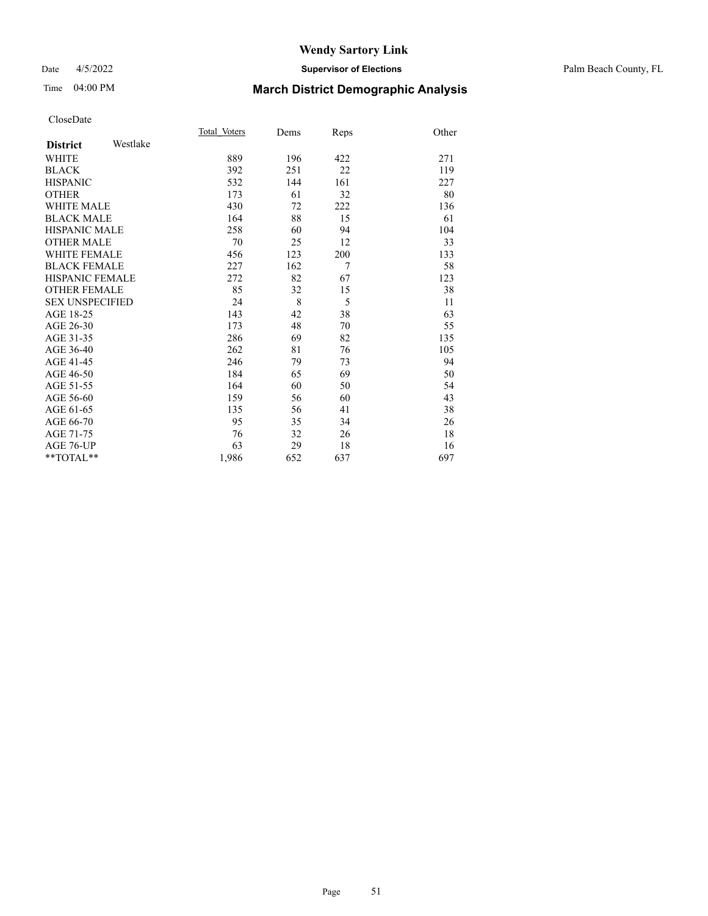# Wendy Sartory Link

**Supervisor of Elections**

Palm Beach County, FL

Date 4/5/2022

Time 04:00 PM

## March District Demographic Analysis

CloseDate

| **District** Westlake | Total Voters | Dems | Reps | Other |
|---|---|---|---|---|
| WHITE | 889 | 196 | 422 | 271 |
| BLACK | 392 | 251 | 22 | 119 |
| HISPANIC | 532 | 144 | 161 | 227 |
| OTHER | 173 | 61 | 32 | 80 |
| WHITE MALE | 430 | 72 | 222 | 136 |
| BLACK MALE | 164 | 88 | 15 | 61 |
| HISPANIC MALE | 258 | 60 | 94 | 104 |
| OTHER MALE | 70 | 25 | 12 | 33 |
| WHITE FEMALE | 456 | 123 | 200 | 133 |
| BLACK FEMALE | 227 | 162 | 7 | 58 |
| HISPANIC FEMALE | 272 | 82 | 67 | 123 |
| OTHER FEMALE | 85 | 32 | 15 | 38 |
| SEX UNSPECIFIED | 24 | 8 | 5 | 11 |
| AGE 18-25 | 143 | 42 | 38 | 63 |
| AGE 26-30 | 173 | 48 | 70 | 55 |
| AGE 31-35 | 286 | 69 | 82 | 135 |
| AGE 36-40 | 262 | 81 | 76 | 105 |
| AGE 41-45 | 246 | 79 | 73 | 94 |
| AGE 46-50 | 184 | 65 | 69 | 50 |
| AGE 51-55 | 164 | 60 | 50 | 54 |
| AGE 56-60 | 159 | 56 | 60 | 43 |
| AGE 61-65 | 135 | 56 | 41 | 38 |
| AGE 66-70 | 95 | 35 | 34 | 26 |
| AGE 71-75 | 76 | 32 | 26 | 18 |
| AGE 76-UP | 63 | 29 | 18 | 16 |
| **TOTAL** | 1,986 | 652 | 637 | 697 |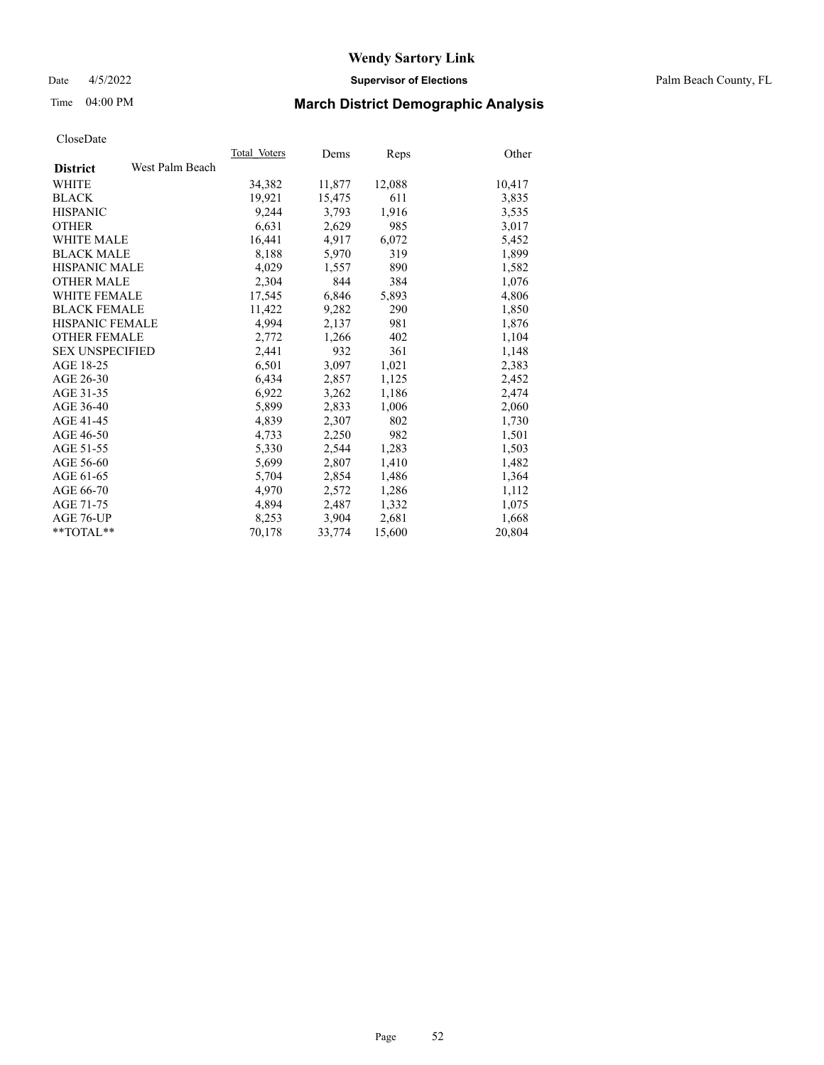# Wendy Sartory Link

Date 4/5/2022 **Supervisor of Elections** Palm Beach County, FL

Time 04:00 PM **March District Demographic Analysis**

CloseDate

| **District** West Palm Beach | Total Voters | Dems | Reps | Other |
|---|---|---|---|---|
| WHITE | 34,382 | 11,877 | 12,088 | 10,417 |
| BLACK | 19,921 | 15,475 | 611 | 3,835 |
| HISPANIC | 9,244 | 3,793 | 1,916 | 3,535 |
| OTHER | 6,631 | 2,629 | 985 | 3,017 |
| WHITE MALE | 16,441 | 4,917 | 6,072 | 5,452 |
| BLACK MALE | 8,188 | 5,970 | 319 | 1,899 |
| HISPANIC MALE | 4,029 | 1,557 | 890 | 1,582 |
| OTHER MALE | 2,304 | 844 | 384 | 1,076 |
| WHITE FEMALE | 17,545 | 6,846 | 5,893 | 4,806 |
| BLACK FEMALE | 11,422 | 9,282 | 290 | 1,850 |
| HISPANIC FEMALE | 4,994 | 2,137 | 981 | 1,876 |
| OTHER FEMALE | 2,772 | 1,266 | 402 | 1,104 |
| SEX UNSPECIFIED | 2,441 | 932 | 361 | 1,148 |
| AGE 18-25 | 6,501 | 3,097 | 1,021 | 2,383 |
| AGE 26-30 | 6,434 | 2,857 | 1,125 | 2,452 |
| AGE 31-35 | 6,922 | 3,262 | 1,186 | 2,474 |
| AGE 36-40 | 5,899 | 2,833 | 1,006 | 2,060 |
| AGE 41-45 | 4,839 | 2,307 | 802 | 1,730 |
| AGE 46-50 | 4,733 | 2,250 | 982 | 1,501 |
| AGE 51-55 | 5,330 | 2,544 | 1,283 | 1,503 |
| AGE 56-60 | 5,699 | 2,807 | 1,410 | 1,482 |
| AGE 61-65 | 5,704 | 2,854 | 1,486 | 1,364 |
| AGE 66-70 | 4,970 | 2,572 | 1,286 | 1,112 |
| AGE 71-75 | 4,894 | 2,487 | 1,332 | 1,075 |
| AGE 76-UP | 8,253 | 3,904 | 2,681 | 1,668 |
| **TOTAL** | 70,178 | 33,774 | 15,600 | 20,804 |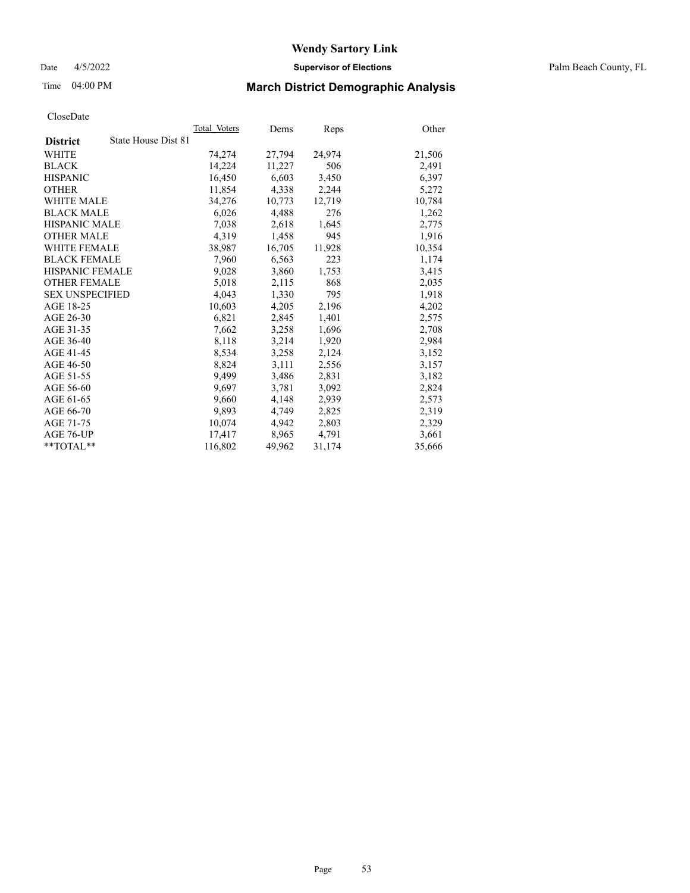# Wendy Sartory Link

Date 4/5/2022 **Supervisor of Elections** Palm Beach County, FL

Time 04:00 PM **March District Demographic Analysis**

CloseDate

| **District** State House Dist 81 | Total Voters | Dems | Reps | Other |
|---|---|---|---|---|
| WHITE | 74,274 | 27,794 | 24,974 | 21,506 |
| BLACK | 14,224 | 11,227 | 506 | 2,491 |
| HISPANIC | 16,450 | 6,603 | 3,450 | 6,397 |
| OTHER | 11,854 | 4,338 | 2,244 | 5,272 |
| WHITE MALE | 34,276 | 10,773 | 12,719 | 10,784 |
| BLACK MALE | 6,026 | 4,488 | 276 | 1,262 |
| HISPANIC MALE | 7,038 | 2,618 | 1,645 | 2,775 |
| OTHER MALE | 4,319 | 1,458 | 945 | 1,916 |
| WHITE FEMALE | 38,987 | 16,705 | 11,928 | 10,354 |
| BLACK FEMALE | 7,960 | 6,563 | 223 | 1,174 |
| HISPANIC FEMALE | 9,028 | 3,860 | 1,753 | 3,415 |
| OTHER FEMALE | 5,018 | 2,115 | 868 | 2,035 |
| SEX UNSPECIFIED | 4,043 | 1,330 | 795 | 1,918 |
| AGE 18-25 | 10,603 | 4,205 | 2,196 | 4,202 |
| AGE 26-30 | 6,821 | 2,845 | 1,401 | 2,575 |
| AGE 31-35 | 7,662 | 3,258 | 1,696 | 2,708 |
| AGE 36-40 | 8,118 | 3,214 | 1,920 | 2,984 |
| AGE 41-45 | 8,534 | 3,258 | 2,124 | 3,152 |
| AGE 46-50 | 8,824 | 3,111 | 2,556 | 3,157 |
| AGE 51-55 | 9,499 | 3,486 | 2,831 | 3,182 |
| AGE 56-60 | 9,697 | 3,781 | 3,092 | 2,824 |
| AGE 61-65 | 9,660 | 4,148 | 2,939 | 2,573 |
| AGE 66-70 | 9,893 | 4,749 | 2,825 | 2,319 |
| AGE 71-75 | 10,074 | 4,942 | 2,803 | 2,329 |
| AGE 76-UP | 17,417 | 8,965 | 4,791 | 3,661 |
| **TOTAL** | 116,802 | 49,962 | 31,174 | 35,666 |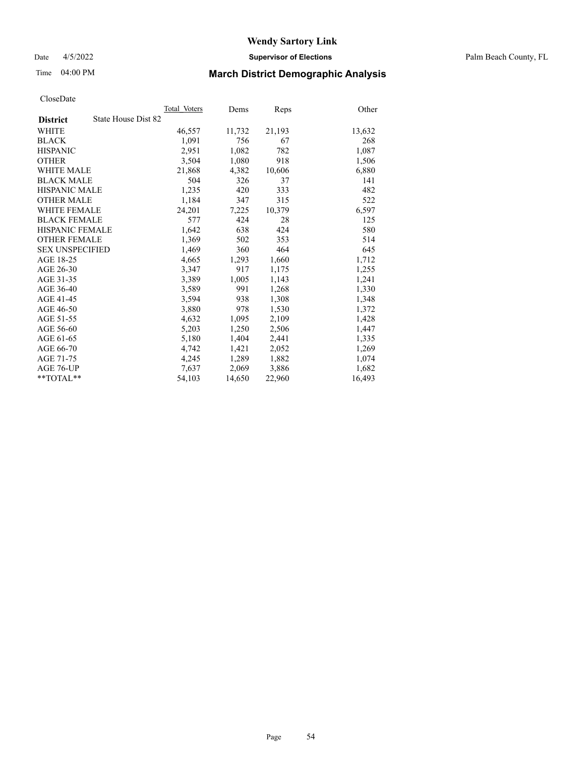# Wendy Sartory Link

Date 4/5/2022 **Supervisor of Elections** Palm Beach County, FL

Time 04:00 PM **March District Demographic Analysis**

CloseDate

| **District** State House Dist 82 | Total Voters | Dems | Reps | Other |
|---|---|---|---|---|
| WHITE | 46,557 | 11,732 | 21,193 | 13,632 |
| BLACK | 1,091 | 756 | 67 | 268 |
| HISPANIC | 2,951 | 1,082 | 782 | 1,087 |
| OTHER | 3,504 | 1,080 | 918 | 1,506 |
| WHITE MALE | 21,868 | 4,382 | 10,606 | 6,880 |
| BLACK MALE | 504 | 326 | 37 | 141 |
| HISPANIC MALE | 1,235 | 420 | 333 | 482 |
| OTHER MALE | 1,184 | 347 | 315 | 522 |
| WHITE FEMALE | 24,201 | 7,225 | 10,379 | 6,597 |
| BLACK FEMALE | 577 | 424 | 28 | 125 |
| HISPANIC FEMALE | 1,642 | 638 | 424 | 580 |
| OTHER FEMALE | 1,369 | 502 | 353 | 514 |
| SEX UNSPECIFIED | 1,469 | 360 | 464 | 645 |
| AGE 18-25 | 4,665 | 1,293 | 1,660 | 1,712 |
| AGE 26-30 | 3,347 | 917 | 1,175 | 1,255 |
| AGE 31-35 | 3,389 | 1,005 | 1,143 | 1,241 |
| AGE 36-40 | 3,589 | 991 | 1,268 | 1,330 |
| AGE 41-45 | 3,594 | 938 | 1,308 | 1,348 |
| AGE 46-50 | 3,880 | 978 | 1,530 | 1,372 |
| AGE 51-55 | 4,632 | 1,095 | 2,109 | 1,428 |
| AGE 56-60 | 5,203 | 1,250 | 2,506 | 1,447 |
| AGE 61-65 | 5,180 | 1,404 | 2,441 | 1,335 |
| AGE 66-70 | 4,742 | 1,421 | 2,052 | 1,269 |
| AGE 71-75 | 4,245 | 1,289 | 1,882 | 1,074 |
| AGE 76-UP | 7,637 | 2,069 | 3,886 | 1,682 |
| **TOTAL** | 54,103 | 14,650 | 22,960 | 16,493 |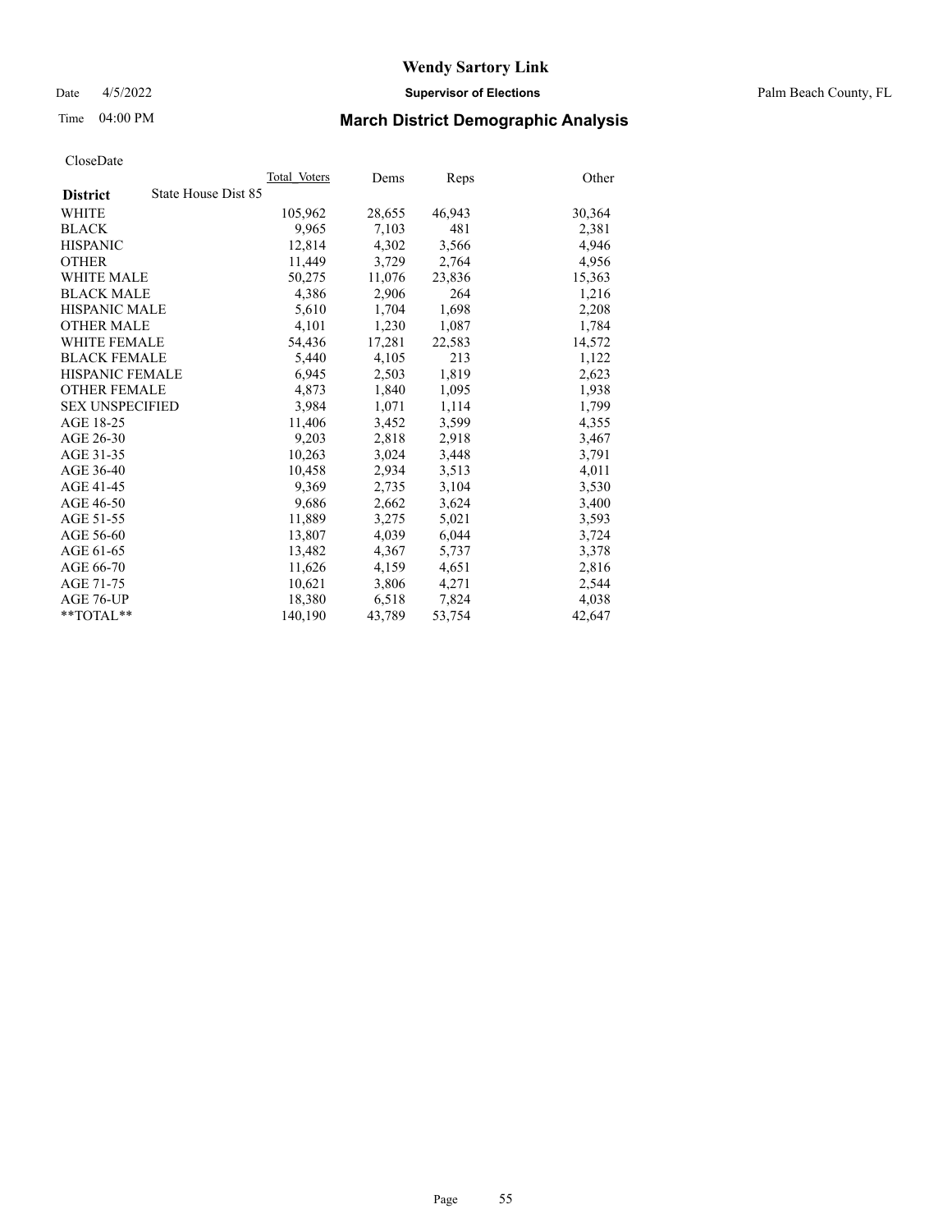# Wendy Sartory Link

Date 4/5/2022 **Supervisor of Elections** Palm Beach County, FL

Time 04:00 PM **March District Demographic Analysis**

CloseDate

| **District** State House Dist 85 | Total Voters | Dems | Reps | Other |
|---|---|---|---|---|
| WHITE | 105,962 | 28,655 | 46,943 | 30,364 |
| BLACK | 9,965 | 7,103 | 481 | 2,381 |
| HISPANIC | 12,814 | 4,302 | 3,566 | 4,946 |
| OTHER | 11,449 | 3,729 | 2,764 | 4,956 |
| WHITE MALE | 50,275 | 11,076 | 23,836 | 15,363 |
| BLACK MALE | 4,386 | 2,906 | 264 | 1,216 |
| HISPANIC MALE | 5,610 | 1,704 | 1,698 | 2,208 |
| OTHER MALE | 4,101 | 1,230 | 1,087 | 1,784 |
| WHITE FEMALE | 54,436 | 17,281 | 22,583 | 14,572 |
| BLACK FEMALE | 5,440 | 4,105 | 213 | 1,122 |
| HISPANIC FEMALE | 6,945 | 2,503 | 1,819 | 2,623 |
| OTHER FEMALE | 4,873 | 1,840 | 1,095 | 1,938 |
| SEX UNSPECIFIED | 3,984 | 1,071 | 1,114 | 1,799 |
| AGE 18-25 | 11,406 | 3,452 | 3,599 | 4,355 |
| AGE 26-30 | 9,203 | 2,818 | 2,918 | 3,467 |
| AGE 31-35 | 10,263 | 3,024 | 3,448 | 3,791 |
| AGE 36-40 | 10,458 | 2,934 | 3,513 | 4,011 |
| AGE 41-45 | 9,369 | 2,735 | 3,104 | 3,530 |
| AGE 46-50 | 9,686 | 2,662 | 3,624 | 3,400 |
| AGE 51-55 | 11,889 | 3,275 | 5,021 | 3,593 |
| AGE 56-60 | 13,807 | 4,039 | 6,044 | 3,724 |
| AGE 61-65 | 13,482 | 4,367 | 5,737 | 3,378 |
| AGE 66-70 | 11,626 | 4,159 | 4,651 | 2,816 |
| AGE 71-75 | 10,621 | 3,806 | 4,271 | 2,544 |
| AGE 76-UP | 18,380 | 6,518 | 7,824 | 4,038 |
| **TOTAL** | 140,190 | 43,789 | 53,754 | 42,647 |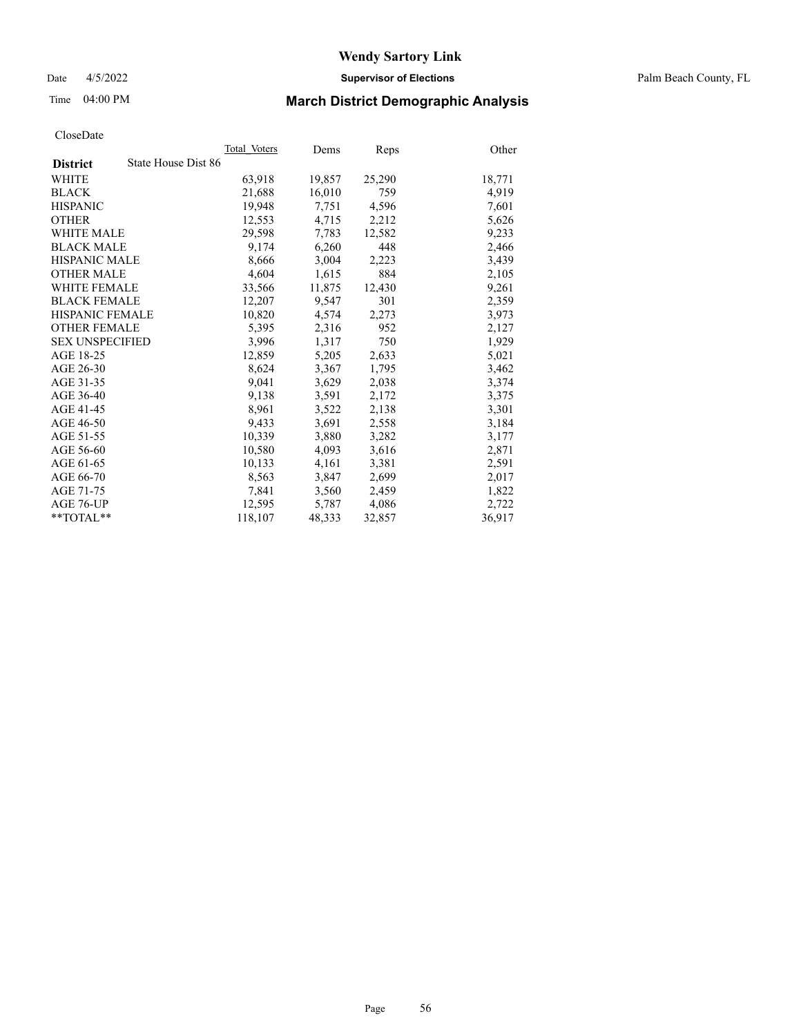# Wendy Sartory Link

Date 4/5/2022 **Supervisor of Elections** Palm Beach County, FL

Time 04:00 PM **March District Demographic Analysis**

CloseDate

| **District** State House Dist 86 | Total Voters | Dems | Reps | Other |
|---|---|---|---|---|
| WHITE | 63,918 | 19,857 | 25,290 | 18,771 |
| BLACK | 21,688 | 16,010 | 759 | 4,919 |
| HISPANIC | 19,948 | 7,751 | 4,596 | 7,601 |
| OTHER | 12,553 | 4,715 | 2,212 | 5,626 |
| WHITE MALE | 29,598 | 7,783 | 12,582 | 9,233 |
| BLACK MALE | 9,174 | 6,260 | 448 | 2,466 |
| HISPANIC MALE | 8,666 | 3,004 | 2,223 | 3,439 |
| OTHER MALE | 4,604 | 1,615 | 884 | 2,105 |
| WHITE FEMALE | 33,566 | 11,875 | 12,430 | 9,261 |
| BLACK FEMALE | 12,207 | 9,547 | 301 | 2,359 |
| HISPANIC FEMALE | 10,820 | 4,574 | 2,273 | 3,973 |
| OTHER FEMALE | 5,395 | 2,316 | 952 | 2,127 |
| SEX UNSPECIFIED | 3,996 | 1,317 | 750 | 1,929 |
| AGE 18-25 | 12,859 | 5,205 | 2,633 | 5,021 |
| AGE 26-30 | 8,624 | 3,367 | 1,795 | 3,462 |
| AGE 31-35 | 9,041 | 3,629 | 2,038 | 3,374 |
| AGE 36-40 | 9,138 | 3,591 | 2,172 | 3,375 |
| AGE 41-45 | 8,961 | 3,522 | 2,138 | 3,301 |
| AGE 46-50 | 9,433 | 3,691 | 2,558 | 3,184 |
| AGE 51-55 | 10,339 | 3,880 | 3,282 | 3,177 |
| AGE 56-60 | 10,580 | 4,093 | 3,616 | 2,871 |
| AGE 61-65 | 10,133 | 4,161 | 3,381 | 2,591 |
| AGE 66-70 | 8,563 | 3,847 | 2,699 | 2,017 |
| AGE 71-75 | 7,841 | 3,560 | 2,459 | 1,822 |
| AGE 76-UP | 12,595 | 5,787 | 4,086 | 2,722 |
| **TOTAL** | 118,107 | 48,333 | 32,857 | 36,917 |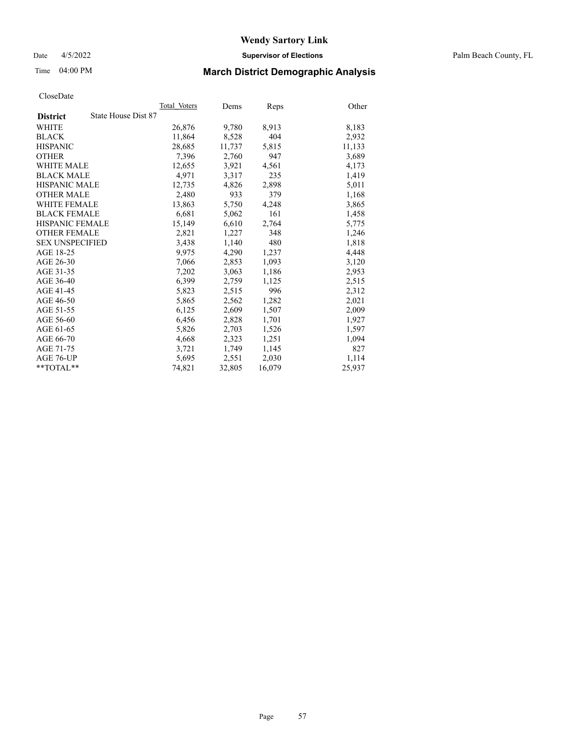# Wendy Sartory Link

Date 4/5/2022 **Supervisor of Elections** Palm Beach County, FL

Time 04:00 PM **March District Demographic Analysis**

CloseDate

| **District** State House Dist 87 | Total Voters | Dems | Reps | Other |
|---|---|---|---|---|
| WHITE | 26,876 | 9,780 | 8,913 | 8,183 |
| BLACK | 11,864 | 8,528 | 404 | 2,932 |
| HISPANIC | 28,685 | 11,737 | 5,815 | 11,133 |
| OTHER | 7,396 | 2,760 | 947 | 3,689 |
| WHITE MALE | 12,655 | 3,921 | 4,561 | 4,173 |
| BLACK MALE | 4,971 | 3,317 | 235 | 1,419 |
| HISPANIC MALE | 12,735 | 4,826 | 2,898 | 5,011 |
| OTHER MALE | 2,480 | 933 | 379 | 1,168 |
| WHITE FEMALE | 13,863 | 5,750 | 4,248 | 3,865 |
| BLACK FEMALE | 6,681 | 5,062 | 161 | 1,458 |
| HISPANIC FEMALE | 15,149 | 6,610 | 2,764 | 5,775 |
| OTHER FEMALE | 2,821 | 1,227 | 348 | 1,246 |
| SEX UNSPECIFIED | 3,438 | 1,140 | 480 | 1,818 |
| AGE 18-25 | 9,975 | 4,290 | 1,237 | 4,448 |
| AGE 26-30 | 7,066 | 2,853 | 1,093 | 3,120 |
| AGE 31-35 | 7,202 | 3,063 | 1,186 | 2,953 |
| AGE 36-40 | 6,399 | 2,759 | 1,125 | 2,515 |
| AGE 41-45 | 5,823 | 2,515 | 996 | 2,312 |
| AGE 46-50 | 5,865 | 2,562 | 1,282 | 2,021 |
| AGE 51-55 | 6,125 | 2,609 | 1,507 | 2,009 |
| AGE 56-60 | 6,456 | 2,828 | 1,701 | 1,927 |
| AGE 61-65 | 5,826 | 2,703 | 1,526 | 1,597 |
| AGE 66-70 | 4,668 | 2,323 | 1,251 | 1,094 |
| AGE 71-75 | 3,721 | 1,749 | 1,145 | 827 |
| AGE 76-UP | 5,695 | 2,551 | 2,030 | 1,114 |
| **TOTAL** | 74,821 | 32,805 | 16,079 | 25,937 |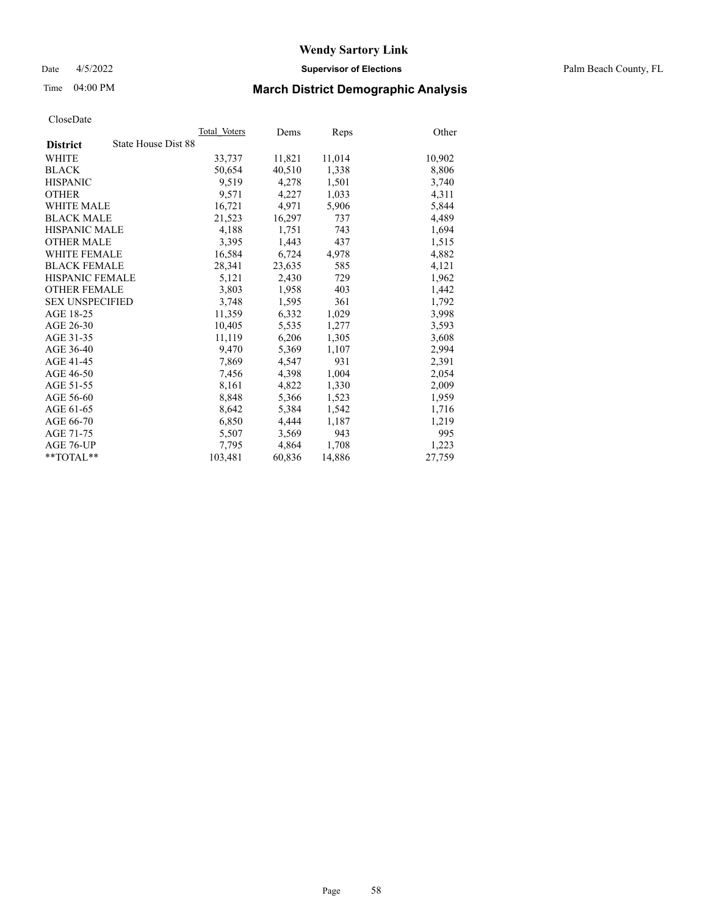# Wendy Sartory Link

Date 4/5/2022 **Supervisor of Elections** Palm Beach County, FL

Time 04:00 PM **March District Demographic Analysis**

CloseDate

| **District** State House Dist 88 | Total Voters | Dems | Reps | Other |
|---|---|---|---|---|
| WHITE | 33,737 | 11,821 | 11,014 | 10,902 |
| BLACK | 50,654 | 40,510 | 1,338 | 8,806 |
| HISPANIC | 9,519 | 4,278 | 1,501 | 3,740 |
| OTHER | 9,571 | 4,227 | 1,033 | 4,311 |
| WHITE MALE | 16,721 | 4,971 | 5,906 | 5,844 |
| BLACK MALE | 21,523 | 16,297 | 737 | 4,489 |
| HISPANIC MALE | 4,188 | 1,751 | 743 | 1,694 |
| OTHER MALE | 3,395 | 1,443 | 437 | 1,515 |
| WHITE FEMALE | 16,584 | 6,724 | 4,978 | 4,882 |
| BLACK FEMALE | 28,341 | 23,635 | 585 | 4,121 |
| HISPANIC FEMALE | 5,121 | 2,430 | 729 | 1,962 |
| OTHER FEMALE | 3,803 | 1,958 | 403 | 1,442 |
| SEX UNSPECIFIED | 3,748 | 1,595 | 361 | 1,792 |
| AGE 18-25 | 11,359 | 6,332 | 1,029 | 3,998 |
| AGE 26-30 | 10,405 | 5,535 | 1,277 | 3,593 |
| AGE 31-35 | 11,119 | 6,206 | 1,305 | 3,608 |
| AGE 36-40 | 9,470 | 5,369 | 1,107 | 2,994 |
| AGE 41-45 | 7,869 | 4,547 | 931 | 2,391 |
| AGE 46-50 | 7,456 | 4,398 | 1,004 | 2,054 |
| AGE 51-55 | 8,161 | 4,822 | 1,330 | 2,009 |
| AGE 56-60 | 8,848 | 5,366 | 1,523 | 1,959 |
| AGE 61-65 | 8,642 | 5,384 | 1,542 | 1,716 |
| AGE 66-70 | 6,850 | 4,444 | 1,187 | 1,219 |
| AGE 71-75 | 5,507 | 3,569 | 943 | 995 |
| AGE 76-UP | 7,795 | 4,864 | 1,708 | 1,223 |
| **TOTAL** | 103,481 | 60,836 | 14,886 | 27,759 |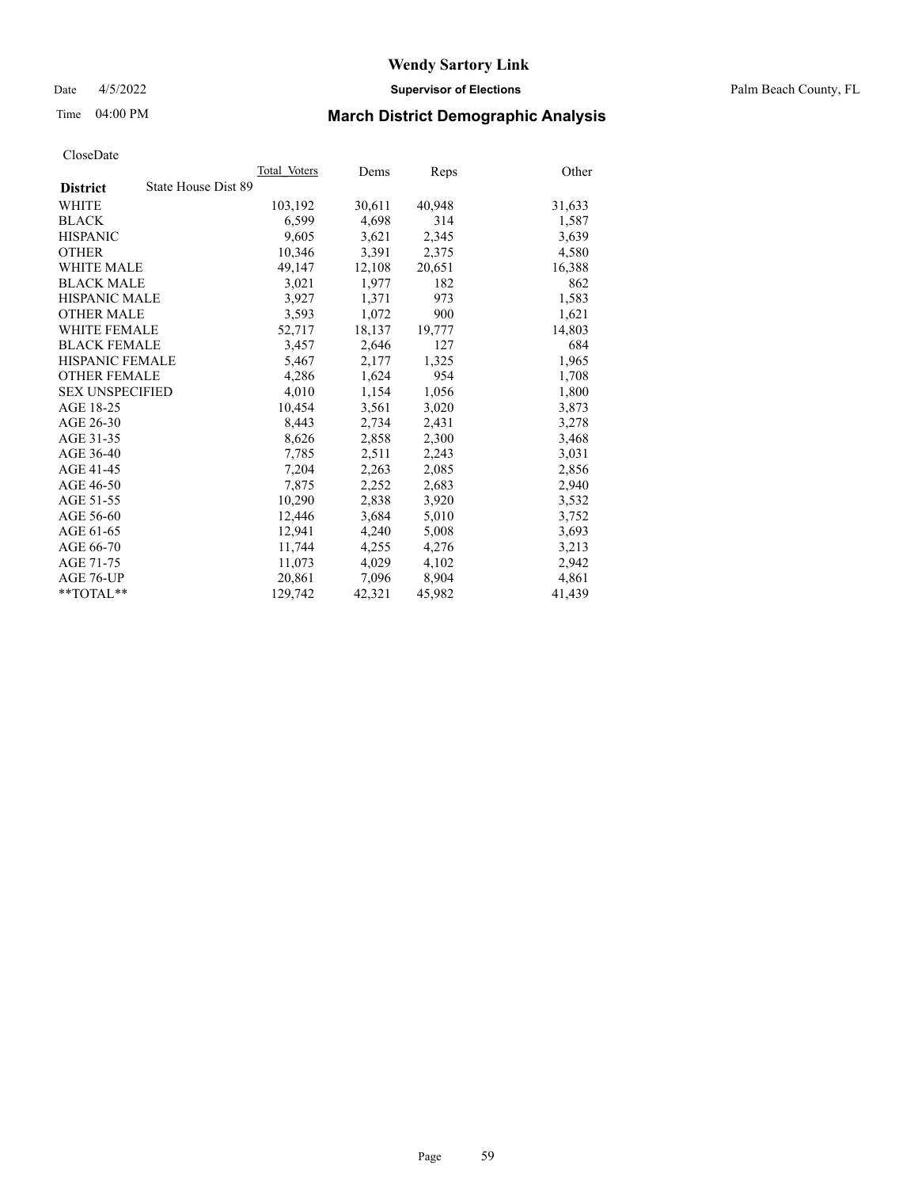# Wendy Sartory Link

Date 4/5/2022 **Supervisor of Elections** Palm Beach County, FL

Time 04:00 PM **March District Demographic Analysis**

CloseDate

| **District** State House Dist 89 | Total Voters | Dems | Reps | Other |
|---|---|---|---|---|
| WHITE | 103,192 | 30,611 | 40,948 | 31,633 |
| BLACK | 6,599 | 4,698 | 314 | 1,587 |
| HISPANIC | 9,605 | 3,621 | 2,345 | 3,639 |
| OTHER | 10,346 | 3,391 | 2,375 | 4,580 |
| WHITE MALE | 49,147 | 12,108 | 20,651 | 16,388 |
| BLACK MALE | 3,021 | 1,977 | 182 | 862 |
| HISPANIC MALE | 3,927 | 1,371 | 973 | 1,583 |
| OTHER MALE | 3,593 | 1,072 | 900 | 1,621 |
| WHITE FEMALE | 52,717 | 18,137 | 19,777 | 14,803 |
| BLACK FEMALE | 3,457 | 2,646 | 127 | 684 |
| HISPANIC FEMALE | 5,467 | 2,177 | 1,325 | 1,965 |
| OTHER FEMALE | 4,286 | 1,624 | 954 | 1,708 |
| SEX UNSPECIFIED | 4,010 | 1,154 | 1,056 | 1,800 |
| AGE 18-25 | 10,454 | 3,561 | 3,020 | 3,873 |
| AGE 26-30 | 8,443 | 2,734 | 2,431 | 3,278 |
| AGE 31-35 | 8,626 | 2,858 | 2,300 | 3,468 |
| AGE 36-40 | 7,785 | 2,511 | 2,243 | 3,031 |
| AGE 41-45 | 7,204 | 2,263 | 2,085 | 2,856 |
| AGE 46-50 | 7,875 | 2,252 | 2,683 | 2,940 |
| AGE 51-55 | 10,290 | 2,838 | 3,920 | 3,532 |
| AGE 56-60 | 12,446 | 3,684 | 5,010 | 3,752 |
| AGE 61-65 | 12,941 | 4,240 | 5,008 | 3,693 |
| AGE 66-70 | 11,744 | 4,255 | 4,276 | 3,213 |
| AGE 71-75 | 11,073 | 4,029 | 4,102 | 2,942 |
| AGE 76-UP | 20,861 | 7,096 | 8,904 | 4,861 |
| **TOTAL** | 129,742 | 42,321 | 45,982 | 41,439 |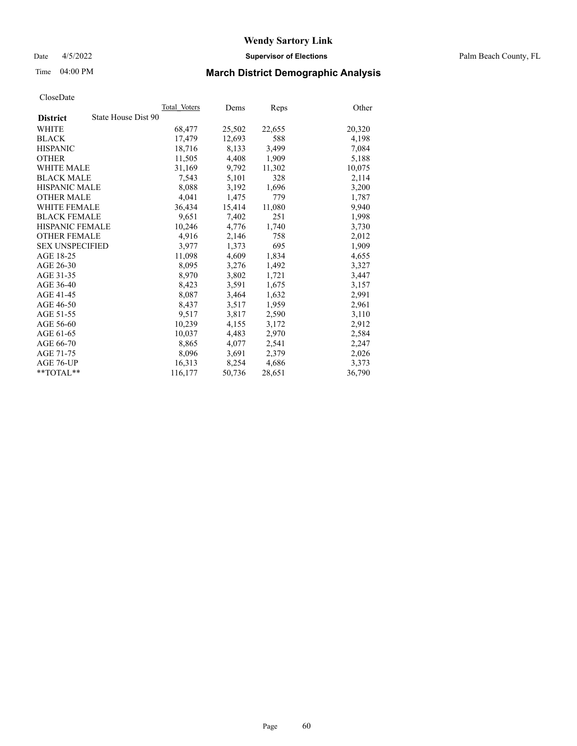# Wendy Sartory Link

Date 4/5/2022 **Supervisor of Elections** Palm Beach County, FL

Time 04:00 PM **March District Demographic Analysis**

CloseDate

| **District** State House Dist 90 | Total Voters | Dems | Reps | Other |
|---|---|---|---|---|
| WHITE | 68,477 | 25,502 | 22,655 | 20,320 |
| BLACK | 17,479 | 12,693 | 588 | 4,198 |
| HISPANIC | 18,716 | 8,133 | 3,499 | 7,084 |
| OTHER | 11,505 | 4,408 | 1,909 | 5,188 |
| WHITE MALE | 31,169 | 9,792 | 11,302 | 10,075 |
| BLACK MALE | 7,543 | 5,101 | 328 | 2,114 |
| HISPANIC MALE | 8,088 | 3,192 | 1,696 | 3,200 |
| OTHER MALE | 4,041 | 1,475 | 779 | 1,787 |
| WHITE FEMALE | 36,434 | 15,414 | 11,080 | 9,940 |
| BLACK FEMALE | 9,651 | 7,402 | 251 | 1,998 |
| HISPANIC FEMALE | 10,246 | 4,776 | 1,740 | 3,730 |
| OTHER FEMALE | 4,916 | 2,146 | 758 | 2,012 |
| SEX UNSPECIFIED | 3,977 | 1,373 | 695 | 1,909 |
| AGE 18-25 | 11,098 | 4,609 | 1,834 | 4,655 |
| AGE 26-30 | 8,095 | 3,276 | 1,492 | 3,327 |
| AGE 31-35 | 8,970 | 3,802 | 1,721 | 3,447 |
| AGE 36-40 | 8,423 | 3,591 | 1,675 | 3,157 |
| AGE 41-45 | 8,087 | 3,464 | 1,632 | 2,991 |
| AGE 46-50 | 8,437 | 3,517 | 1,959 | 2,961 |
| AGE 51-55 | 9,517 | 3,817 | 2,590 | 3,110 |
| AGE 56-60 | 10,239 | 4,155 | 3,172 | 2,912 |
| AGE 61-65 | 10,037 | 4,483 | 2,970 | 2,584 |
| AGE 66-70 | 8,865 | 4,077 | 2,541 | 2,247 |
| AGE 71-75 | 8,096 | 3,691 | 2,379 | 2,026 |
| AGE 76-UP | 16,313 | 8,254 | 4,686 | 3,373 |
| **TOTAL** | 116,177 | 50,736 | 28,651 | 36,790 |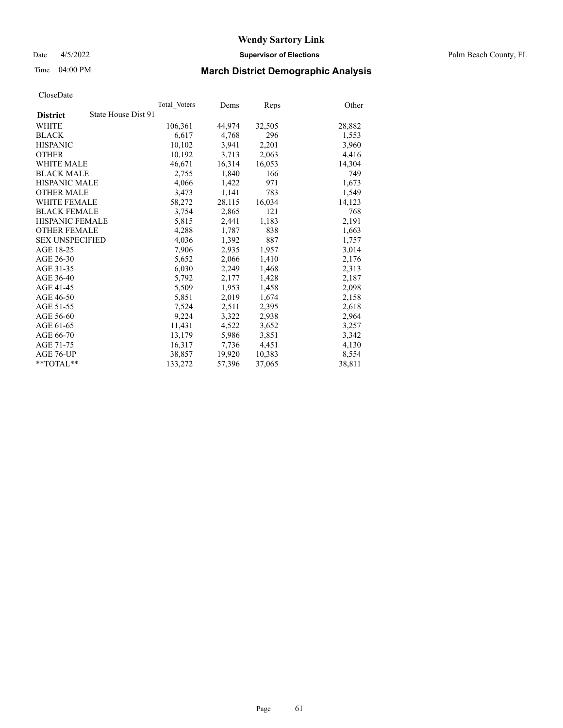CloseDate

| District | State House Dist 91 | Total_Voters | Dems | Reps | Other |
|---|---|---|---|---|---|
| WHITE | | 106,361 | 44,974 | 32,505 | 28,882 |
| BLACK | | 6,617 | 4,768 | 296 | 1,553 |
| HISPANIC | | 10,102 | 3,941 | 2,201 | 3,960 |
| OTHER | | 10,192 | 3,713 | 2,063 | 4,416 |
| WHITE MALE | | 46,671 | 16,314 | 16,053 | 14,304 |
| BLACK MALE | | 2,755 | 1,840 | 166 | 749 |
| HISPANIC MALE | | 4,066 | 1,422 | 971 | 1,673 |
| OTHER MALE | | 3,473 | 1,141 | 783 | 1,549 |
| WHITE FEMALE | | 58,272 | 28,115 | 16,034 | 14,123 |
| BLACK FEMALE | | 3,754 | 2,865 | 121 | 768 |
| HISPANIC FEMALE | | 5,815 | 2,441 | 1,183 | 2,191 |
| OTHER FEMALE | | 4,288 | 1,787 | 838 | 1,663 |
| SEX UNSPECIFIED | | 4,036 | 1,392 | 887 | 1,757 |
| AGE 18-25 | | 7,906 | 2,935 | 1,957 | 3,014 |
| AGE 26-30 | | 5,652 | 2,066 | 1,410 | 2,176 |
| AGE 31-35 | | 6,030 | 2,249 | 1,468 | 2,313 |
| AGE 36-40 | | 5,792 | 2,177 | 1,428 | 2,187 |
| AGE 41-45 | | 5,509 | 1,953 | 1,458 | 2,098 |
| AGE 46-50 | | 5,851 | 2,019 | 1,674 | 2,158 |
| AGE 51-55 | | 7,524 | 2,511 | 2,395 | 2,618 |
| AGE 56-60 | | 9,224 | 3,322 | 2,938 | 2,964 |
| AGE 61-65 | | 11,431 | 4,522 | 3,652 | 3,257 |
| AGE 66-70 | | 13,179 | 5,986 | 3,851 | 3,342 |
| AGE 71-75 | | 16,317 | 7,736 | 4,451 | 4,130 |
| AGE 76-UP | | 38,857 | 19,920 | 10,383 | 8,554 |
| **TOTAL** | | 133,272 | 57,396 | 37,065 | 38,811 |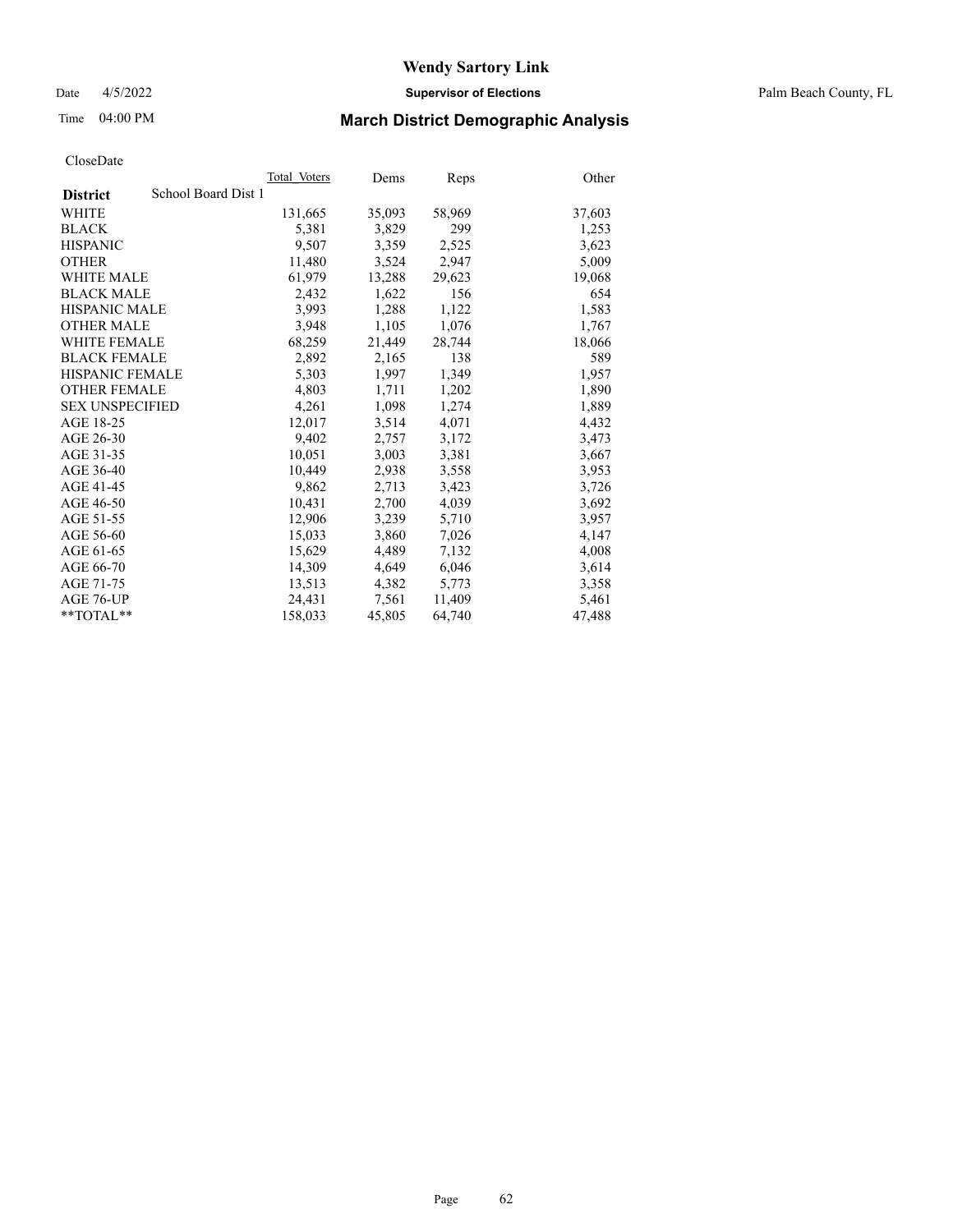# Wendy Sartory Link

Date 4/5/2022 **Supervisor of Elections** Palm Beach County, FL

Time 04:00 PM **March District Demographic Analysis**

CloseDate

| **District** | School Board Dist 1 Total_Voters | Dems | Reps | Other |
|---|---|---|---|---|
| WHITE | 131,665 | 35,093 | 58,969 | 37,603 |
| BLACK | 5,381 | 3,829 | 299 | 1,253 |
| HISPANIC | 9,507 | 3,359 | 2,525 | 3,623 |
| OTHER | 11,480 | 3,524 | 2,947 | 5,009 |
| WHITE MALE | 61,979 | 13,288 | 29,623 | 19,068 |
| BLACK MALE | 2,432 | 1,622 | 156 | 654 |
| HISPANIC MALE | 3,993 | 1,288 | 1,122 | 1,583 |
| OTHER MALE | 3,948 | 1,105 | 1,076 | 1,767 |
| WHITE FEMALE | 68,259 | 21,449 | 28,744 | 18,066 |
| BLACK FEMALE | 2,892 | 2,165 | 138 | 589 |
| HISPANIC FEMALE | 5,303 | 1,997 | 1,349 | 1,957 |
| OTHER FEMALE | 4,803 | 1,711 | 1,202 | 1,890 |
| SEX UNSPECIFIED | 4,261 | 1,098 | 1,274 | 1,889 |
| AGE 18-25 | 12,017 | 3,514 | 4,071 | 4,432 |
| AGE 26-30 | 9,402 | 2,757 | 3,172 | 3,473 |
| AGE 31-35 | 10,051 | 3,003 | 3,381 | 3,667 |
| AGE 36-40 | 10,449 | 2,938 | 3,558 | 3,953 |
| AGE 41-45 | 9,862 | 2,713 | 3,423 | 3,726 |
| AGE 46-50 | 10,431 | 2,700 | 4,039 | 3,692 |
| AGE 51-55 | 12,906 | 3,239 | 5,710 | 3,957 |
| AGE 56-60 | 15,033 | 3,860 | 7,026 | 4,147 |
| AGE 61-65 | 15,629 | 4,489 | 7,132 | 4,008 |
| AGE 66-70 | 14,309 | 4,649 | 6,046 | 3,614 |
| AGE 71-75 | 13,513 | 4,382 | 5,773 | 3,358 |
| AGE 76-UP | 24,431 | 7,561 | 11,409 | 5,461 |
| **TOTAL** | 158,033 | 45,805 | 64,740 | 47,488 |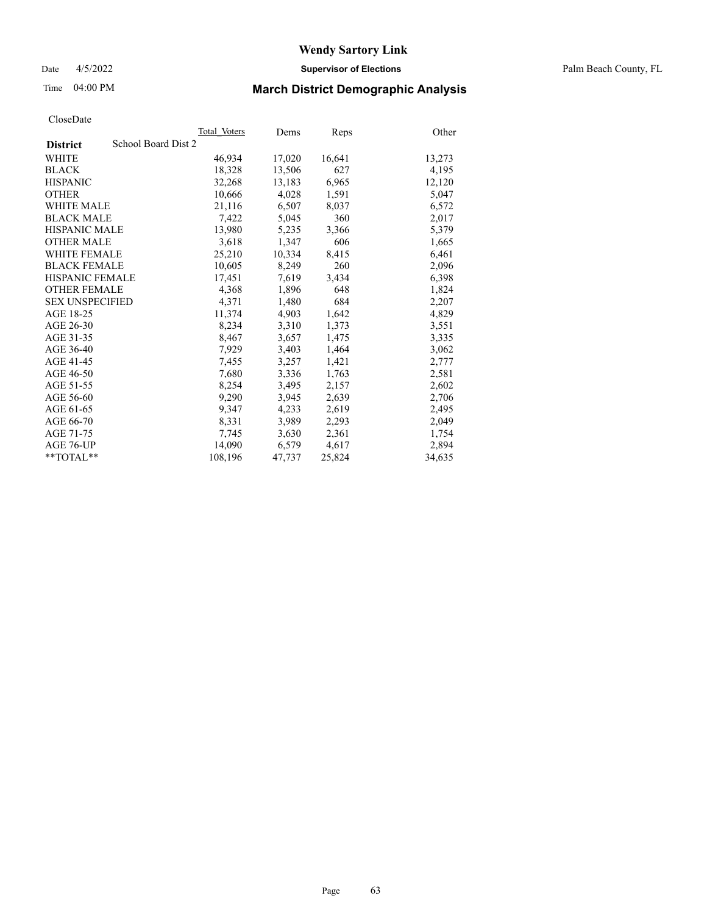# Wendy Sartory Link

Date 4/5/2022 **Supervisor of Elections** Palm Beach County, FL

Time 04:00 PM **March District Demographic Analysis**

CloseDate

| **District** School Board Dist 2 | Total Voters | Dems | Reps | Other |
|---|---|---|---|---|
| WHITE | 46,934 | 17,020 | 16,641 | 13,273 |
| BLACK | 18,328 | 13,506 | 627 | 4,195 |
| HISPANIC | 32,268 | 13,183 | 6,965 | 12,120 |
| OTHER | 10,666 | 4,028 | 1,591 | 5,047 |
| WHITE MALE | 21,116 | 6,507 | 8,037 | 6,572 |
| BLACK MALE | 7,422 | 5,045 | 360 | 2,017 |
| HISPANIC MALE | 13,980 | 5,235 | 3,366 | 5,379 |
| OTHER MALE | 3,618 | 1,347 | 606 | 1,665 |
| WHITE FEMALE | 25,210 | 10,334 | 8,415 | 6,461 |
| BLACK FEMALE | 10,605 | 8,249 | 260 | 2,096 |
| HISPANIC FEMALE | 17,451 | 7,619 | 3,434 | 6,398 |
| OTHER FEMALE | 4,368 | 1,896 | 648 | 1,824 |
| SEX UNSPECIFIED | 4,371 | 1,480 | 684 | 2,207 |
| AGE 18-25 | 11,374 | 4,903 | 1,642 | 4,829 |
| AGE 26-30 | 8,234 | 3,310 | 1,373 | 3,551 |
| AGE 31-35 | 8,467 | 3,657 | 1,475 | 3,335 |
| AGE 36-40 | 7,929 | 3,403 | 1,464 | 3,062 |
| AGE 41-45 | 7,455 | 3,257 | 1,421 | 2,777 |
| AGE 46-50 | 7,680 | 3,336 | 1,763 | 2,581 |
| AGE 51-55 | 8,254 | 3,495 | 2,157 | 2,602 |
| AGE 56-60 | 9,290 | 3,945 | 2,639 | 2,706 |
| AGE 61-65 | 9,347 | 4,233 | 2,619 | 2,495 |
| AGE 66-70 | 8,331 | 3,989 | 2,293 | 2,049 |
| AGE 71-75 | 7,745 | 3,630 | 2,361 | 1,754 |
| AGE 76-UP | 14,090 | 6,579 | 4,617 | 2,894 |
| **TOTAL** | 108,196 | 47,737 | 25,824 | 34,635 |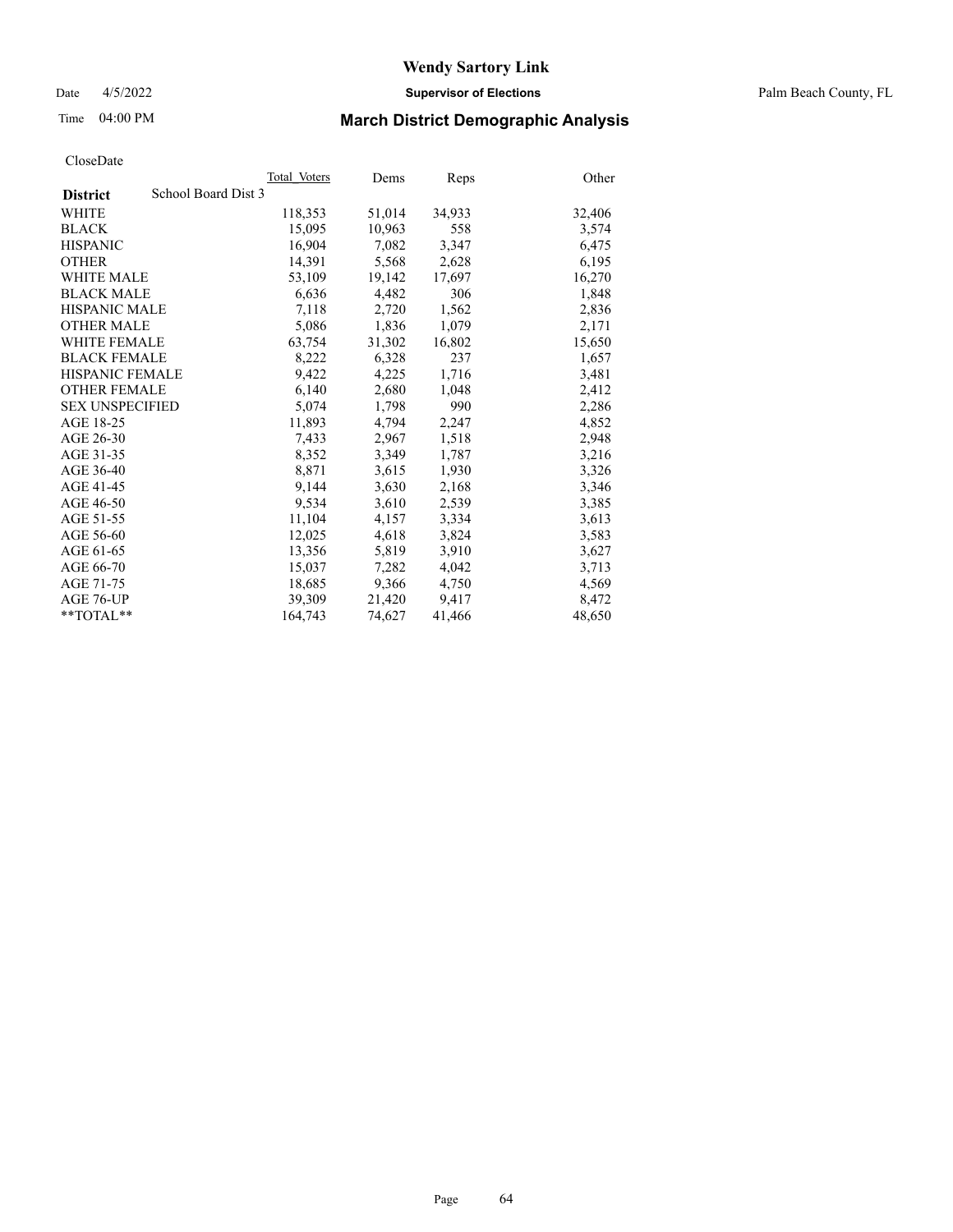CloseDate

| District | Total Voters | Dems | Reps | Other |
|---|---|---|---|---|
| School Board Dist 3 | | | | |
| WHITE | 118,353 | 51,014 | 34,933 | 32,406 |
| BLACK | 15,095 | 10,963 | 558 | 3,574 |
| HISPANIC | 16,904 | 7,082 | 3,347 | 6,475 |
| OTHER | 14,391 | 5,568 | 2,628 | 6,195 |
| WHITE MALE | 53,109 | 19,142 | 17,697 | 16,270 |
| BLACK MALE | 6,636 | 4,482 | 306 | 1,848 |
| HISPANIC MALE | 7,118 | 2,720 | 1,562 | 2,836 |
| OTHER MALE | 5,086 | 1,836 | 1,079 | 2,171 |
| WHITE FEMALE | 63,754 | 31,302 | 16,802 | 15,650 |
| BLACK FEMALE | 8,222 | 6,328 | 237 | 1,657 |
| HISPANIC FEMALE | 9,422 | 4,225 | 1,716 | 3,481 |
| OTHER FEMALE | 6,140 | 2,680 | 1,048 | 2,412 |
| SEX UNSPECIFIED | 5,074 | 1,798 | 990 | 2,286 |
| AGE 18-25 | 11,893 | 4,794 | 2,247 | 4,852 |
| AGE 26-30 | 7,433 | 2,967 | 1,518 | 2,948 |
| AGE 31-35 | 8,352 | 3,349 | 1,787 | 3,216 |
| AGE 36-40 | 8,871 | 3,615 | 1,930 | 3,326 |
| AGE 41-45 | 9,144 | 3,630 | 2,168 | 3,346 |
| AGE 46-50 | 9,534 | 3,610 | 2,539 | 3,385 |
| AGE 51-55 | 11,104 | 4,157 | 3,334 | 3,613 |
| AGE 56-60 | 12,025 | 4,618 | 3,824 | 3,583 |
| AGE 61-65 | 13,356 | 5,819 | 3,910 | 3,627 |
| AGE 66-70 | 15,037 | 7,282 | 4,042 | 3,713 |
| AGE 71-75 | 18,685 | 9,366 | 4,750 | 4,569 |
| AGE 76-UP | 39,309 | 21,420 | 9,417 | 8,472 |
| **TOTAL** | 164,743 | 74,627 | 41,466 | 48,650 |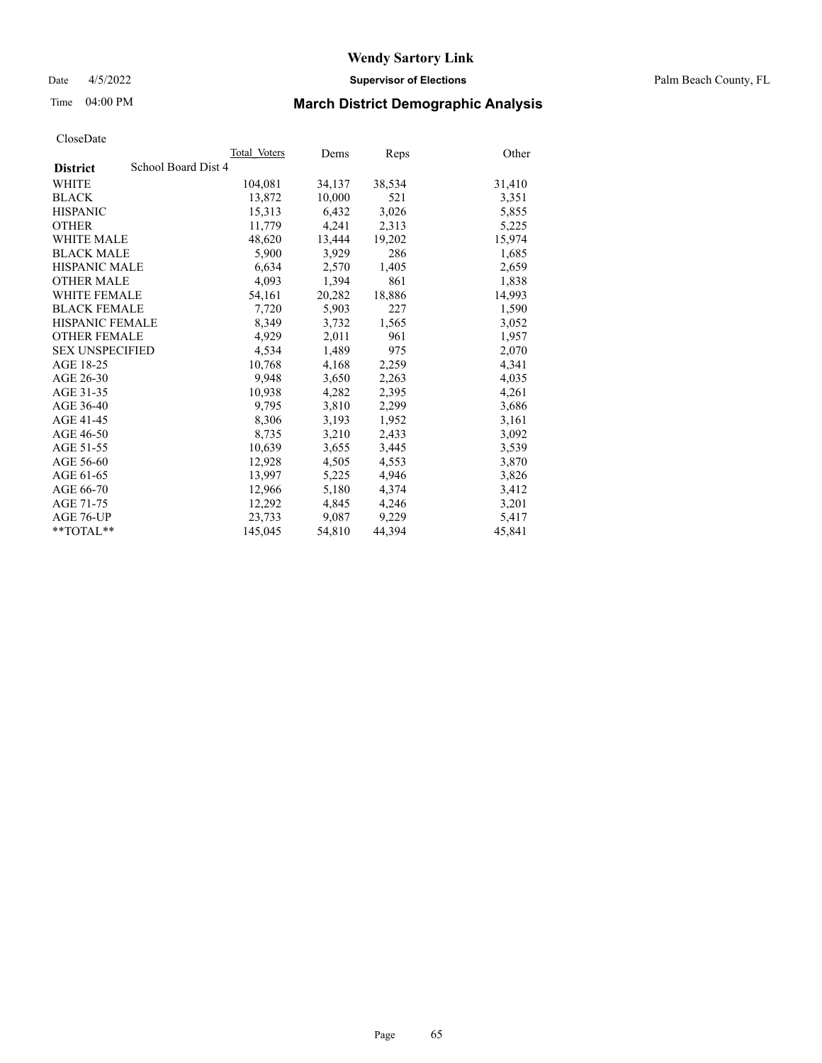# Wendy Sartory Link

Date 4/5/2022 **Supervisor of Elections** Palm Beach County, FL

Time 04:00 PM **March District Demographic Analysis**

CloseDate

| **District** School Board Dist 4 | Total Voters | Dems | Reps | Other |
|---|---|---|---|---|
| WHITE | 104,081 | 34,137 | 38,534 | 31,410 |
| BLACK | 13,872 | 10,000 | 521 | 3,351 |
| HISPANIC | 15,313 | 6,432 | 3,026 | 5,855 |
| OTHER | 11,779 | 4,241 | 2,313 | 5,225 |
| WHITE MALE | 48,620 | 13,444 | 19,202 | 15,974 |
| BLACK MALE | 5,900 | 3,929 | 286 | 1,685 |
| HISPANIC MALE | 6,634 | 2,570 | 1,405 | 2,659 |
| OTHER MALE | 4,093 | 1,394 | 861 | 1,838 |
| WHITE FEMALE | 54,161 | 20,282 | 18,886 | 14,993 |
| BLACK FEMALE | 7,720 | 5,903 | 227 | 1,590 |
| HISPANIC FEMALE | 8,349 | 3,732 | 1,565 | 3,052 |
| OTHER FEMALE | 4,929 | 2,011 | 961 | 1,957 |
| SEX UNSPECIFIED | 4,534 | 1,489 | 975 | 2,070 |
| AGE 18-25 | 10,768 | 4,168 | 2,259 | 4,341 |
| AGE 26-30 | 9,948 | 3,650 | 2,263 | 4,035 |
| AGE 31-35 | 10,938 | 4,282 | 2,395 | 4,261 |
| AGE 36-40 | 9,795 | 3,810 | 2,299 | 3,686 |
| AGE 41-45 | 8,306 | 3,193 | 1,952 | 3,161 |
| AGE 46-50 | 8,735 | 3,210 | 2,433 | 3,092 |
| AGE 51-55 | 10,639 | 3,655 | 3,445 | 3,539 |
| AGE 56-60 | 12,928 | 4,505 | 4,553 | 3,870 |
| AGE 61-65 | 13,997 | 5,225 | 4,946 | 3,826 |
| AGE 66-70 | 12,966 | 5,180 | 4,374 | 3,412 |
| AGE 71-75 | 12,292 | 4,845 | 4,246 | 3,201 |
| AGE 76-UP | 23,733 | 9,087 | 9,229 | 5,417 |
| **TOTAL** | 145,045 | 54,810 | 44,394 | 45,841 |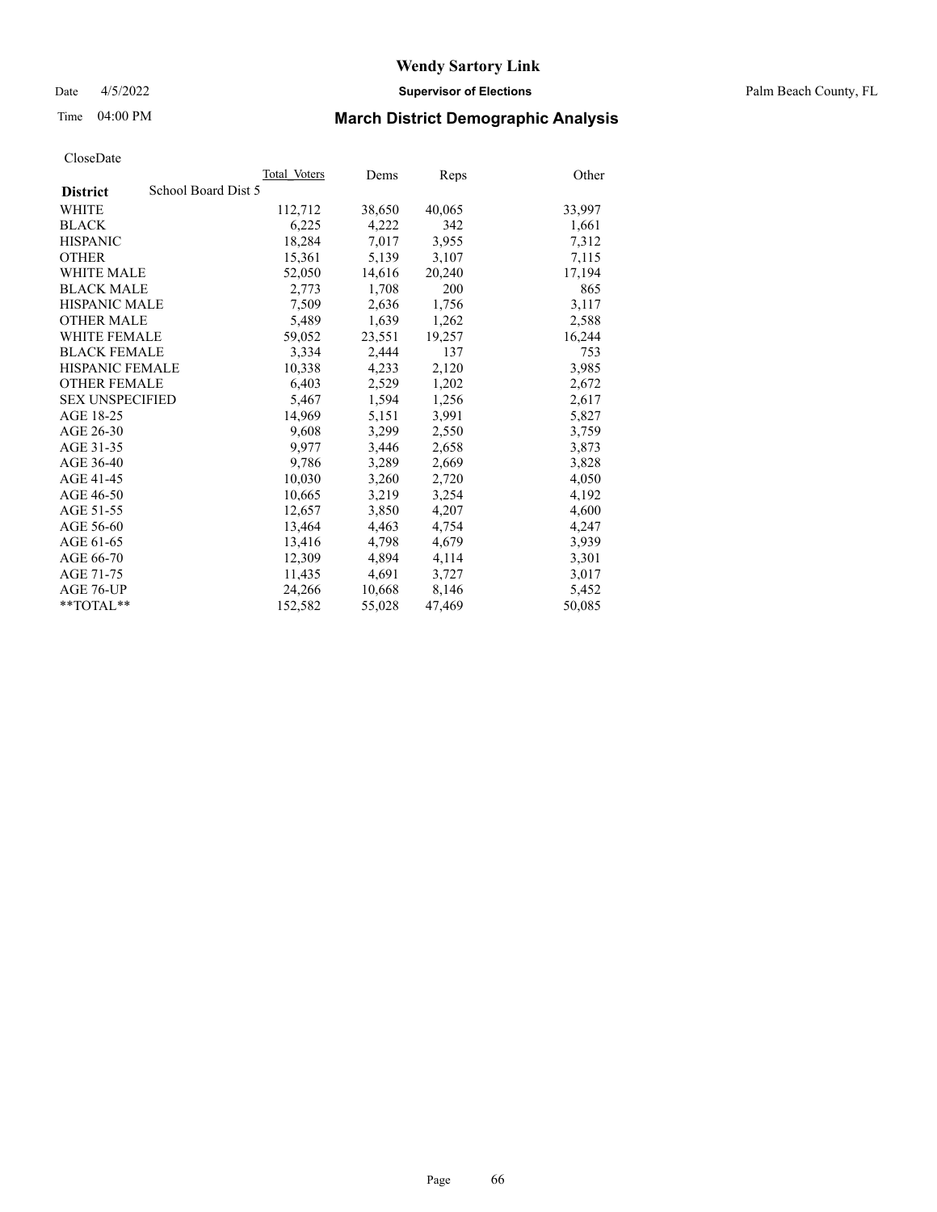# Wendy Sartory Link

Date 4/5/2022 **Supervisor of Elections** Palm Beach County, FL

Time 04:00 PM **March District Demographic Analysis**

CloseDate

| **District** School Board Dist 5 | Total Voters | Dems | Reps | Other |
|---|---|---|---|---|
| WHITE | 112,712 | 38,650 | 40,065 | 33,997 |
| BLACK | 6,225 | 4,222 | 342 | 1,661 |
| HISPANIC | 18,284 | 7,017 | 3,955 | 7,312 |
| OTHER | 15,361 | 5,139 | 3,107 | 7,115 |
| WHITE MALE | 52,050 | 14,616 | 20,240 | 17,194 |
| BLACK MALE | 2,773 | 1,708 | 200 | 865 |
| HISPANIC MALE | 7,509 | 2,636 | 1,756 | 3,117 |
| OTHER MALE | 5,489 | 1,639 | 1,262 | 2,588 |
| WHITE FEMALE | 59,052 | 23,551 | 19,257 | 16,244 |
| BLACK FEMALE | 3,334 | 2,444 | 137 | 753 |
| HISPANIC FEMALE | 10,338 | 4,233 | 2,120 | 3,985 |
| OTHER FEMALE | 6,403 | 2,529 | 1,202 | 2,672 |
| SEX UNSPECIFIED | 5,467 | 1,594 | 1,256 | 2,617 |
| AGE 18-25 | 14,969 | 5,151 | 3,991 | 5,827 |
| AGE 26-30 | 9,608 | 3,299 | 2,550 | 3,759 |
| AGE 31-35 | 9,977 | 3,446 | 2,658 | 3,873 |
| AGE 36-40 | 9,786 | 3,289 | 2,669 | 3,828 |
| AGE 41-45 | 10,030 | 3,260 | 2,720 | 4,050 |
| AGE 46-50 | 10,665 | 3,219 | 3,254 | 4,192 |
| AGE 51-55 | 12,657 | 3,850 | 4,207 | 4,600 |
| AGE 56-60 | 13,464 | 4,463 | 4,754 | 4,247 |
| AGE 61-65 | 13,416 | 4,798 | 4,679 | 3,939 |
| AGE 66-70 | 12,309 | 4,894 | 4,114 | 3,301 |
| AGE 71-75 | 11,435 | 4,691 | 3,727 | 3,017 |
| AGE 76-UP | 24,266 | 10,668 | 8,146 | 5,452 |
| **TOTAL** | 152,582 | 55,028 | 47,469 | 50,085 |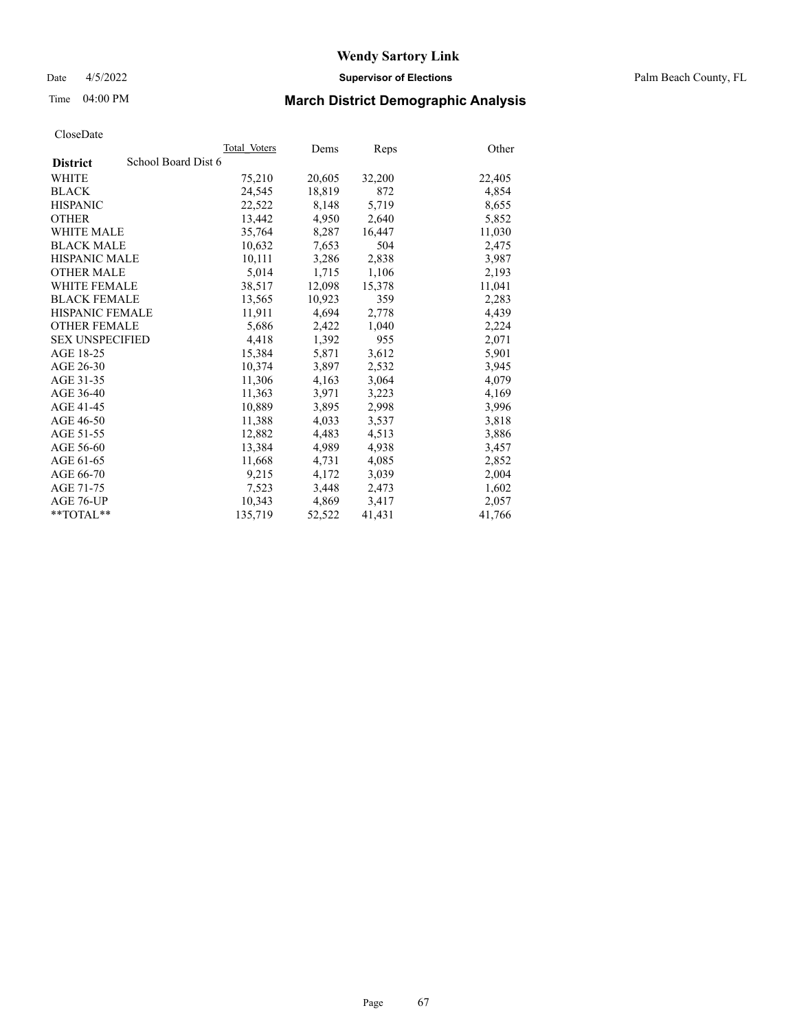# Wendy Sartory Link

Date 4/5/2022 **Supervisor of Elections** Palm Beach County, FL

Time 04:00 PM **March District Demographic Analysis**

CloseDate

| | Total Voters | Dems | Reps | Other |
|---|---|---|---|---|
| **District** School Board Dist 6 | | | | |
| WHITE | 75,210 | 20,605 | 32,200 | 22,405 |
| BLACK | 24,545 | 18,819 | 872 | 4,854 |
| HISPANIC | 22,522 | 8,148 | 5,719 | 8,655 |
| OTHER | 13,442 | 4,950 | 2,640 | 5,852 |
| WHITE MALE | 35,764 | 8,287 | 16,447 | 11,030 |
| BLACK MALE | 10,632 | 7,653 | 504 | 2,475 |
| HISPANIC MALE | 10,111 | 3,286 | 2,838 | 3,987 |
| OTHER MALE | 5,014 | 1,715 | 1,106 | 2,193 |
| WHITE FEMALE | 38,517 | 12,098 | 15,378 | 11,041 |
| BLACK FEMALE | 13,565 | 10,923 | 359 | 2,283 |
| HISPANIC FEMALE | 11,911 | 4,694 | 2,778 | 4,439 |
| OTHER FEMALE | 5,686 | 2,422 | 1,040 | 2,224 |
| SEX UNSPECIFIED | 4,418 | 1,392 | 955 | 2,071 |
| AGE 18-25 | 15,384 | 5,871 | 3,612 | 5,901 |
| AGE 26-30 | 10,374 | 3,897 | 2,532 | 3,945 |
| AGE 31-35 | 11,306 | 4,163 | 3,064 | 4,079 |
| AGE 36-40 | 11,363 | 3,971 | 3,223 | 4,169 |
| AGE 41-45 | 10,889 | 3,895 | 2,998 | 3,996 |
| AGE 46-50 | 11,388 | 4,033 | 3,537 | 3,818 |
| AGE 51-55 | 12,882 | 4,483 | 4,513 | 3,886 |
| AGE 56-60 | 13,384 | 4,989 | 4,938 | 3,457 |
| AGE 61-65 | 11,668 | 4,731 | 4,085 | 2,852 |
| AGE 66-70 | 9,215 | 4,172 | 3,039 | 2,004 |
| AGE 71-75 | 7,523 | 3,448 | 2,473 | 1,602 |
| AGE 76-UP | 10,343 | 4,869 | 3,417 | 2,057 |
| **TOTAL** | 135,719 | 52,522 | 41,431 | 41,766 |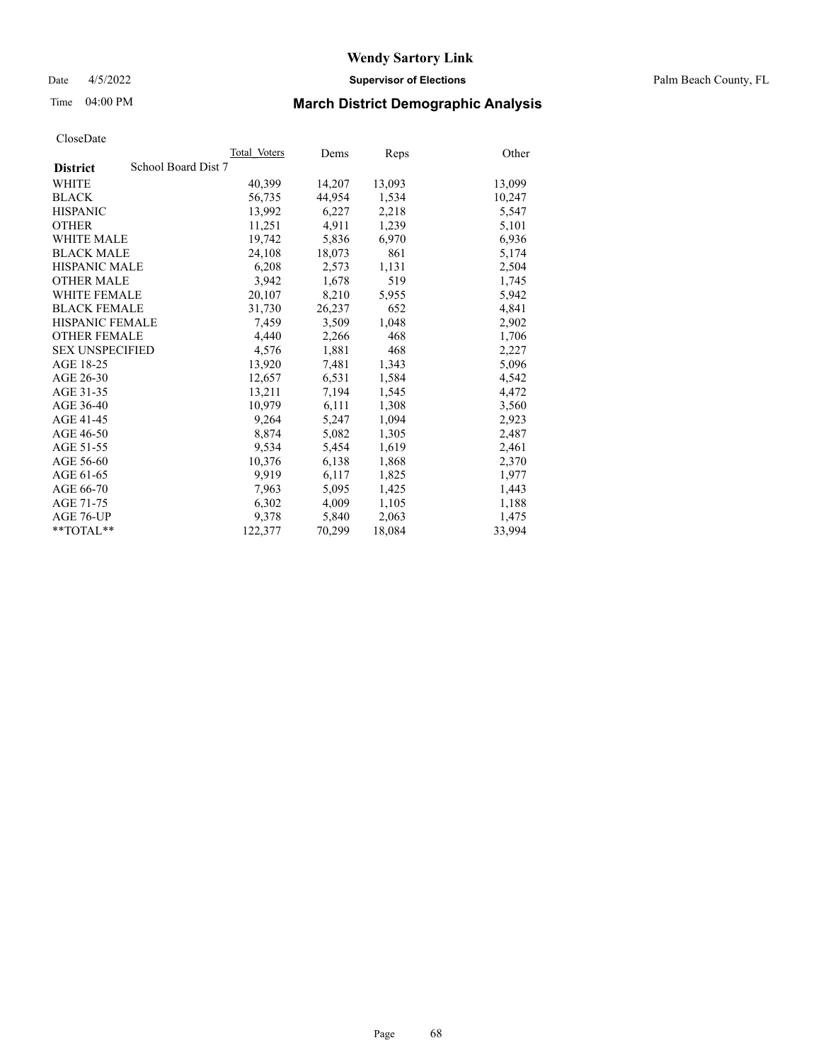# Wendy Sartory Link

Date 4/5/2022 **Supervisor of Elections** Palm Beach County, FL

Time 04:00 PM **March District Demographic Analysis**

CloseDate

| **District** School Board Dist 7 | Total Voters | Dems | Reps | Other |
|---|---|---|---|---|
| WHITE | 40,399 | 14,207 | 13,093 | 13,099 |
| BLACK | 56,735 | 44,954 | 1,534 | 10,247 |
| HISPANIC | 13,992 | 6,227 | 2,218 | 5,547 |
| OTHER | 11,251 | 4,911 | 1,239 | 5,101 |
| WHITE MALE | 19,742 | 5,836 | 6,970 | 6,936 |
| BLACK MALE | 24,108 | 18,073 | 861 | 5,174 |
| HISPANIC MALE | 6,208 | 2,573 | 1,131 | 2,504 |
| OTHER MALE | 3,942 | 1,678 | 519 | 1,745 |
| WHITE FEMALE | 20,107 | 8,210 | 5,955 | 5,942 |
| BLACK FEMALE | 31,730 | 26,237 | 652 | 4,841 |
| HISPANIC FEMALE | 7,459 | 3,509 | 1,048 | 2,902 |
| OTHER FEMALE | 4,440 | 2,266 | 468 | 1,706 |
| SEX UNSPECIFIED | 4,576 | 1,881 | 468 | 2,227 |
| AGE 18-25 | 13,920 | 7,481 | 1,343 | 5,096 |
| AGE 26-30 | 12,657 | 6,531 | 1,584 | 4,542 |
| AGE 31-35 | 13,211 | 7,194 | 1,545 | 4,472 |
| AGE 36-40 | 10,979 | 6,111 | 1,308 | 3,560 |
| AGE 41-45 | 9,264 | 5,247 | 1,094 | 2,923 |
| AGE 46-50 | 8,874 | 5,082 | 1,305 | 2,487 |
| AGE 51-55 | 9,534 | 5,454 | 1,619 | 2,461 |
| AGE 56-60 | 10,376 | 6,138 | 1,868 | 2,370 |
| AGE 61-65 | 9,919 | 6,117 | 1,825 | 1,977 |
| AGE 66-70 | 7,963 | 5,095 | 1,425 | 1,443 |
| AGE 71-75 | 6,302 | 4,009 | 1,105 | 1,188 |
| AGE 76-UP | 9,378 | 5,840 | 2,063 | 1,475 |
| **TOTAL** | 122,377 | 70,299 | 18,084 | 33,994 |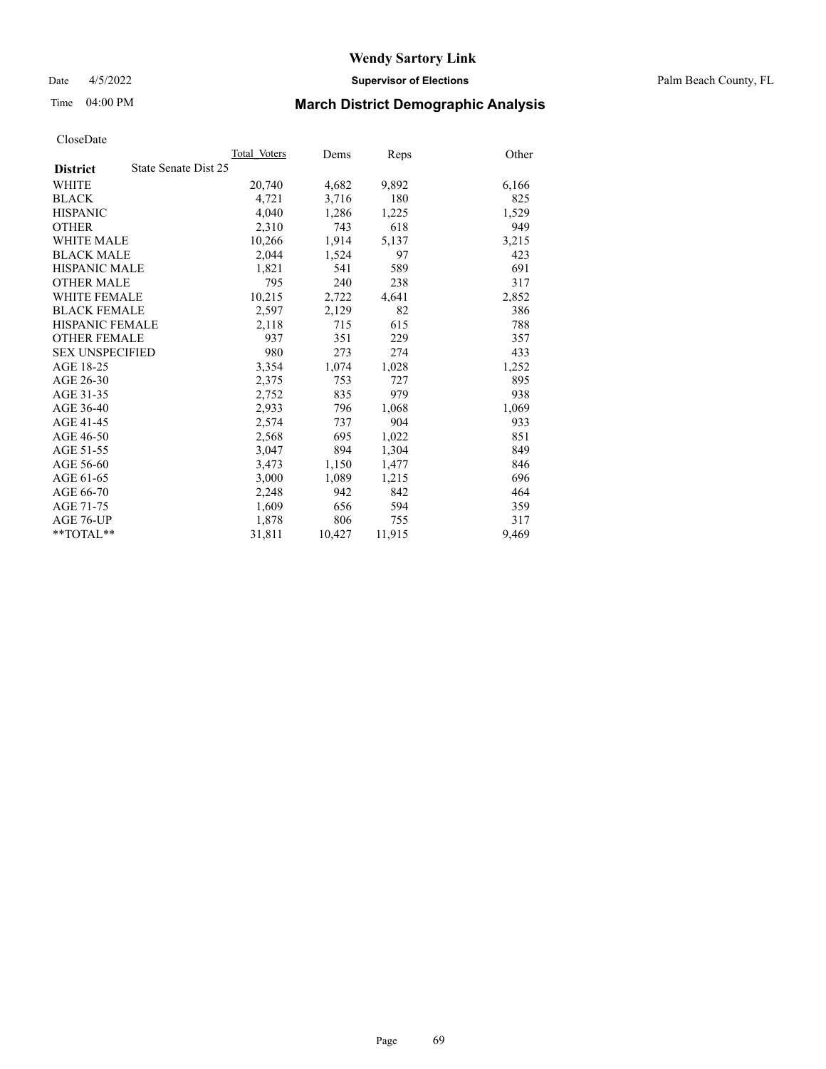# Wendy Sartory Link

Date 4/5/2022 **Supervisor of Elections** Palm Beach County, FL

Time 04:00 PM **March District Demographic Analysis**

CloseDate

| **District** State Senate Dist 25 | Total Voters | Dems | Reps | Other |
|---|---|---|---|---|
| WHITE | 20,740 | 4,682 | 9,892 | 6,166 |
| BLACK | 4,721 | 3,716 | 180 | 825 |
| HISPANIC | 4,040 | 1,286 | 1,225 | 1,529 |
| OTHER | 2,310 | 743 | 618 | 949 |
| WHITE MALE | 10,266 | 1,914 | 5,137 | 3,215 |
| BLACK MALE | 2,044 | 1,524 | 97 | 423 |
| HISPANIC MALE | 1,821 | 541 | 589 | 691 |
| OTHER MALE | 795 | 240 | 238 | 317 |
| WHITE FEMALE | 10,215 | 2,722 | 4,641 | 2,852 |
| BLACK FEMALE | 2,597 | 2,129 | 82 | 386 |
| HISPANIC FEMALE | 2,118 | 715 | 615 | 788 |
| OTHER FEMALE | 937 | 351 | 229 | 357 |
| SEX UNSPECIFIED | 980 | 273 | 274 | 433 |
| AGE 18-25 | 3,354 | 1,074 | 1,028 | 1,252 |
| AGE 26-30 | 2,375 | 753 | 727 | 895 |
| AGE 31-35 | 2,752 | 835 | 979 | 938 |
| AGE 36-40 | 2,933 | 796 | 1,068 | 1,069 |
| AGE 41-45 | 2,574 | 737 | 904 | 933 |
| AGE 46-50 | 2,568 | 695 | 1,022 | 851 |
| AGE 51-55 | 3,047 | 894 | 1,304 | 849 |
| AGE 56-60 | 3,473 | 1,150 | 1,477 | 846 |
| AGE 61-65 | 3,000 | 1,089 | 1,215 | 696 |
| AGE 66-70 | 2,248 | 942 | 842 | 464 |
| AGE 71-75 | 1,609 | 656 | 594 | 359 |
| AGE 76-UP | 1,878 | 806 | 755 | 317 |
| **TOTAL** | 31,811 | 10,427 | 11,915 | 9,469 |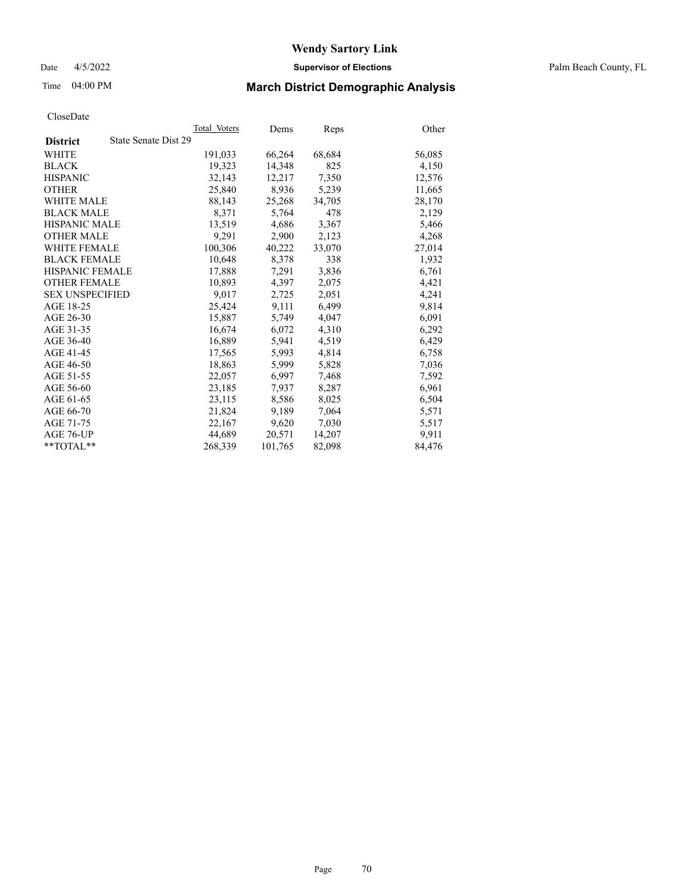# Wendy Sartory Link

Date 4/5/2022 **Supervisor of Elections** Palm Beach County, FL

Time 04:00 PM **March District Demographic Analysis**

CloseDate

| **District** | State Senate Dist 29 | Total_Voters | Dems | Reps | Other |
|---|---|---|---|---|---|
| WHITE | | 191,033 | 66,264 | 68,684 | 56,085 |
| BLACK | | 19,323 | 14,348 | 825 | 4,150 |
| HISPANIC | | 32,143 | 12,217 | 7,350 | 12,576 |
| OTHER | | 25,840 | 8,936 | 5,239 | 11,665 |
| WHITE MALE | | 88,143 | 25,268 | 34,705 | 28,170 |
| BLACK MALE | | 8,371 | 5,764 | 478 | 2,129 |
| HISPANIC MALE | | 13,519 | 4,686 | 3,367 | 5,466 |
| OTHER MALE | | 9,291 | 2,900 | 2,123 | 4,268 |
| WHITE FEMALE | | 100,306 | 40,222 | 33,070 | 27,014 |
| BLACK FEMALE | | 10,648 | 8,378 | 338 | 1,932 |
| HISPANIC FEMALE | | 17,888 | 7,291 | 3,836 | 6,761 |
| OTHER FEMALE | | 10,893 | 4,397 | 2,075 | 4,421 |
| SEX UNSPECIFIED | | 9,017 | 2,725 | 2,051 | 4,241 |
| AGE 18-25 | | 25,424 | 9,111 | 6,499 | 9,814 |
| AGE 26-30 | | 15,887 | 5,749 | 4,047 | 6,091 |
| AGE 31-35 | | 16,674 | 6,072 | 4,310 | 6,292 |
| AGE 36-40 | | 16,889 | 5,941 | 4,519 | 6,429 |
| AGE 41-45 | | 17,565 | 5,993 | 4,814 | 6,758 |
| AGE 46-50 | | 18,863 | 5,999 | 5,828 | 7,036 |
| AGE 51-55 | | 22,057 | 6,997 | 7,468 | 7,592 |
| AGE 56-60 | | 23,185 | 7,937 | 8,287 | 6,961 |
| AGE 61-65 | | 23,115 | 8,586 | 8,025 | 6,504 |
| AGE 66-70 | | 21,824 | 9,189 | 7,064 | 5,571 |
| AGE 71-75 | | 22,167 | 9,620 | 7,030 | 5,517 |
| AGE 76-UP | | 44,689 | 20,571 | 14,207 | 9,911 |
| **TOTAL** | | 268,339 | 101,765 | 82,098 | 84,476 |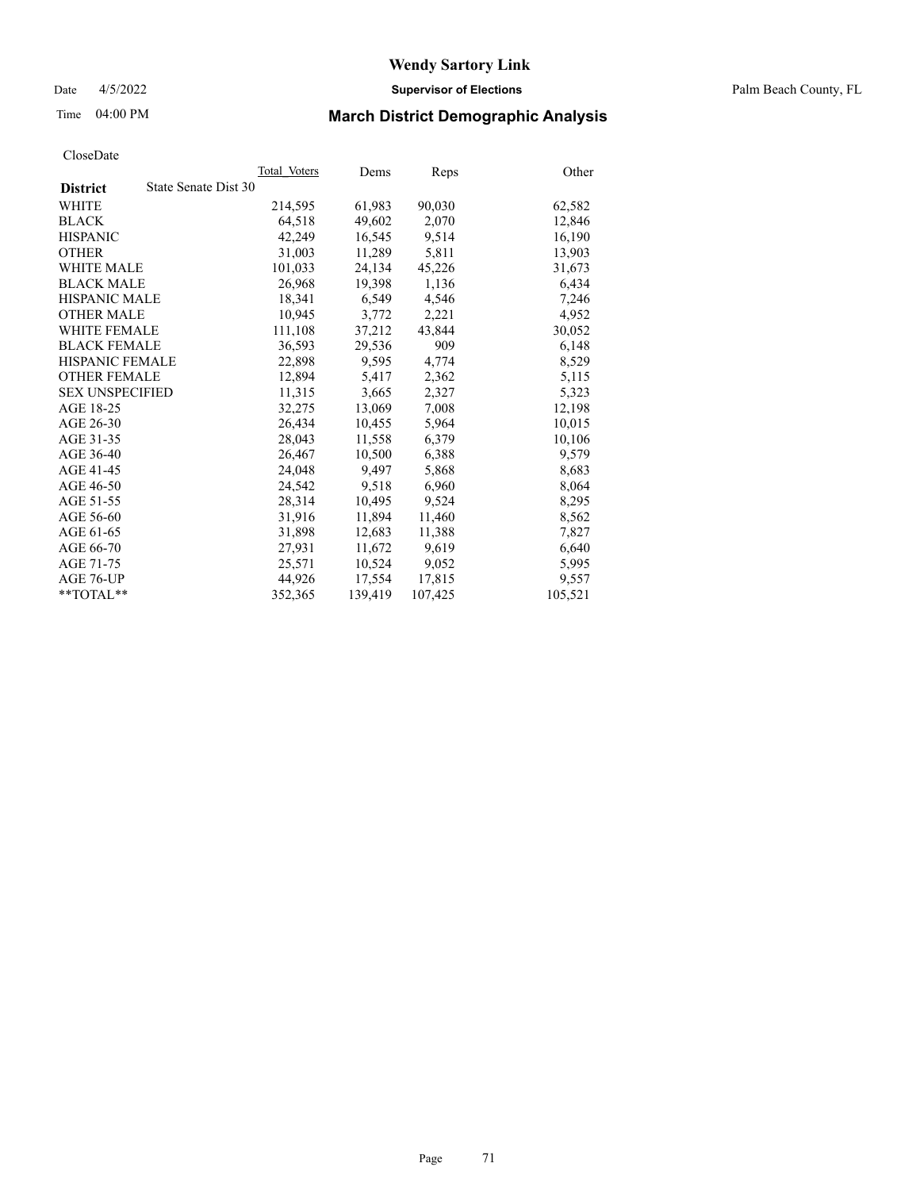# Wendy Sartory Link

Date 4/5/2022 **Supervisor of Elections** Palm Beach County, FL

Time 04:00 PM **March District Demographic Analysis**

CloseDate

| **District** State Senate Dist 30 | Total Voters | Dems | Reps | Other |
|---|---|---|---|---|
| WHITE | 214,595 | 61,983 | 90,030 | 62,582 |
| BLACK | 64,518 | 49,602 | 2,070 | 12,846 |
| HISPANIC | 42,249 | 16,545 | 9,514 | 16,190 |
| OTHER | 31,003 | 11,289 | 5,811 | 13,903 |
| WHITE MALE | 101,033 | 24,134 | 45,226 | 31,673 |
| BLACK MALE | 26,968 | 19,398 | 1,136 | 6,434 |
| HISPANIC MALE | 18,341 | 6,549 | 4,546 | 7,246 |
| OTHER MALE | 10,945 | 3,772 | 2,221 | 4,952 |
| WHITE FEMALE | 111,108 | 37,212 | 43,844 | 30,052 |
| BLACK FEMALE | 36,593 | 29,536 | 909 | 6,148 |
| HISPANIC FEMALE | 22,898 | 9,595 | 4,774 | 8,529 |
| OTHER FEMALE | 12,894 | 5,417 | 2,362 | 5,115 |
| SEX UNSPECIFIED | 11,315 | 3,665 | 2,327 | 5,323 |
| AGE 18-25 | 32,275 | 13,069 | 7,008 | 12,198 |
| AGE 26-30 | 26,434 | 10,455 | 5,964 | 10,015 |
| AGE 31-35 | 28,043 | 11,558 | 6,379 | 10,106 |
| AGE 36-40 | 26,467 | 10,500 | 6,388 | 9,579 |
| AGE 41-45 | 24,048 | 9,497 | 5,868 | 8,683 |
| AGE 46-50 | 24,542 | 9,518 | 6,960 | 8,064 |
| AGE 51-55 | 28,314 | 10,495 | 9,524 | 8,295 |
| AGE 56-60 | 31,916 | 11,894 | 11,460 | 8,562 |
| AGE 61-65 | 31,898 | 12,683 | 11,388 | 7,827 |
| AGE 66-70 | 27,931 | 11,672 | 9,619 | 6,640 |
| AGE 71-75 | 25,571 | 10,524 | 9,052 | 5,995 |
| AGE 76-UP | 44,926 | 17,554 | 17,815 | 9,557 |
| **TOTAL** | 352,365 | 139,419 | 107,425 | 105,521 |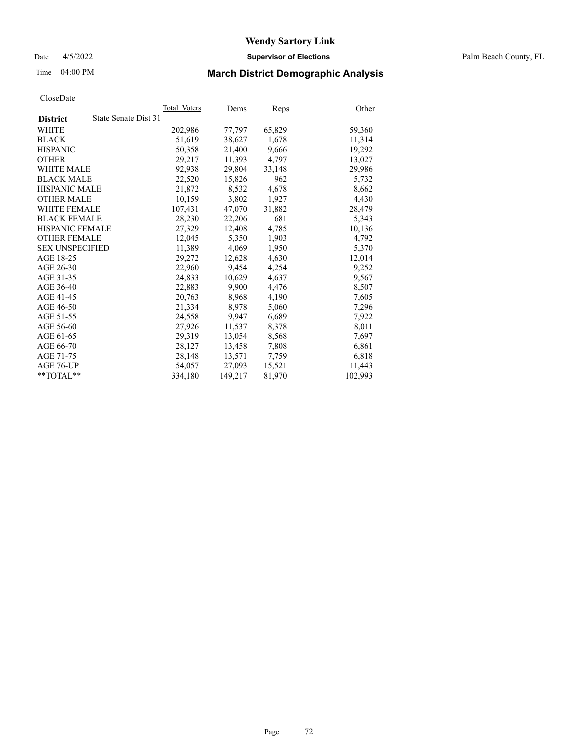CloseDate

| District | State Senate Dist 31 | Total_Voters | Dems | Reps | Other |
|---|---|---|---|---|---|
| WHITE | | 202,986 | 77,797 | 65,829 | 59,360 |
| BLACK | | 51,619 | 38,627 | 1,678 | 11,314 |
| HISPANIC | | 50,358 | 21,400 | 9,666 | 19,292 |
| OTHER | | 29,217 | 11,393 | 4,797 | 13,027 |
| WHITE MALE | | 92,938 | 29,804 | 33,148 | 29,986 |
| BLACK MALE | | 22,520 | 15,826 | 962 | 5,732 |
| HISPANIC MALE | | 21,872 | 8,532 | 4,678 | 8,662 |
| OTHER MALE | | 10,159 | 3,802 | 1,927 | 4,430 |
| WHITE FEMALE | | 107,431 | 47,070 | 31,882 | 28,479 |
| BLACK FEMALE | | 28,230 | 22,206 | 681 | 5,343 |
| HISPANIC FEMALE | | 27,329 | 12,408 | 4,785 | 10,136 |
| OTHER FEMALE | | 12,045 | 5,350 | 1,903 | 4,792 |
| SEX UNSPECIFIED | | 11,389 | 4,069 | 1,950 | 5,370 |
| AGE 18-25 | | 29,272 | 12,628 | 4,630 | 12,014 |
| AGE 26-30 | | 22,960 | 9,454 | 4,254 | 9,252 |
| AGE 31-35 | | 24,833 | 10,629 | 4,637 | 9,567 |
| AGE 36-40 | | 22,883 | 9,900 | 4,476 | 8,507 |
| AGE 41-45 | | 20,763 | 8,968 | 4,190 | 7,605 |
| AGE 46-50 | | 21,334 | 8,978 | 5,060 | 7,296 |
| AGE 51-55 | | 24,558 | 9,947 | 6,689 | 7,922 |
| AGE 56-60 | | 27,926 | 11,537 | 8,378 | 8,011 |
| AGE 61-65 | | 29,319 | 13,054 | 8,568 | 7,697 |
| AGE 66-70 | | 28,127 | 13,458 | 7,808 | 6,861 |
| AGE 71-75 | | 28,148 | 13,571 | 7,759 | 6,818 |
| AGE 76-UP | | 54,057 | 27,093 | 15,521 | 11,443 |
| **TOTAL** | | 334,180 | 149,217 | 81,970 | 102,993 |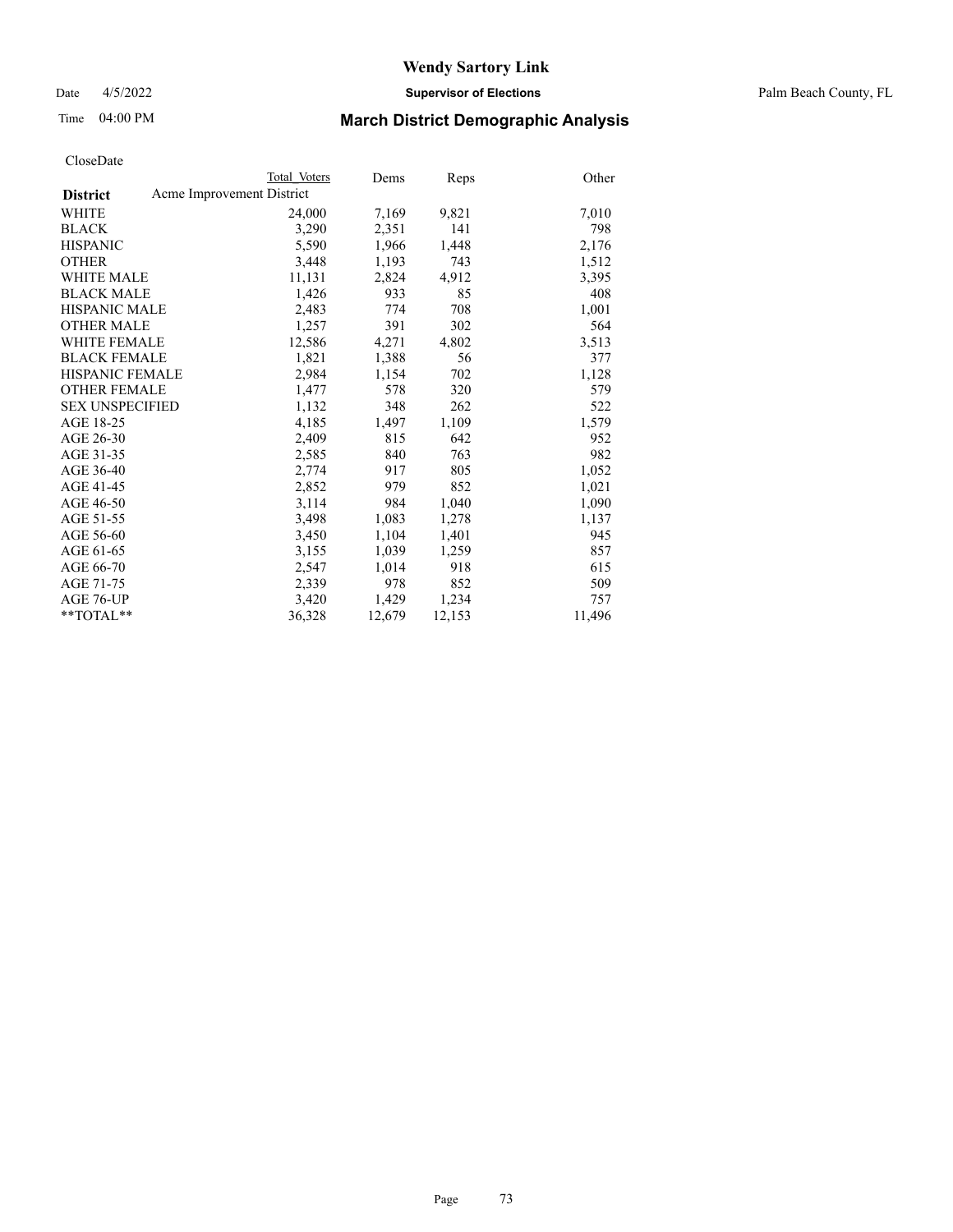# Wendy Sartory Link

Date 4/5/2022 **Supervisor of Elections** Palm Beach County, FL

Time 04:00 PM **March District Demographic Analysis**

CloseDate

| District | Total Voters | Dems | Reps | Other |
|---|---|---|---|---|
| Acme Improvement District | | | | |
| WHITE | 24,000 | 7,169 | 9,821 | 7,010 |
| BLACK | 3,290 | 2,351 | 141 | 798 |
| HISPANIC | 5,590 | 1,966 | 1,448 | 2,176 |
| OTHER | 3,448 | 1,193 | 743 | 1,512 |
| WHITE MALE | 11,131 | 2,824 | 4,912 | 3,395 |
| BLACK MALE | 1,426 | 933 | 85 | 408 |
| HISPANIC MALE | 2,483 | 774 | 708 | 1,001 |
| OTHER MALE | 1,257 | 391 | 302 | 564 |
| WHITE FEMALE | 12,586 | 4,271 | 4,802 | 3,513 |
| BLACK FEMALE | 1,821 | 1,388 | 56 | 377 |
| HISPANIC FEMALE | 2,984 | 1,154 | 702 | 1,128 |
| OTHER FEMALE | 1,477 | 578 | 320 | 579 |
| SEX UNSPECIFIED | 1,132 | 348 | 262 | 522 |
| AGE 18-25 | 4,185 | 1,497 | 1,109 | 1,579 |
| AGE 26-30 | 2,409 | 815 | 642 | 952 |
| AGE 31-35 | 2,585 | 840 | 763 | 982 |
| AGE 36-40 | 2,774 | 917 | 805 | 1,052 |
| AGE 41-45 | 2,852 | 979 | 852 | 1,021 |
| AGE 46-50 | 3,114 | 984 | 1,040 | 1,090 |
| AGE 51-55 | 3,498 | 1,083 | 1,278 | 1,137 |
| AGE 56-60 | 3,450 | 1,104 | 1,401 | 945 |
| AGE 61-65 | 3,155 | 1,039 | 1,259 | 857 |
| AGE 66-70 | 2,547 | 1,014 | 918 | 615 |
| AGE 71-75 | 2,339 | 978 | 852 | 509 |
| AGE 76-UP | 3,420 | 1,429 | 1,234 | 757 |
| **TOTAL** | 36,328 | 12,679 | 12,153 | 11,496 |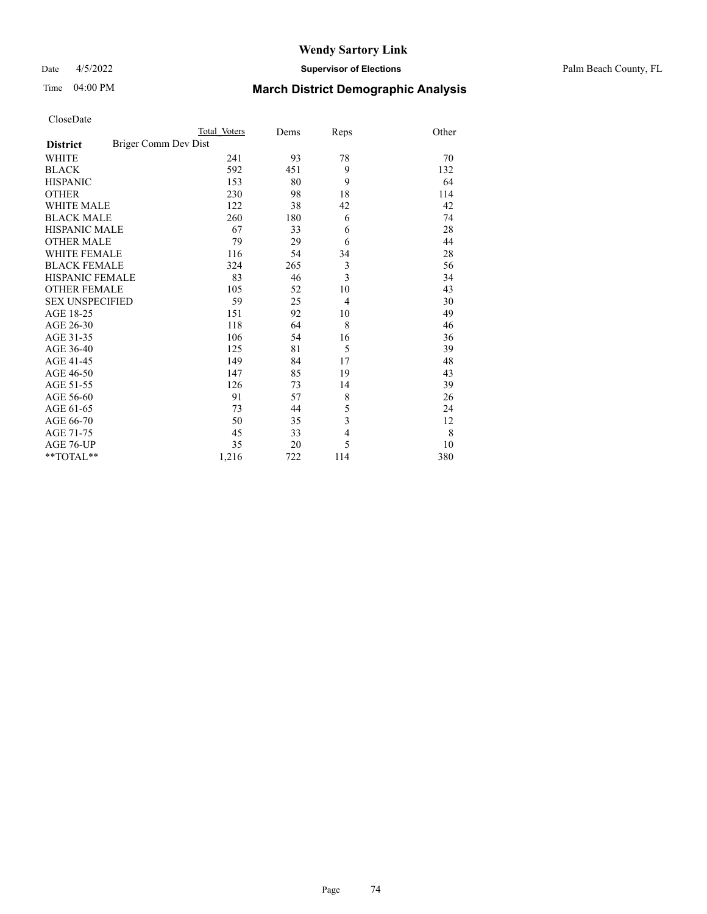# Wendy Sartory Link

Date 4/5/2022 **Supervisor of Elections** Palm Beach County, FL

Time 04:00 PM **March District Demographic Analysis**

CloseDate

| **District** | Total Voters | Dems | Reps | Other |
|---|---|---|---|---|
| Briger Comm Dev Dist | | | | |
| WHITE | 241 | 93 | 78 | 70 |
| BLACK | 592 | 451 | 9 | 132 |
| HISPANIC | 153 | 80 | 9 | 64 |
| OTHER | 230 | 98 | 18 | 114 |
| WHITE MALE | 122 | 38 | 42 | 42 |
| BLACK MALE | 260 | 180 | 6 | 74 |
| HISPANIC MALE | 67 | 33 | 6 | 28 |
| OTHER MALE | 79 | 29 | 6 | 44 |
| WHITE FEMALE | 116 | 54 | 34 | 28 |
| BLACK FEMALE | 324 | 265 | 3 | 56 |
| HISPANIC FEMALE | 83 | 46 | 3 | 34 |
| OTHER FEMALE | 105 | 52 | 10 | 43 |
| SEX UNSPECIFIED | 59 | 25 | 4 | 30 |
| AGE 18-25 | 151 | 92 | 10 | 49 |
| AGE 26-30 | 118 | 64 | 8 | 46 |
| AGE 31-35 | 106 | 54 | 16 | 36 |
| AGE 36-40 | 125 | 81 | 5 | 39 |
| AGE 41-45 | 149 | 84 | 17 | 48 |
| AGE 46-50 | 147 | 85 | 19 | 43 |
| AGE 51-55 | 126 | 73 | 14 | 39 |
| AGE 56-60 | 91 | 57 | 8 | 26 |
| AGE 61-65 | 73 | 44 | 5 | 24 |
| AGE 66-70 | 50 | 35 | 3 | 12 |
| AGE 71-75 | 45 | 33 | 4 | 8 |
| AGE 76-UP | 35 | 20 | 5 | 10 |
| **TOTAL** | 1,216 | 722 | 114 | 380 |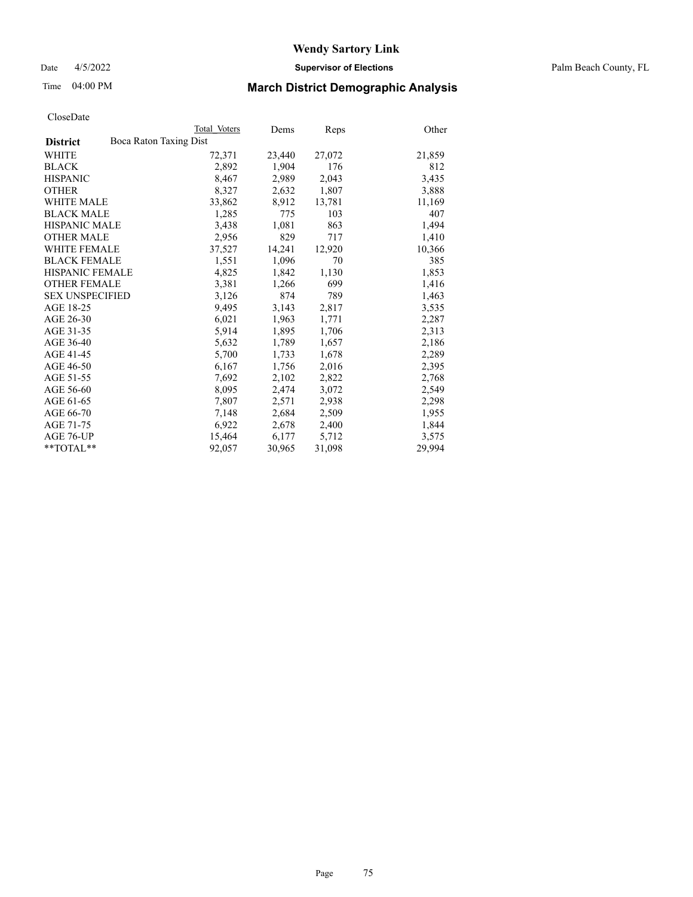# Wendy Sartory Link

Date 4/5/2022 **Supervisor of Elections** Palm Beach County, FL

Time 04:00 PM **March District Demographic Analysis**

CloseDate

| | Total Voters | Dems | Reps | Other |
|---|---|---|---|---|
| **District** Boca Raton Taxing Dist | | | | |
| WHITE | 72,371 | 23,440 | 27,072 | 21,859 |
| BLACK | 2,892 | 1,904 | 176 | 812 |
| HISPANIC | 8,467 | 2,989 | 2,043 | 3,435 |
| OTHER | 8,327 | 2,632 | 1,807 | 3,888 |
| WHITE MALE | 33,862 | 8,912 | 13,781 | 11,169 |
| BLACK MALE | 1,285 | 775 | 103 | 407 |
| HISPANIC MALE | 3,438 | 1,081 | 863 | 1,494 |
| OTHER MALE | 2,956 | 829 | 717 | 1,410 |
| WHITE FEMALE | 37,527 | 14,241 | 12,920 | 10,366 |
| BLACK FEMALE | 1,551 | 1,096 | 70 | 385 |
| HISPANIC FEMALE | 4,825 | 1,842 | 1,130 | 1,853 |
| OTHER FEMALE | 3,381 | 1,266 | 699 | 1,416 |
| SEX UNSPECIFIED | 3,126 | 874 | 789 | 1,463 |
| AGE 18-25 | 9,495 | 3,143 | 2,817 | 3,535 |
| AGE 26-30 | 6,021 | 1,963 | 1,771 | 2,287 |
| AGE 31-35 | 5,914 | 1,895 | 1,706 | 2,313 |
| AGE 36-40 | 5,632 | 1,789 | 1,657 | 2,186 |
| AGE 41-45 | 5,700 | 1,733 | 1,678 | 2,289 |
| AGE 46-50 | 6,167 | 1,756 | 2,016 | 2,395 |
| AGE 51-55 | 7,692 | 2,102 | 2,822 | 2,768 |
| AGE 56-60 | 8,095 | 2,474 | 3,072 | 2,549 |
| AGE 61-65 | 7,807 | 2,571 | 2,938 | 2,298 |
| AGE 66-70 | 7,148 | 2,684 | 2,509 | 1,955 |
| AGE 71-75 | 6,922 | 2,678 | 2,400 | 1,844 |
| AGE 76-UP | 15,464 | 6,177 | 5,712 | 3,575 |
| **TOTAL** | 92,057 | 30,965 | 31,098 | 29,994 |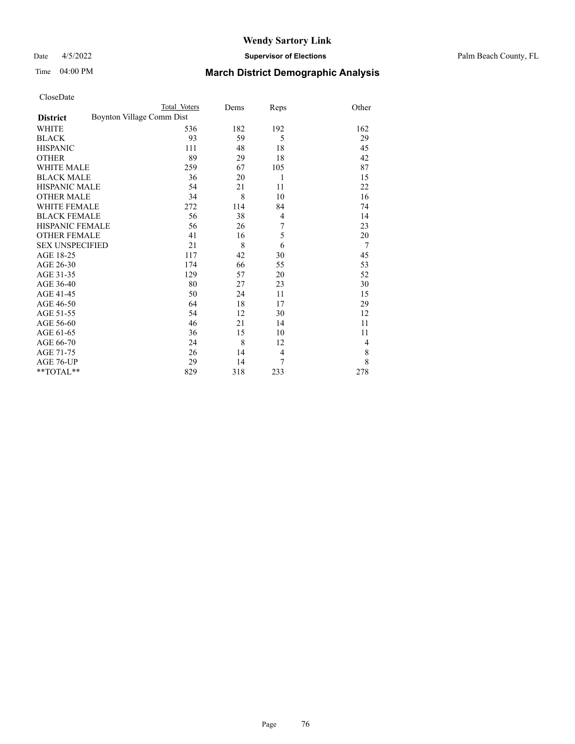# Wendy Sartory Link

Date 4/5/2022 **Supervisor of Elections** Palm Beach County, FL

Time 04:00 PM **March District Demographic Analysis**

CloseDate

| **District** | Total Voters | Dems | Reps | Other |
|---|---|---|---|---|
| Boynton Village Comm Dist | | | | |
| WHITE | 536 | 182 | 192 | 162 |
| BLACK | 93 | 59 | 5 | 29 |
| HISPANIC | 111 | 48 | 18 | 45 |
| OTHER | 89 | 29 | 18 | 42 |
| WHITE MALE | 259 | 67 | 105 | 87 |
| BLACK MALE | 36 | 20 | 1 | 15 |
| HISPANIC MALE | 54 | 21 | 11 | 22 |
| OTHER MALE | 34 | 8 | 10 | 16 |
| WHITE FEMALE | 272 | 114 | 84 | 74 |
| BLACK FEMALE | 56 | 38 | 4 | 14 |
| HISPANIC FEMALE | 56 | 26 | 7 | 23 |
| OTHER FEMALE | 41 | 16 | 5 | 20 |
| SEX UNSPECIFIED | 21 | 8 | 6 | 7 |
| AGE 18-25 | 117 | 42 | 30 | 45 |
| AGE 26-30 | 174 | 66 | 55 | 53 |
| AGE 31-35 | 129 | 57 | 20 | 52 |
| AGE 36-40 | 80 | 27 | 23 | 30 |
| AGE 41-45 | 50 | 24 | 11 | 15 |
| AGE 46-50 | 64 | 18 | 17 | 29 |
| AGE 51-55 | 54 | 12 | 30 | 12 |
| AGE 56-60 | 46 | 21 | 14 | 11 |
| AGE 61-65 | 36 | 15 | 10 | 11 |
| AGE 66-70 | 24 | 8 | 12 | 4 |
| AGE 71-75 | 26 | 14 | 4 | 8 |
| AGE 76-UP | 29 | 14 | 7 | 8 |
| **TOTAL** | 829 | 318 | 233 | 278 |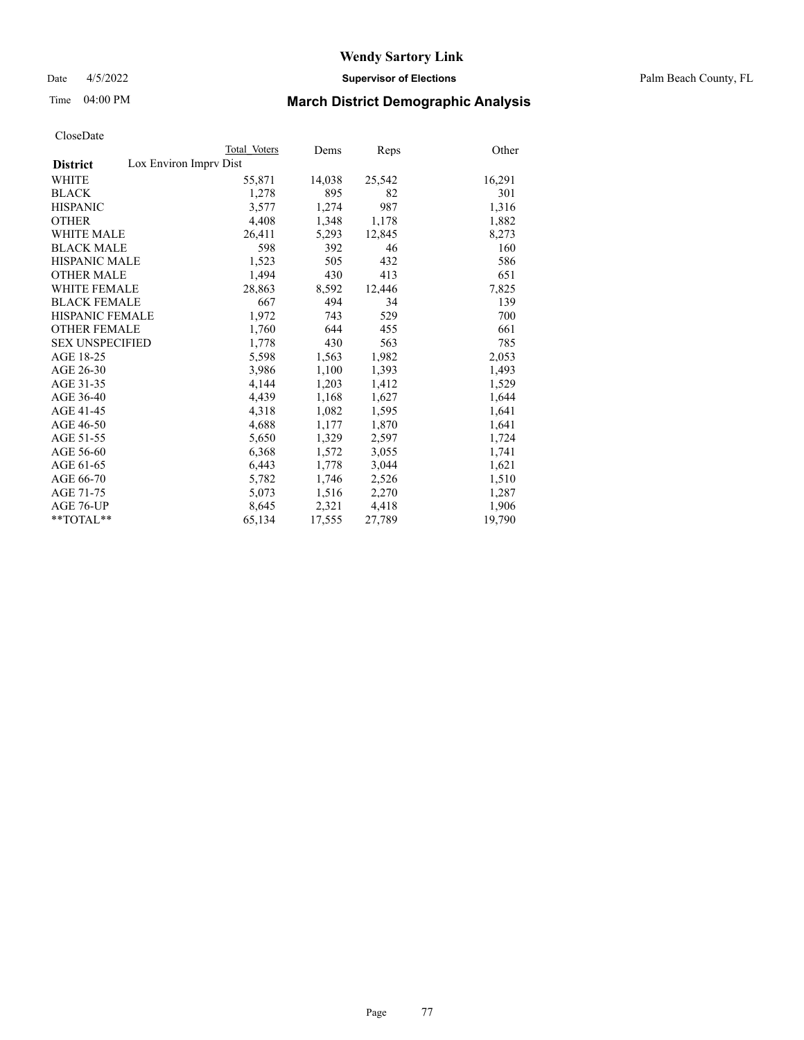# Wendy Sartory Link

Date 4/5/2022 **Supervisor of Elections** Palm Beach County, FL

Time 04:00 PM **March District Demographic Analysis**

CloseDate

| | Total Voters | Dems | Reps | Other |
|---|---|---|---|---|
| **District** Lox Environ Imprv Dist | | | | |
| WHITE | 55,871 | 14,038 | 25,542 | 16,291 |
| BLACK | 1,278 | 895 | 82 | 301 |
| HISPANIC | 3,577 | 1,274 | 987 | 1,316 |
| OTHER | 4,408 | 1,348 | 1,178 | 1,882 |
| WHITE MALE | 26,411 | 5,293 | 12,845 | 8,273 |
| BLACK MALE | 598 | 392 | 46 | 160 |
| HISPANIC MALE | 1,523 | 505 | 432 | 586 |
| OTHER MALE | 1,494 | 430 | 413 | 651 |
| WHITE FEMALE | 28,863 | 8,592 | 12,446 | 7,825 |
| BLACK FEMALE | 667 | 494 | 34 | 139 |
| HISPANIC FEMALE | 1,972 | 743 | 529 | 700 |
| OTHER FEMALE | 1,760 | 644 | 455 | 661 |
| SEX UNSPECIFIED | 1,778 | 430 | 563 | 785 |
| AGE 18-25 | 5,598 | 1,563 | 1,982 | 2,053 |
| AGE 26-30 | 3,986 | 1,100 | 1,393 | 1,493 |
| AGE 31-35 | 4,144 | 1,203 | 1,412 | 1,529 |
| AGE 36-40 | 4,439 | 1,168 | 1,627 | 1,644 |
| AGE 41-45 | 4,318 | 1,082 | 1,595 | 1,641 |
| AGE 46-50 | 4,688 | 1,177 | 1,870 | 1,641 |
| AGE 51-55 | 5,650 | 1,329 | 2,597 | 1,724 |
| AGE 56-60 | 6,368 | 1,572 | 3,055 | 1,741 |
| AGE 61-65 | 6,443 | 1,778 | 3,044 | 1,621 |
| AGE 66-70 | 5,782 | 1,746 | 2,526 | 1,510 |
| AGE 71-75 | 5,073 | 1,516 | 2,270 | 1,287 |
| AGE 76-UP | 8,645 | 2,321 | 4,418 | 1,906 |
| **TOTAL** | 65,134 | 17,555 | 27,789 | 19,790 |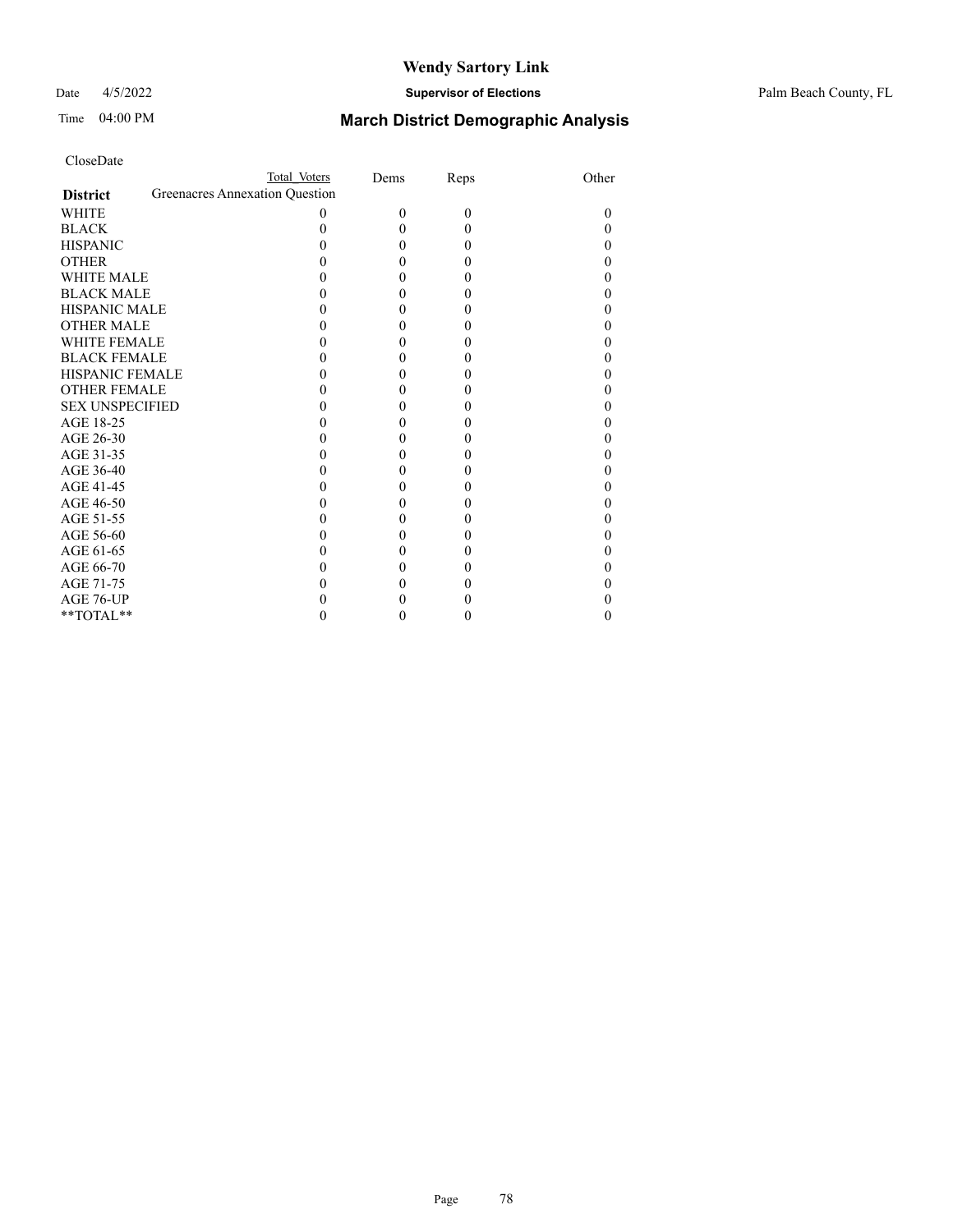# Wendy Sartory Link

Date 4/5/2022 **Supervisor of Elections** Palm Beach County, FL

Time 04:00 PM **March District Demographic Analysis**

CloseDate

| District | Total Voters | Dems | Reps | Other |
|---|---|---|---|---|
| Greenacres Annexation Question | | | | |
| WHITE | 0 | 0 | 0 | 0 |
| BLACK | 0 | 0 | 0 | 0 |
| HISPANIC | 0 | 0 | 0 | 0 |
| OTHER | 0 | 0 | 0 | 0 |
| WHITE MALE | 0 | 0 | 0 | 0 |
| BLACK MALE | 0 | 0 | 0 | 0 |
| HISPANIC MALE | 0 | 0 | 0 | 0 |
| OTHER MALE | 0 | 0 | 0 | 0 |
| WHITE FEMALE | 0 | 0 | 0 | 0 |
| BLACK FEMALE | 0 | 0 | 0 | 0 |
| HISPANIC FEMALE | 0 | 0 | 0 | 0 |
| OTHER FEMALE | 0 | 0 | 0 | 0 |
| SEX UNSPECIFIED | 0 | 0 | 0 | 0 |
| AGE 18-25 | 0 | 0 | 0 | 0 |
| AGE 26-30 | 0 | 0 | 0 | 0 |
| AGE 31-35 | 0 | 0 | 0 | 0 |
| AGE 36-40 | 0 | 0 | 0 | 0 |
| AGE 41-45 | 0 | 0 | 0 | 0 |
| AGE 46-50 | 0 | 0 | 0 | 0 |
| AGE 51-55 | 0 | 0 | 0 | 0 |
| AGE 56-60 | 0 | 0 | 0 | 0 |
| AGE 61-65 | 0 | 0 | 0 | 0 |
| AGE 66-70 | 0 | 0 | 0 | 0 |
| AGE 71-75 | 0 | 0 | 0 | 0 |
| AGE 76-UP | 0 | 0 | 0 | 0 |
| **TOTAL** | 0 | 0 | 0 | 0 |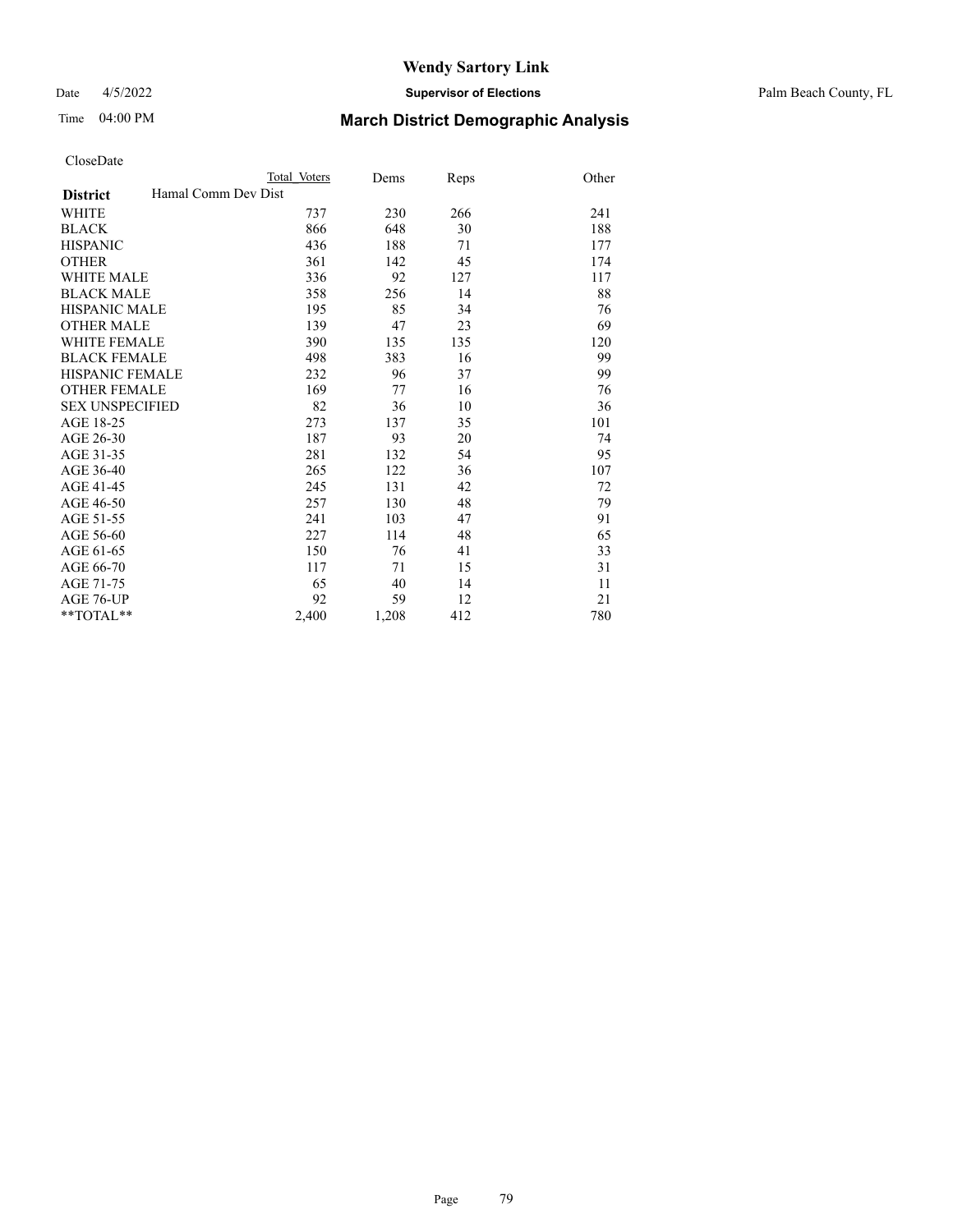# Wendy Sartory Link

Date 4/5/2022 **Supervisor of Elections** Palm Beach County, FL

Time 04:00 PM

## March District Demographic Analysis

CloseDate

| | Total Voters | Dems | Reps | Other |
|---|---|---|---|---|
| **District** Hamal Comm Dev Dist | | | | |
| WHITE | 737 | 230 | 266 | 241 |
| BLACK | 866 | 648 | 30 | 188 |
| HISPANIC | 436 | 188 | 71 | 177 |
| OTHER | 361 | 142 | 45 | 174 |
| WHITE MALE | 336 | 92 | 127 | 117 |
| BLACK MALE | 358 | 256 | 14 | 88 |
| HISPANIC MALE | 195 | 85 | 34 | 76 |
| OTHER MALE | 139 | 47 | 23 | 69 |
| WHITE FEMALE | 390 | 135 | 135 | 120 |
| BLACK FEMALE | 498 | 383 | 16 | 99 |
| HISPANIC FEMALE | 232 | 96 | 37 | 99 |
| OTHER FEMALE | 169 | 77 | 16 | 76 |
| SEX UNSPECIFIED | 82 | 36 | 10 | 36 |
| AGE 18-25 | 273 | 137 | 35 | 101 |
| AGE 26-30 | 187 | 93 | 20 | 74 |
| AGE 31-35 | 281 | 132 | 54 | 95 |
| AGE 36-40 | 265 | 122 | 36 | 107 |
| AGE 41-45 | 245 | 131 | 42 | 72 |
| AGE 46-50 | 257 | 130 | 48 | 79 |
| AGE 51-55 | 241 | 103 | 47 | 91 |
| AGE 56-60 | 227 | 114 | 48 | 65 |
| AGE 61-65 | 150 | 76 | 41 | 33 |
| AGE 66-70 | 117 | 71 | 15 | 31 |
| AGE 71-75 | 65 | 40 | 14 | 11 |
| AGE 76-UP | 92 | 59 | 12 | 21 |
| **TOTAL** | 2,400 | 1,208 | 412 | 780 |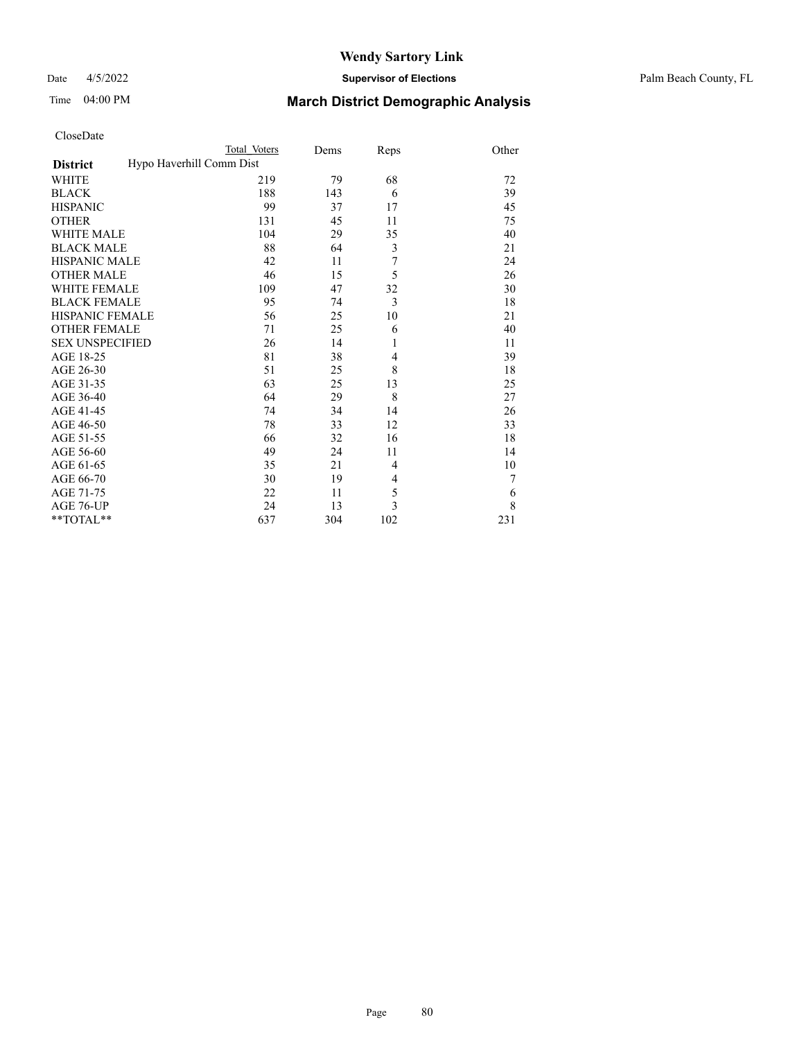# Wendy Sartory Link

Date 4/5/2022 **Supervisor of Elections** Palm Beach County, FL

Time 04:00 PM **March District Demographic Analysis**

CloseDate

| | Total Voters | Dems | Reps | Other |
|---|---|---|---|---|
| **District** | Hypo Haverhill Comm Dist | | | |
| WHITE | 219 | 79 | 68 | 72 |
| BLACK | 188 | 143 | 6 | 39 |
| HISPANIC | 99 | 37 | 17 | 45 |
| OTHER | 131 | 45 | 11 | 75 |
| WHITE MALE | 104 | 29 | 35 | 40 |
| BLACK MALE | 88 | 64 | 3 | 21 |
| HISPANIC MALE | 42 | 11 | 7 | 24 |
| OTHER MALE | 46 | 15 | 5 | 26 |
| WHITE FEMALE | 109 | 47 | 32 | 30 |
| BLACK FEMALE | 95 | 74 | 3 | 18 |
| HISPANIC FEMALE | 56 | 25 | 10 | 21 |
| OTHER FEMALE | 71 | 25 | 6 | 40 |
| SEX UNSPECIFIED | 26 | 14 | 1 | 11 |
| AGE 18-25 | 81 | 38 | 4 | 39 |
| AGE 26-30 | 51 | 25 | 8 | 18 |
| AGE 31-35 | 63 | 25 | 13 | 25 |
| AGE 36-40 | 64 | 29 | 8 | 27 |
| AGE 41-45 | 74 | 34 | 14 | 26 |
| AGE 46-50 | 78 | 33 | 12 | 33 |
| AGE 51-55 | 66 | 32 | 16 | 18 |
| AGE 56-60 | 49 | 24 | 11 | 14 |
| AGE 61-65 | 35 | 21 | 4 | 10 |
| AGE 66-70 | 30 | 19 | 4 | 7 |
| AGE 71-75 | 22 | 11 | 5 | 6 |
| AGE 76-UP | 24 | 13 | 3 | 8 |
| **TOTAL** | 637 | 304 | 102 | 231 |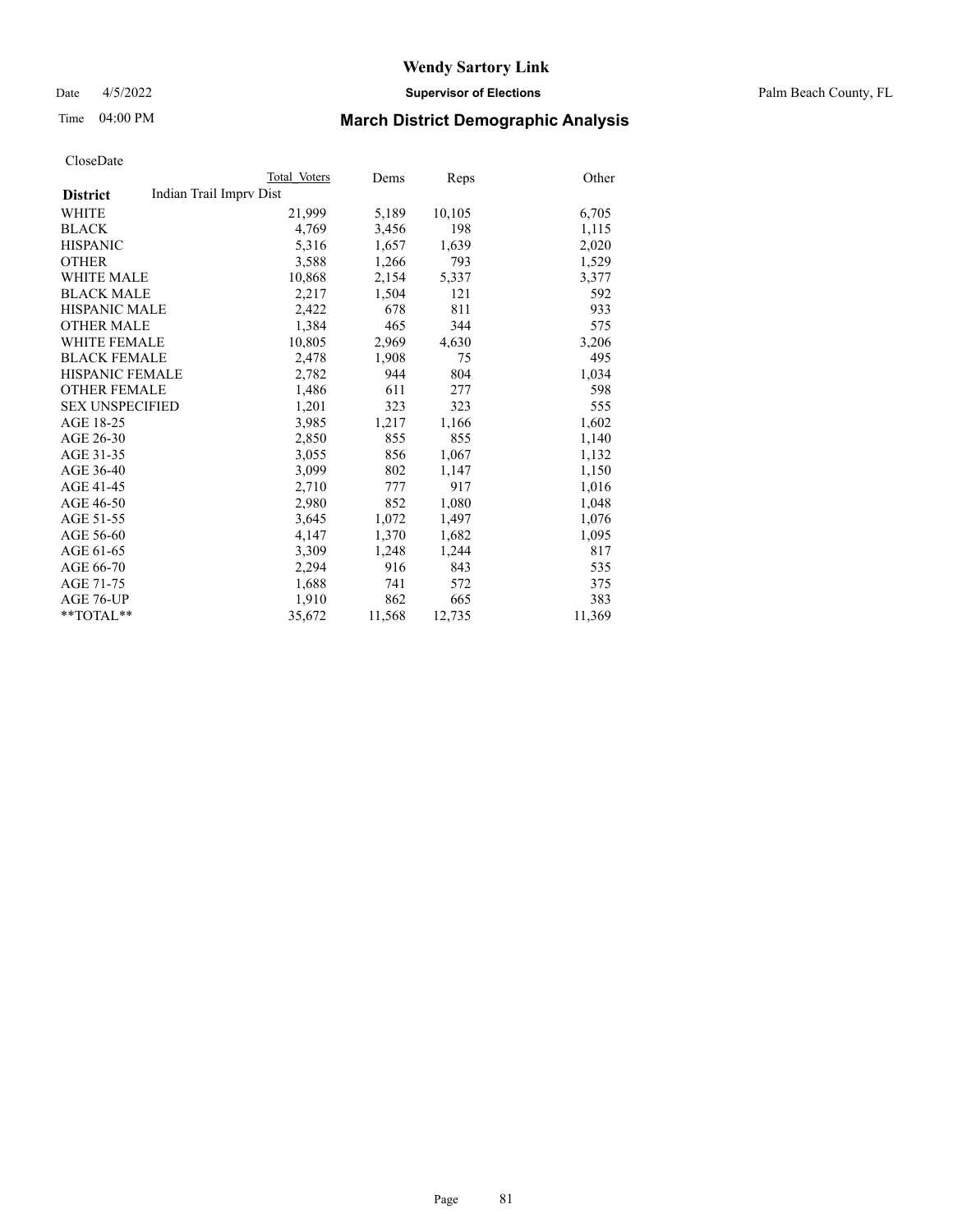# Wendy Sartory Link

Date 4/5/2022 **Supervisor of Elections** Palm Beach County, FL

Time 04:00 PM **March District Demographic Analysis**

CloseDate

| | Total Voters | Dems | Reps | Other |
|---|---|---|---|---|
| **District** Indian Trail Imprv Dist | | | | |
| WHITE | 21,999 | 5,189 | 10,105 | 6,705 |
| BLACK | 4,769 | 3,456 | 198 | 1,115 |
| HISPANIC | 5,316 | 1,657 | 1,639 | 2,020 |
| OTHER | 3,588 | 1,266 | 793 | 1,529 |
| WHITE MALE | 10,868 | 2,154 | 5,337 | 3,377 |
| BLACK MALE | 2,217 | 1,504 | 121 | 592 |
| HISPANIC MALE | 2,422 | 678 | 811 | 933 |
| OTHER MALE | 1,384 | 465 | 344 | 575 |
| WHITE FEMALE | 10,805 | 2,969 | 4,630 | 3,206 |
| BLACK FEMALE | 2,478 | 1,908 | 75 | 495 |
| HISPANIC FEMALE | 2,782 | 944 | 804 | 1,034 |
| OTHER FEMALE | 1,486 | 611 | 277 | 598 |
| SEX UNSPECIFIED | 1,201 | 323 | 323 | 555 |
| AGE 18-25 | 3,985 | 1,217 | 1,166 | 1,602 |
| AGE 26-30 | 2,850 | 855 | 855 | 1,140 |
| AGE 31-35 | 3,055 | 856 | 1,067 | 1,132 |
| AGE 36-40 | 3,099 | 802 | 1,147 | 1,150 |
| AGE 41-45 | 2,710 | 777 | 917 | 1,016 |
| AGE 46-50 | 2,980 | 852 | 1,080 | 1,048 |
| AGE 51-55 | 3,645 | 1,072 | 1,497 | 1,076 |
| AGE 56-60 | 4,147 | 1,370 | 1,682 | 1,095 |
| AGE 61-65 | 3,309 | 1,248 | 1,244 | 817 |
| AGE 66-70 | 2,294 | 916 | 843 | 535 |
| AGE 71-75 | 1,688 | 741 | 572 | 375 |
| AGE 76-UP | 1,910 | 862 | 665 | 383 |
| **TOTAL** | 35,672 | 11,568 | 12,735 | 11,369 |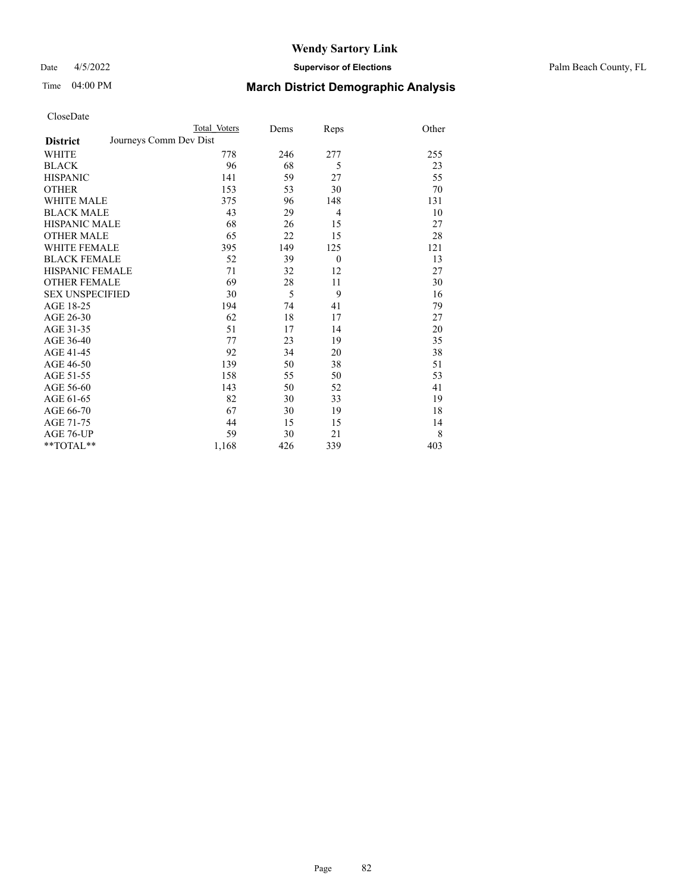# Wendy Sartory Link

Date 4/5/2022 **Supervisor of Elections** Palm Beach County, FL

Time 04:00 PM **March District Demographic Analysis**

CloseDate

| District | Total Voters | Dems | Reps | Other |
|---|---|---|---|---|
| Journeys Comm Dev Dist | | | | |
| WHITE | 778 | 246 | 277 | 255 |
| BLACK | 96 | 68 | 5 | 23 |
| HISPANIC | 141 | 59 | 27 | 55 |
| OTHER | 153 | 53 | 30 | 70 |
| WHITE MALE | 375 | 96 | 148 | 131 |
| BLACK MALE | 43 | 29 | 4 | 10 |
| HISPANIC MALE | 68 | 26 | 15 | 27 |
| OTHER MALE | 65 | 22 | 15 | 28 |
| WHITE FEMALE | 395 | 149 | 125 | 121 |
| BLACK FEMALE | 52 | 39 | 0 | 13 |
| HISPANIC FEMALE | 71 | 32 | 12 | 27 |
| OTHER FEMALE | 69 | 28 | 11 | 30 |
| SEX UNSPECIFIED | 30 | 5 | 9 | 16 |
| AGE 18-25 | 194 | 74 | 41 | 79 |
| AGE 26-30 | 62 | 18 | 17 | 27 |
| AGE 31-35 | 51 | 17 | 14 | 20 |
| AGE 36-40 | 77 | 23 | 19 | 35 |
| AGE 41-45 | 92 | 34 | 20 | 38 |
| AGE 46-50 | 139 | 50 | 38 | 51 |
| AGE 51-55 | 158 | 55 | 50 | 53 |
| AGE 56-60 | 143 | 50 | 52 | 41 |
| AGE 61-65 | 82 | 30 | 33 | 19 |
| AGE 66-70 | 67 | 30 | 19 | 18 |
| AGE 71-75 | 44 | 15 | 15 | 14 |
| AGE 76-UP | 59 | 30 | 21 | 8 |
| **TOTAL** | 1,168 | 426 | 339 | 403 |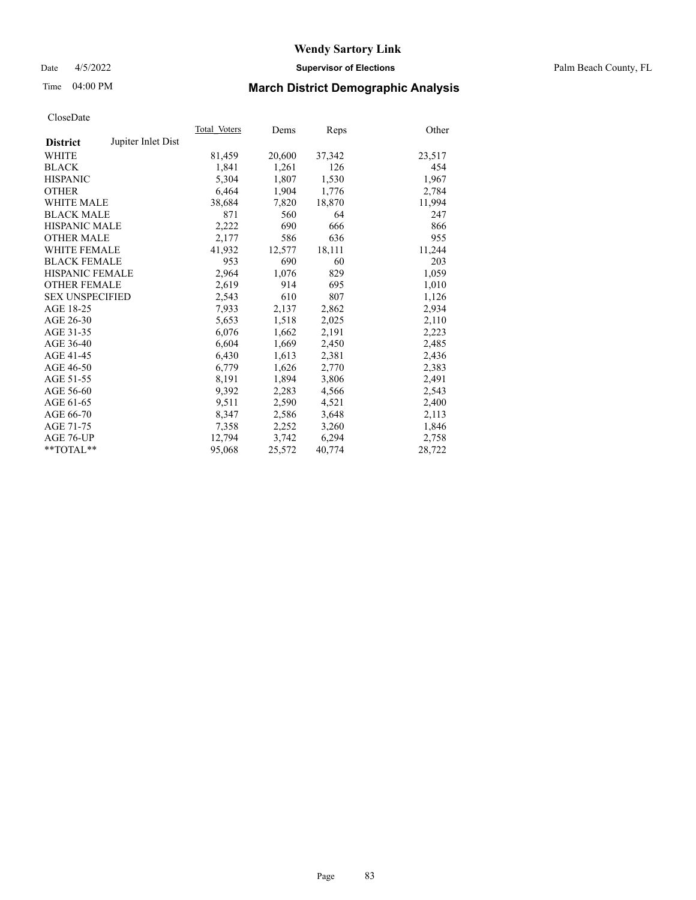# Wendy Sartory Link

Date 4/5/2022 **Supervisor of Elections** Palm Beach County, FL

Time 04:00 PM **March District Demographic Analysis**

CloseDate

| **District** Jupiter Inlet Dist | Total Voters | Dems | Reps | Other |
|---|---|---|---|---|
| WHITE | 81,459 | 20,600 | 37,342 | 23,517 |
| BLACK | 1,841 | 1,261 | 126 | 454 |
| HISPANIC | 5,304 | 1,807 | 1,530 | 1,967 |
| OTHER | 6,464 | 1,904 | 1,776 | 2,784 |
| WHITE MALE | 38,684 | 7,820 | 18,870 | 11,994 |
| BLACK MALE | 871 | 560 | 64 | 247 |
| HISPANIC MALE | 2,222 | 690 | 666 | 866 |
| OTHER MALE | 2,177 | 586 | 636 | 955 |
| WHITE FEMALE | 41,932 | 12,577 | 18,111 | 11,244 |
| BLACK FEMALE | 953 | 690 | 60 | 203 |
| HISPANIC FEMALE | 2,964 | 1,076 | 829 | 1,059 |
| OTHER FEMALE | 2,619 | 914 | 695 | 1,010 |
| SEX UNSPECIFIED | 2,543 | 610 | 807 | 1,126 |
| AGE 18-25 | 7,933 | 2,137 | 2,862 | 2,934 |
| AGE 26-30 | 5,653 | 1,518 | 2,025 | 2,110 |
| AGE 31-35 | 6,076 | 1,662 | 2,191 | 2,223 |
| AGE 36-40 | 6,604 | 1,669 | 2,450 | 2,485 |
| AGE 41-45 | 6,430 | 1,613 | 2,381 | 2,436 |
| AGE 46-50 | 6,779 | 1,626 | 2,770 | 2,383 |
| AGE 51-55 | 8,191 | 1,894 | 3,806 | 2,491 |
| AGE 56-60 | 9,392 | 2,283 | 4,566 | 2,543 |
| AGE 61-65 | 9,511 | 2,590 | 4,521 | 2,400 |
| AGE 66-70 | 8,347 | 2,586 | 3,648 | 2,113 |
| AGE 71-75 | 7,358 | 2,252 | 3,260 | 1,846 |
| AGE 76-UP | 12,794 | 3,742 | 6,294 | 2,758 |
| **TOTAL** | 95,068 | 25,572 | 40,774 | 28,722 |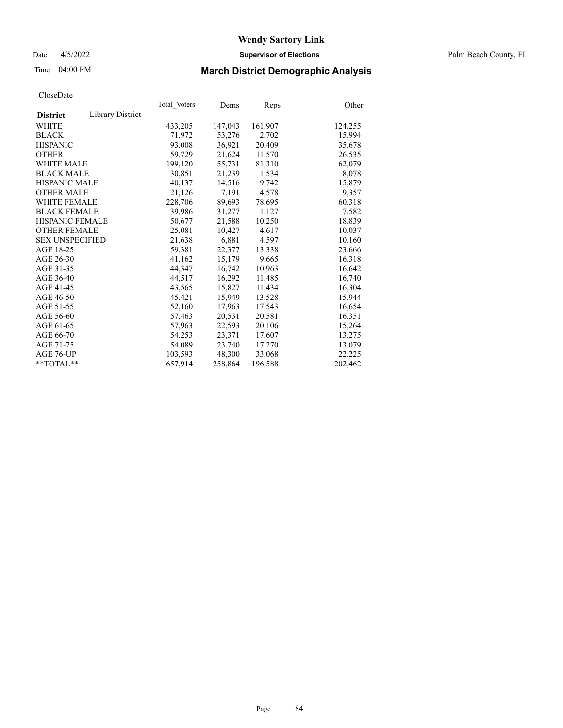# Wendy Sartory Link

Date 4/5/2022 **Supervisor of Elections** Palm Beach County, FL

Time 04:00 PM **March District Demographic Analysis**

CloseDate

| **District** Library District | Total Voters | Dems | Reps | Other |
|---|---|---|---|---|
| WHITE | 433,205 | 147,043 | 161,907 | 124,255 |
| BLACK | 71,972 | 53,276 | 2,702 | 15,994 |
| HISPANIC | 93,008 | 36,921 | 20,409 | 35,678 |
| OTHER | 59,729 | 21,624 | 11,570 | 26,535 |
| WHITE MALE | 199,120 | 55,731 | 81,310 | 62,079 |
| BLACK MALE | 30,851 | 21,239 | 1,534 | 8,078 |
| HISPANIC MALE | 40,137 | 14,516 | 9,742 | 15,879 |
| OTHER MALE | 21,126 | 7,191 | 4,578 | 9,357 |
| WHITE FEMALE | 228,706 | 89,693 | 78,695 | 60,318 |
| BLACK FEMALE | 39,986 | 31,277 | 1,127 | 7,582 |
| HISPANIC FEMALE | 50,677 | 21,588 | 10,250 | 18,839 |
| OTHER FEMALE | 25,081 | 10,427 | 4,617 | 10,037 |
| SEX UNSPECIFIED | 21,638 | 6,881 | 4,597 | 10,160 |
| AGE 18-25 | 59,381 | 22,377 | 13,338 | 23,666 |
| AGE 26-30 | 41,162 | 15,179 | 9,665 | 16,318 |
| AGE 31-35 | 44,347 | 16,742 | 10,963 | 16,642 |
| AGE 36-40 | 44,517 | 16,292 | 11,485 | 16,740 |
| AGE 41-45 | 43,565 | 15,827 | 11,434 | 16,304 |
| AGE 46-50 | 45,421 | 15,949 | 13,528 | 15,944 |
| AGE 51-55 | 52,160 | 17,963 | 17,543 | 16,654 |
| AGE 56-60 | 57,463 | 20,531 | 20,581 | 16,351 |
| AGE 61-65 | 57,963 | 22,593 | 20,106 | 15,264 |
| AGE 66-70 | 54,253 | 23,371 | 17,607 | 13,275 |
| AGE 71-75 | 54,089 | 23,740 | 17,270 | 13,079 |
| AGE 76-UP | 103,593 | 48,300 | 33,068 | 22,225 |
| **TOTAL** | 657,914 | 258,864 | 196,588 | 202,462 |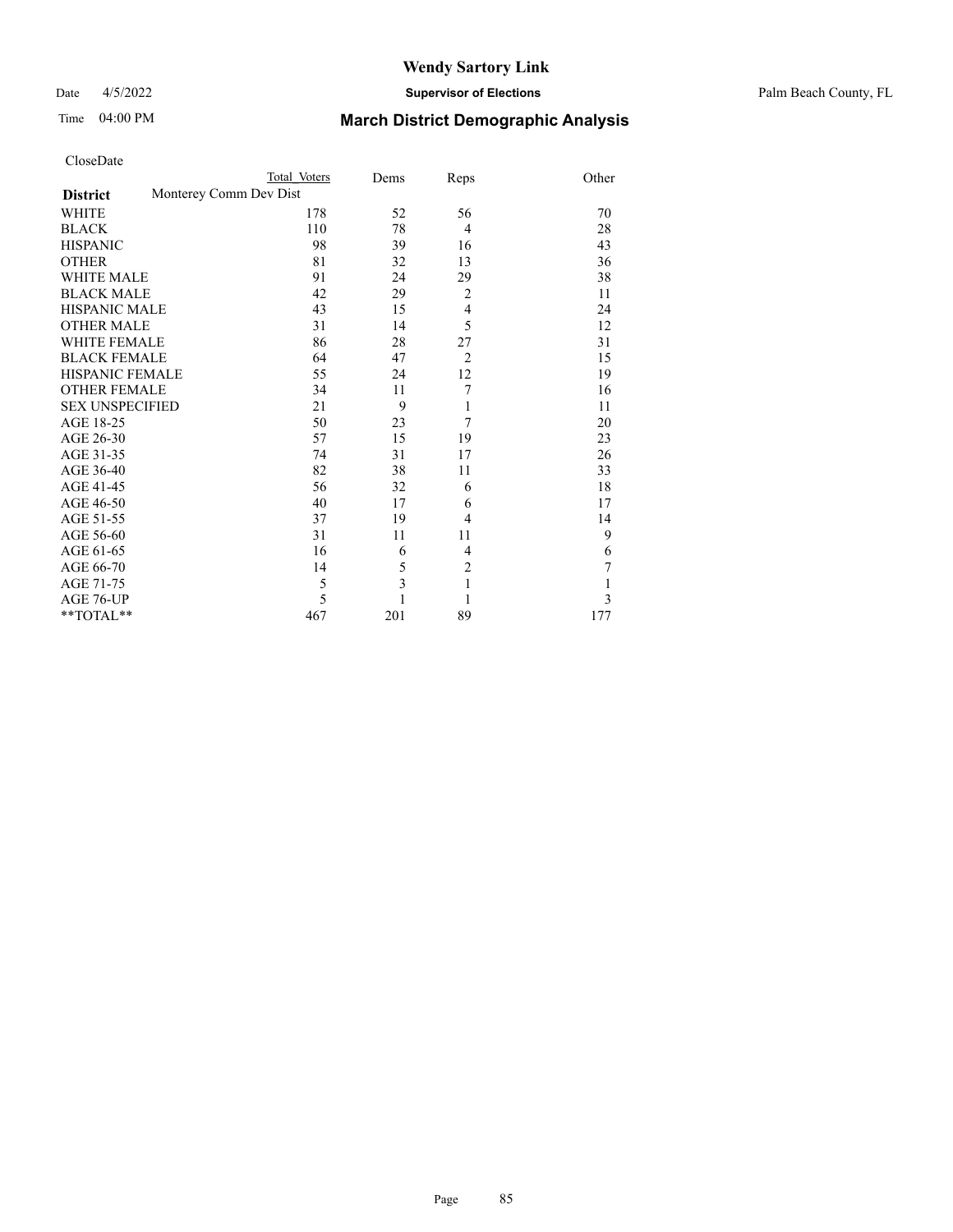# Wendy Sartory Link

Date 4/5/2022 **Supervisor of Elections** Palm Beach County, FL

Time 04:00 PM **March District Demographic Analysis**

CloseDate

| **District** | Total Voters | Dems | Reps | Other |
|---|---|---|---|---|
| Monterey Comm Dev Dist | | | | |
| WHITE | 178 | 52 | 56 | 70 |
| BLACK | 110 | 78 | 4 | 28 |
| HISPANIC | 98 | 39 | 16 | 43 |
| OTHER | 81 | 32 | 13 | 36 |
| WHITE MALE | 91 | 24 | 29 | 38 |
| BLACK MALE | 42 | 29 | 2 | 11 |
| HISPANIC MALE | 43 | 15 | 4 | 24 |
| OTHER MALE | 31 | 14 | 5 | 12 |
| WHITE FEMALE | 86 | 28 | 27 | 31 |
| BLACK FEMALE | 64 | 47 | 2 | 15 |
| HISPANIC FEMALE | 55 | 24 | 12 | 19 |
| OTHER FEMALE | 34 | 11 | 7 | 16 |
| SEX UNSPECIFIED | 21 | 9 | 1 | 11 |
| AGE 18-25 | 50 | 23 | 7 | 20 |
| AGE 26-30 | 57 | 15 | 19 | 23 |
| AGE 31-35 | 74 | 31 | 17 | 26 |
| AGE 36-40 | 82 | 38 | 11 | 33 |
| AGE 41-45 | 56 | 32 | 6 | 18 |
| AGE 46-50 | 40 | 17 | 6 | 17 |
| AGE 51-55 | 37 | 19 | 4 | 14 |
| AGE 56-60 | 31 | 11 | 11 | 9 |
| AGE 61-65 | 16 | 6 | 4 | 6 |
| AGE 66-70 | 14 | 5 | 2 | 7 |
| AGE 71-75 | 5 | 3 | 1 | 1 |
| AGE 76-UP | 5 | 1 | 1 | 3 |
| **TOTAL** | 467 | 201 | 89 | 177 |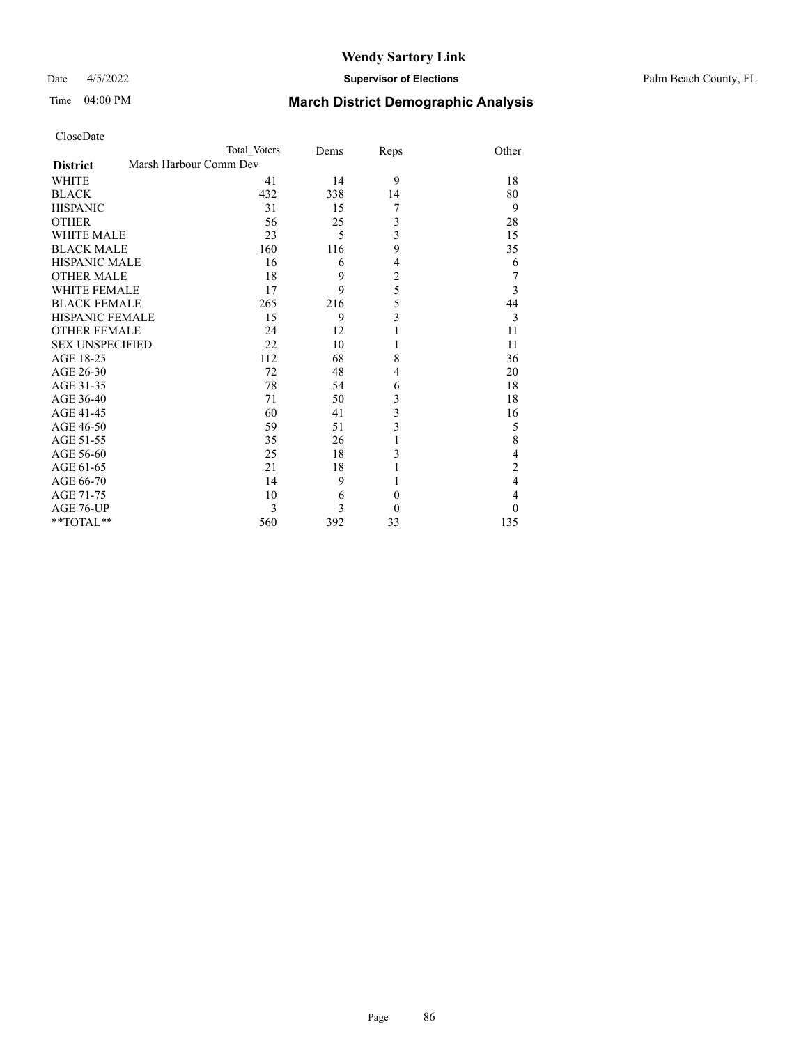CloseDate

| District | Total Voters | Dems | Reps | Other |
|---|---|---|---|---|
| Marsh Harbour Comm Dev | | | | |
| WHITE | 41 | 14 | 9 | 18 |
| BLACK | 432 | 338 | 14 | 80 |
| HISPANIC | 31 | 15 | 7 | 9 |
| OTHER | 56 | 25 | 3 | 28 |
| WHITE MALE | 23 | 5 | 3 | 15 |
| BLACK MALE | 160 | 116 | 9 | 35 |
| HISPANIC MALE | 16 | 6 | 4 | 6 |
| OTHER MALE | 18 | 9 | 2 | 7 |
| WHITE FEMALE | 17 | 9 | 5 | 3 |
| BLACK FEMALE | 265 | 216 | 5 | 44 |
| HISPANIC FEMALE | 15 | 9 | 3 | 3 |
| OTHER FEMALE | 24 | 12 | 1 | 11 |
| SEX UNSPECIFIED | 22 | 10 | 1 | 11 |
| AGE 18-25 | 112 | 68 | 8 | 36 |
| AGE 26-30 | 72 | 48 | 4 | 20 |
| AGE 31-35 | 78 | 54 | 6 | 18 |
| AGE 36-40 | 71 | 50 | 3 | 18 |
| AGE 41-45 | 60 | 41 | 3 | 16 |
| AGE 46-50 | 59 | 51 | 3 | 5 |
| AGE 51-55 | 35 | 26 | 1 | 8 |
| AGE 56-60 | 25 | 18 | 3 | 4 |
| AGE 61-65 | 21 | 18 | 1 | 2 |
| AGE 66-70 | 14 | 9 | 1 | 4 |
| AGE 71-75 | 10 | 6 | 0 | 4 |
| AGE 76-UP | 3 | 3 | 0 | 0 |
| **TOTAL** | 560 | 392 | 33 | 135 |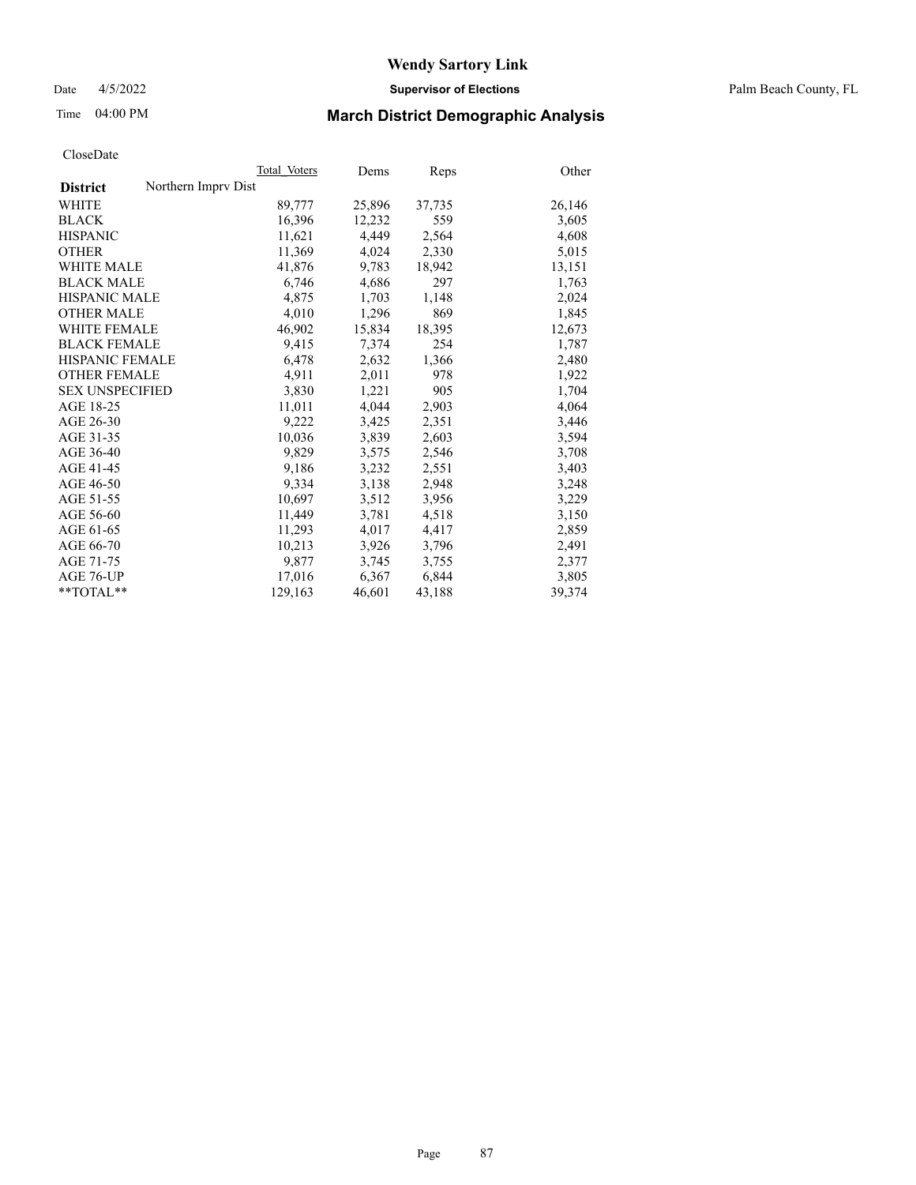# Wendy Sartory Link

Date 4/5/2022 **Supervisor of Elections** Palm Beach County, FL

Time 04:00 PM **March District Demographic Analysis**

CloseDate

| | Total_Voters | Dems | Reps | Other |
|---|---|---|---|---|
| **District** Northern Imprv Dist | | | | |
| WHITE | 89,777 | 25,896 | 37,735 | 26,146 |
| BLACK | 16,396 | 12,232 | 559 | 3,605 |
| HISPANIC | 11,621 | 4,449 | 2,564 | 4,608 |
| OTHER | 11,369 | 4,024 | 2,330 | 5,015 |
| WHITE MALE | 41,876 | 9,783 | 18,942 | 13,151 |
| BLACK MALE | 6,746 | 4,686 | 297 | 1,763 |
| HISPANIC MALE | 4,875 | 1,703 | 1,148 | 2,024 |
| OTHER MALE | 4,010 | 1,296 | 869 | 1,845 |
| WHITE FEMALE | 46,902 | 15,834 | 18,395 | 12,673 |
| BLACK FEMALE | 9,415 | 7,374 | 254 | 1,787 |
| HISPANIC FEMALE | 6,478 | 2,632 | 1,366 | 2,480 |
| OTHER FEMALE | 4,911 | 2,011 | 978 | 1,922 |
| SEX UNSPECIFIED | 3,830 | 1,221 | 905 | 1,704 |
| AGE 18-25 | 11,011 | 4,044 | 2,903 | 4,064 |
| AGE 26-30 | 9,222 | 3,425 | 2,351 | 3,446 |
| AGE 31-35 | 10,036 | 3,839 | 2,603 | 3,594 |
| AGE 36-40 | 9,829 | 3,575 | 2,546 | 3,708 |
| AGE 41-45 | 9,186 | 3,232 | 2,551 | 3,403 |
| AGE 46-50 | 9,334 | 3,138 | 2,948 | 3,248 |
| AGE 51-55 | 10,697 | 3,512 | 3,956 | 3,229 |
| AGE 56-60 | 11,449 | 3,781 | 4,518 | 3,150 |
| AGE 61-65 | 11,293 | 4,017 | 4,417 | 2,859 |
| AGE 66-70 | 10,213 | 3,926 | 3,796 | 2,491 |
| AGE 71-75 | 9,877 | 3,745 | 3,755 | 2,377 |
| AGE 76-UP | 17,016 | 6,367 | 6,844 | 3,805 |
| **TOTAL** | 129,163 | 46,601 | 43,188 | 39,374 |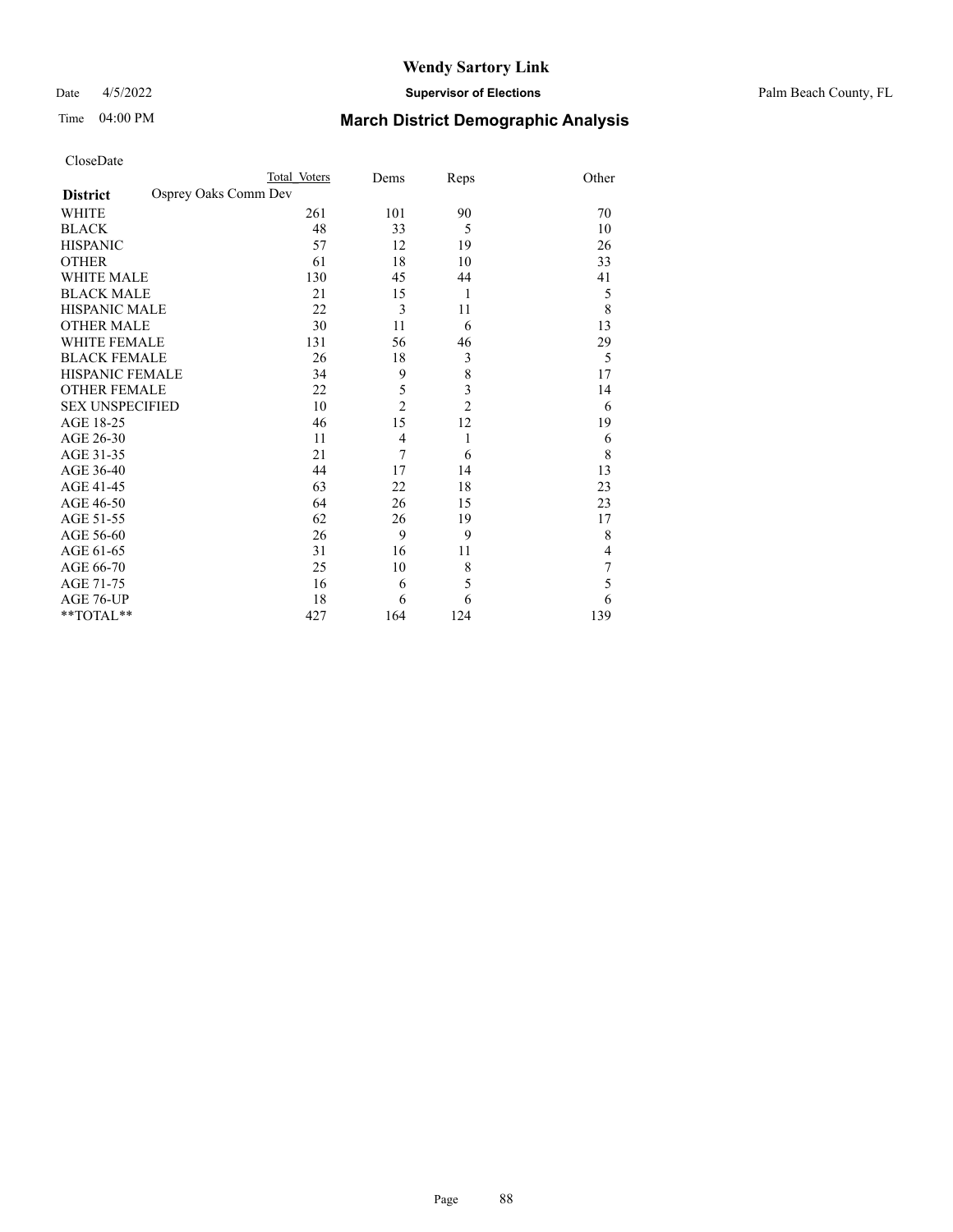CloseDate

| District | Total Voters | Dems | Reps | Other |
|---|---|---|---|---|
| Osprey Oaks Comm Dev | | | | |
| WHITE | 261 | 101 | 90 | 70 |
| BLACK | 48 | 33 | 5 | 10 |
| HISPANIC | 57 | 12 | 19 | 26 |
| OTHER | 61 | 18 | 10 | 33 |
| WHITE MALE | 130 | 45 | 44 | 41 |
| BLACK MALE | 21 | 15 | 1 | 5 |
| HISPANIC MALE | 22 | 3 | 11 | 8 |
| OTHER MALE | 30 | 11 | 6 | 13 |
| WHITE FEMALE | 131 | 56 | 46 | 29 |
| BLACK FEMALE | 26 | 18 | 3 | 5 |
| HISPANIC FEMALE | 34 | 9 | 8 | 17 |
| OTHER FEMALE | 22 | 5 | 3 | 14 |
| SEX UNSPECIFIED | 10 | 2 | 2 | 6 |
| AGE 18-25 | 46 | 15 | 12 | 19 |
| AGE 26-30 | 11 | 4 | 1 | 6 |
| AGE 31-35 | 21 | 7 | 6 | 8 |
| AGE 36-40 | 44 | 17 | 14 | 13 |
| AGE 41-45 | 63 | 22 | 18 | 23 |
| AGE 46-50 | 64 | 26 | 15 | 23 |
| AGE 51-55 | 62 | 26 | 19 | 17 |
| AGE 56-60 | 26 | 9 | 9 | 8 |
| AGE 61-65 | 31 | 16 | 11 | 4 |
| AGE 66-70 | 25 | 10 | 8 | 7 |
| AGE 71-75 | 16 | 6 | 5 | 5 |
| AGE 76-UP | 18 | 6 | 6 | 6 |
| **TOTAL** | 427 | 164 | 124 | 139 |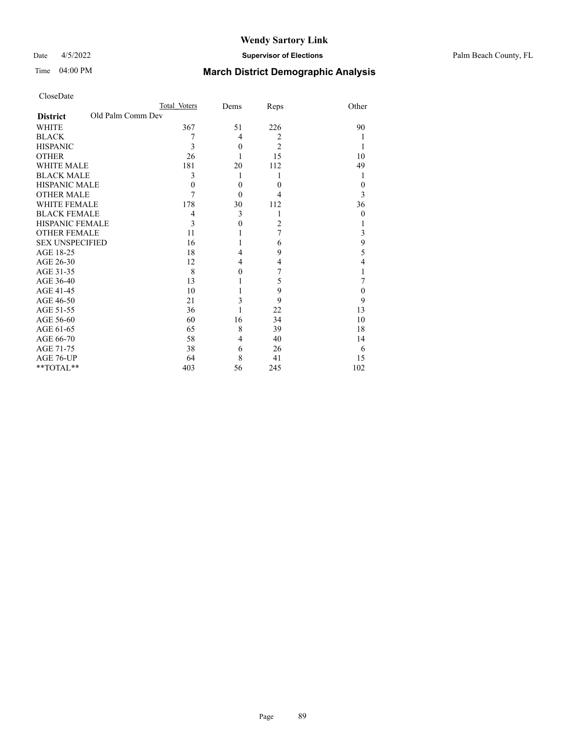CloseDate

| District | Old Palm Comm Dev Total Voters | Dems | Reps | Other |
|---|---|---|---|---|
| WHITE | 367 | 51 | 226 | 90 |
| BLACK | 7 | 4 | 2 | 1 |
| HISPANIC | 3 | 0 | 2 | 1 |
| OTHER | 26 | 1 | 15 | 10 |
| WHITE MALE | 181 | 20 | 112 | 49 |
| BLACK MALE | 3 | 1 | 1 | 1 |
| HISPANIC MALE | 0 | 0 | 0 | 0 |
| OTHER MALE | 7 | 0 | 4 | 3 |
| WHITE FEMALE | 178 | 30 | 112 | 36 |
| BLACK FEMALE | 4 | 3 | 1 | 0 |
| HISPANIC FEMALE | 3 | 0 | 2 | 1 |
| OTHER FEMALE | 11 | 1 | 7 | 3 |
| SEX UNSPECIFIED | 16 | 1 | 6 | 9 |
| AGE 18-25 | 18 | 4 | 9 | 5 |
| AGE 26-30 | 12 | 4 | 4 | 4 |
| AGE 31-35 | 8 | 0 | 7 | 1 |
| AGE 36-40 | 13 | 1 | 5 | 7 |
| AGE 41-45 | 10 | 1 | 9 | 0 |
| AGE 46-50 | 21 | 3 | 9 | 9 |
| AGE 51-55 | 36 | 1 | 22 | 13 |
| AGE 56-60 | 60 | 16 | 34 | 10 |
| AGE 61-65 | 65 | 8 | 39 | 18 |
| AGE 66-70 | 58 | 4 | 40 | 14 |
| AGE 71-75 | 38 | 6 | 26 | 6 |
| AGE 76-UP | 64 | 8 | 41 | 15 |
| **TOTAL** | 403 | 56 | 245 | 102 |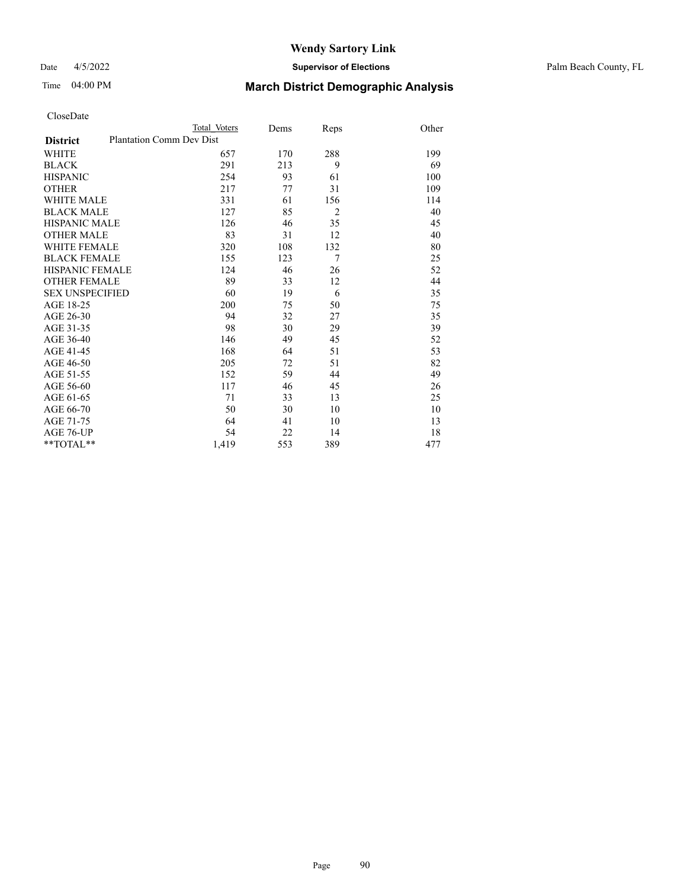# Wendy Sartory Link

Date 4/5/2022 **Supervisor of Elections** Palm Beach County, FL

Time 04:00 PM **March District Demographic Analysis**

CloseDate

| | Total Voters | Dems | Reps | Other |
|---|---|---|---|---|
| **District** Plantation Comm Dev Dist | | | | |
| WHITE | 657 | 170 | 288 | 199 |
| BLACK | 291 | 213 | 9 | 69 |
| HISPANIC | 254 | 93 | 61 | 100 |
| OTHER | 217 | 77 | 31 | 109 |
| WHITE MALE | 331 | 61 | 156 | 114 |
| BLACK MALE | 127 | 85 | 2 | 40 |
| HISPANIC MALE | 126 | 46 | 35 | 45 |
| OTHER MALE | 83 | 31 | 12 | 40 |
| WHITE FEMALE | 320 | 108 | 132 | 80 |
| BLACK FEMALE | 155 | 123 | 7 | 25 |
| HISPANIC FEMALE | 124 | 46 | 26 | 52 |
| OTHER FEMALE | 89 | 33 | 12 | 44 |
| SEX UNSPECIFIED | 60 | 19 | 6 | 35 |
| AGE 18-25 | 200 | 75 | 50 | 75 |
| AGE 26-30 | 94 | 32 | 27 | 35 |
| AGE 31-35 | 98 | 30 | 29 | 39 |
| AGE 36-40 | 146 | 49 | 45 | 52 |
| AGE 41-45 | 168 | 64 | 51 | 53 |
| AGE 46-50 | 205 | 72 | 51 | 82 |
| AGE 51-55 | 152 | 59 | 44 | 49 |
| AGE 56-60 | 117 | 46 | 45 | 26 |
| AGE 61-65 | 71 | 33 | 13 | 25 |
| AGE 66-70 | 50 | 30 | 10 | 10 |
| AGE 71-75 | 64 | 41 | 10 | 13 |
| AGE 76-UP | 54 | 22 | 14 | 18 |
| **TOTAL** | 1,419 | 553 | 389 | 477 |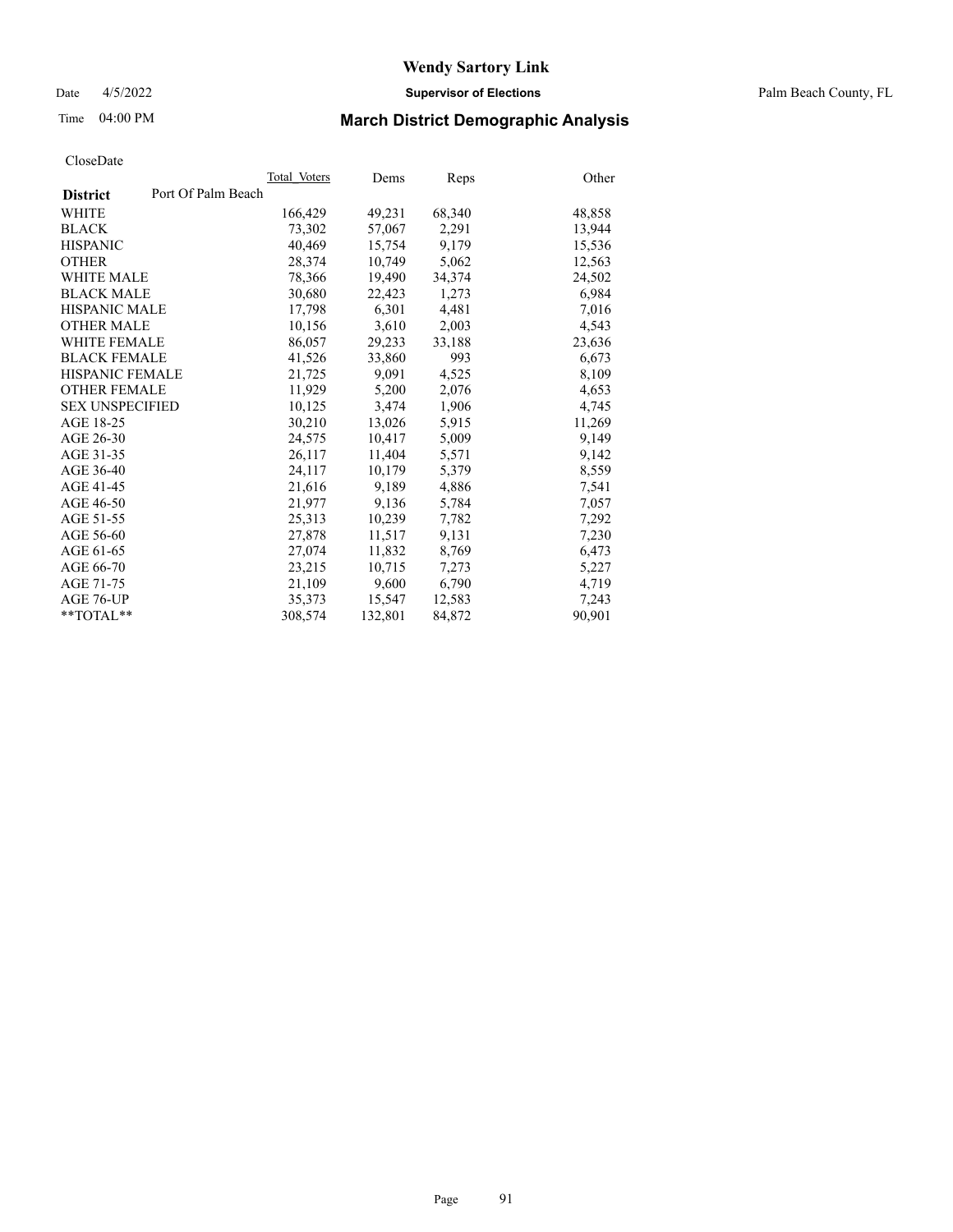# Wendy Sartory Link

Date 4/5/2022 **Supervisor of Elections** Palm Beach County, FL

Time 04:00 PM **March District Demographic Analysis**

CloseDate

| **District** Port Of Palm Beach | Total_Voters | Dems | Reps | Other |
|---|---|---|---|---|
| WHITE | 166,429 | 49,231 | 68,340 | 48,858 |
| BLACK | 73,302 | 57,067 | 2,291 | 13,944 |
| HISPANIC | 40,469 | 15,754 | 9,179 | 15,536 |
| OTHER | 28,374 | 10,749 | 5,062 | 12,563 |
| WHITE MALE | 78,366 | 19,490 | 34,374 | 24,502 |
| BLACK MALE | 30,680 | 22,423 | 1,273 | 6,984 |
| HISPANIC MALE | 17,798 | 6,301 | 4,481 | 7,016 |
| OTHER MALE | 10,156 | 3,610 | 2,003 | 4,543 |
| WHITE FEMALE | 86,057 | 29,233 | 33,188 | 23,636 |
| BLACK FEMALE | 41,526 | 33,860 | 993 | 6,673 |
| HISPANIC FEMALE | 21,725 | 9,091 | 4,525 | 8,109 |
| OTHER FEMALE | 11,929 | 5,200 | 2,076 | 4,653 |
| SEX UNSPECIFIED | 10,125 | 3,474 | 1,906 | 4,745 |
| AGE 18-25 | 30,210 | 13,026 | 5,915 | 11,269 |
| AGE 26-30 | 24,575 | 10,417 | 5,009 | 9,149 |
| AGE 31-35 | 26,117 | 11,404 | 5,571 | 9,142 |
| AGE 36-40 | 24,117 | 10,179 | 5,379 | 8,559 |
| AGE 41-45 | 21,616 | 9,189 | 4,886 | 7,541 |
| AGE 46-50 | 21,977 | 9,136 | 5,784 | 7,057 |
| AGE 51-55 | 25,313 | 10,239 | 7,782 | 7,292 |
| AGE 56-60 | 27,878 | 11,517 | 9,131 | 7,230 |
| AGE 61-65 | 27,074 | 11,832 | 8,769 | 6,473 |
| AGE 66-70 | 23,215 | 10,715 | 7,273 | 5,227 |
| AGE 71-75 | 21,109 | 9,600 | 6,790 | 4,719 |
| AGE 76-UP | 35,373 | 15,547 | 12,583 | 7,243 |
| **TOTAL** | 308,574 | 132,801 | 84,872 | 90,901 |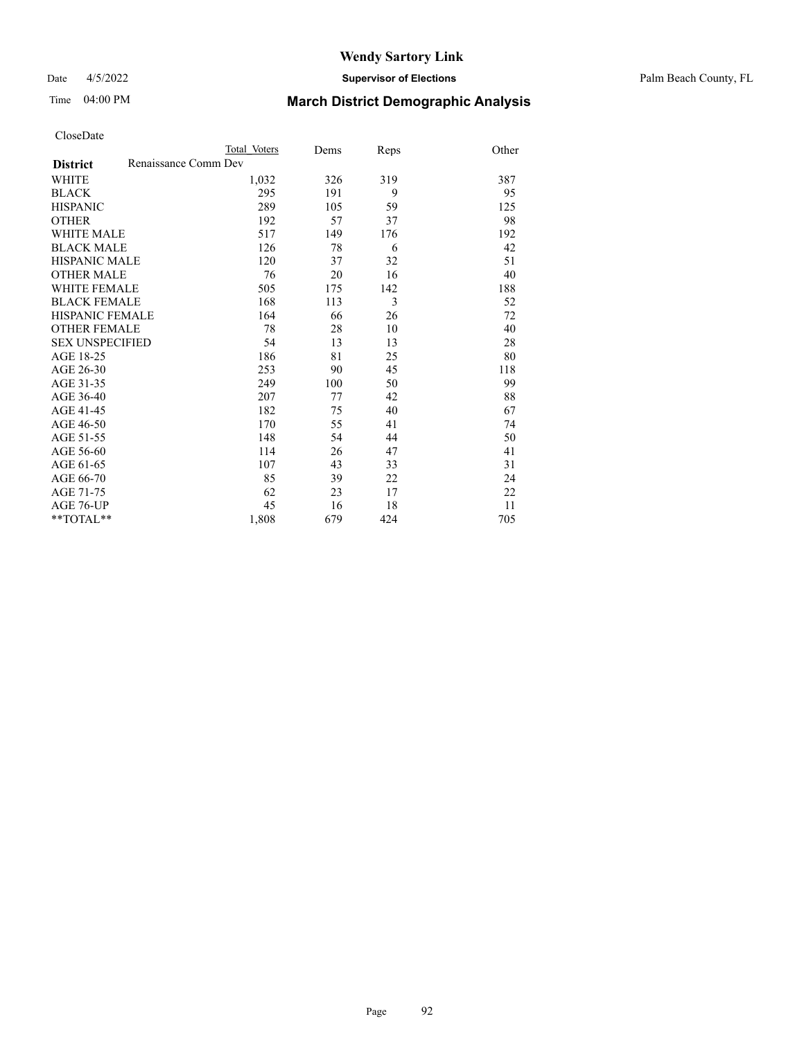# Wendy Sartory Link

Date 4/5/2022 **Supervisor of Elections** Palm Beach County, FL

Time 04:00 PM **March District Demographic Analysis**

CloseDate

| **District** | Total Voters | Dems | Reps | Other |
|---|---|---|---|---|
| Renaissance Comm Dev | | | | |
| WHITE | 1,032 | 326 | 319 | 387 |
| BLACK | 295 | 191 | 9 | 95 |
| HISPANIC | 289 | 105 | 59 | 125 |
| OTHER | 192 | 57 | 37 | 98 |
| WHITE MALE | 517 | 149 | 176 | 192 |
| BLACK MALE | 126 | 78 | 6 | 42 |
| HISPANIC MALE | 120 | 37 | 32 | 51 |
| OTHER MALE | 76 | 20 | 16 | 40 |
| WHITE FEMALE | 505 | 175 | 142 | 188 |
| BLACK FEMALE | 168 | 113 | 3 | 52 |
| HISPANIC FEMALE | 164 | 66 | 26 | 72 |
| OTHER FEMALE | 78 | 28 | 10 | 40 |
| SEX UNSPECIFIED | 54 | 13 | 13 | 28 |
| AGE 18-25 | 186 | 81 | 25 | 80 |
| AGE 26-30 | 253 | 90 | 45 | 118 |
| AGE 31-35 | 249 | 100 | 50 | 99 |
| AGE 36-40 | 207 | 77 | 42 | 88 |
| AGE 41-45 | 182 | 75 | 40 | 67 |
| AGE 46-50 | 170 | 55 | 41 | 74 |
| AGE 51-55 | 148 | 54 | 44 | 50 |
| AGE 56-60 | 114 | 26 | 47 | 41 |
| AGE 61-65 | 107 | 43 | 33 | 31 |
| AGE 66-70 | 85 | 39 | 22 | 24 |
| AGE 71-75 | 62 | 23 | 17 | 22 |
| AGE 76-UP | 45 | 16 | 18 | 11 |
| **TOTAL** | 1,808 | 679 | 424 | 705 |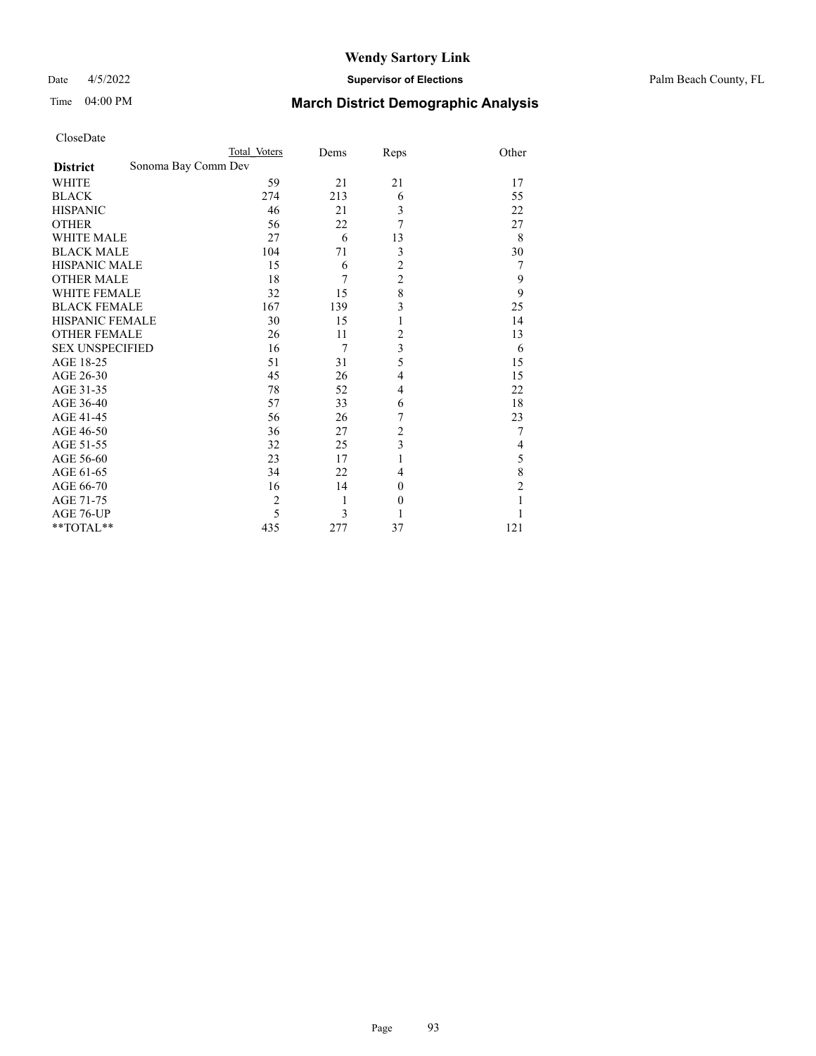# Wendy Sartory Link

Date 4/5/2022 **Supervisor of Elections** Palm Beach County, FL

Time 04:00 PM **March District Demographic Analysis**

CloseDate

| **District** | Total Voters | Dems | Reps | Other |
|---|---|---|---|---|
| Sonoma Bay Comm Dev | | | | |
| WHITE | 59 | 21 | 21 | 17 |
| BLACK | 274 | 213 | 6 | 55 |
| HISPANIC | 46 | 21 | 3 | 22 |
| OTHER | 56 | 22 | 7 | 27 |
| WHITE MALE | 27 | 6 | 13 | 8 |
| BLACK MALE | 104 | 71 | 3 | 30 |
| HISPANIC MALE | 15 | 6 | 2 | 7 |
| OTHER MALE | 18 | 7 | 2 | 9 |
| WHITE FEMALE | 32 | 15 | 8 | 9 |
| BLACK FEMALE | 167 | 139 | 3 | 25 |
| HISPANIC FEMALE | 30 | 15 | 1 | 14 |
| OTHER FEMALE | 26 | 11 | 2 | 13 |
| SEX UNSPECIFIED | 16 | 7 | 3 | 6 |
| AGE 18-25 | 51 | 31 | 5 | 15 |
| AGE 26-30 | 45 | 26 | 4 | 15 |
| AGE 31-35 | 78 | 52 | 4 | 22 |
| AGE 36-40 | 57 | 33 | 6 | 18 |
| AGE 41-45 | 56 | 26 | 7 | 23 |
| AGE 46-50 | 36 | 27 | 2 | 7 |
| AGE 51-55 | 32 | 25 | 3 | 4 |
| AGE 56-60 | 23 | 17 | 1 | 5 |
| AGE 61-65 | 34 | 22 | 4 | 8 |
| AGE 66-70 | 16 | 14 | 0 | 2 |
| AGE 71-75 | 2 | 1 | 0 | 1 |
| AGE 76-UP | 5 | 3 | 1 | 1 |
| **TOTAL** | 435 | 277 | 37 | 121 |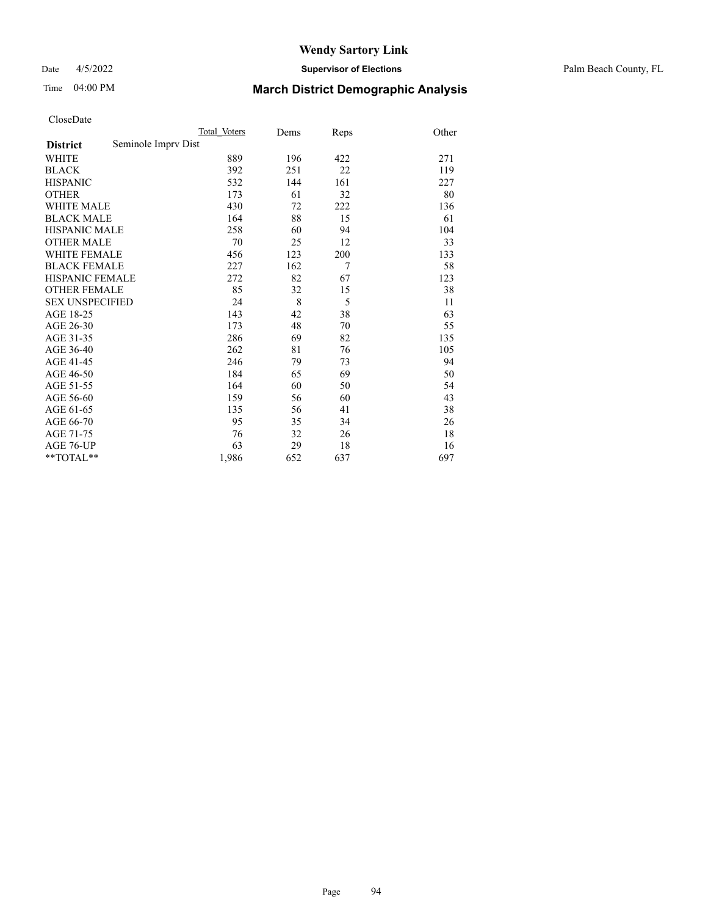# Wendy Sartory Link

Date 4/5/2022 **Supervisor of Elections** Palm Beach County, FL

Time 04:00 PM **March District Demographic Analysis**

CloseDate

| **District** Seminole Imprv Dist | Total Voters | Dems | Reps | Other |
|---|---|---|---|---|
| WHITE | 889 | 196 | 422 | 271 |
| BLACK | 392 | 251 | 22 | 119 |
| HISPANIC | 532 | 144 | 161 | 227 |
| OTHER | 173 | 61 | 32 | 80 |
| WHITE MALE | 430 | 72 | 222 | 136 |
| BLACK MALE | 164 | 88 | 15 | 61 |
| HISPANIC MALE | 258 | 60 | 94 | 104 |
| OTHER MALE | 70 | 25 | 12 | 33 |
| WHITE FEMALE | 456 | 123 | 200 | 133 |
| BLACK FEMALE | 227 | 162 | 7 | 58 |
| HISPANIC FEMALE | 272 | 82 | 67 | 123 |
| OTHER FEMALE | 85 | 32 | 15 | 38 |
| SEX UNSPECIFIED | 24 | 8 | 5 | 11 |
| AGE 18-25 | 143 | 42 | 38 | 63 |
| AGE 26-30 | 173 | 48 | 70 | 55 |
| AGE 31-35 | 286 | 69 | 82 | 135 |
| AGE 36-40 | 262 | 81 | 76 | 105 |
| AGE 41-45 | 246 | 79 | 73 | 94 |
| AGE 46-50 | 184 | 65 | 69 | 50 |
| AGE 51-55 | 164 | 60 | 50 | 54 |
| AGE 56-60 | 159 | 56 | 60 | 43 |
| AGE 61-65 | 135 | 56 | 41 | 38 |
| AGE 66-70 | 95 | 35 | 34 | 26 |
| AGE 71-75 | 76 | 32 | 26 | 18 |
| AGE 76-UP | 63 | 29 | 18 | 16 |
| **TOTAL** | 1,986 | 652 | 637 | 697 |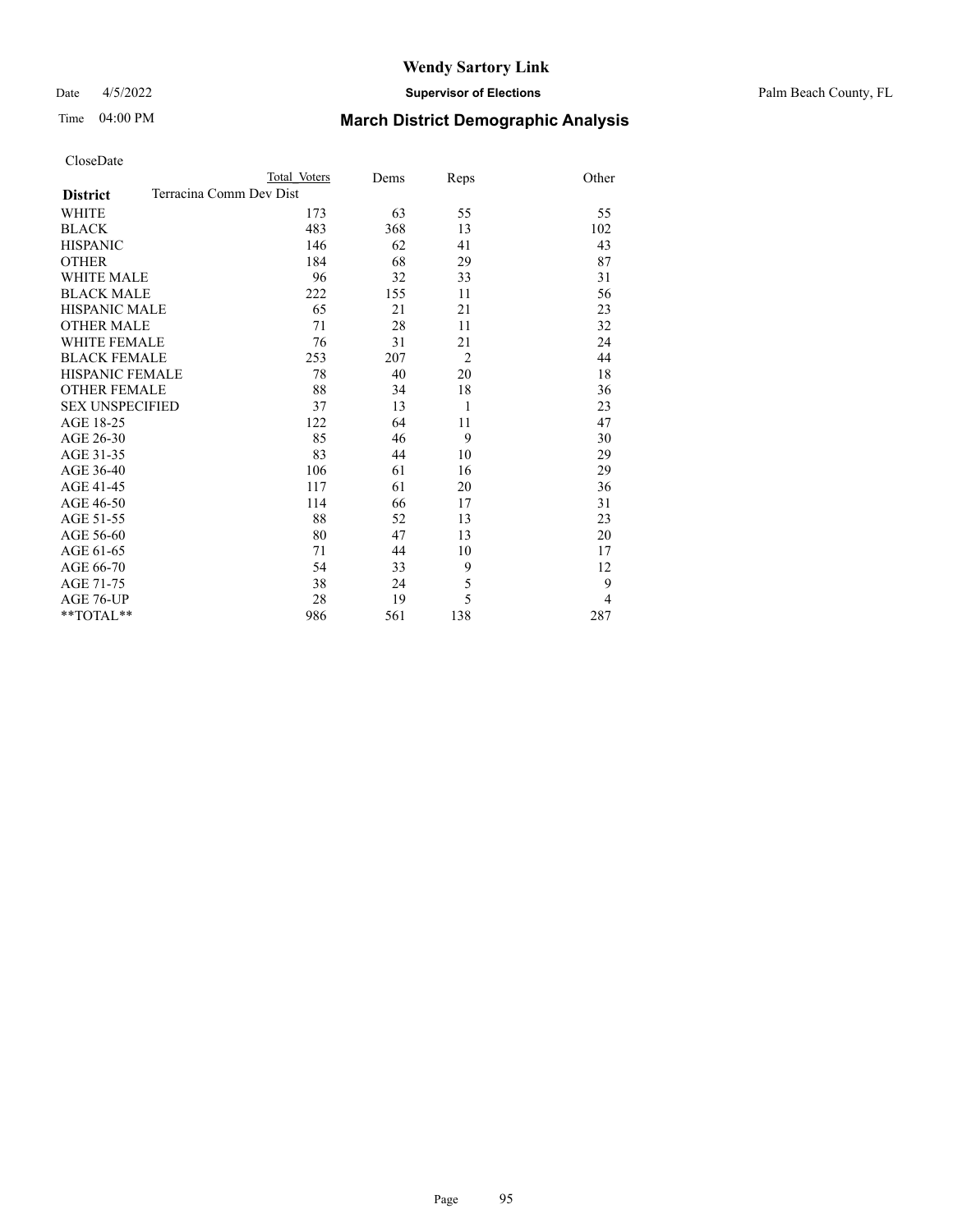# Wendy Sartory Link

Date 4/5/2022 **Supervisor of Elections** Palm Beach County, FL

Time 04:00 PM **March District Demographic Analysis**

CloseDate

| District | Total Voters | Dems | Reps | Other |
|---|---|---|---|---|
| Terracina Comm Dev Dist | | | | |
| WHITE | 173 | 63 | 55 | 55 |
| BLACK | 483 | 368 | 13 | 102 |
| HISPANIC | 146 | 62 | 41 | 43 |
| OTHER | 184 | 68 | 29 | 87 |
| WHITE MALE | 96 | 32 | 33 | 31 |
| BLACK MALE | 222 | 155 | 11 | 56 |
| HISPANIC MALE | 65 | 21 | 21 | 23 |
| OTHER MALE | 71 | 28 | 11 | 32 |
| WHITE FEMALE | 76 | 31 | 21 | 24 |
| BLACK FEMALE | 253 | 207 | 2 | 44 |
| HISPANIC FEMALE | 78 | 40 | 20 | 18 |
| OTHER FEMALE | 88 | 34 | 18 | 36 |
| SEX UNSPECIFIED | 37 | 13 | 1 | 23 |
| AGE 18-25 | 122 | 64 | 11 | 47 |
| AGE 26-30 | 85 | 46 | 9 | 30 |
| AGE 31-35 | 83 | 44 | 10 | 29 |
| AGE 36-40 | 106 | 61 | 16 | 29 |
| AGE 41-45 | 117 | 61 | 20 | 36 |
| AGE 46-50 | 114 | 66 | 17 | 31 |
| AGE 51-55 | 88 | 52 | 13 | 23 |
| AGE 56-60 | 80 | 47 | 13 | 20 |
| AGE 61-65 | 71 | 44 | 10 | 17 |
| AGE 66-70 | 54 | 33 | 9 | 12 |
| AGE 71-75 | 38 | 24 | 5 | 9 |
| AGE 76-UP | 28 | 19 | 5 | 4 |
| **TOTAL** | 986 | 561 | 138 | 287 |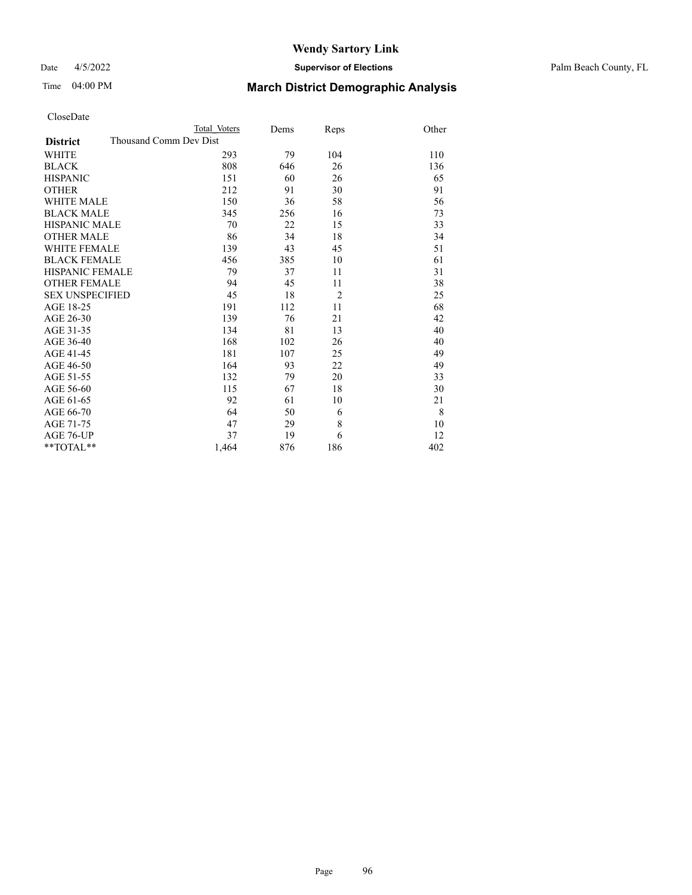# Wendy Sartory Link

Date 4/5/2022 **Supervisor of Elections** Palm Beach County, FL

Time 04:00 PM **March District Demographic Analysis**

CloseDate

| **District** | Total Voters | Dems | Reps | Other |
|---|---|---|---|---|
| Thousand Comm Dev Dist | | | | |
| WHITE | 293 | 79 | 104 | 110 |
| BLACK | 808 | 646 | 26 | 136 |
| HISPANIC | 151 | 60 | 26 | 65 |
| OTHER | 212 | 91 | 30 | 91 |
| WHITE MALE | 150 | 36 | 58 | 56 |
| BLACK MALE | 345 | 256 | 16 | 73 |
| HISPANIC MALE | 70 | 22 | 15 | 33 |
| OTHER MALE | 86 | 34 | 18 | 34 |
| WHITE FEMALE | 139 | 43 | 45 | 51 |
| BLACK FEMALE | 456 | 385 | 10 | 61 |
| HISPANIC FEMALE | 79 | 37 | 11 | 31 |
| OTHER FEMALE | 94 | 45 | 11 | 38 |
| SEX UNSPECIFIED | 45 | 18 | 2 | 25 |
| AGE 18-25 | 191 | 112 | 11 | 68 |
| AGE 26-30 | 139 | 76 | 21 | 42 |
| AGE 31-35 | 134 | 81 | 13 | 40 |
| AGE 36-40 | 168 | 102 | 26 | 40 |
| AGE 41-45 | 181 | 107 | 25 | 49 |
| AGE 46-50 | 164 | 93 | 22 | 49 |
| AGE 51-55 | 132 | 79 | 20 | 33 |
| AGE 56-60 | 115 | 67 | 18 | 30 |
| AGE 61-65 | 92 | 61 | 10 | 21 |
| AGE 66-70 | 64 | 50 | 6 | 8 |
| AGE 71-75 | 47 | 29 | 8 | 10 |
| AGE 76-UP | 37 | 19 | 6 | 12 |
| **TOTAL** | 1,464 | 876 | 186 | 402 |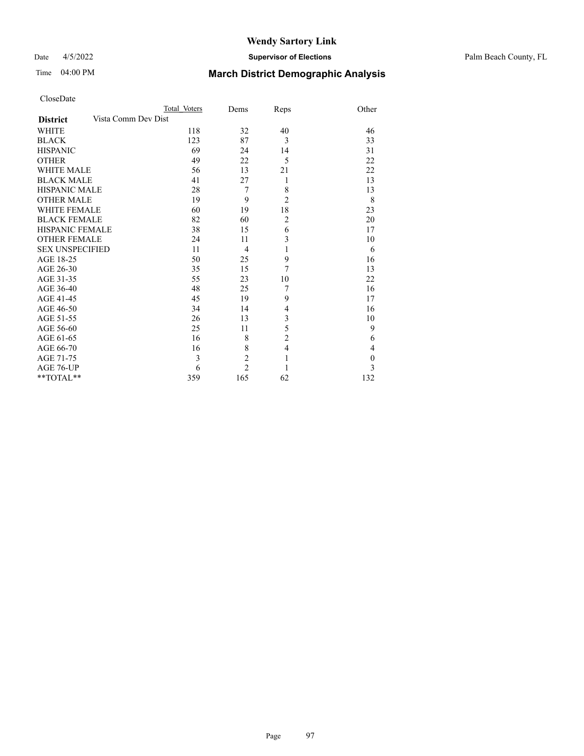# Wendy Sartory Link

Date 4/5/2022 **Supervisor of Elections** Palm Beach County, FL

Time 04:00 PM **March District Demographic Analysis**

CloseDate

| **District** | Total Voters | Dems | Reps | Other |
|---|---|---|---|---|
| Vista Comm Dev Dist | | | | |
| WHITE | 118 | 32 | 40 | 46 |
| BLACK | 123 | 87 | 3 | 33 |
| HISPANIC | 69 | 24 | 14 | 31 |
| OTHER | 49 | 22 | 5 | 22 |
| WHITE MALE | 56 | 13 | 21 | 22 |
| BLACK MALE | 41 | 27 | 1 | 13 |
| HISPANIC MALE | 28 | 7 | 8 | 13 |
| OTHER MALE | 19 | 9 | 2 | 8 |
| WHITE FEMALE | 60 | 19 | 18 | 23 |
| BLACK FEMALE | 82 | 60 | 2 | 20 |
| HISPANIC FEMALE | 38 | 15 | 6 | 17 |
| OTHER FEMALE | 24 | 11 | 3 | 10 |
| SEX UNSPECIFIED | 11 | 4 | 1 | 6 |
| AGE 18-25 | 50 | 25 | 9 | 16 |
| AGE 26-30 | 35 | 15 | 7 | 13 |
| AGE 31-35 | 55 | 23 | 10 | 22 |
| AGE 36-40 | 48 | 25 | 7 | 16 |
| AGE 41-45 | 45 | 19 | 9 | 17 |
| AGE 46-50 | 34 | 14 | 4 | 16 |
| AGE 51-55 | 26 | 13 | 3 | 10 |
| AGE 56-60 | 25 | 11 | 5 | 9 |
| AGE 61-65 | 16 | 8 | 2 | 6 |
| AGE 66-70 | 16 | 8 | 4 | 4 |
| AGE 71-75 | 3 | 2 | 1 | 0 |
| AGE 76-UP | 6 | 2 | 1 | 3 |
| **TOTAL** | 359 | 165 | 62 | 132 |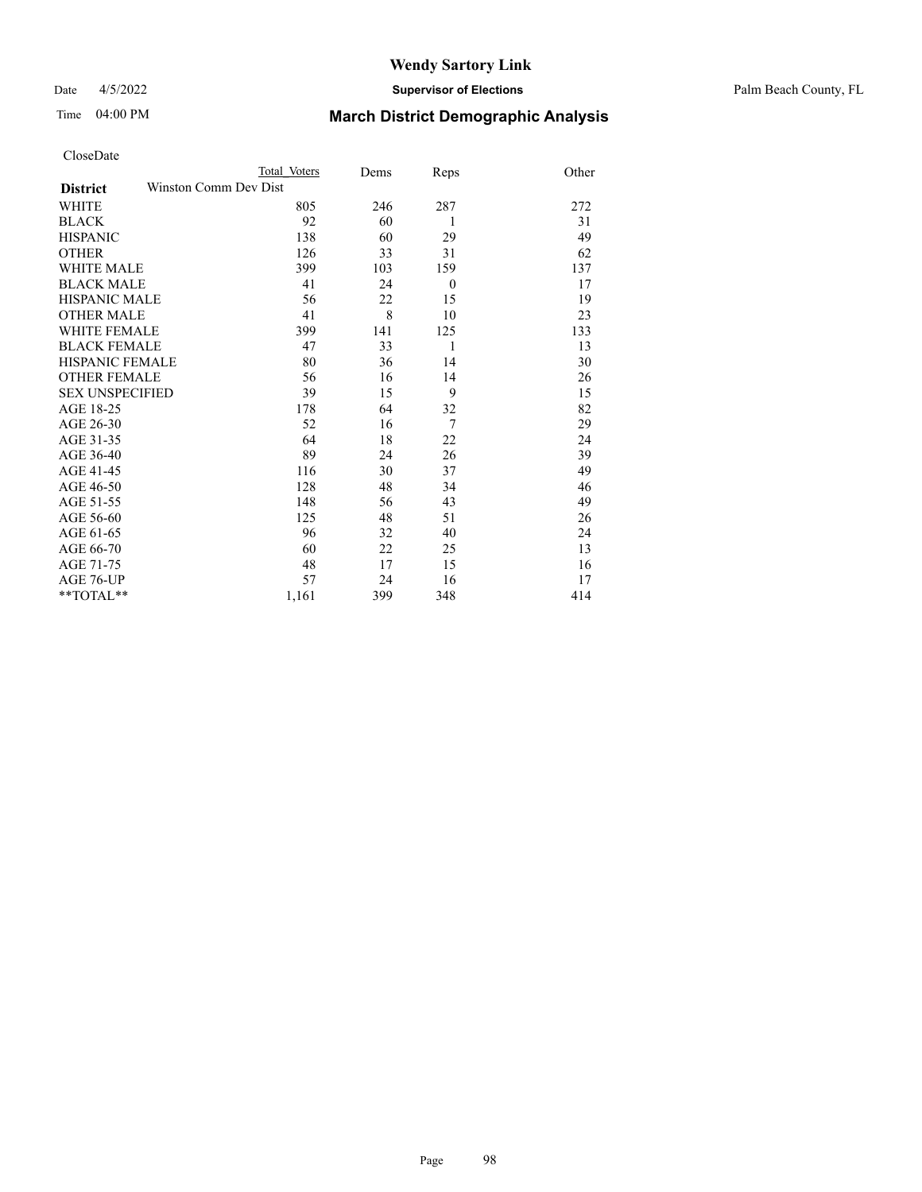# Wendy Sartory Link

Date 4/5/2022 **Supervisor of Elections** Palm Beach County, FL

Time 04:00 PM **March District Demographic Analysis**

CloseDate

| | Total Voters | Dems | Reps | Other |
|---|---|---|---|---|
| **District** Winston Comm Dev Dist | | | | |
| WHITE | 805 | 246 | 287 | 272 |
| BLACK | 92 | 60 | 1 | 31 |
| HISPANIC | 138 | 60 | 29 | 49 |
| OTHER | 126 | 33 | 31 | 62 |
| WHITE MALE | 399 | 103 | 159 | 137 |
| BLACK MALE | 41 | 24 | 0 | 17 |
| HISPANIC MALE | 56 | 22 | 15 | 19 |
| OTHER MALE | 41 | 8 | 10 | 23 |
| WHITE FEMALE | 399 | 141 | 125 | 133 |
| BLACK FEMALE | 47 | 33 | 1 | 13 |
| HISPANIC FEMALE | 80 | 36 | 14 | 30 |
| OTHER FEMALE | 56 | 16 | 14 | 26 |
| SEX UNSPECIFIED | 39 | 15 | 9 | 15 |
| AGE 18-25 | 178 | 64 | 32 | 82 |
| AGE 26-30 | 52 | 16 | 7 | 29 |
| AGE 31-35 | 64 | 18 | 22 | 24 |
| AGE 36-40 | 89 | 24 | 26 | 39 |
| AGE 41-45 | 116 | 30 | 37 | 49 |
| AGE 46-50 | 128 | 48 | 34 | 46 |
| AGE 51-55 | 148 | 56 | 43 | 49 |
| AGE 56-60 | 125 | 48 | 51 | 26 |
| AGE 61-65 | 96 | 32 | 40 | 24 |
| AGE 66-70 | 60 | 22 | 25 | 13 |
| AGE 71-75 | 48 | 17 | 15 | 16 |
| AGE 76-UP | 57 | 24 | 16 | 17 |
| **TOTAL** | 1,161 | 399 | 348 | 414 |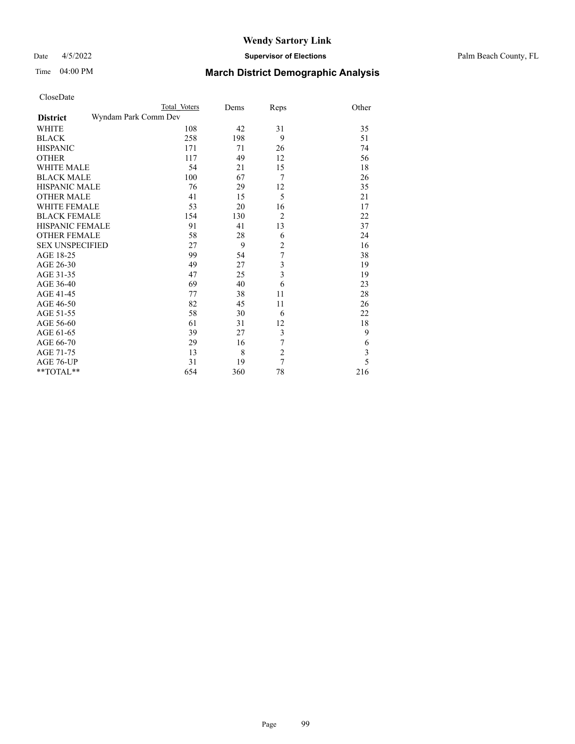# Wendy Sartory Link

Date 4/5/2022 **Supervisor of Elections** Palm Beach County, FL

Time 04:00 PM **March District Demographic Analysis**

CloseDate

| | Total Voters | Dems | Reps | Other |
|---|---|---|---|---|
| **District** Wyndam Park Comm Dev | | | | |
| WHITE | 108 | 42 | 31 | 35 |
| BLACK | 258 | 198 | 9 | 51 |
| HISPANIC | 171 | 71 | 26 | 74 |
| OTHER | 117 | 49 | 12 | 56 |
| WHITE MALE | 54 | 21 | 15 | 18 |
| BLACK MALE | 100 | 67 | 7 | 26 |
| HISPANIC MALE | 76 | 29 | 12 | 35 |
| OTHER MALE | 41 | 15 | 5 | 21 |
| WHITE FEMALE | 53 | 20 | 16 | 17 |
| BLACK FEMALE | 154 | 130 | 2 | 22 |
| HISPANIC FEMALE | 91 | 41 | 13 | 37 |
| OTHER FEMALE | 58 | 28 | 6 | 24 |
| SEX UNSPECIFIED | 27 | 9 | 2 | 16 |
| AGE 18-25 | 99 | 54 | 7 | 38 |
| AGE 26-30 | 49 | 27 | 3 | 19 |
| AGE 31-35 | 47 | 25 | 3 | 19 |
| AGE 36-40 | 69 | 40 | 6 | 23 |
| AGE 41-45 | 77 | 38 | 11 | 28 |
| AGE 46-50 | 82 | 45 | 11 | 26 |
| AGE 51-55 | 58 | 30 | 6 | 22 |
| AGE 56-60 | 61 | 31 | 12 | 18 |
| AGE 61-65 | 39 | 27 | 3 | 9 |
| AGE 66-70 | 29 | 16 | 7 | 6 |
| AGE 71-75 | 13 | 8 | 2 | 3 |
| AGE 76-UP | 31 | 19 | 7 | 5 |
| **TOTAL** | 654 | 360 | 78 | 216 |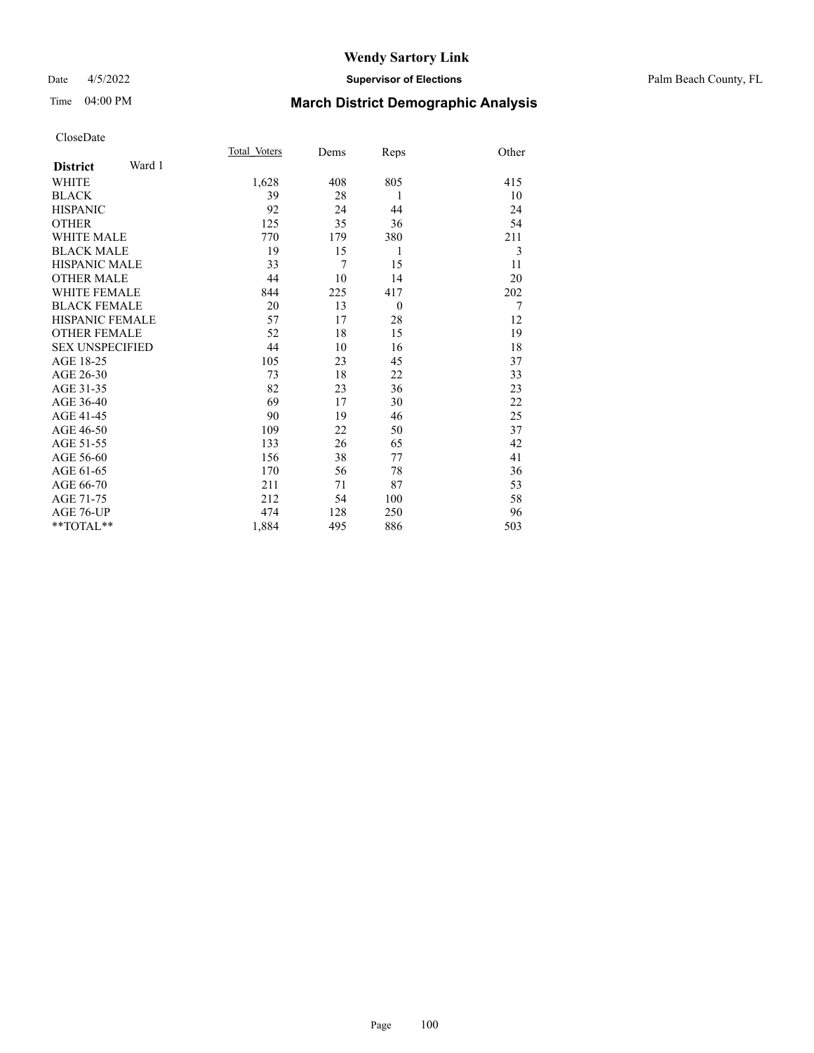# Wendy Sartory Link

Date 4/5/2022 **Supervisor of Elections** Palm Beach County, FL

Time 04:00 PM **March District Demographic Analysis**

CloseDate

| **District** Ward 1 | Total Voters | Dems | Reps | Other |
|---|---|---|---|---|
| WHITE | 1,628 | 408 | 805 | 415 |
| BLACK | 39 | 28 | 1 | 10 |
| HISPANIC | 92 | 24 | 44 | 24 |
| OTHER | 125 | 35 | 36 | 54 |
| WHITE MALE | 770 | 179 | 380 | 211 |
| BLACK MALE | 19 | 15 | 1 | 3 |
| HISPANIC MALE | 33 | 7 | 15 | 11 |
| OTHER MALE | 44 | 10 | 14 | 20 |
| WHITE FEMALE | 844 | 225 | 417 | 202 |
| BLACK FEMALE | 20 | 13 | 0 | 7 |
| HISPANIC FEMALE | 57 | 17 | 28 | 12 |
| OTHER FEMALE | 52 | 18 | 15 | 19 |
| SEX UNSPECIFIED | 44 | 10 | 16 | 18 |
| AGE 18-25 | 105 | 23 | 45 | 37 |
| AGE 26-30 | 73 | 18 | 22 | 33 |
| AGE 31-35 | 82 | 23 | 36 | 23 |
| AGE 36-40 | 69 | 17 | 30 | 22 |
| AGE 41-45 | 90 | 19 | 46 | 25 |
| AGE 46-50 | 109 | 22 | 50 | 37 |
| AGE 51-55 | 133 | 26 | 65 | 42 |
| AGE 56-60 | 156 | 38 | 77 | 41 |
| AGE 61-65 | 170 | 56 | 78 | 36 |
| AGE 66-70 | 211 | 71 | 87 | 53 |
| AGE 71-75 | 212 | 54 | 100 | 58 |
| AGE 76-UP | 474 | 128 | 250 | 96 |
| **TOTAL** | 1,884 | 495 | 886 | 503 |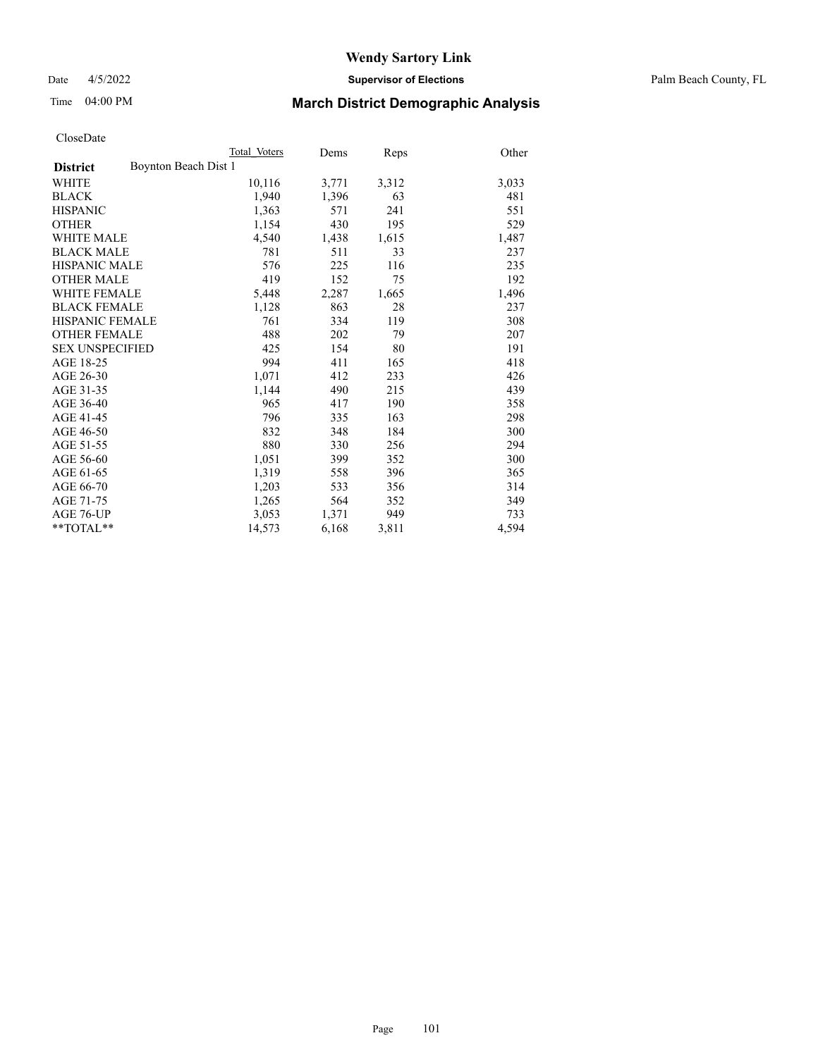# Wendy Sartory Link

Date 4/5/2022 **Supervisor of Elections** Palm Beach County, FL

Time 04:00 PM **March District Demographic Analysis**

CloseDate

| | Total Voters | Dems | Reps | Other |
|---|---|---|---|---|
| **District** Boynton Beach Dist 1 | | | | |
| WHITE | 10,116 | 3,771 | 3,312 | 3,033 |
| BLACK | 1,940 | 1,396 | 63 | 481 |
| HISPANIC | 1,363 | 571 | 241 | 551 |
| OTHER | 1,154 | 430 | 195 | 529 |
| WHITE MALE | 4,540 | 1,438 | 1,615 | 1,487 |
| BLACK MALE | 781 | 511 | 33 | 237 |
| HISPANIC MALE | 576 | 225 | 116 | 235 |
| OTHER MALE | 419 | 152 | 75 | 192 |
| WHITE FEMALE | 5,448 | 2,287 | 1,665 | 1,496 |
| BLACK FEMALE | 1,128 | 863 | 28 | 237 |
| HISPANIC FEMALE | 761 | 334 | 119 | 308 |
| OTHER FEMALE | 488 | 202 | 79 | 207 |
| SEX UNSPECIFIED | 425 | 154 | 80 | 191 |
| AGE 18-25 | 994 | 411 | 165 | 418 |
| AGE 26-30 | 1,071 | 412 | 233 | 426 |
| AGE 31-35 | 1,144 | 490 | 215 | 439 |
| AGE 36-40 | 965 | 417 | 190 | 358 |
| AGE 41-45 | 796 | 335 | 163 | 298 |
| AGE 46-50 | 832 | 348 | 184 | 300 |
| AGE 51-55 | 880 | 330 | 256 | 294 |
| AGE 56-60 | 1,051 | 399 | 352 | 300 |
| AGE 61-65 | 1,319 | 558 | 396 | 365 |
| AGE 66-70 | 1,203 | 533 | 356 | 314 |
| AGE 71-75 | 1,265 | 564 | 352 | 349 |
| AGE 76-UP | 3,053 | 1,371 | 949 | 733 |
| **TOTAL** | 14,573 | 6,168 | 3,811 | 4,594 |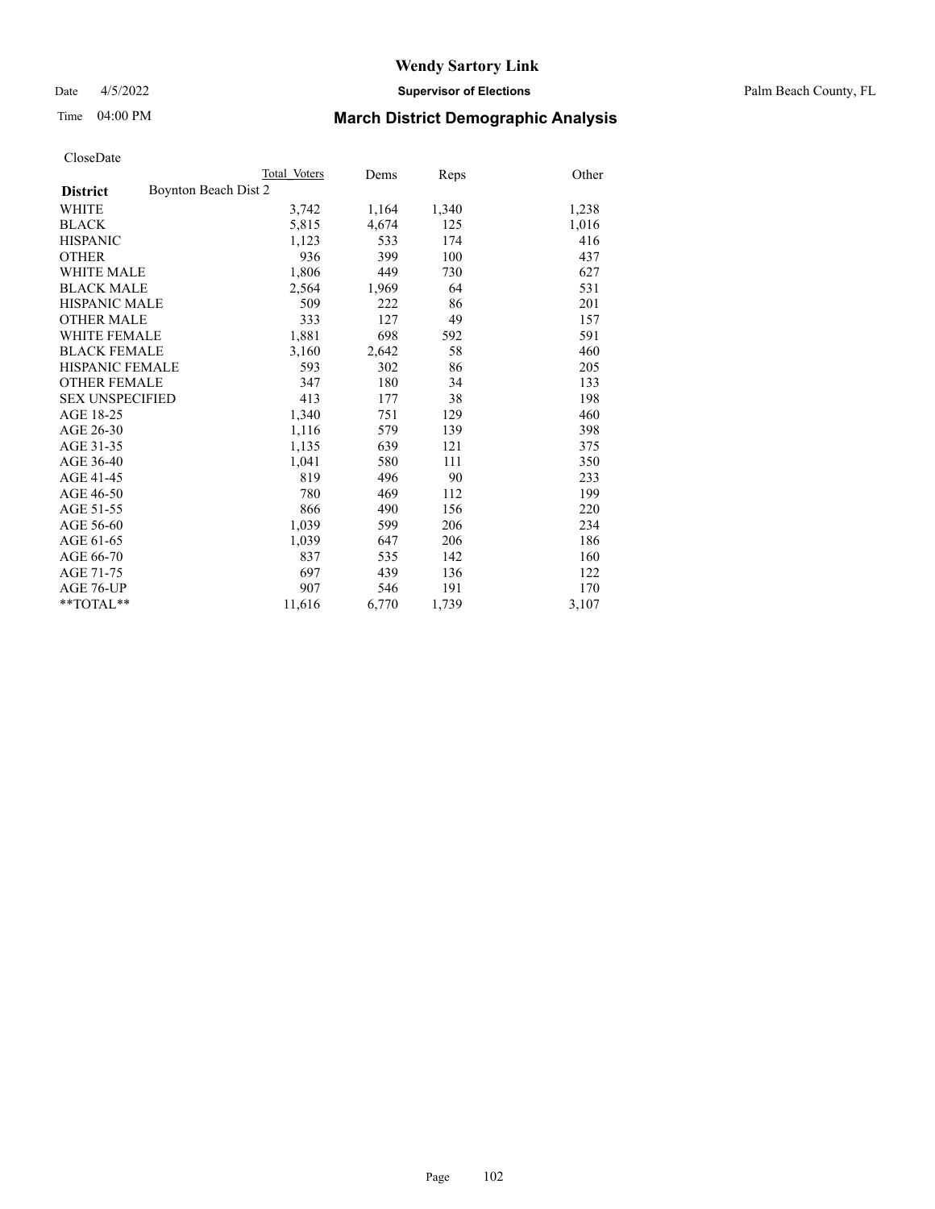# Wendy Sartory Link

Date 4/5/2022 **Supervisor of Elections** Palm Beach County, FL

Time 04:00 PM **March District Demographic Analysis**

CloseDate

| **District** | Boynton Beach Dist 2 | Total Voters | Dems | Reps | Other |
|---|---|---|---|---|---|
| WHITE | | 3,742 | 1,164 | 1,340 | 1,238 |
| BLACK | | 5,815 | 4,674 | 125 | 1,016 |
| HISPANIC | | 1,123 | 533 | 174 | 416 |
| OTHER | | 936 | 399 | 100 | 437 |
| WHITE MALE | | 1,806 | 449 | 730 | 627 |
| BLACK MALE | | 2,564 | 1,969 | 64 | 531 |
| HISPANIC MALE | | 509 | 222 | 86 | 201 |
| OTHER MALE | | 333 | 127 | 49 | 157 |
| WHITE FEMALE | | 1,881 | 698 | 592 | 591 |
| BLACK FEMALE | | 3,160 | 2,642 | 58 | 460 |
| HISPANIC FEMALE | | 593 | 302 | 86 | 205 |
| OTHER FEMALE | | 347 | 180 | 34 | 133 |
| SEX UNSPECIFIED | | 413 | 177 | 38 | 198 |
| AGE 18-25 | | 1,340 | 751 | 129 | 460 |
| AGE 26-30 | | 1,116 | 579 | 139 | 398 |
| AGE 31-35 | | 1,135 | 639 | 121 | 375 |
| AGE 36-40 | | 1,041 | 580 | 111 | 350 |
| AGE 41-45 | | 819 | 496 | 90 | 233 |
| AGE 46-50 | | 780 | 469 | 112 | 199 |
| AGE 51-55 | | 866 | 490 | 156 | 220 |
| AGE 56-60 | | 1,039 | 599 | 206 | 234 |
| AGE 61-65 | | 1,039 | 647 | 206 | 186 |
| AGE 66-70 | | 837 | 535 | 142 | 160 |
| AGE 71-75 | | 697 | 439 | 136 | 122 |
| AGE 76-UP | | 907 | 546 | 191 | 170 |
| **TOTAL** | | 11,616 | 6,770 | 1,739 | 3,107 |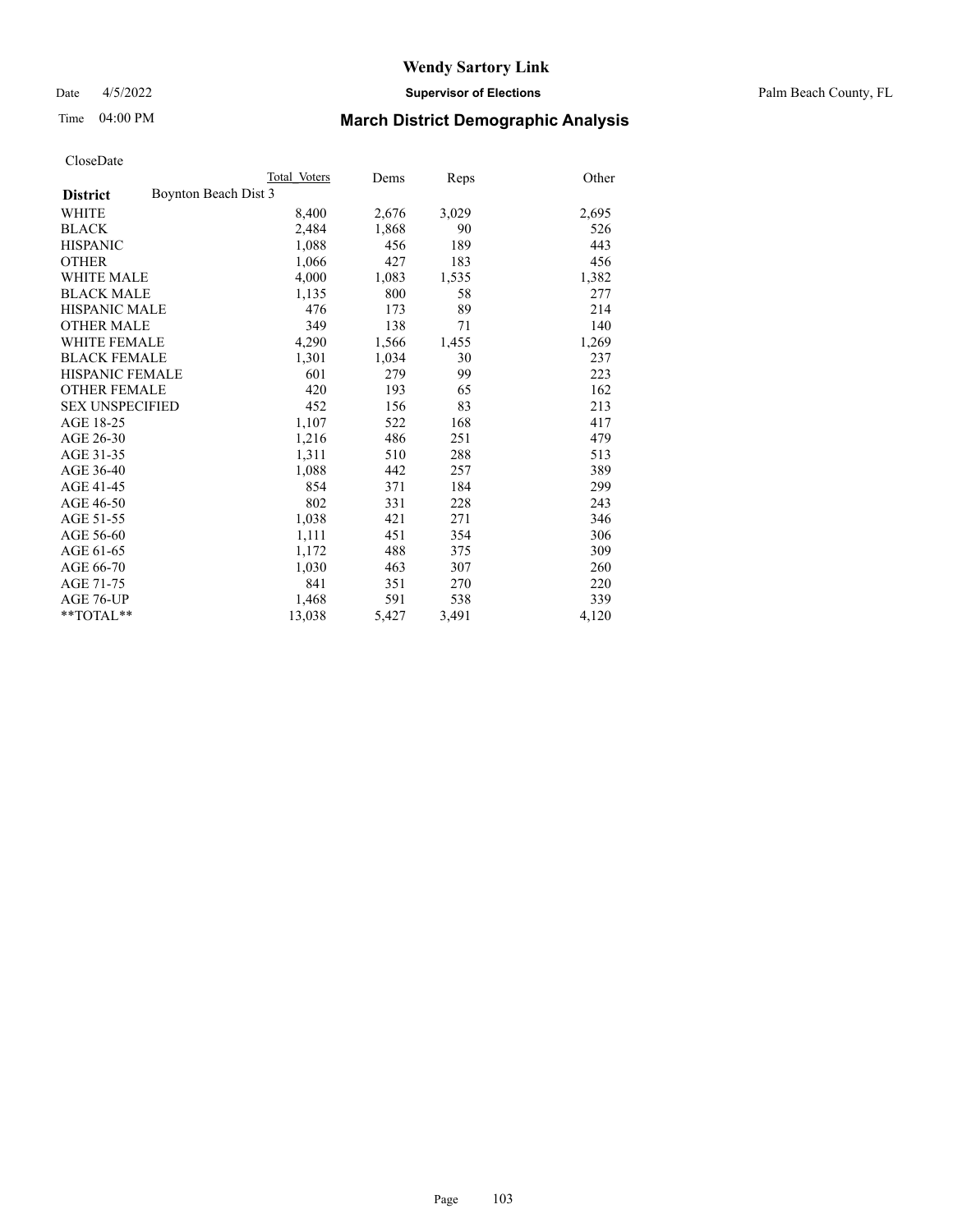# Wendy Sartory Link

Date 4/5/2022 **Supervisor of Elections** Palm Beach County, FL

Time 04:00 PM **March District Demographic Analysis**

CloseDate

| **District** | Boynton Beach Dist 3 | Total Voters | Dems | Reps | Other |
|---|---|---|---|---|---|
| WHITE | | 8,400 | 2,676 | 3,029 | 2,695 |
| BLACK | | 2,484 | 1,868 | 90 | 526 |
| HISPANIC | | 1,088 | 456 | 189 | 443 |
| OTHER | | 1,066 | 427 | 183 | 456 |
| WHITE MALE | | 4,000 | 1,083 | 1,535 | 1,382 |
| BLACK MALE | | 1,135 | 800 | 58 | 277 |
| HISPANIC MALE | | 476 | 173 | 89 | 214 |
| OTHER MALE | | 349 | 138 | 71 | 140 |
| WHITE FEMALE | | 4,290 | 1,566 | 1,455 | 1,269 |
| BLACK FEMALE | | 1,301 | 1,034 | 30 | 237 |
| HISPANIC FEMALE | | 601 | 279 | 99 | 223 |
| OTHER FEMALE | | 420 | 193 | 65 | 162 |
| SEX UNSPECIFIED | | 452 | 156 | 83 | 213 |
| AGE 18-25 | | 1,107 | 522 | 168 | 417 |
| AGE 26-30 | | 1,216 | 486 | 251 | 479 |
| AGE 31-35 | | 1,311 | 510 | 288 | 513 |
| AGE 36-40 | | 1,088 | 442 | 257 | 389 |
| AGE 41-45 | | 854 | 371 | 184 | 299 |
| AGE 46-50 | | 802 | 331 | 228 | 243 |
| AGE 51-55 | | 1,038 | 421 | 271 | 346 |
| AGE 56-60 | | 1,111 | 451 | 354 | 306 |
| AGE 61-65 | | 1,172 | 488 | 375 | 309 |
| AGE 66-70 | | 1,030 | 463 | 307 | 260 |
| AGE 71-75 | | 841 | 351 | 270 | 220 |
| AGE 76-UP | | 1,468 | 591 | 538 | 339 |
| **TOTAL** | | 13,038 | 5,427 | 3,491 | 4,120 |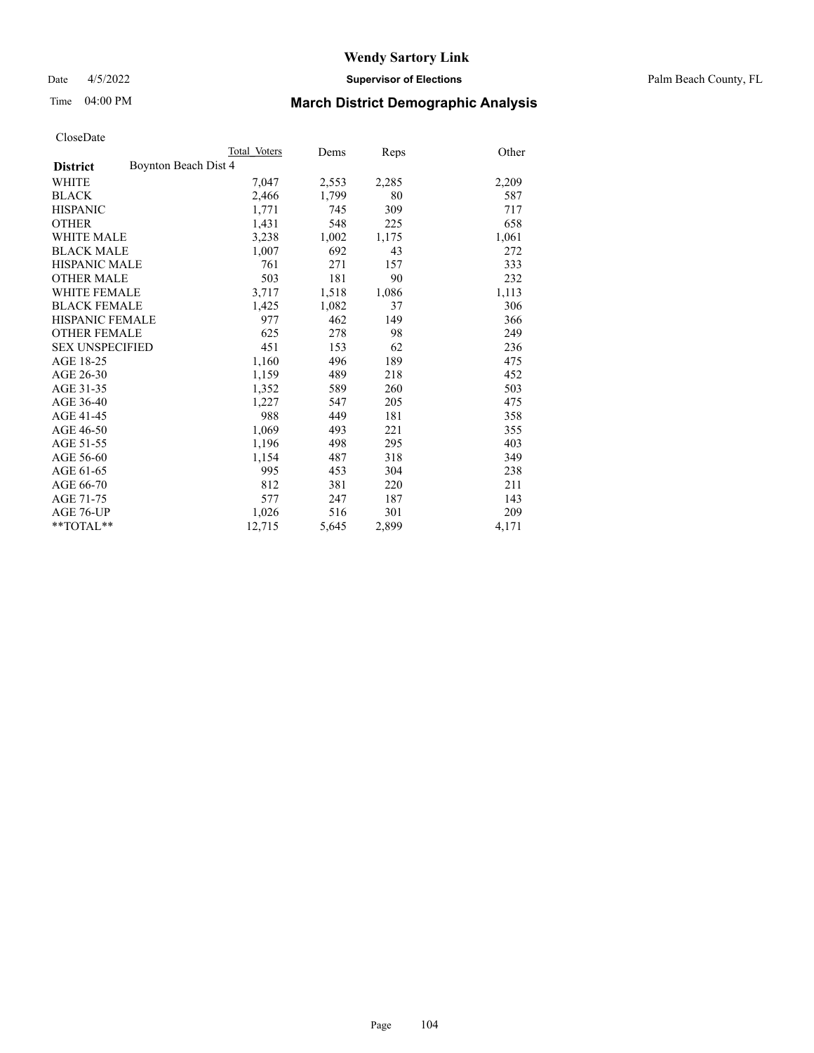CloseDate

| District | Boynton Beach Dist 4 Total Voters | Dems | Reps | Other |
|---|---|---|---|---|
| WHITE | 7,047 | 2,553 | 2,285 | 2,209 |
| BLACK | 2,466 | 1,799 | 80 | 587 |
| HISPANIC | 1,771 | 745 | 309 | 717 |
| OTHER | 1,431 | 548 | 225 | 658 |
| WHITE MALE | 3,238 | 1,002 | 1,175 | 1,061 |
| BLACK MALE | 1,007 | 692 | 43 | 272 |
| HISPANIC MALE | 761 | 271 | 157 | 333 |
| OTHER MALE | 503 | 181 | 90 | 232 |
| WHITE FEMALE | 3,717 | 1,518 | 1,086 | 1,113 |
| BLACK FEMALE | 1,425 | 1,082 | 37 | 306 |
| HISPANIC FEMALE | 977 | 462 | 149 | 366 |
| OTHER FEMALE | 625 | 278 | 98 | 249 |
| SEX UNSPECIFIED | 451 | 153 | 62 | 236 |
| AGE 18-25 | 1,160 | 496 | 189 | 475 |
| AGE 26-30 | 1,159 | 489 | 218 | 452 |
| AGE 31-35 | 1,352 | 589 | 260 | 503 |
| AGE 36-40 | 1,227 | 547 | 205 | 475 |
| AGE 41-45 | 988 | 449 | 181 | 358 |
| AGE 46-50 | 1,069 | 493 | 221 | 355 |
| AGE 51-55 | 1,196 | 498 | 295 | 403 |
| AGE 56-60 | 1,154 | 487 | 318 | 349 |
| AGE 61-65 | 995 | 453 | 304 | 238 |
| AGE 66-70 | 812 | 381 | 220 | 211 |
| AGE 71-75 | 577 | 247 | 187 | 143 |
| AGE 76-UP | 1,026 | 516 | 301 | 209 |
| **TOTAL** | 12,715 | 5,645 | 2,899 | 4,171 |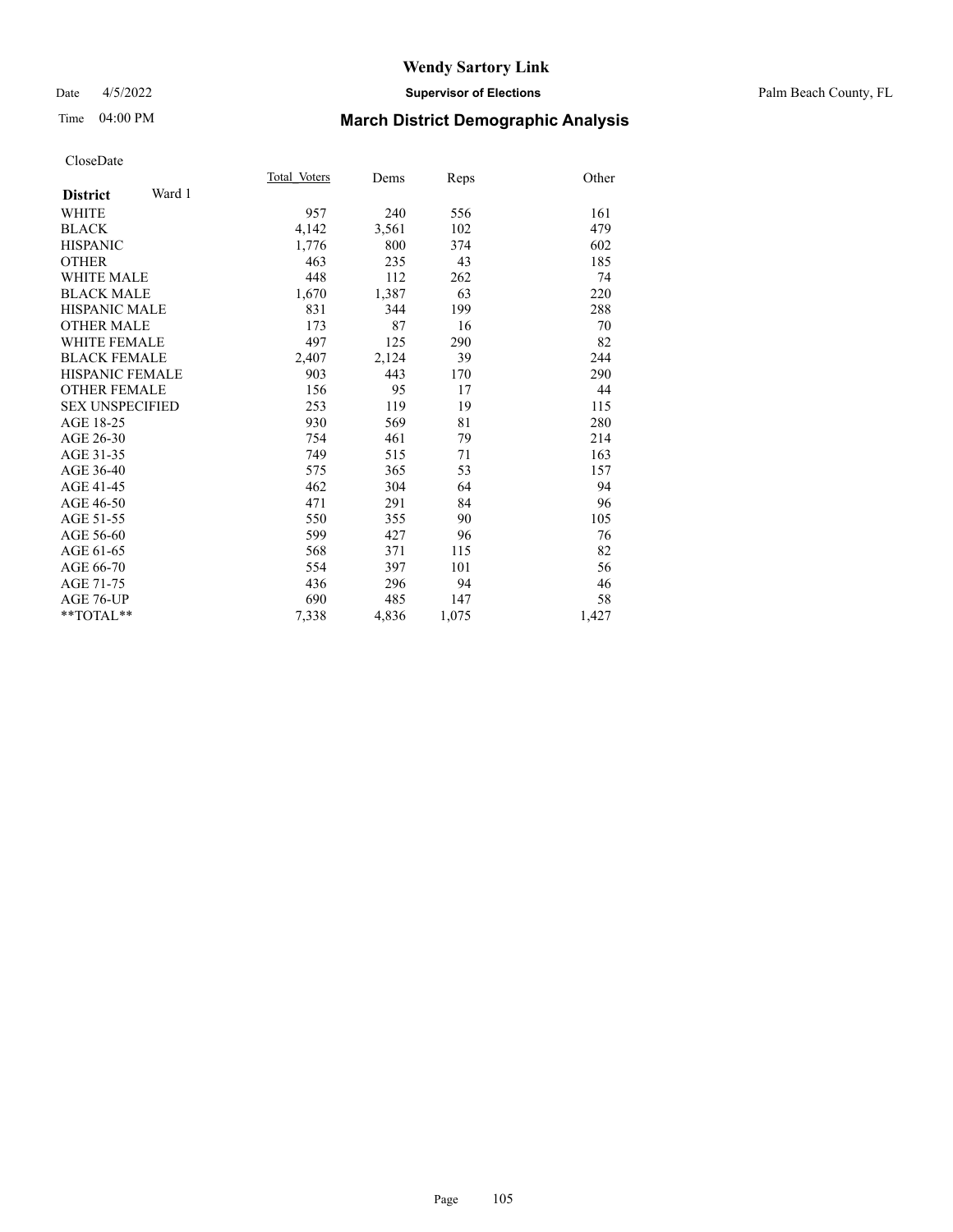CloseDate

| District | Ward 1 | Total_Voters | Dems | Reps | Other |
|---|---|---|---|---|---|
| WHITE | | 957 | 240 | 556 | 161 |
| BLACK | | 4,142 | 3,561 | 102 | 479 |
| HISPANIC | | 1,776 | 800 | 374 | 602 |
| OTHER | | 463 | 235 | 43 | 185 |
| WHITE MALE | | 448 | 112 | 262 | 74 |
| BLACK MALE | | 1,670 | 1,387 | 63 | 220 |
| HISPANIC MALE | | 831 | 344 | 199 | 288 |
| OTHER MALE | | 173 | 87 | 16 | 70 |
| WHITE FEMALE | | 497 | 125 | 290 | 82 |
| BLACK FEMALE | | 2,407 | 2,124 | 39 | 244 |
| HISPANIC FEMALE | | 903 | 443 | 170 | 290 |
| OTHER FEMALE | | 156 | 95 | 17 | 44 |
| SEX UNSPECIFIED | | 253 | 119 | 19 | 115 |
| AGE 18-25 | | 930 | 569 | 81 | 280 |
| AGE 26-30 | | 754 | 461 | 79 | 214 |
| AGE 31-35 | | 749 | 515 | 71 | 163 |
| AGE 36-40 | | 575 | 365 | 53 | 157 |
| AGE 41-45 | | 462 | 304 | 64 | 94 |
| AGE 46-50 | | 471 | 291 | 84 | 96 |
| AGE 51-55 | | 550 | 355 | 90 | 105 |
| AGE 56-60 | | 599 | 427 | 96 | 76 |
| AGE 61-65 | | 568 | 371 | 115 | 82 |
| AGE 66-70 | | 554 | 397 | 101 | 56 |
| AGE 71-75 | | 436 | 296 | 94 | 46 |
| AGE 76-UP | | 690 | 485 | 147 | 58 |
| **TOTAL** | | 7,338 | 4,836 | 1,075 | 1,427 |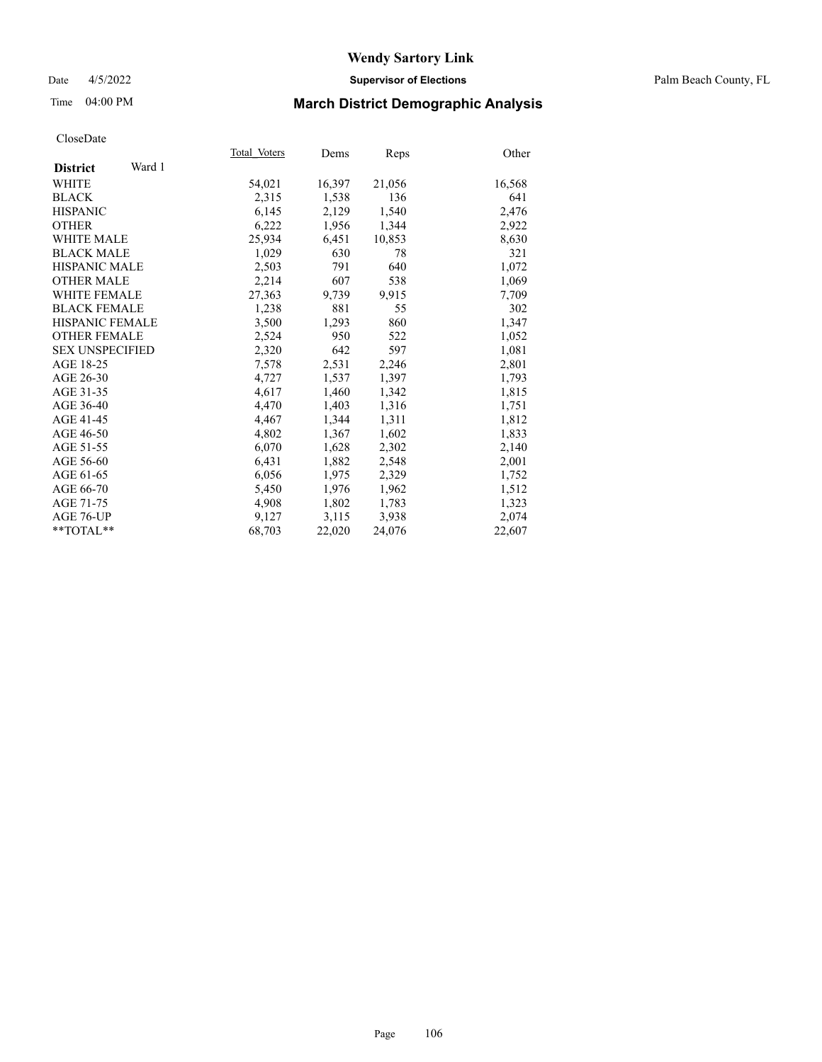# Wendy Sartory Link

Date 4/5/2022 **Supervisor of Elections** Palm Beach County, FL

Time 04:00 PM **March District Demographic Analysis**

CloseDate

| **District** Ward 1 | Total_Voters | Dems | Reps | Other |
|---|---|---|---|---|
| WHITE | 54,021 | 16,397 | 21,056 | 16,568 |
| BLACK | 2,315 | 1,538 | 136 | 641 |
| HISPANIC | 6,145 | 2,129 | 1,540 | 2,476 |
| OTHER | 6,222 | 1,956 | 1,344 | 2,922 |
| WHITE MALE | 25,934 | 6,451 | 10,853 | 8,630 |
| BLACK MALE | 1,029 | 630 | 78 | 321 |
| HISPANIC MALE | 2,503 | 791 | 640 | 1,072 |
| OTHER MALE | 2,214 | 607 | 538 | 1,069 |
| WHITE FEMALE | 27,363 | 9,739 | 9,915 | 7,709 |
| BLACK FEMALE | 1,238 | 881 | 55 | 302 |
| HISPANIC FEMALE | 3,500 | 1,293 | 860 | 1,347 |
| OTHER FEMALE | 2,524 | 950 | 522 | 1,052 |
| SEX UNSPECIFIED | 2,320 | 642 | 597 | 1,081 |
| AGE 18-25 | 7,578 | 2,531 | 2,246 | 2,801 |
| AGE 26-30 | 4,727 | 1,537 | 1,397 | 1,793 |
| AGE 31-35 | 4,617 | 1,460 | 1,342 | 1,815 |
| AGE 36-40 | 4,470 | 1,403 | 1,316 | 1,751 |
| AGE 41-45 | 4,467 | 1,344 | 1,311 | 1,812 |
| AGE 46-50 | 4,802 | 1,367 | 1,602 | 1,833 |
| AGE 51-55 | 6,070 | 1,628 | 2,302 | 2,140 |
| AGE 56-60 | 6,431 | 1,882 | 2,548 | 2,001 |
| AGE 61-65 | 6,056 | 1,975 | 2,329 | 1,752 |
| AGE 66-70 | 5,450 | 1,976 | 1,962 | 1,512 |
| AGE 71-75 | 4,908 | 1,802 | 1,783 | 1,323 |
| AGE 76-UP | 9,127 | 3,115 | 3,938 | 2,074 |
| **TOTAL** | 68,703 | 22,020 | 24,076 | 22,607 |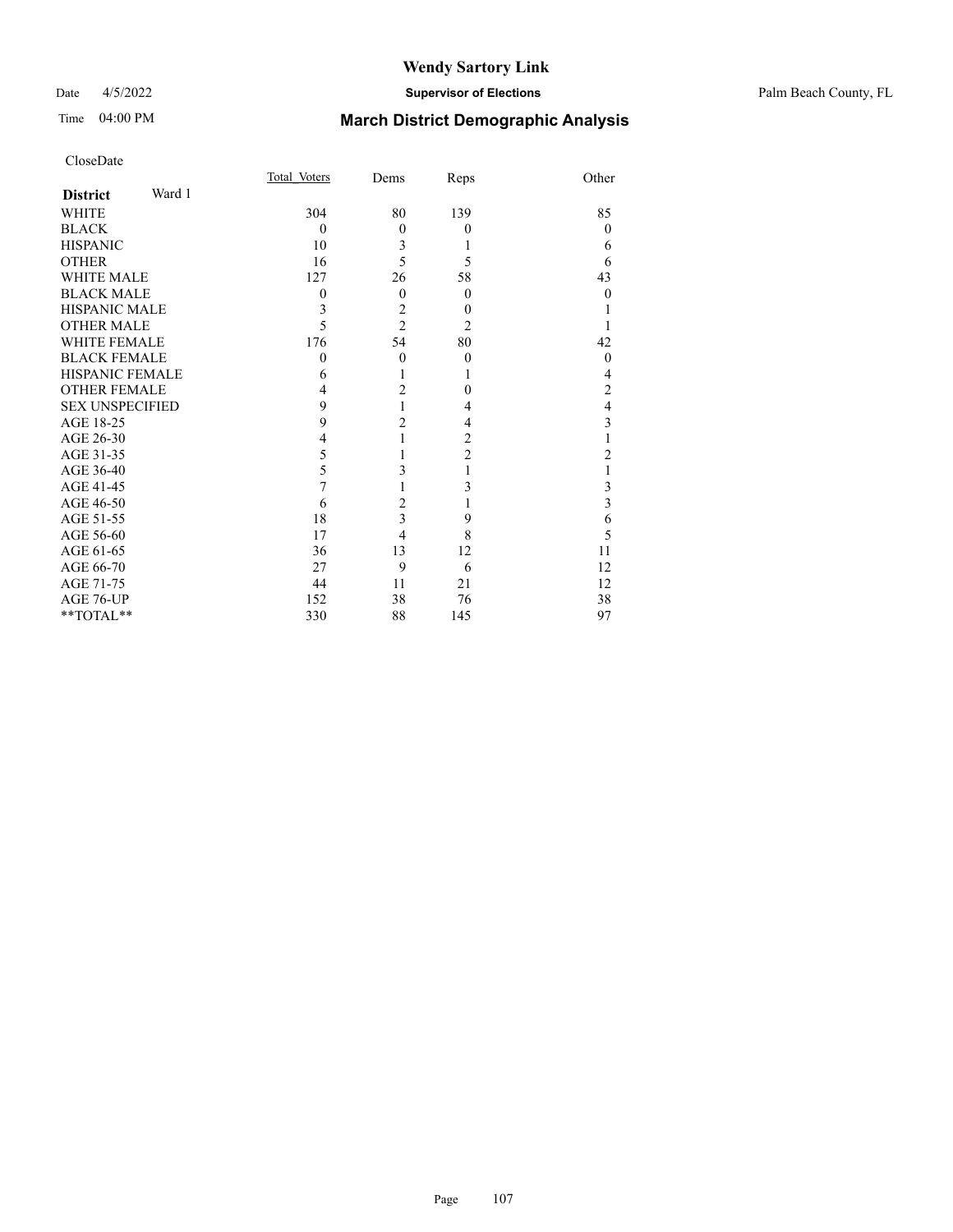# Wendy Sartory Link

Date 4/5/2022 **Supervisor of Elections** Palm Beach County, FL

Time 04:00 PM **March District Demographic Analysis**

CloseDate

| **District** Ward 1 | Total_Voters | Dems | Reps | Other |
|---|---|---|---|---|
| WHITE | 304 | 80 | 139 | 85 |
| BLACK | 0 | 0 | 0 | 0 |
| HISPANIC | 10 | 3 | 1 | 6 |
| OTHER | 16 | 5 | 5 | 6 |
| WHITE MALE | 127 | 26 | 58 | 43 |
| BLACK MALE | 0 | 0 | 0 | 0 |
| HISPANIC MALE | 3 | 2 | 0 | 1 |
| OTHER MALE | 5 | 2 | 2 | 1 |
| WHITE FEMALE | 176 | 54 | 80 | 42 |
| BLACK FEMALE | 0 | 0 | 0 | 0 |
| HISPANIC FEMALE | 6 | 1 | 1 | 4 |
| OTHER FEMALE | 4 | 2 | 0 | 2 |
| SEX UNSPECIFIED | 9 | 1 | 4 | 4 |
| AGE 18-25 | 9 | 2 | 4 | 3 |
| AGE 26-30 | 4 | 1 | 2 | 1 |
| AGE 31-35 | 5 | 1 | 2 | 2 |
| AGE 36-40 | 5 | 3 | 1 | 1 |
| AGE 41-45 | 7 | 1 | 3 | 3 |
| AGE 46-50 | 6 | 2 | 1 | 3 |
| AGE 51-55 | 18 | 3 | 9 | 6 |
| AGE 56-60 | 17 | 4 | 8 | 5 |
| AGE 61-65 | 36 | 13 | 12 | 11 |
| AGE 66-70 | 27 | 9 | 6 | 12 |
| AGE 71-75 | 44 | 11 | 21 | 12 |
| AGE 76-UP | 152 | 38 | 76 | 38 |
| **TOTAL** | 330 | 88 | 145 | 97 |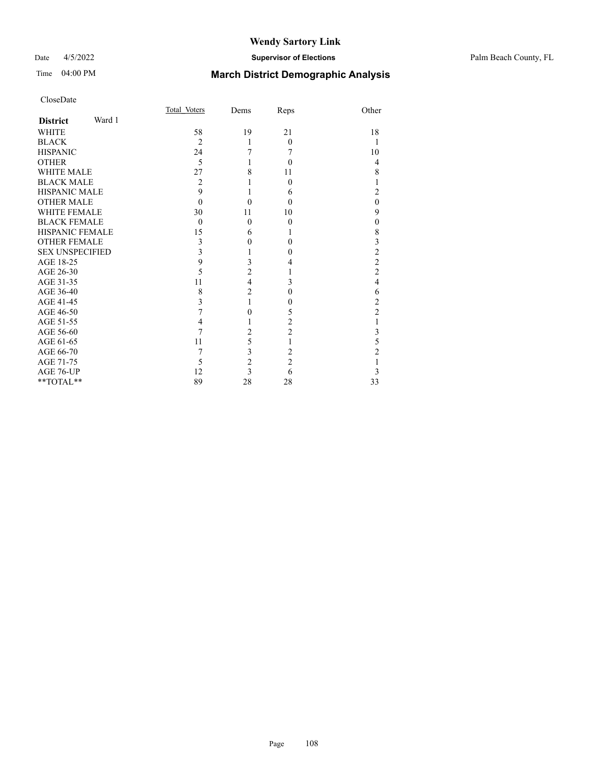# Wendy Sartory Link

**Supervisor of Elections**

Palm Beach County, FL

Date 4/5/2022

Time 04:00 PM

## March District Demographic Analysis

CloseDate

| **District** Ward 1 | Total Voters | Dems | Reps | Other |
|---|---|---|---|---|
| WHITE | 58 | 19 | 21 | 18 |
| BLACK | 2 | 1 | 0 | 1 |
| HISPANIC | 24 | 7 | 7 | 10 |
| OTHER | 5 | 1 | 0 | 4 |
| WHITE MALE | 27 | 8 | 11 | 8 |
| BLACK MALE | 2 | 1 | 0 | 1 |
| HISPANIC MALE | 9 | 1 | 6 | 2 |
| OTHER MALE | 0 | 0 | 0 | 0 |
| WHITE FEMALE | 30 | 11 | 10 | 9 |
| BLACK FEMALE | 0 | 0 | 0 | 0 |
| HISPANIC FEMALE | 15 | 6 | 1 | 8 |
| OTHER FEMALE | 3 | 0 | 0 | 3 |
| SEX UNSPECIFIED | 3 | 1 | 0 | 2 |
| AGE 18-25 | 9 | 3 | 4 | 2 |
| AGE 26-30 | 5 | 2 | 1 | 2 |
| AGE 31-35 | 11 | 4 | 3 | 4 |
| AGE 36-40 | 8 | 2 | 0 | 6 |
| AGE 41-45 | 3 | 1 | 0 | 2 |
| AGE 46-50 | 7 | 0 | 5 | 2 |
| AGE 51-55 | 4 | 1 | 2 | 1 |
| AGE 56-60 | 7 | 2 | 2 | 3 |
| AGE 61-65 | 11 | 5 | 1 | 5 |
| AGE 66-70 | 7 | 3 | 2 | 2 |
| AGE 71-75 | 5 | 2 | 2 | 1 |
| AGE 76-UP | 12 | 3 | 6 | 3 |
| **TOTAL** | 89 | 28 | 28 | 33 |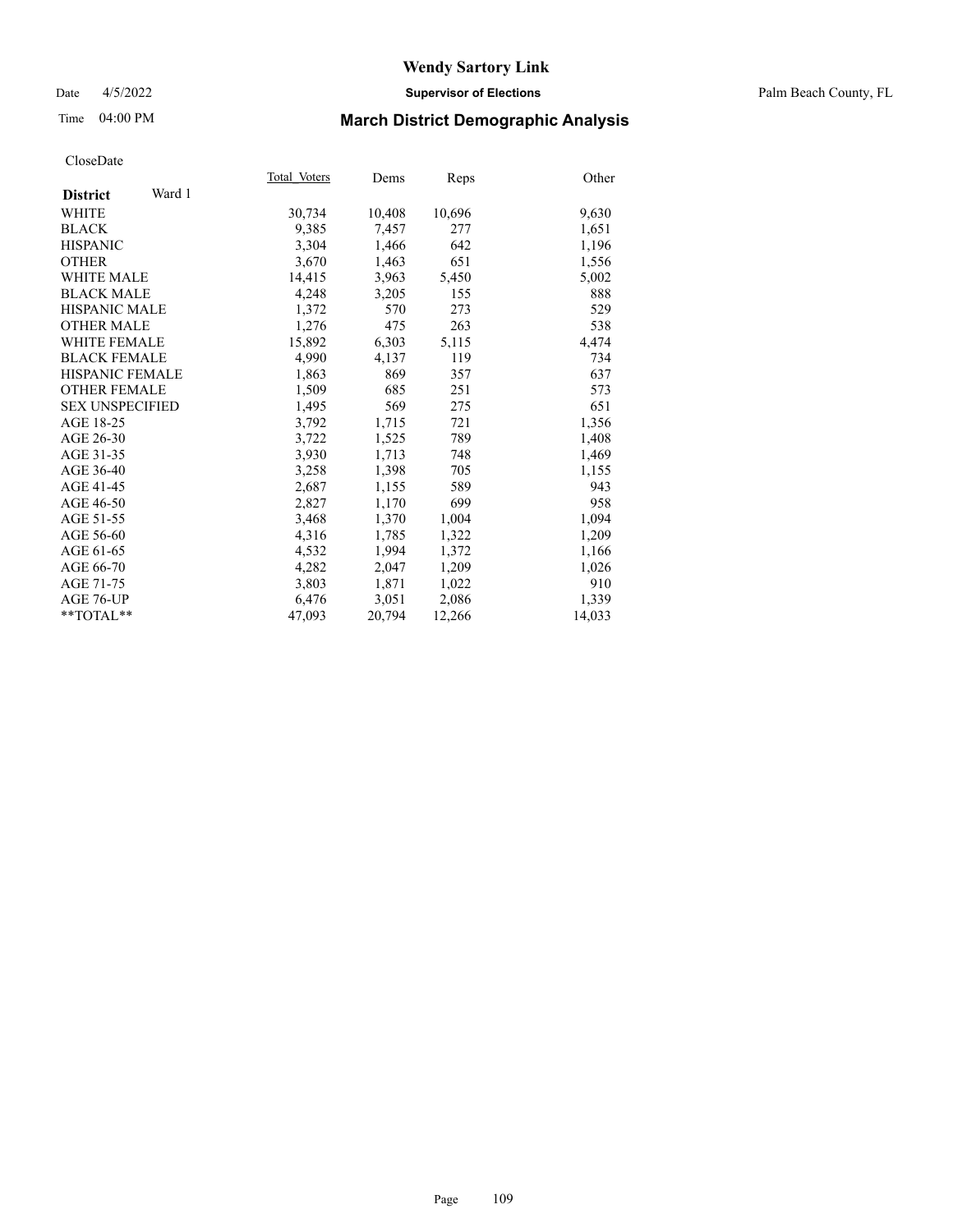# Wendy Sartory Link

Date 4/5/2022 **Supervisor of Elections** Palm Beach County, FL

Time 04:00 PM **March District Demographic Analysis**

CloseDate

| **District** Ward 1 | Total Voters | Dems | Reps | Other |
|---|---|---|---|---|
| WHITE | 30,734 | 10,408 | 10,696 | 9,630 |
| BLACK | 9,385 | 7,457 | 277 | 1,651 |
| HISPANIC | 3,304 | 1,466 | 642 | 1,196 |
| OTHER | 3,670 | 1,463 | 651 | 1,556 |
| WHITE MALE | 14,415 | 3,963 | 5,450 | 5,002 |
| BLACK MALE | 4,248 | 3,205 | 155 | 888 |
| HISPANIC MALE | 1,372 | 570 | 273 | 529 |
| OTHER MALE | 1,276 | 475 | 263 | 538 |
| WHITE FEMALE | 15,892 | 6,303 | 5,115 | 4,474 |
| BLACK FEMALE | 4,990 | 4,137 | 119 | 734 |
| HISPANIC FEMALE | 1,863 | 869 | 357 | 637 |
| OTHER FEMALE | 1,509 | 685 | 251 | 573 |
| SEX UNSPECIFIED | 1,495 | 569 | 275 | 651 |
| AGE 18-25 | 3,792 | 1,715 | 721 | 1,356 |
| AGE 26-30 | 3,722 | 1,525 | 789 | 1,408 |
| AGE 31-35 | 3,930 | 1,713 | 748 | 1,469 |
| AGE 36-40 | 3,258 | 1,398 | 705 | 1,155 |
| AGE 41-45 | 2,687 | 1,155 | 589 | 943 |
| AGE 46-50 | 2,827 | 1,170 | 699 | 958 |
| AGE 51-55 | 3,468 | 1,370 | 1,004 | 1,094 |
| AGE 56-60 | 4,316 | 1,785 | 1,322 | 1,209 |
| AGE 61-65 | 4,532 | 1,994 | 1,372 | 1,166 |
| AGE 66-70 | 4,282 | 2,047 | 1,209 | 1,026 |
| AGE 71-75 | 3,803 | 1,871 | 1,022 | 910 |
| AGE 76-UP | 6,476 | 3,051 | 2,086 | 1,339 |
| **TOTAL** | 47,093 | 20,794 | 12,266 | 14,033 |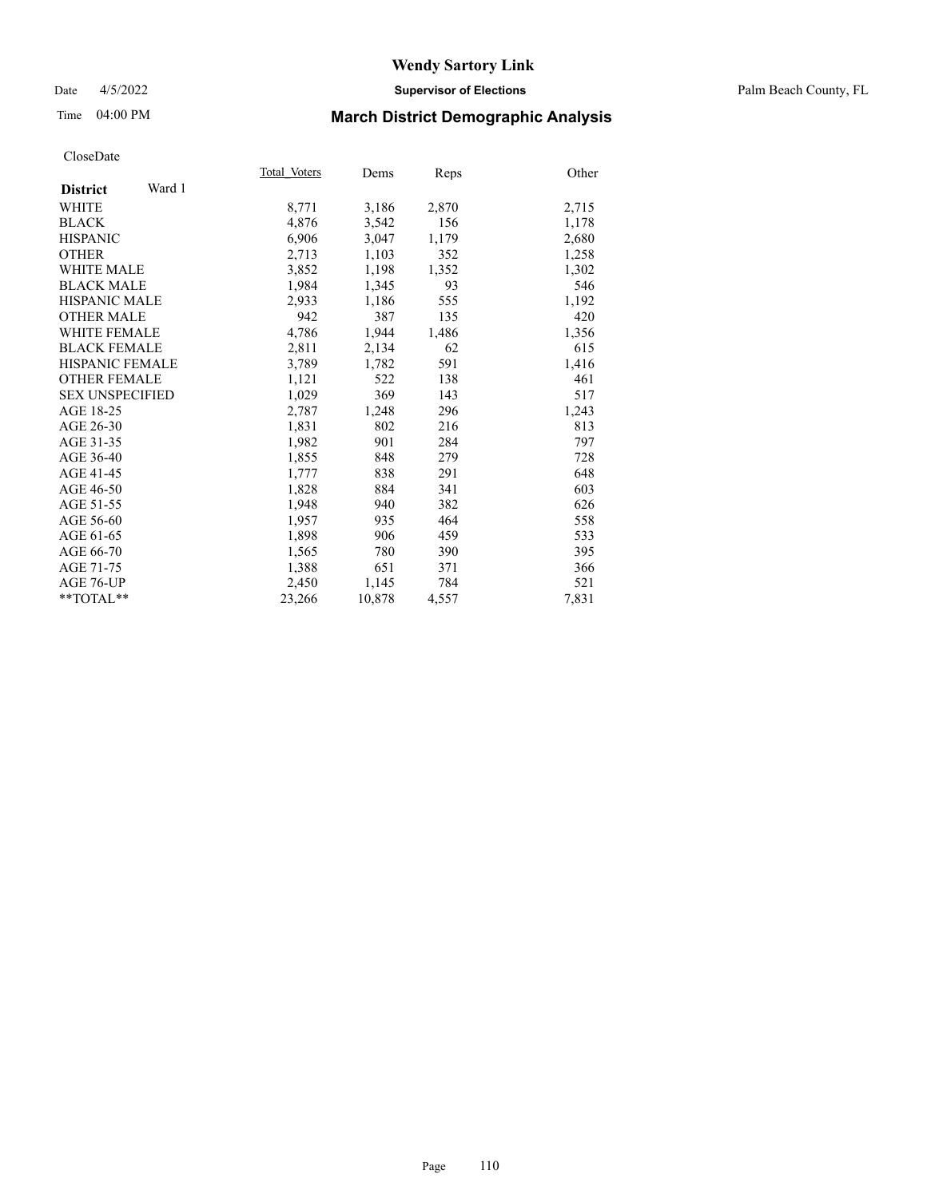# Wendy Sartory Link

Date 4/5/2022 **Supervisor of Elections** Palm Beach County, FL

Time 04:00 PM **March District Demographic Analysis**

CloseDate

| **District** Ward 1 | Total_Voters | Dems | Reps | Other |
|---|---|---|---|---|
| WHITE | 8,771 | 3,186 | 2,870 | 2,715 |
| BLACK | 4,876 | 3,542 | 156 | 1,178 |
| HISPANIC | 6,906 | 3,047 | 1,179 | 2,680 |
| OTHER | 2,713 | 1,103 | 352 | 1,258 |
| WHITE MALE | 3,852 | 1,198 | 1,352 | 1,302 |
| BLACK MALE | 1,984 | 1,345 | 93 | 546 |
| HISPANIC MALE | 2,933 | 1,186 | 555 | 1,192 |
| OTHER MALE | 942 | 387 | 135 | 420 |
| WHITE FEMALE | 4,786 | 1,944 | 1,486 | 1,356 |
| BLACK FEMALE | 2,811 | 2,134 | 62 | 615 |
| HISPANIC FEMALE | 3,789 | 1,782 | 591 | 1,416 |
| OTHER FEMALE | 1,121 | 522 | 138 | 461 |
| SEX UNSPECIFIED | 1,029 | 369 | 143 | 517 |
| AGE 18-25 | 2,787 | 1,248 | 296 | 1,243 |
| AGE 26-30 | 1,831 | 802 | 216 | 813 |
| AGE 31-35 | 1,982 | 901 | 284 | 797 |
| AGE 36-40 | 1,855 | 848 | 279 | 728 |
| AGE 41-45 | 1,777 | 838 | 291 | 648 |
| AGE 46-50 | 1,828 | 884 | 341 | 603 |
| AGE 51-55 | 1,948 | 940 | 382 | 626 |
| AGE 56-60 | 1,957 | 935 | 464 | 558 |
| AGE 61-65 | 1,898 | 906 | 459 | 533 |
| AGE 66-70 | 1,565 | 780 | 390 | 395 |
| AGE 71-75 | 1,388 | 651 | 371 | 366 |
| AGE 76-UP | 2,450 | 1,145 | 784 | 521 |
| **TOTAL** | 23,266 | 10,878 | 4,557 | 7,831 |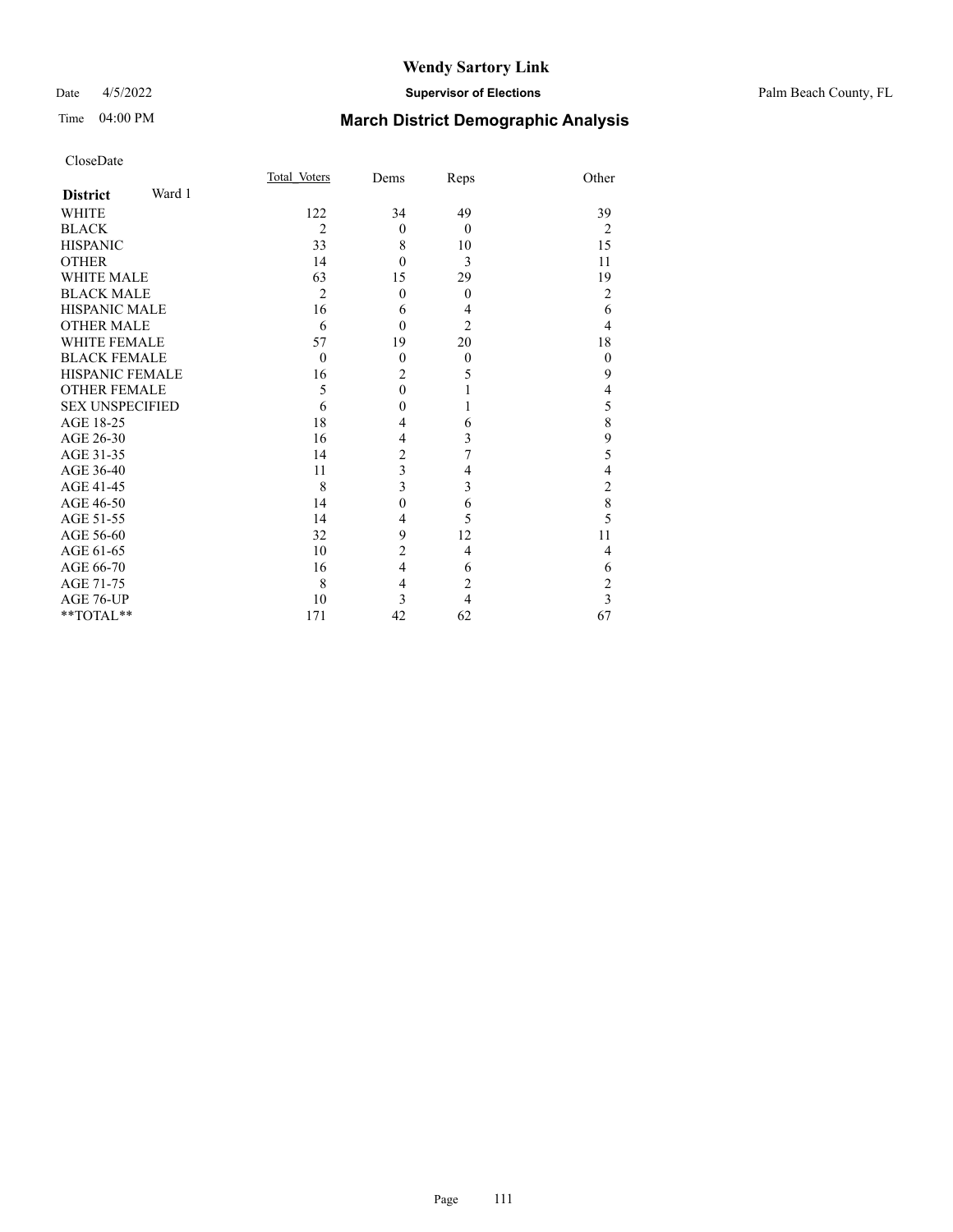# Wendy Sartory Link

Date 4/5/2022 **Supervisor of Elections** Palm Beach County, FL

Time 04:00 PM **March District Demographic Analysis**

CloseDate

| **District** Ward 1 | Total_Voters | Dems | Reps | Other |
|---|---|---|---|---|
| WHITE | 122 | 34 | 49 | 39 |
| BLACK | 2 | 0 | 0 | 2 |
| HISPANIC | 33 | 8 | 10 | 15 |
| OTHER | 14 | 0 | 3 | 11 |
| WHITE MALE | 63 | 15 | 29 | 19 |
| BLACK MALE | 2 | 0 | 0 | 2 |
| HISPANIC MALE | 16 | 6 | 4 | 6 |
| OTHER MALE | 6 | 0 | 2 | 4 |
| WHITE FEMALE | 57 | 19 | 20 | 18 |
| BLACK FEMALE | 0 | 0 | 0 | 0 |
| HISPANIC FEMALE | 16 | 2 | 5 | 9 |
| OTHER FEMALE | 5 | 0 | 1 | 4 |
| SEX UNSPECIFIED | 6 | 0 | 1 | 5 |
| AGE 18-25 | 18 | 4 | 6 | 8 |
| AGE 26-30 | 16 | 4 | 3 | 9 |
| AGE 31-35 | 14 | 2 | 7 | 5 |
| AGE 36-40 | 11 | 3 | 4 | 4 |
| AGE 41-45 | 8 | 3 | 3 | 2 |
| AGE 46-50 | 14 | 0 | 6 | 8 |
| AGE 51-55 | 14 | 4 | 5 | 5 |
| AGE 56-60 | 32 | 9 | 12 | 11 |
| AGE 61-65 | 10 | 2 | 4 | 4 |
| AGE 66-70 | 16 | 4 | 6 | 6 |
| AGE 71-75 | 8 | 4 | 2 | 2 |
| AGE 76-UP | 10 | 3 | 4 | 3 |
| **TOTAL** | 171 | 42 | 62 | 67 |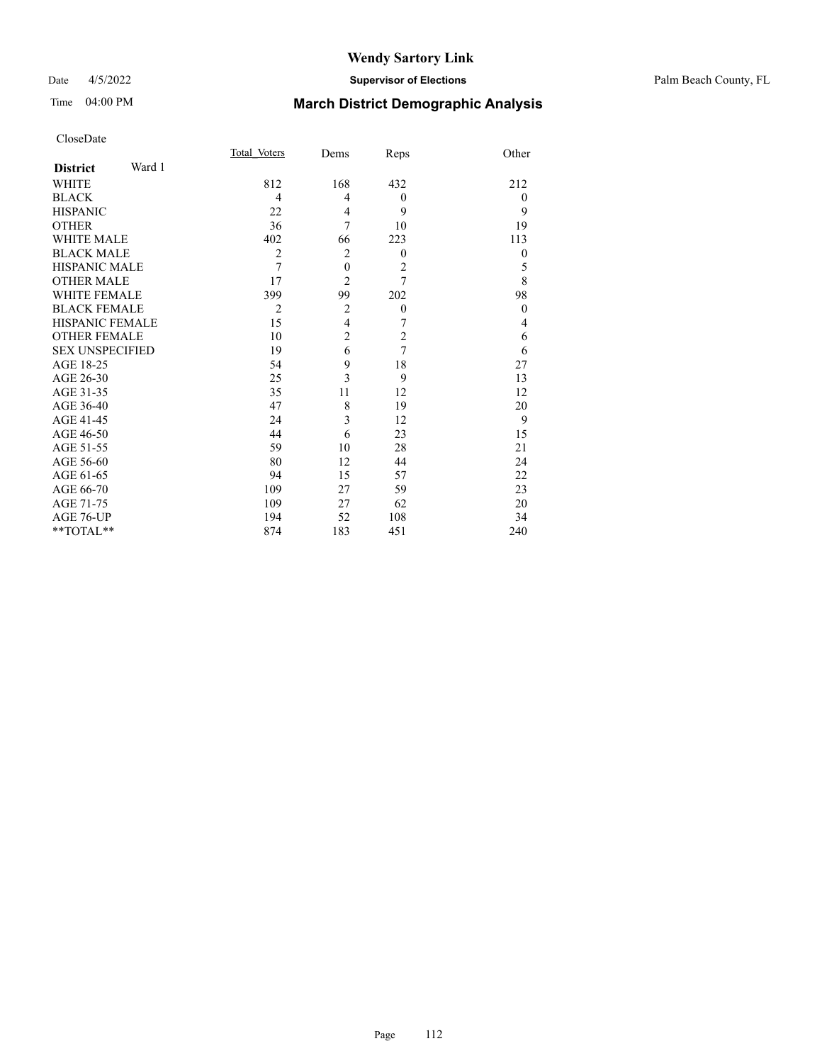# Wendy Sartory Link

Date 4/5/2022 **Supervisor of Elections** Palm Beach County, FL

Time 04:00 PM **March District Demographic Analysis**

CloseDate

| **District** Ward 1 | Total_Voters | Dems | Reps | Other |
|---|---|---|---|---|
| WHITE | 812 | 168 | 432 | 212 |
| BLACK | 4 | 4 | 0 | 0 |
| HISPANIC | 22 | 4 | 9 | 9 |
| OTHER | 36 | 7 | 10 | 19 |
| WHITE MALE | 402 | 66 | 223 | 113 |
| BLACK MALE | 2 | 2 | 0 | 0 |
| HISPANIC MALE | 7 | 0 | 2 | 5 |
| OTHER MALE | 17 | 2 | 7 | 8 |
| WHITE FEMALE | 399 | 99 | 202 | 98 |
| BLACK FEMALE | 2 | 2 | 0 | 0 |
| HISPANIC FEMALE | 15 | 4 | 7 | 4 |
| OTHER FEMALE | 10 | 2 | 2 | 6 |
| SEX UNSPECIFIED | 19 | 6 | 7 | 6 |
| AGE 18-25 | 54 | 9 | 18 | 27 |
| AGE 26-30 | 25 | 3 | 9 | 13 |
| AGE 31-35 | 35 | 11 | 12 | 12 |
| AGE 36-40 | 47 | 8 | 19 | 20 |
| AGE 41-45 | 24 | 3 | 12 | 9 |
| AGE 46-50 | 44 | 6 | 23 | 15 |
| AGE 51-55 | 59 | 10 | 28 | 21 |
| AGE 56-60 | 80 | 12 | 44 | 24 |
| AGE 61-65 | 94 | 15 | 57 | 22 |
| AGE 66-70 | 109 | 27 | 59 | 23 |
| AGE 71-75 | 109 | 27 | 62 | 20 |
| AGE 76-UP | 194 | 52 | 108 | 34 |
| **TOTAL** | 874 | 183 | 451 | 240 |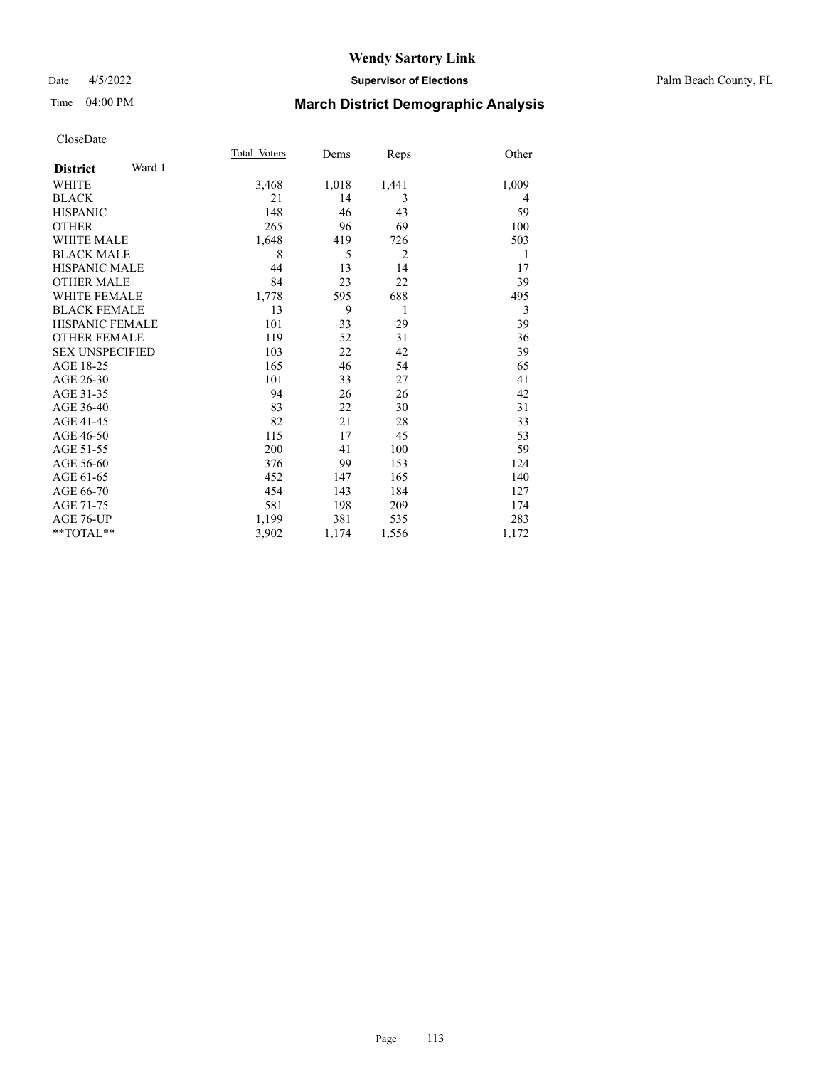# Wendy Sartory Link

Date 4/5/2022 **Supervisor of Elections** Palm Beach County, FL

Time 04:00 PM **March District Demographic Analysis**

CloseDate

| **District** Ward 1 | Total Voters | Dems | Reps | Other |
|---|---|---|---|---|
| WHITE | 3,468 | 1,018 | 1,441 | 1,009 |
| BLACK | 21 | 14 | 3 | 4 |
| HISPANIC | 148 | 46 | 43 | 59 |
| OTHER | 265 | 96 | 69 | 100 |
| WHITE MALE | 1,648 | 419 | 726 | 503 |
| BLACK MALE | 8 | 5 | 2 | 1 |
| HISPANIC MALE | 44 | 13 | 14 | 17 |
| OTHER MALE | 84 | 23 | 22 | 39 |
| WHITE FEMALE | 1,778 | 595 | 688 | 495 |
| BLACK FEMALE | 13 | 9 | 1 | 3 |
| HISPANIC FEMALE | 101 | 33 | 29 | 39 |
| OTHER FEMALE | 119 | 52 | 31 | 36 |
| SEX UNSPECIFIED | 103 | 22 | 42 | 39 |
| AGE 18-25 | 165 | 46 | 54 | 65 |
| AGE 26-30 | 101 | 33 | 27 | 41 |
| AGE 31-35 | 94 | 26 | 26 | 42 |
| AGE 36-40 | 83 | 22 | 30 | 31 |
| AGE 41-45 | 82 | 21 | 28 | 33 |
| AGE 46-50 | 115 | 17 | 45 | 53 |
| AGE 51-55 | 200 | 41 | 100 | 59 |
| AGE 56-60 | 376 | 99 | 153 | 124 |
| AGE 61-65 | 452 | 147 | 165 | 140 |
| AGE 66-70 | 454 | 143 | 184 | 127 |
| AGE 71-75 | 581 | 198 | 209 | 174 |
| AGE 76-UP | 1,199 | 381 | 535 | 283 |
| **TOTAL** | 3,902 | 1,174 | 1,556 | 1,172 |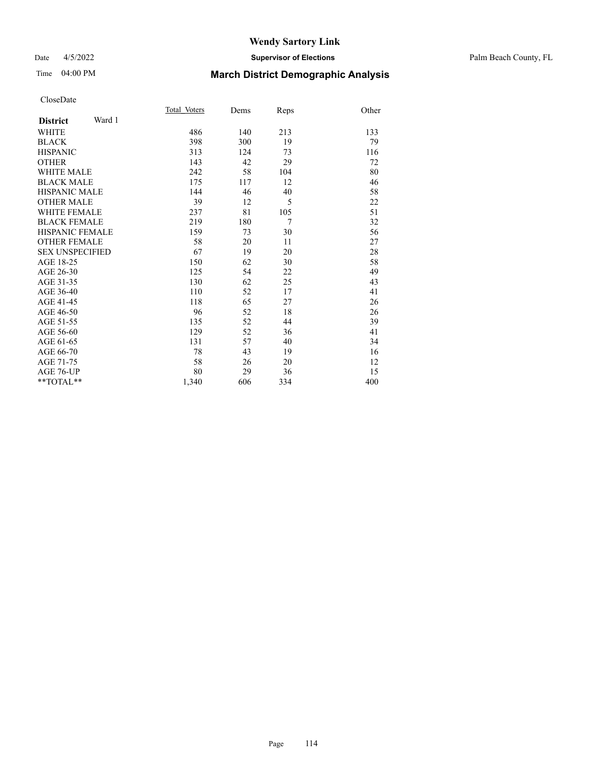# Wendy Sartory Link

Date 4/5/2022 **Supervisor of Elections** Palm Beach County, FL

Time 04:00 PM **March District Demographic Analysis**

CloseDate

| **District** Ward 1 | Total_Voters | Dems | Reps | Other |
|---|---|---|---|---|
| WHITE | 486 | 140 | 213 | 133 |
| BLACK | 398 | 300 | 19 | 79 |
| HISPANIC | 313 | 124 | 73 | 116 |
| OTHER | 143 | 42 | 29 | 72 |
| WHITE MALE | 242 | 58 | 104 | 80 |
| BLACK MALE | 175 | 117 | 12 | 46 |
| HISPANIC MALE | 144 | 46 | 40 | 58 |
| OTHER MALE | 39 | 12 | 5 | 22 |
| WHITE FEMALE | 237 | 81 | 105 | 51 |
| BLACK FEMALE | 219 | 180 | 7 | 32 |
| HISPANIC FEMALE | 159 | 73 | 30 | 56 |
| OTHER FEMALE | 58 | 20 | 11 | 27 |
| SEX UNSPECIFIED | 67 | 19 | 20 | 28 |
| AGE 18-25 | 150 | 62 | 30 | 58 |
| AGE 26-30 | 125 | 54 | 22 | 49 |
| AGE 31-35 | 130 | 62 | 25 | 43 |
| AGE 36-40 | 110 | 52 | 17 | 41 |
| AGE 41-45 | 118 | 65 | 27 | 26 |
| AGE 46-50 | 96 | 52 | 18 | 26 |
| AGE 51-55 | 135 | 52 | 44 | 39 |
| AGE 56-60 | 129 | 52 | 36 | 41 |
| AGE 61-65 | 131 | 57 | 40 | 34 |
| AGE 66-70 | 78 | 43 | 19 | 16 |
| AGE 71-75 | 58 | 26 | 20 | 12 |
| AGE 76-UP | 80 | 29 | 36 | 15 |
| **TOTAL** | 1,340 | 606 | 334 | 400 |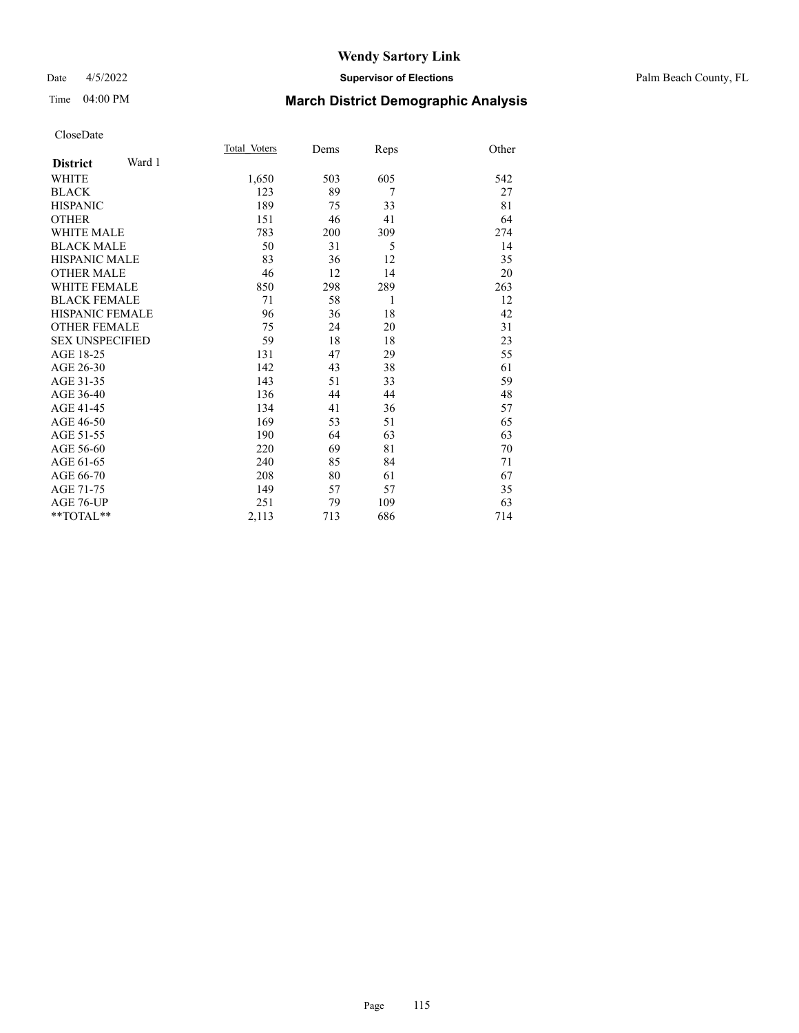# Wendy Sartory Link

Date 4/5/2022 **Supervisor of Elections** Palm Beach County, FL

Time 04:00 PM **March District Demographic Analysis**

CloseDate

| **District** Ward 1 | Total Voters | Dems | Reps | Other |
|---|---|---|---|---|
| WHITE | 1,650 | 503 | 605 | 542 |
| BLACK | 123 | 89 | 7 | 27 |
| HISPANIC | 189 | 75 | 33 | 81 |
| OTHER | 151 | 46 | 41 | 64 |
| WHITE MALE | 783 | 200 | 309 | 274 |
| BLACK MALE | 50 | 31 | 5 | 14 |
| HISPANIC MALE | 83 | 36 | 12 | 35 |
| OTHER MALE | 46 | 12 | 14 | 20 |
| WHITE FEMALE | 850 | 298 | 289 | 263 |
| BLACK FEMALE | 71 | 58 | 1 | 12 |
| HISPANIC FEMALE | 96 | 36 | 18 | 42 |
| OTHER FEMALE | 75 | 24 | 20 | 31 |
| SEX UNSPECIFIED | 59 | 18 | 18 | 23 |
| AGE 18-25 | 131 | 47 | 29 | 55 |
| AGE 26-30 | 142 | 43 | 38 | 61 |
| AGE 31-35 | 143 | 51 | 33 | 59 |
| AGE 36-40 | 136 | 44 | 44 | 48 |
| AGE 41-45 | 134 | 41 | 36 | 57 |
| AGE 46-50 | 169 | 53 | 51 | 65 |
| AGE 51-55 | 190 | 64 | 63 | 63 |
| AGE 56-60 | 220 | 69 | 81 | 70 |
| AGE 61-65 | 240 | 85 | 84 | 71 |
| AGE 66-70 | 208 | 80 | 61 | 67 |
| AGE 71-75 | 149 | 57 | 57 | 35 |
| AGE 76-UP | 251 | 79 | 109 | 63 |
| **TOTAL** | 2,113 | 713 | 686 | 714 |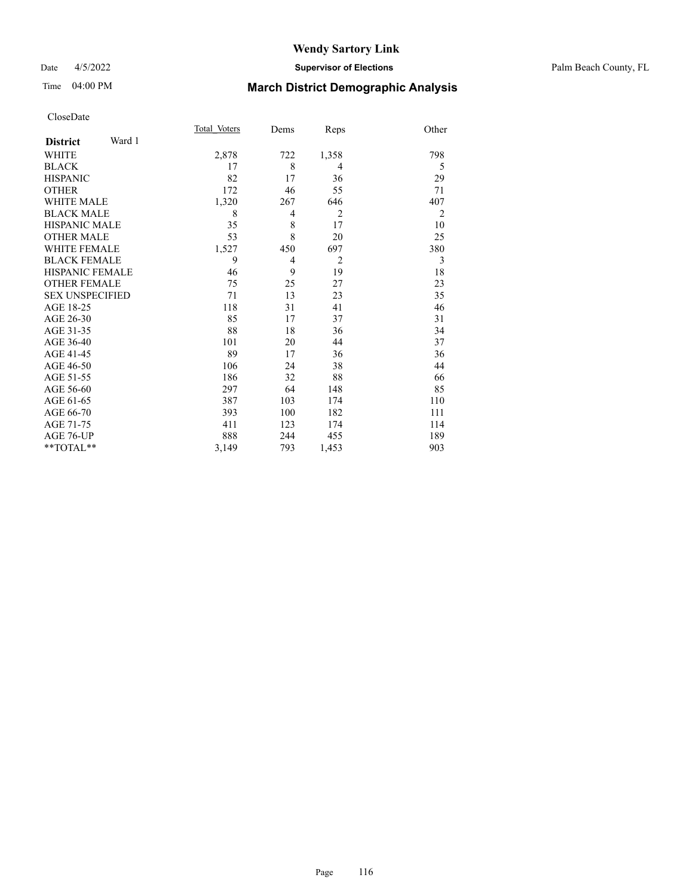# Wendy Sartory Link

Date 4/5/2022 **Supervisor of Elections** Palm Beach County, FL

Time 04:00 PM **March District Demographic Analysis**

CloseDate

| **District** Ward 1 | Total_Voters | Dems | Reps | Other |
|---|---|---|---|---|
| WHITE | 2,878 | 722 | 1,358 | 798 |
| BLACK | 17 | 8 | 4 | 5 |
| HISPANIC | 82 | 17 | 36 | 29 |
| OTHER | 172 | 46 | 55 | 71 |
| WHITE MALE | 1,320 | 267 | 646 | 407 |
| BLACK MALE | 8 | 4 | 2 | 2 |
| HISPANIC MALE | 35 | 8 | 17 | 10 |
| OTHER MALE | 53 | 8 | 20 | 25 |
| WHITE FEMALE | 1,527 | 450 | 697 | 380 |
| BLACK FEMALE | 9 | 4 | 2 | 3 |
| HISPANIC FEMALE | 46 | 9 | 19 | 18 |
| OTHER FEMALE | 75 | 25 | 27 | 23 |
| SEX UNSPECIFIED | 71 | 13 | 23 | 35 |
| AGE 18-25 | 118 | 31 | 41 | 46 |
| AGE 26-30 | 85 | 17 | 37 | 31 |
| AGE 31-35 | 88 | 18 | 36 | 34 |
| AGE 36-40 | 101 | 20 | 44 | 37 |
| AGE 41-45 | 89 | 17 | 36 | 36 |
| AGE 46-50 | 106 | 24 | 38 | 44 |
| AGE 51-55 | 186 | 32 | 88 | 66 |
| AGE 56-60 | 297 | 64 | 148 | 85 |
| AGE 61-65 | 387 | 103 | 174 | 110 |
| AGE 66-70 | 393 | 100 | 182 | 111 |
| AGE 71-75 | 411 | 123 | 174 | 114 |
| AGE 76-UP | 888 | 244 | 455 | 189 |
| **TOTAL** | 3,149 | 793 | 1,453 | 903 |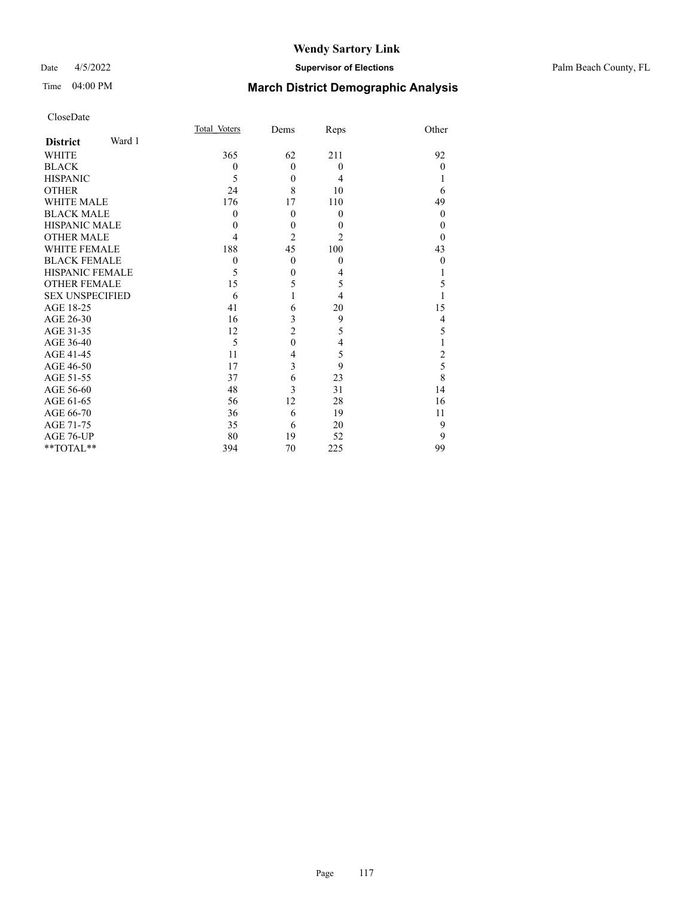# Wendy Sartory Link

Date 4/5/2022 **Supervisor of Elections** Palm Beach County, FL

Time 04:00 PM **March District Demographic Analysis**

CloseDate

| **District** Ward 1 | Total Voters | Dems | Reps | Other |
|---|---|---|---|---|
| WHITE | 365 | 62 | 211 | 92 |
| BLACK | 0 | 0 | 0 | 0 |
| HISPANIC | 5 | 0 | 4 | 1 |
| OTHER | 24 | 8 | 10 | 6 |
| WHITE MALE | 176 | 17 | 110 | 49 |
| BLACK MALE | 0 | 0 | 0 | 0 |
| HISPANIC MALE | 0 | 0 | 0 | 0 |
| OTHER MALE | 4 | 2 | 2 | 0 |
| WHITE FEMALE | 188 | 45 | 100 | 43 |
| BLACK FEMALE | 0 | 0 | 0 | 0 |
| HISPANIC FEMALE | 5 | 0 | 4 | 1 |
| OTHER FEMALE | 15 | 5 | 5 | 5 |
| SEX UNSPECIFIED | 6 | 1 | 4 | 1 |
| AGE 18-25 | 41 | 6 | 20 | 15 |
| AGE 26-30 | 16 | 3 | 9 | 4 |
| AGE 31-35 | 12 | 2 | 5 | 5 |
| AGE 36-40 | 5 | 0 | 4 | 1 |
| AGE 41-45 | 11 | 4 | 5 | 2 |
| AGE 46-50 | 17 | 3 | 9 | 5 |
| AGE 51-55 | 37 | 6 | 23 | 8 |
| AGE 56-60 | 48 | 3 | 31 | 14 |
| AGE 61-65 | 56 | 12 | 28 | 16 |
| AGE 66-70 | 36 | 6 | 19 | 11 |
| AGE 71-75 | 35 | 6 | 20 | 9 |
| AGE 76-UP | 80 | 19 | 52 | 9 |
| **TOTAL** | 394 | 70 | 225 | 99 |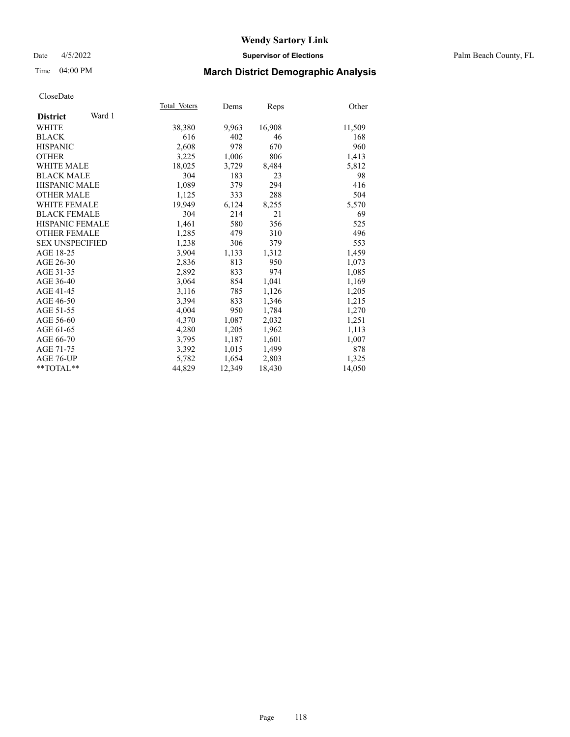# Wendy Sartory Link

Date 4/5/2022 **Supervisor of Elections** Palm Beach County, FL

Time 04:00 PM **March District Demographic Analysis**

CloseDate

| **District** Ward 1 | Total_Voters | Dems | Reps | Other |
|---|---|---|---|---|
| WHITE | 38,380 | 9,963 | 16,908 | 11,509 |
| BLACK | 616 | 402 | 46 | 168 |
| HISPANIC | 2,608 | 978 | 670 | 960 |
| OTHER | 3,225 | 1,006 | 806 | 1,413 |
| WHITE MALE | 18,025 | 3,729 | 8,484 | 5,812 |
| BLACK MALE | 304 | 183 | 23 | 98 |
| HISPANIC MALE | 1,089 | 379 | 294 | 416 |
| OTHER MALE | 1,125 | 333 | 288 | 504 |
| WHITE FEMALE | 19,949 | 6,124 | 8,255 | 5,570 |
| BLACK FEMALE | 304 | 214 | 21 | 69 |
| HISPANIC FEMALE | 1,461 | 580 | 356 | 525 |
| OTHER FEMALE | 1,285 | 479 | 310 | 496 |
| SEX UNSPECIFIED | 1,238 | 306 | 379 | 553 |
| AGE 18-25 | 3,904 | 1,133 | 1,312 | 1,459 |
| AGE 26-30 | 2,836 | 813 | 950 | 1,073 |
| AGE 31-35 | 2,892 | 833 | 974 | 1,085 |
| AGE 36-40 | 3,064 | 854 | 1,041 | 1,169 |
| AGE 41-45 | 3,116 | 785 | 1,126 | 1,205 |
| AGE 46-50 | 3,394 | 833 | 1,346 | 1,215 |
| AGE 51-55 | 4,004 | 950 | 1,784 | 1,270 |
| AGE 56-60 | 4,370 | 1,087 | 2,032 | 1,251 |
| AGE 61-65 | 4,280 | 1,205 | 1,962 | 1,113 |
| AGE 66-70 | 3,795 | 1,187 | 1,601 | 1,007 |
| AGE 71-75 | 3,392 | 1,015 | 1,499 | 878 |
| AGE 76-UP | 5,782 | 1,654 | 2,803 | 1,325 |
| **TOTAL** | 44,829 | 12,349 | 18,430 | 14,050 |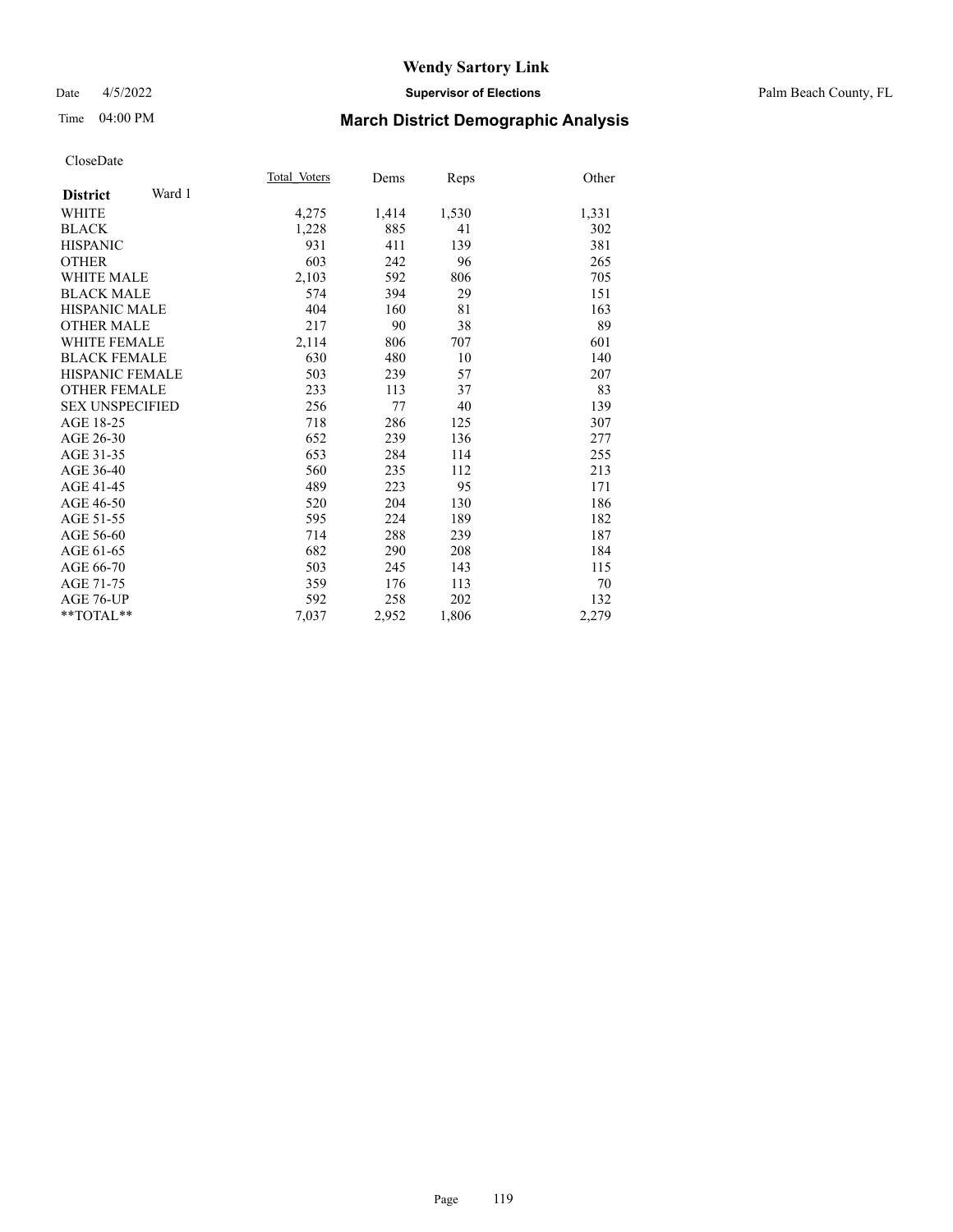# Wendy Sartory Link

Date 4/5/2022 **Supervisor of Elections** Palm Beach County, FL

Time 04:00 PM **March District Demographic Analysis**

CloseDate

| **District** Ward 1 | Total Voters | Dems | Reps | Other |
|---|---|---|---|---|
| WHITE | 4,275 | 1,414 | 1,530 | 1,331 |
| BLACK | 1,228 | 885 | 41 | 302 |
| HISPANIC | 931 | 411 | 139 | 381 |
| OTHER | 603 | 242 | 96 | 265 |
| WHITE MALE | 2,103 | 592 | 806 | 705 |
| BLACK MALE | 574 | 394 | 29 | 151 |
| HISPANIC MALE | 404 | 160 | 81 | 163 |
| OTHER MALE | 217 | 90 | 38 | 89 |
| WHITE FEMALE | 2,114 | 806 | 707 | 601 |
| BLACK FEMALE | 630 | 480 | 10 | 140 |
| HISPANIC FEMALE | 503 | 239 | 57 | 207 |
| OTHER FEMALE | 233 | 113 | 37 | 83 |
| SEX UNSPECIFIED | 256 | 77 | 40 | 139 |
| AGE 18-25 | 718 | 286 | 125 | 307 |
| AGE 26-30 | 652 | 239 | 136 | 277 |
| AGE 31-35 | 653 | 284 | 114 | 255 |
| AGE 36-40 | 560 | 235 | 112 | 213 |
| AGE 41-45 | 489 | 223 | 95 | 171 |
| AGE 46-50 | 520 | 204 | 130 | 186 |
| AGE 51-55 | 595 | 224 | 189 | 182 |
| AGE 56-60 | 714 | 288 | 239 | 187 |
| AGE 61-65 | 682 | 290 | 208 | 184 |
| AGE 66-70 | 503 | 245 | 143 | 115 |
| AGE 71-75 | 359 | 176 | 113 | 70 |
| AGE 76-UP | 592 | 258 | 202 | 132 |
| **TOTAL** | 7,037 | 2,952 | 1,806 | 2,279 |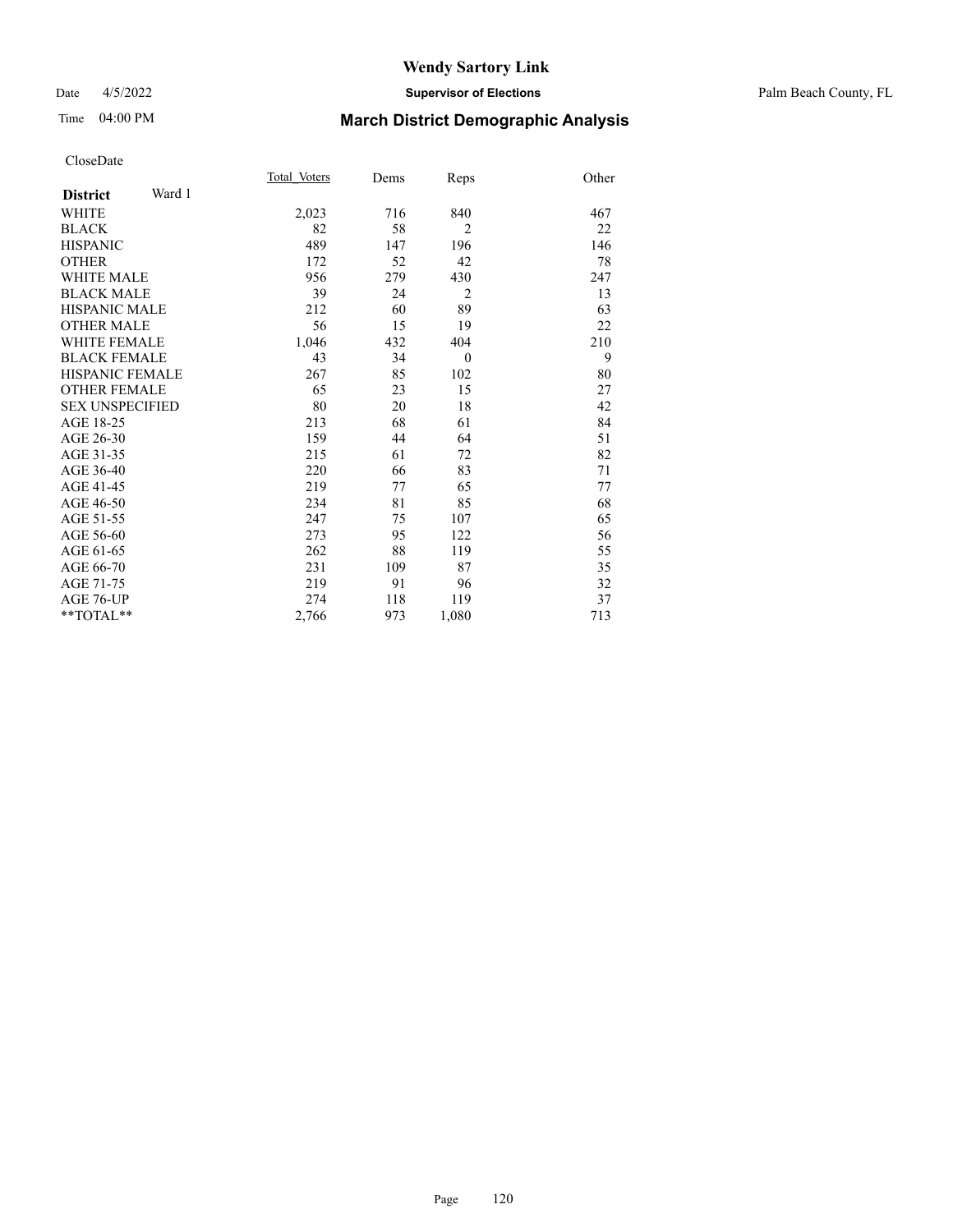# Wendy Sartory Link

Date 4/5/2022 **Supervisor of Elections** Palm Beach County, FL

Time 04:00 PM **March District Demographic Analysis**

CloseDate

| **District** Ward 1 | Total Voters | Dems | Reps | Other |
|---|---|---|---|---|
| WHITE | 2,023 | 716 | 840 | 467 |
| BLACK | 82 | 58 | 2 | 22 |
| HISPANIC | 489 | 147 | 196 | 146 |
| OTHER | 172 | 52 | 42 | 78 |
| WHITE MALE | 956 | 279 | 430 | 247 |
| BLACK MALE | 39 | 24 | 2 | 13 |
| HISPANIC MALE | 212 | 60 | 89 | 63 |
| OTHER MALE | 56 | 15 | 19 | 22 |
| WHITE FEMALE | 1,046 | 432 | 404 | 210 |
| BLACK FEMALE | 43 | 34 | 0 | 9 |
| HISPANIC FEMALE | 267 | 85 | 102 | 80 |
| OTHER FEMALE | 65 | 23 | 15 | 27 |
| SEX UNSPECIFIED | 80 | 20 | 18 | 42 |
| AGE 18-25 | 213 | 68 | 61 | 84 |
| AGE 26-30 | 159 | 44 | 64 | 51 |
| AGE 31-35 | 215 | 61 | 72 | 82 |
| AGE 36-40 | 220 | 66 | 83 | 71 |
| AGE 41-45 | 219 | 77 | 65 | 77 |
| AGE 46-50 | 234 | 81 | 85 | 68 |
| AGE 51-55 | 247 | 75 | 107 | 65 |
| AGE 56-60 | 273 | 95 | 122 | 56 |
| AGE 61-65 | 262 | 88 | 119 | 55 |
| AGE 66-70 | 231 | 109 | 87 | 35 |
| AGE 71-75 | 219 | 91 | 96 | 32 |
| AGE 76-UP | 274 | 118 | 119 | 37 |
| **TOTAL** | 2,766 | 973 | 1,080 | 713 |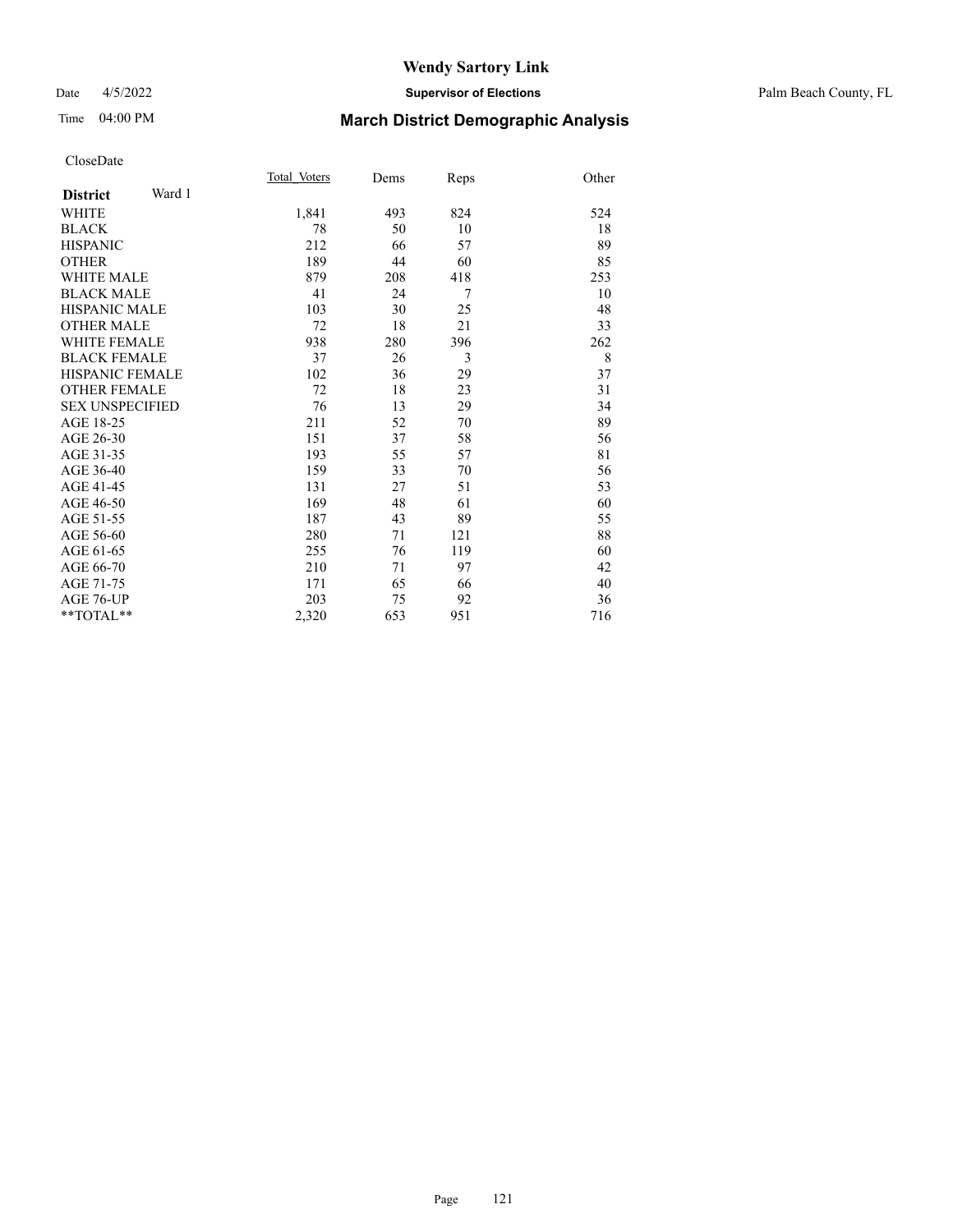# Wendy Sartory Link

Date 4/5/2022 **Supervisor of Elections** Palm Beach County, FL

Time 04:00 PM **March District Demographic Analysis**

CloseDate

| District Ward 1 | Total Voters | Dems | Reps | Other |
|---|---|---|---|---|
| WHITE | 1,841 | 493 | 824 | 524 |
| BLACK | 78 | 50 | 10 | 18 |
| HISPANIC | 212 | 66 | 57 | 89 |
| OTHER | 189 | 44 | 60 | 85 |
| WHITE MALE | 879 | 208 | 418 | 253 |
| BLACK MALE | 41 | 24 | 7 | 10 |
| HISPANIC MALE | 103 | 30 | 25 | 48 |
| OTHER MALE | 72 | 18 | 21 | 33 |
| WHITE FEMALE | 938 | 280 | 396 | 262 |
| BLACK FEMALE | 37 | 26 | 3 | 8 |
| HISPANIC FEMALE | 102 | 36 | 29 | 37 |
| OTHER FEMALE | 72 | 18 | 23 | 31 |
| SEX UNSPECIFIED | 76 | 13 | 29 | 34 |
| AGE 18-25 | 211 | 52 | 70 | 89 |
| AGE 26-30 | 151 | 37 | 58 | 56 |
| AGE 31-35 | 193 | 55 | 57 | 81 |
| AGE 36-40 | 159 | 33 | 70 | 56 |
| AGE 41-45 | 131 | 27 | 51 | 53 |
| AGE 46-50 | 169 | 48 | 61 | 60 |
| AGE 51-55 | 187 | 43 | 89 | 55 |
| AGE 56-60 | 280 | 71 | 121 | 88 |
| AGE 61-65 | 255 | 76 | 119 | 60 |
| AGE 66-70 | 210 | 71 | 97 | 42 |
| AGE 71-75 | 171 | 65 | 66 | 40 |
| AGE 76-UP | 203 | 75 | 92 | 36 |
| **TOTAL** | 2,320 | 653 | 951 | 716 |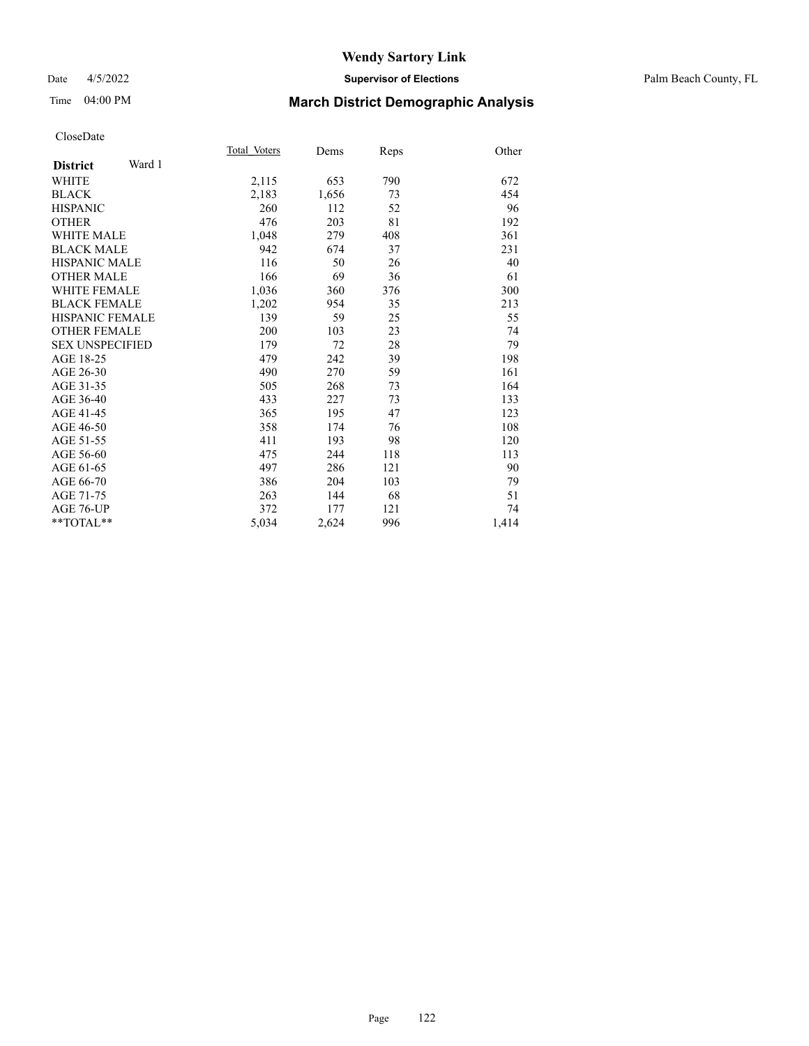# Wendy Sartory Link

Date 4/5/2022 **Supervisor of Elections** Palm Beach County, FL

Time 04:00 PM **March District Demographic Analysis**

CloseDate

| **District** Ward 1 | Total_Voters | Dems | Reps | Other |
|---|---|---|---|---|
| WHITE | 2,115 | 653 | 790 | 672 |
| BLACK | 2,183 | 1,656 | 73 | 454 |
| HISPANIC | 260 | 112 | 52 | 96 |
| OTHER | 476 | 203 | 81 | 192 |
| WHITE MALE | 1,048 | 279 | 408 | 361 |
| BLACK MALE | 942 | 674 | 37 | 231 |
| HISPANIC MALE | 116 | 50 | 26 | 40 |
| OTHER MALE | 166 | 69 | 36 | 61 |
| WHITE FEMALE | 1,036 | 360 | 376 | 300 |
| BLACK FEMALE | 1,202 | 954 | 35 | 213 |
| HISPANIC FEMALE | 139 | 59 | 25 | 55 |
| OTHER FEMALE | 200 | 103 | 23 | 74 |
| SEX UNSPECIFIED | 179 | 72 | 28 | 79 |
| AGE 18-25 | 479 | 242 | 39 | 198 |
| AGE 26-30 | 490 | 270 | 59 | 161 |
| AGE 31-35 | 505 | 268 | 73 | 164 |
| AGE 36-40 | 433 | 227 | 73 | 133 |
| AGE 41-45 | 365 | 195 | 47 | 123 |
| AGE 46-50 | 358 | 174 | 76 | 108 |
| AGE 51-55 | 411 | 193 | 98 | 120 |
| AGE 56-60 | 475 | 244 | 118 | 113 |
| AGE 61-65 | 497 | 286 | 121 | 90 |
| AGE 66-70 | 386 | 204 | 103 | 79 |
| AGE 71-75 | 263 | 144 | 68 | 51 |
| AGE 76-UP | 372 | 177 | 121 | 74 |
| **TOTAL** | 5,034 | 2,624 | 996 | 1,414 |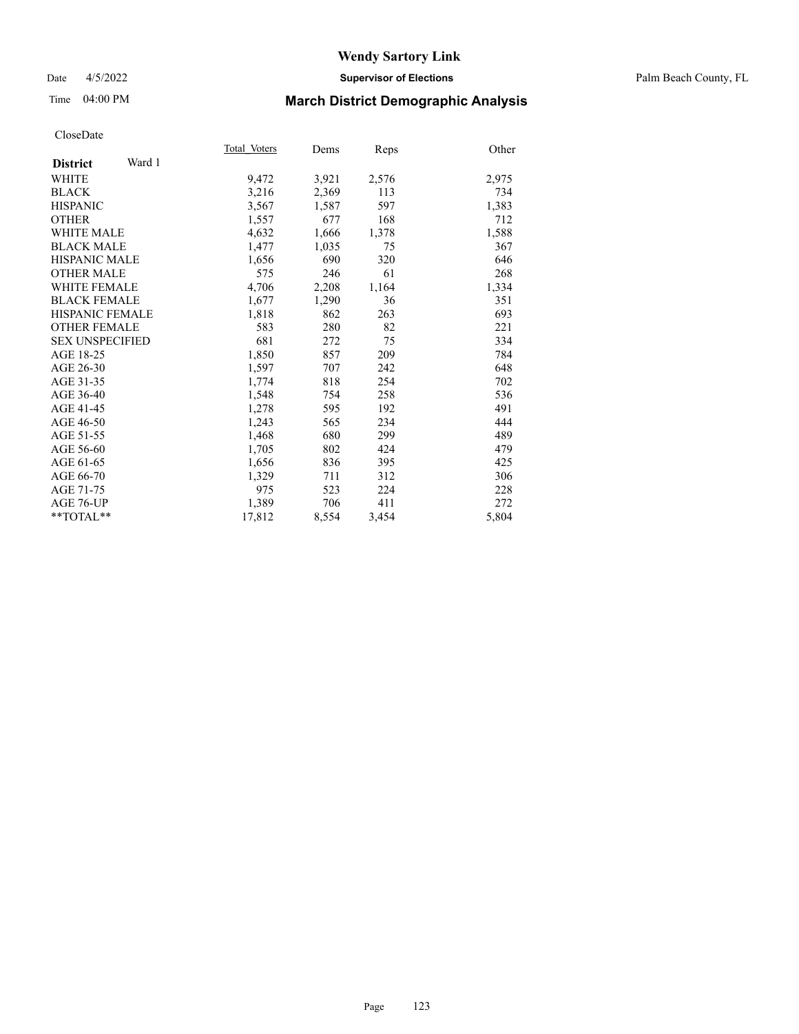# Wendy Sartory Link

Date 4/5/2022 **Supervisor of Elections** Palm Beach County, FL

Time 04:00 PM **March District Demographic Analysis**

CloseDate

| **District** Ward 1 | Total Voters | Dems | Reps | Other |
|---|---|---|---|---|
| WHITE | 9,472 | 3,921 | 2,576 | 2,975 |
| BLACK | 3,216 | 2,369 | 113 | 734 |
| HISPANIC | 3,567 | 1,587 | 597 | 1,383 |
| OTHER | 1,557 | 677 | 168 | 712 |
| WHITE MALE | 4,632 | 1,666 | 1,378 | 1,588 |
| BLACK MALE | 1,477 | 1,035 | 75 | 367 |
| HISPANIC MALE | 1,656 | 690 | 320 | 646 |
| OTHER MALE | 575 | 246 | 61 | 268 |
| WHITE FEMALE | 4,706 | 2,208 | 1,164 | 1,334 |
| BLACK FEMALE | 1,677 | 1,290 | 36 | 351 |
| HISPANIC FEMALE | 1,818 | 862 | 263 | 693 |
| OTHER FEMALE | 583 | 280 | 82 | 221 |
| SEX UNSPECIFIED | 681 | 272 | 75 | 334 |
| AGE 18-25 | 1,850 | 857 | 209 | 784 |
| AGE 26-30 | 1,597 | 707 | 242 | 648 |
| AGE 31-35 | 1,774 | 818 | 254 | 702 |
| AGE 36-40 | 1,548 | 754 | 258 | 536 |
| AGE 41-45 | 1,278 | 595 | 192 | 491 |
| AGE 46-50 | 1,243 | 565 | 234 | 444 |
| AGE 51-55 | 1,468 | 680 | 299 | 489 |
| AGE 56-60 | 1,705 | 802 | 424 | 479 |
| AGE 61-65 | 1,656 | 836 | 395 | 425 |
| AGE 66-70 | 1,329 | 711 | 312 | 306 |
| AGE 71-75 | 975 | 523 | 224 | 228 |
| AGE 76-UP | 1,389 | 706 | 411 | 272 |
| **TOTAL** | 17,812 | 8,554 | 3,454 | 5,804 |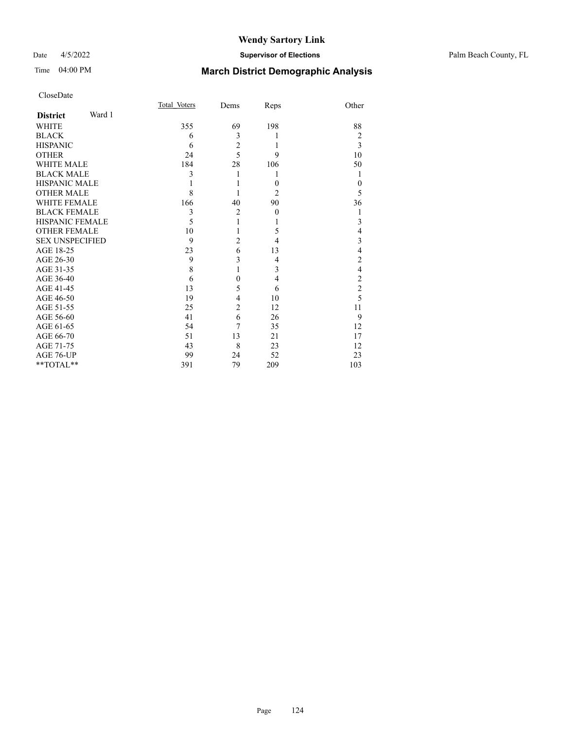# Wendy Sartory Link

Date 4/5/2022 **Supervisor of Elections** Palm Beach County, FL

Time 04:00 PM **March District Demographic Analysis**

CloseDate

| **District** Ward 1 | Total_Voters | Dems | Reps | Other |
|---|---|---|---|---|
| WHITE | 355 | 69 | 198 | 88 |
| BLACK | 6 | 3 | 1 | 2 |
| HISPANIC | 6 | 2 | 1 | 3 |
| OTHER | 24 | 5 | 9 | 10 |
| WHITE MALE | 184 | 28 | 106 | 50 |
| BLACK MALE | 3 | 1 | 1 | 1 |
| HISPANIC MALE | 1 | 1 | 0 | 0 |
| OTHER MALE | 8 | 1 | 2 | 5 |
| WHITE FEMALE | 166 | 40 | 90 | 36 |
| BLACK FEMALE | 3 | 2 | 0 | 1 |
| HISPANIC FEMALE | 5 | 1 | 1 | 3 |
| OTHER FEMALE | 10 | 1 | 5 | 4 |
| SEX UNSPECIFIED | 9 | 2 | 4 | 3 |
| AGE 18-25 | 23 | 6 | 13 | 4 |
| AGE 26-30 | 9 | 3 | 4 | 2 |
| AGE 31-35 | 8 | 1 | 3 | 4 |
| AGE 36-40 | 6 | 0 | 4 | 2 |
| AGE 41-45 | 13 | 5 | 6 | 2 |
| AGE 46-50 | 19 | 4 | 10 | 5 |
| AGE 51-55 | 25 | 2 | 12 | 11 |
| AGE 56-60 | 41 | 6 | 26 | 9 |
| AGE 61-65 | 54 | 7 | 35 | 12 |
| AGE 66-70 | 51 | 13 | 21 | 17 |
| AGE 71-75 | 43 | 8 | 23 | 12 |
| AGE 76-UP | 99 | 24 | 52 | 23 |
| **TOTAL** | 391 | 79 | 209 | 103 |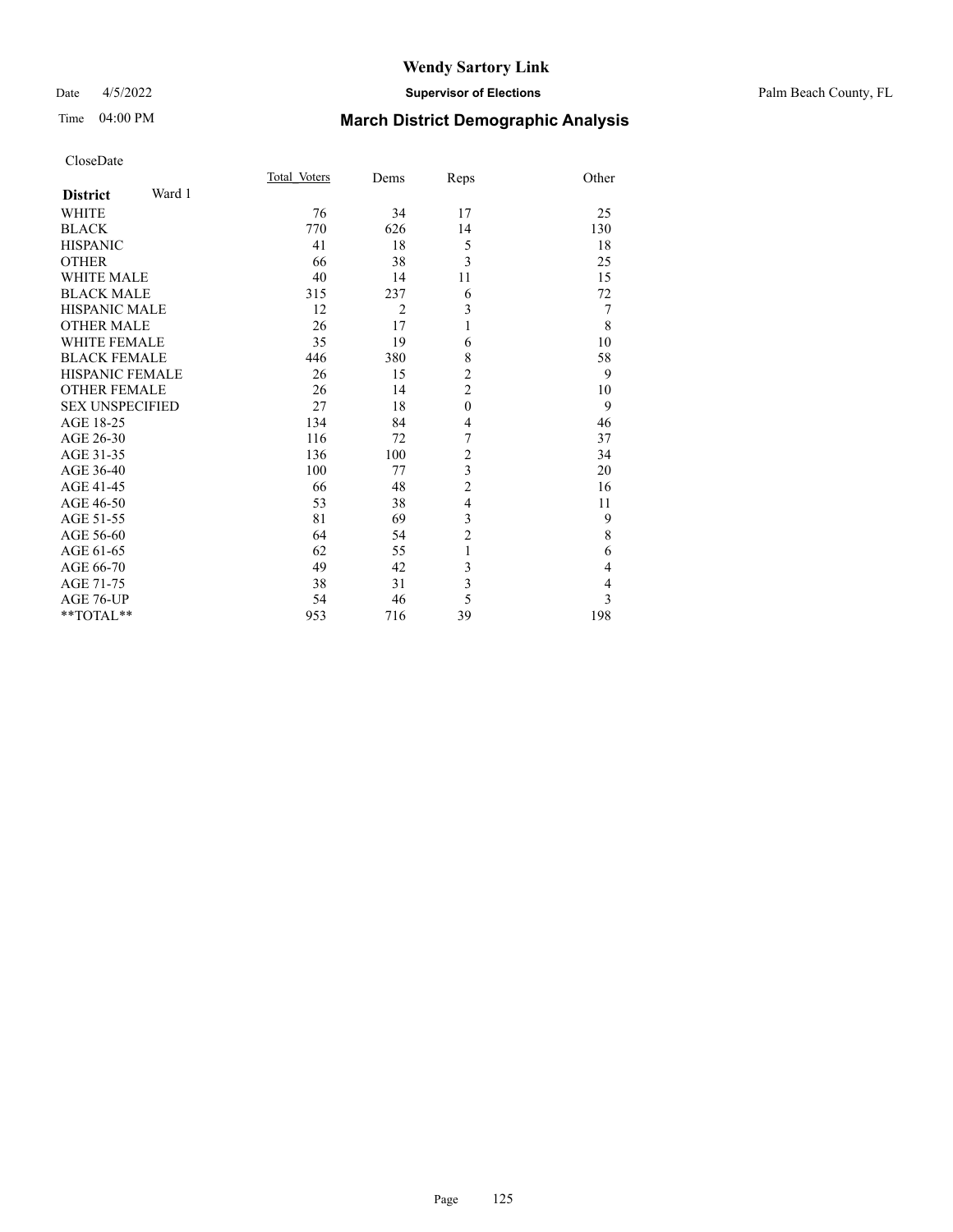# Wendy Sartory Link

Date 4/5/2022 **Supervisor of Elections** Palm Beach County, FL

Time 04:00 PM **March District Demographic Analysis**

CloseDate

| **District** Ward 1 | Total Voters | Dems | Reps | Other |
|---|---|---|---|---|
| WHITE | 76 | 34 | 17 | 25 |
| BLACK | 770 | 626 | 14 | 130 |
| HISPANIC | 41 | 18 | 5 | 18 |
| OTHER | 66 | 38 | 3 | 25 |
| WHITE MALE | 40 | 14 | 11 | 15 |
| BLACK MALE | 315 | 237 | 6 | 72 |
| HISPANIC MALE | 12 | 2 | 3 | 7 |
| OTHER MALE | 26 | 17 | 1 | 8 |
| WHITE FEMALE | 35 | 19 | 6 | 10 |
| BLACK FEMALE | 446 | 380 | 8 | 58 |
| HISPANIC FEMALE | 26 | 15 | 2 | 9 |
| OTHER FEMALE | 26 | 14 | 2 | 10 |
| SEX UNSPECIFIED | 27 | 18 | 0 | 9 |
| AGE 18-25 | 134 | 84 | 4 | 46 |
| AGE 26-30 | 116 | 72 | 7 | 37 |
| AGE 31-35 | 136 | 100 | 2 | 34 |
| AGE 36-40 | 100 | 77 | 3 | 20 |
| AGE 41-45 | 66 | 48 | 2 | 16 |
| AGE 46-50 | 53 | 38 | 4 | 11 |
| AGE 51-55 | 81 | 69 | 3 | 9 |
| AGE 56-60 | 64 | 54 | 2 | 8 |
| AGE 61-65 | 62 | 55 | 1 | 6 |
| AGE 66-70 | 49 | 42 | 3 | 4 |
| AGE 71-75 | 38 | 31 | 3 | 4 |
| AGE 76-UP | 54 | 46 | 5 | 3 |
| **TOTAL** | 953 | 716 | 39 | 198 |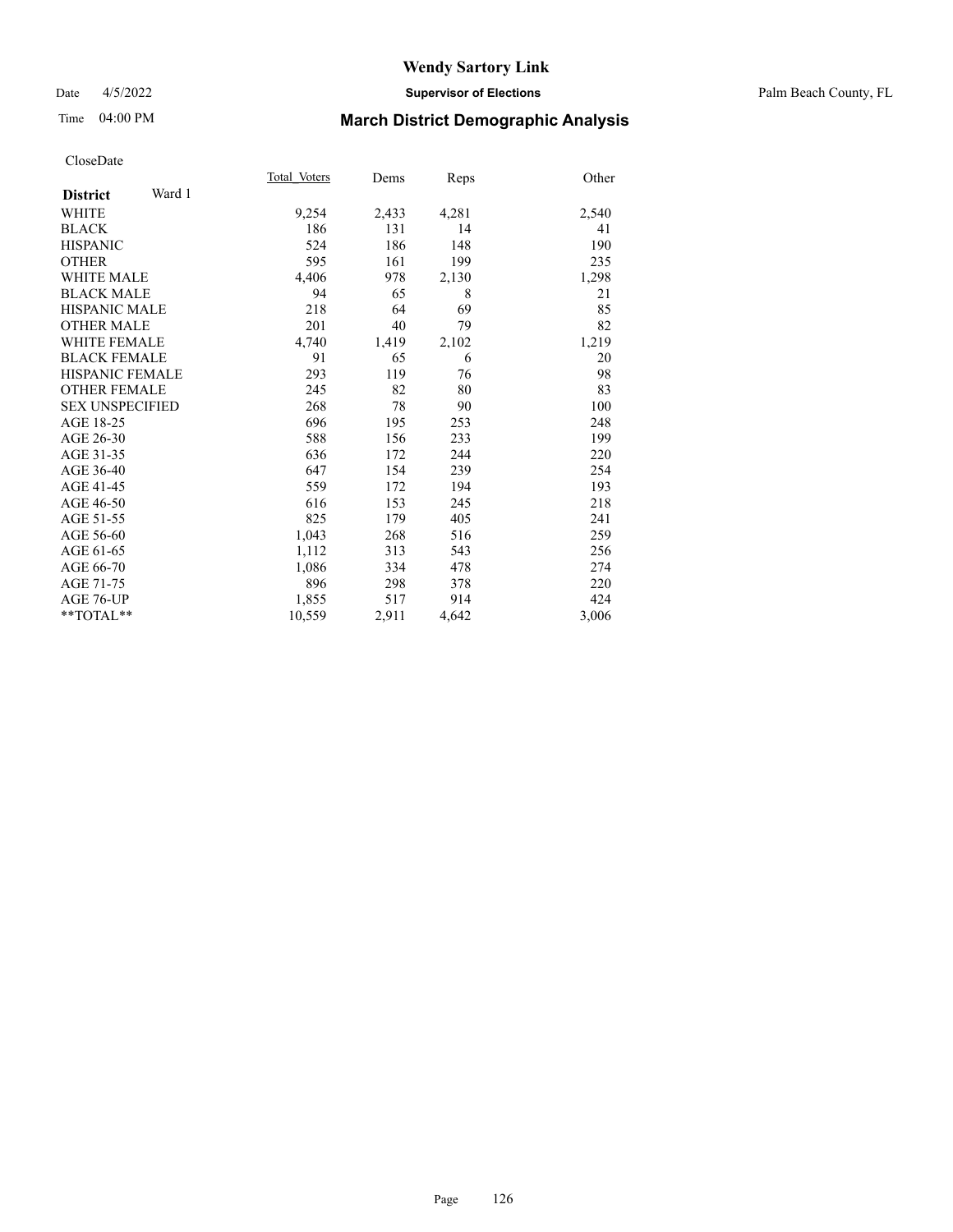# Wendy Sartory Link

Date 4/5/2022 **Supervisor of Elections** Palm Beach County, FL

Time 04:00 PM **March District Demographic Analysis**

CloseDate

| **District** Ward 1 | Total_Voters | Dems | Reps | Other |
|---|---|---|---|---|
| WHITE | 9,254 | 2,433 | 4,281 | 2,540 |
| BLACK | 186 | 131 | 14 | 41 |
| HISPANIC | 524 | 186 | 148 | 190 |
| OTHER | 595 | 161 | 199 | 235 |
| WHITE MALE | 4,406 | 978 | 2,130 | 1,298 |
| BLACK MALE | 94 | 65 | 8 | 21 |
| HISPANIC MALE | 218 | 64 | 69 | 85 |
| OTHER MALE | 201 | 40 | 79 | 82 |
| WHITE FEMALE | 4,740 | 1,419 | 2,102 | 1,219 |
| BLACK FEMALE | 91 | 65 | 6 | 20 |
| HISPANIC FEMALE | 293 | 119 | 76 | 98 |
| OTHER FEMALE | 245 | 82 | 80 | 83 |
| SEX UNSPECIFIED | 268 | 78 | 90 | 100 |
| AGE 18-25 | 696 | 195 | 253 | 248 |
| AGE 26-30 | 588 | 156 | 233 | 199 |
| AGE 31-35 | 636 | 172 | 244 | 220 |
| AGE 36-40 | 647 | 154 | 239 | 254 |
| AGE 41-45 | 559 | 172 | 194 | 193 |
| AGE 46-50 | 616 | 153 | 245 | 218 |
| AGE 51-55 | 825 | 179 | 405 | 241 |
| AGE 56-60 | 1,043 | 268 | 516 | 259 |
| AGE 61-65 | 1,112 | 313 | 543 | 256 |
| AGE 66-70 | 1,086 | 334 | 478 | 274 |
| AGE 71-75 | 896 | 298 | 378 | 220 |
| AGE 76-UP | 1,855 | 517 | 914 | 424 |
| **TOTAL** | 10,559 | 2,911 | 4,642 | 3,006 |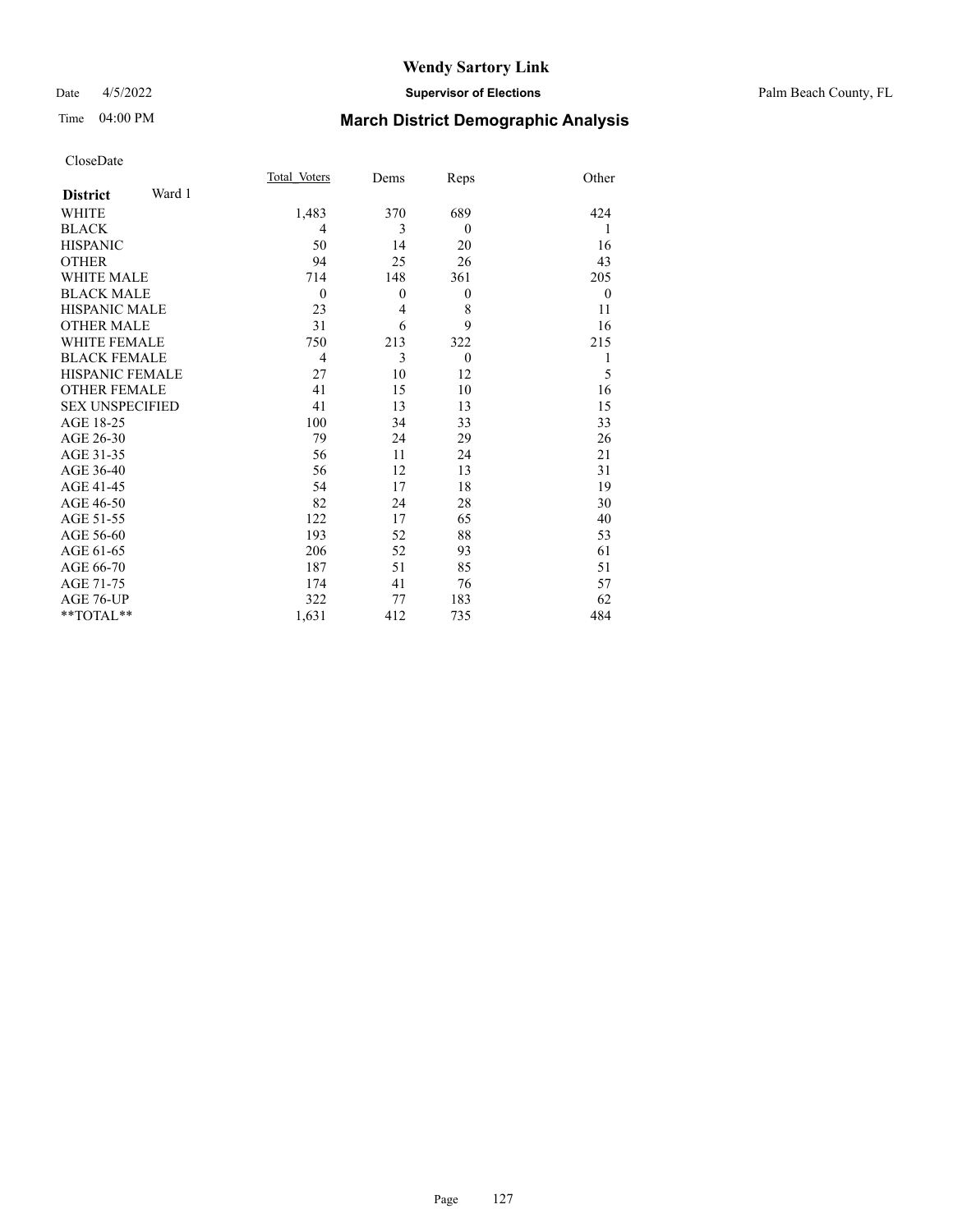# Wendy Sartory Link

Date 4/5/2022 **Supervisor of Elections** Palm Beach County, FL

Time 04:00 PM **March District Demographic Analysis**

CloseDate

| **District** Ward 1 | Total_Voters | Dems | Reps | Other |
|---|---|---|---|---|
| WHITE | 1,483 | 370 | 689 | 424 |
| BLACK | 4 | 3 | 0 | 1 |
| HISPANIC | 50 | 14 | 20 | 16 |
| OTHER | 94 | 25 | 26 | 43 |
| WHITE MALE | 714 | 148 | 361 | 205 |
| BLACK MALE | 0 | 0 | 0 | 0 |
| HISPANIC MALE | 23 | 4 | 8 | 11 |
| OTHER MALE | 31 | 6 | 9 | 16 |
| WHITE FEMALE | 750 | 213 | 322 | 215 |
| BLACK FEMALE | 4 | 3 | 0 | 1 |
| HISPANIC FEMALE | 27 | 10 | 12 | 5 |
| OTHER FEMALE | 41 | 15 | 10 | 16 |
| SEX UNSPECIFIED | 41 | 13 | 13 | 15 |
| AGE 18-25 | 100 | 34 | 33 | 33 |
| AGE 26-30 | 79 | 24 | 29 | 26 |
| AGE 31-35 | 56 | 11 | 24 | 21 |
| AGE 36-40 | 56 | 12 | 13 | 31 |
| AGE 41-45 | 54 | 17 | 18 | 19 |
| AGE 46-50 | 82 | 24 | 28 | 30 |
| AGE 51-55 | 122 | 17 | 65 | 40 |
| AGE 56-60 | 193 | 52 | 88 | 53 |
| AGE 61-65 | 206 | 52 | 93 | 61 |
| AGE 66-70 | 187 | 51 | 85 | 51 |
| AGE 71-75 | 174 | 41 | 76 | 57 |
| AGE 76-UP | 322 | 77 | 183 | 62 |
| **TOTAL** | 1,631 | 412 | 735 | 484 |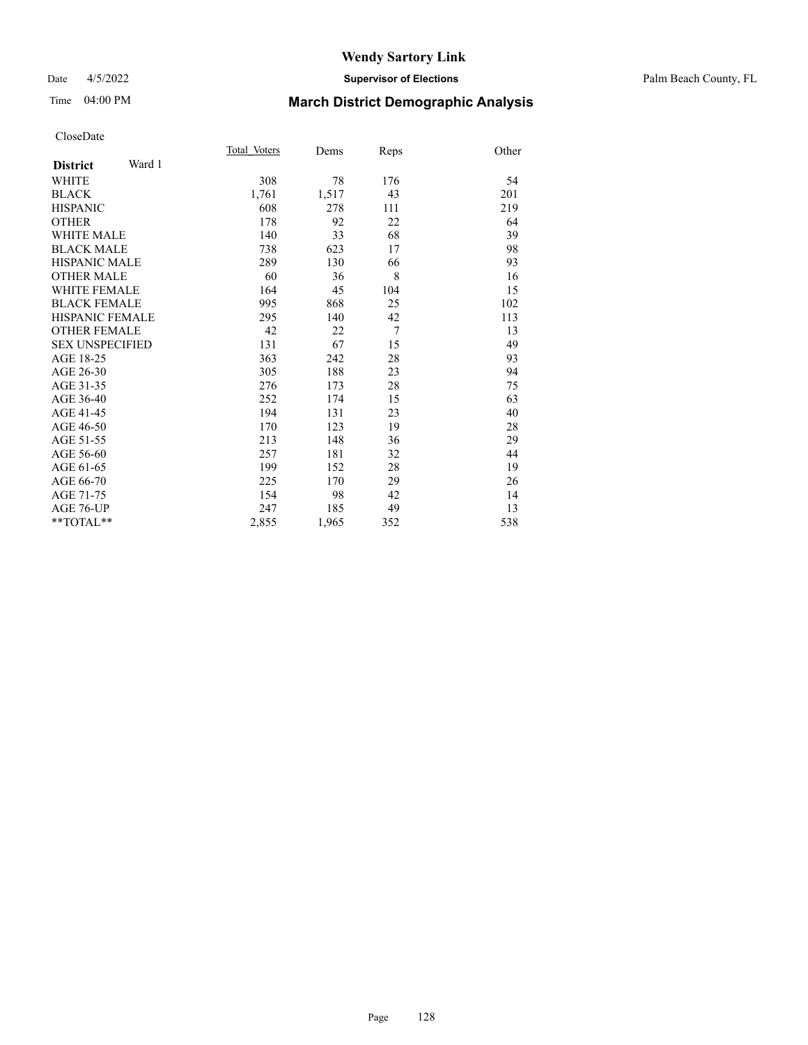# Wendy Sartory Link

Date 4/5/2022 **Supervisor of Elections** Palm Beach County, FL

Time 04:00 PM **March District Demographic Analysis**

CloseDate

| **District** Ward 1 | Total_Voters | Dems | Reps | Other |
|---|---|---|---|---|
| WHITE | 308 | 78 | 176 | 54 |
| BLACK | 1,761 | 1,517 | 43 | 201 |
| HISPANIC | 608 | 278 | 111 | 219 |
| OTHER | 178 | 92 | 22 | 64 |
| WHITE MALE | 140 | 33 | 68 | 39 |
| BLACK MALE | 738 | 623 | 17 | 98 |
| HISPANIC MALE | 289 | 130 | 66 | 93 |
| OTHER MALE | 60 | 36 | 8 | 16 |
| WHITE FEMALE | 164 | 45 | 104 | 15 |
| BLACK FEMALE | 995 | 868 | 25 | 102 |
| HISPANIC FEMALE | 295 | 140 | 42 | 113 |
| OTHER FEMALE | 42 | 22 | 7 | 13 |
| SEX UNSPECIFIED | 131 | 67 | 15 | 49 |
| AGE 18-25 | 363 | 242 | 28 | 93 |
| AGE 26-30 | 305 | 188 | 23 | 94 |
| AGE 31-35 | 276 | 173 | 28 | 75 |
| AGE 36-40 | 252 | 174 | 15 | 63 |
| AGE 41-45 | 194 | 131 | 23 | 40 |
| AGE 46-50 | 170 | 123 | 19 | 28 |
| AGE 51-55 | 213 | 148 | 36 | 29 |
| AGE 56-60 | 257 | 181 | 32 | 44 |
| AGE 61-65 | 199 | 152 | 28 | 19 |
| AGE 66-70 | 225 | 170 | 29 | 26 |
| AGE 71-75 | 154 | 98 | 42 | 14 |
| AGE 76-UP | 247 | 185 | 49 | 13 |
| **TOTAL** | 2,855 | 1,965 | 352 | 538 |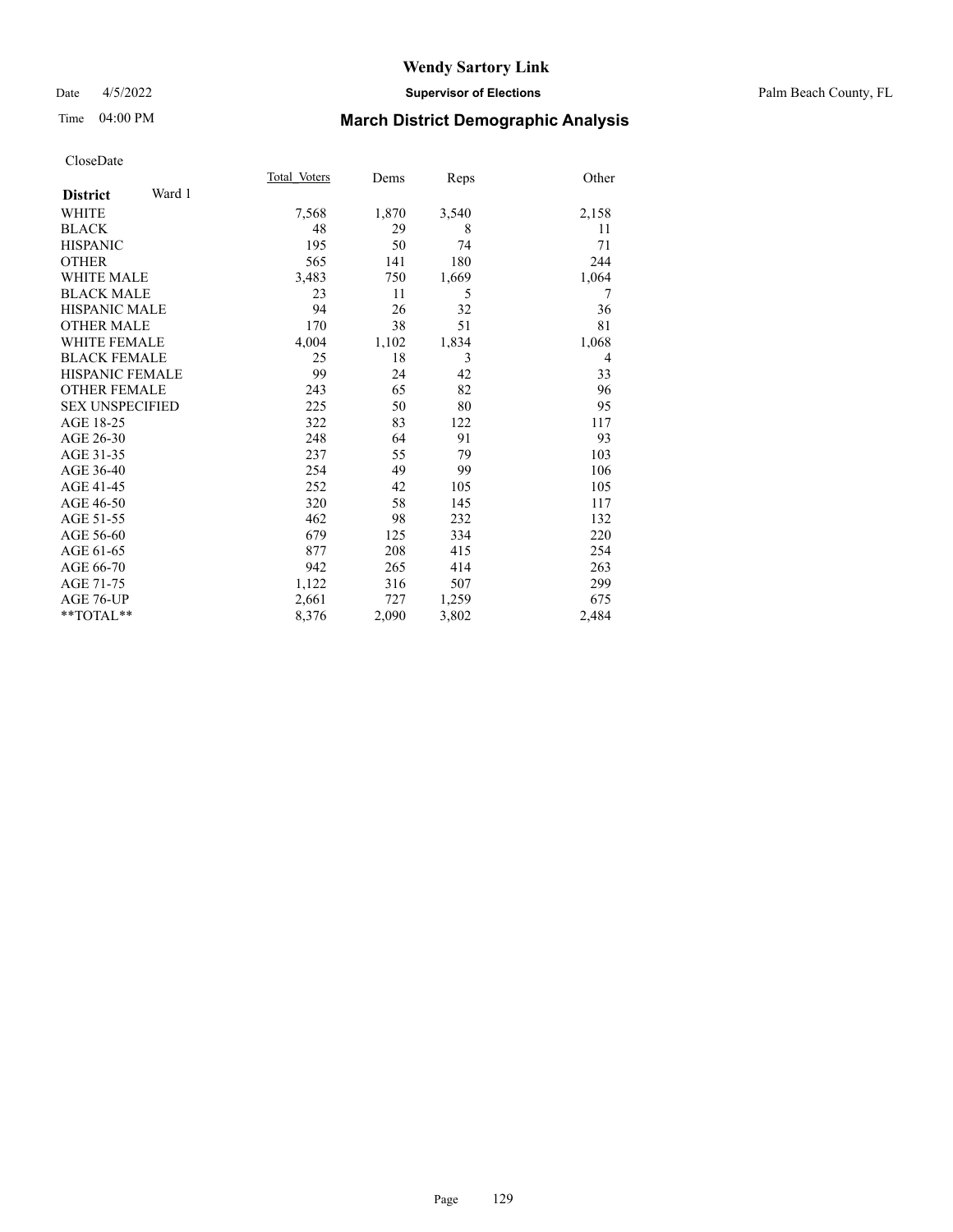# Wendy Sartory Link

Date 4/5/2022 **Supervisor of Elections** Palm Beach County, FL

Time 04:00 PM **March District Demographic Analysis**

CloseDate

| **District** Ward 1 | Total_Voters | Dems | Reps | Other |
|---|---|---|---|---|
| WHITE | 7,568 | 1,870 | 3,540 | 2,158 |
| BLACK | 48 | 29 | 8 | 11 |
| HISPANIC | 195 | 50 | 74 | 71 |
| OTHER | 565 | 141 | 180 | 244 |
| WHITE MALE | 3,483 | 750 | 1,669 | 1,064 |
| BLACK MALE | 23 | 11 | 5 | 7 |
| HISPANIC MALE | 94 | 26 | 32 | 36 |
| OTHER MALE | 170 | 38 | 51 | 81 |
| WHITE FEMALE | 4,004 | 1,102 | 1,834 | 1,068 |
| BLACK FEMALE | 25 | 18 | 3 | 4 |
| HISPANIC FEMALE | 99 | 24 | 42 | 33 |
| OTHER FEMALE | 243 | 65 | 82 | 96 |
| SEX UNSPECIFIED | 225 | 50 | 80 | 95 |
| AGE 18-25 | 322 | 83 | 122 | 117 |
| AGE 26-30 | 248 | 64 | 91 | 93 |
| AGE 31-35 | 237 | 55 | 79 | 103 |
| AGE 36-40 | 254 | 49 | 99 | 106 |
| AGE 41-45 | 252 | 42 | 105 | 105 |
| AGE 46-50 | 320 | 58 | 145 | 117 |
| AGE 51-55 | 462 | 98 | 232 | 132 |
| AGE 56-60 | 679 | 125 | 334 | 220 |
| AGE 61-65 | 877 | 208 | 415 | 254 |
| AGE 66-70 | 942 | 265 | 414 | 263 |
| AGE 71-75 | 1,122 | 316 | 507 | 299 |
| AGE 76-UP | 2,661 | 727 | 1,259 | 675 |
| **TOTAL** | 8,376 | 2,090 | 3,802 | 2,484 |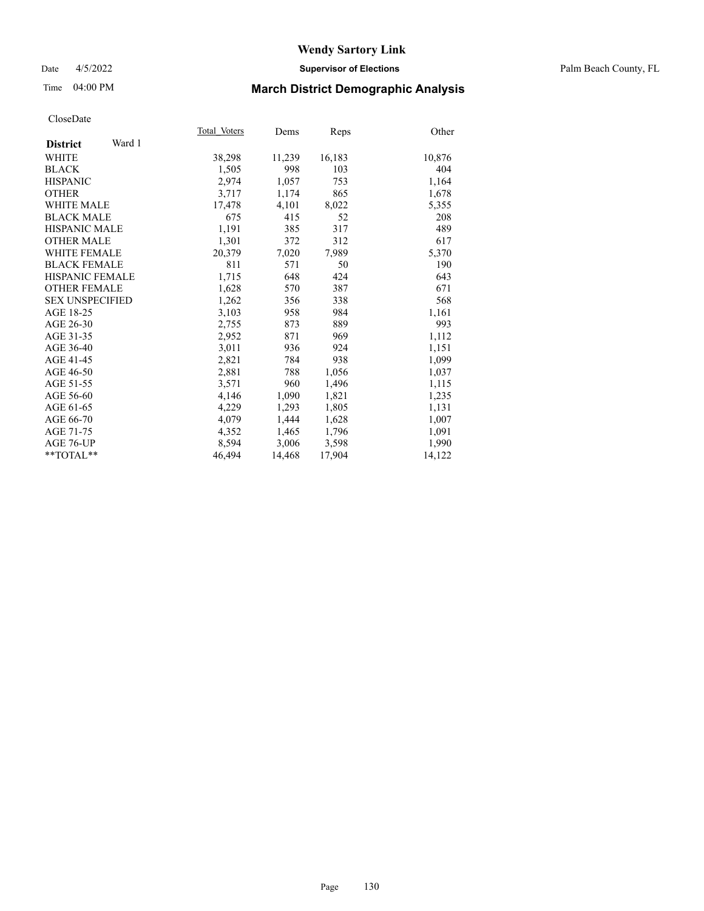CloseDate

| District Ward 1 | Total_Voters | Dems | Reps | Other |
|---|---|---|---|---|
| WHITE | 38,298 | 11,239 | 16,183 | 10,876 |
| BLACK | 1,505 | 998 | 103 | 404 |
| HISPANIC | 2,974 | 1,057 | 753 | 1,164 |
| OTHER | 3,717 | 1,174 | 865 | 1,678 |
| WHITE MALE | 17,478 | 4,101 | 8,022 | 5,355 |
| BLACK MALE | 675 | 415 | 52 | 208 |
| HISPANIC MALE | 1,191 | 385 | 317 | 489 |
| OTHER MALE | 1,301 | 372 | 312 | 617 |
| WHITE FEMALE | 20,379 | 7,020 | 7,989 | 5,370 |
| BLACK FEMALE | 811 | 571 | 50 | 190 |
| HISPANIC FEMALE | 1,715 | 648 | 424 | 643 |
| OTHER FEMALE | 1,628 | 570 | 387 | 671 |
| SEX UNSPECIFIED | 1,262 | 356 | 338 | 568 |
| AGE 18-25 | 3,103 | 958 | 984 | 1,161 |
| AGE 26-30 | 2,755 | 873 | 889 | 993 |
| AGE 31-35 | 2,952 | 871 | 969 | 1,112 |
| AGE 36-40 | 3,011 | 936 | 924 | 1,151 |
| AGE 41-45 | 2,821 | 784 | 938 | 1,099 |
| AGE 46-50 | 2,881 | 788 | 1,056 | 1,037 |
| AGE 51-55 | 3,571 | 960 | 1,496 | 1,115 |
| AGE 56-60 | 4,146 | 1,090 | 1,821 | 1,235 |
| AGE 61-65 | 4,229 | 1,293 | 1,805 | 1,131 |
| AGE 66-70 | 4,079 | 1,444 | 1,628 | 1,007 |
| AGE 71-75 | 4,352 | 1,465 | 1,796 | 1,091 |
| AGE 76-UP | 8,594 | 3,006 | 3,598 | 1,990 |
| **TOTAL** | 46,494 | 14,468 | 17,904 | 14,122 |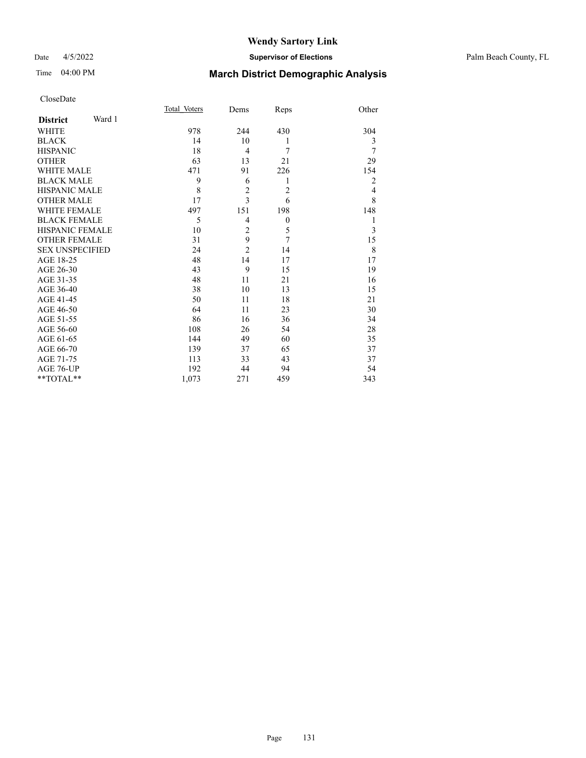# Wendy Sartory Link

**Supervisor of Elections**

Palm Beach County, FL

Date 4/5/2022

Time 04:00 PM

## March District Demographic Analysis

CloseDate

| **District** Ward 1 | Total Voters | Dems | Reps | Other |
|---|---|---|---|---|
| WHITE | 978 | 244 | 430 | 304 |
| BLACK | 14 | 10 | 1 | 3 |
| HISPANIC | 18 | 4 | 7 | 7 |
| OTHER | 63 | 13 | 21 | 29 |
| WHITE MALE | 471 | 91 | 226 | 154 |
| BLACK MALE | 9 | 6 | 1 | 2 |
| HISPANIC MALE | 8 | 2 | 2 | 4 |
| OTHER MALE | 17 | 3 | 6 | 8 |
| WHITE FEMALE | 497 | 151 | 198 | 148 |
| BLACK FEMALE | 5 | 4 | 0 | 1 |
| HISPANIC FEMALE | 10 | 2 | 5 | 3 |
| OTHER FEMALE | 31 | 9 | 7 | 15 |
| SEX UNSPECIFIED | 24 | 2 | 14 | 8 |
| AGE 18-25 | 48 | 14 | 17 | 17 |
| AGE 26-30 | 43 | 9 | 15 | 19 |
| AGE 31-35 | 48 | 11 | 21 | 16 |
| AGE 36-40 | 38 | 10 | 13 | 15 |
| AGE 41-45 | 50 | 11 | 18 | 21 |
| AGE 46-50 | 64 | 11 | 23 | 30 |
| AGE 51-55 | 86 | 16 | 36 | 34 |
| AGE 56-60 | 108 | 26 | 54 | 28 |
| AGE 61-65 | 144 | 49 | 60 | 35 |
| AGE 66-70 | 139 | 37 | 65 | 37 |
| AGE 71-75 | 113 | 33 | 43 | 37 |
| AGE 76-UP | 192 | 44 | 94 | 54 |
| **TOTAL** | 1,073 | 271 | 459 | 343 |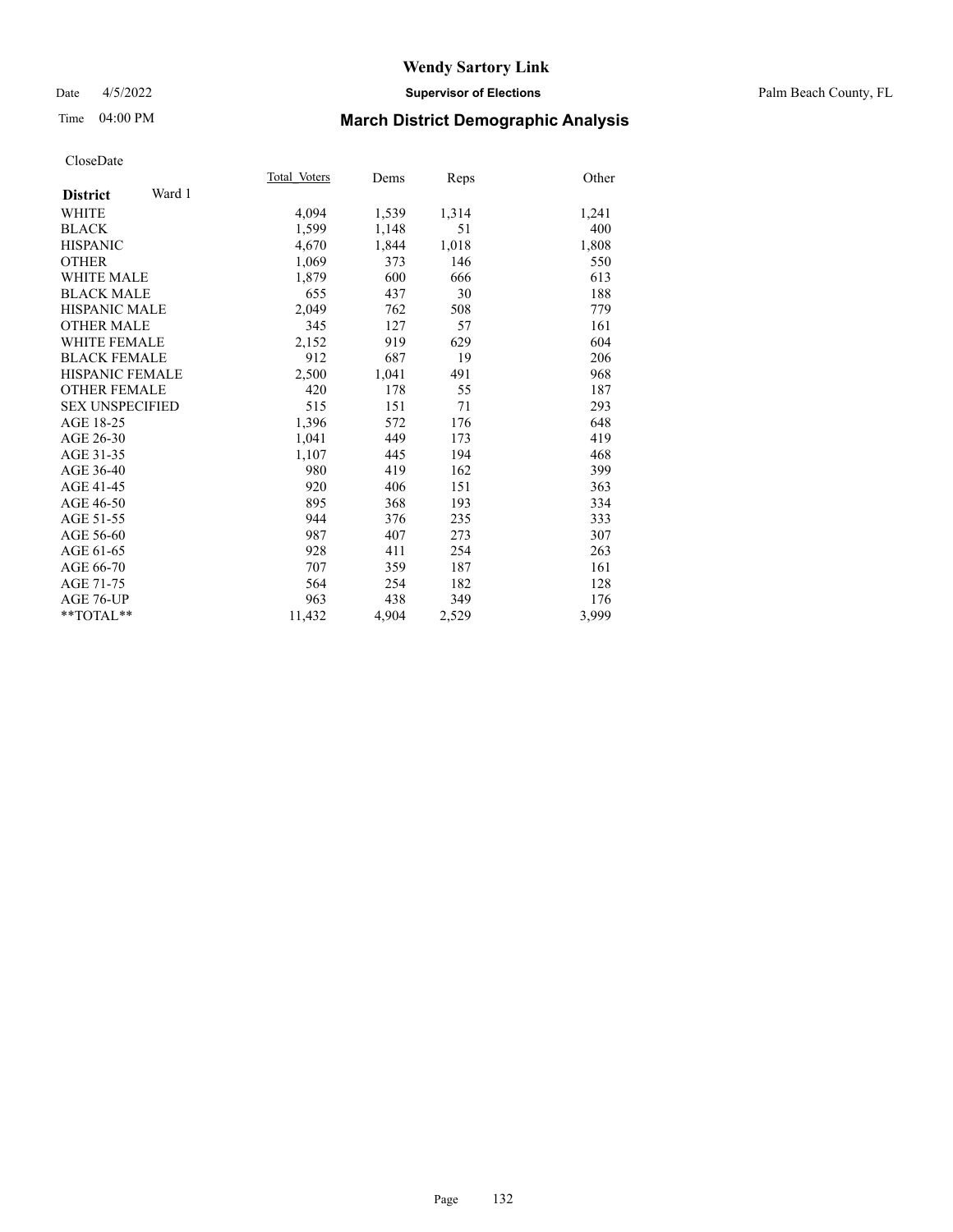# Wendy Sartory Link

Date 4/5/2022 **Supervisor of Elections** Palm Beach County, FL

Time 04:00 PM **March District Demographic Analysis**

CloseDate

| **District** Ward 1 | Total_Voters | Dems | Reps | Other |
|---|---|---|---|---|
| WHITE | 4,094 | 1,539 | 1,314 | 1,241 |
| BLACK | 1,599 | 1,148 | 51 | 400 |
| HISPANIC | 4,670 | 1,844 | 1,018 | 1,808 |
| OTHER | 1,069 | 373 | 146 | 550 |
| WHITE MALE | 1,879 | 600 | 666 | 613 |
| BLACK MALE | 655 | 437 | 30 | 188 |
| HISPANIC MALE | 2,049 | 762 | 508 | 779 |
| OTHER MALE | 345 | 127 | 57 | 161 |
| WHITE FEMALE | 2,152 | 919 | 629 | 604 |
| BLACK FEMALE | 912 | 687 | 19 | 206 |
| HISPANIC FEMALE | 2,500 | 1,041 | 491 | 968 |
| OTHER FEMALE | 420 | 178 | 55 | 187 |
| SEX UNSPECIFIED | 515 | 151 | 71 | 293 |
| AGE 18-25 | 1,396 | 572 | 176 | 648 |
| AGE 26-30 | 1,041 | 449 | 173 | 419 |
| AGE 31-35 | 1,107 | 445 | 194 | 468 |
| AGE 36-40 | 980 | 419 | 162 | 399 |
| AGE 41-45 | 920 | 406 | 151 | 363 |
| AGE 46-50 | 895 | 368 | 193 | 334 |
| AGE 51-55 | 944 | 376 | 235 | 333 |
| AGE 56-60 | 987 | 407 | 273 | 307 |
| AGE 61-65 | 928 | 411 | 254 | 263 |
| AGE 66-70 | 707 | 359 | 187 | 161 |
| AGE 71-75 | 564 | 254 | 182 | 128 |
| AGE 76-UP | 963 | 438 | 349 | 176 |
| **TOTAL** | 11,432 | 4,904 | 2,529 | 3,999 |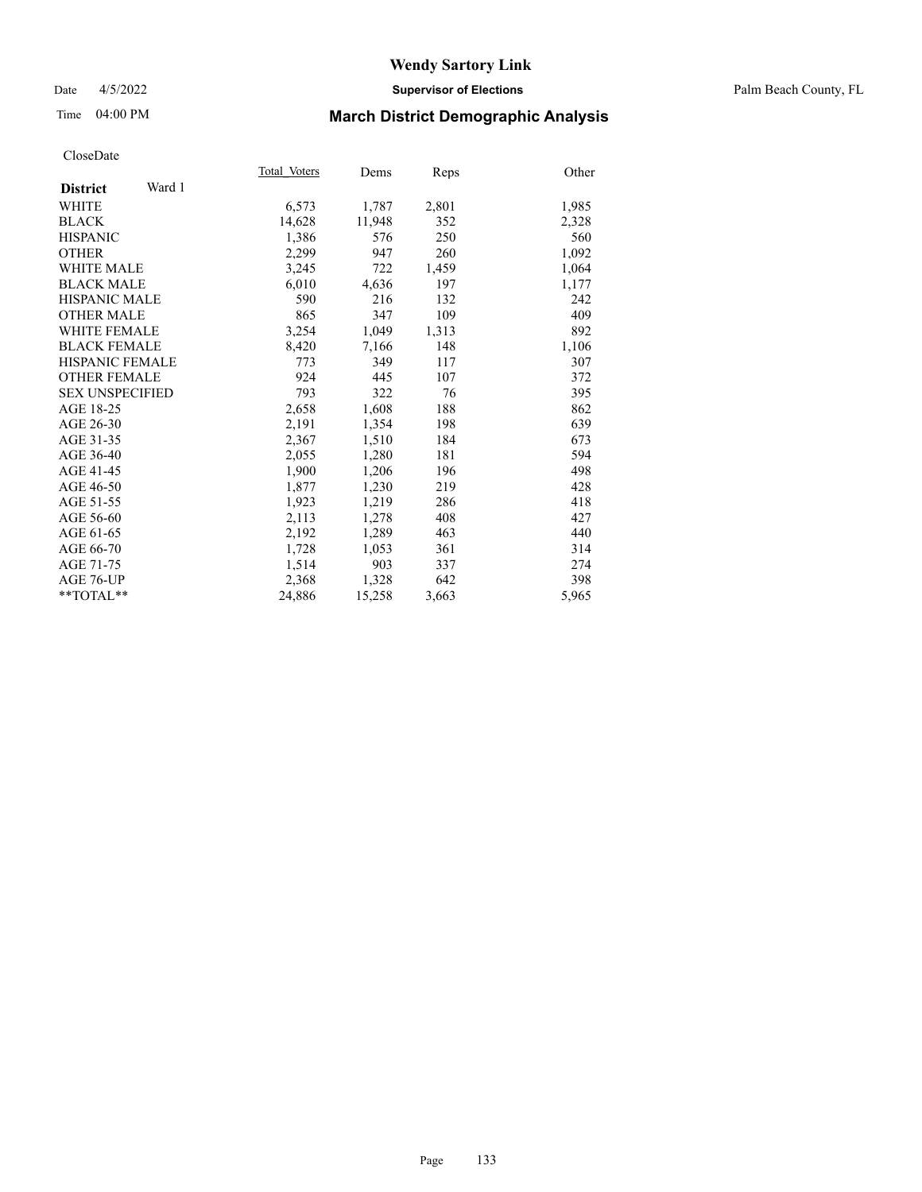# Wendy Sartory Link

Date 4/5/2022 **Supervisor of Elections** Palm Beach County, FL

Time 04:00 PM **March District Demographic Analysis**

CloseDate

| **District** Ward 1 | Total Voters | Dems | Reps | Other |
|---|---|---|---|---|
| WHITE | 6,573 | 1,787 | 2,801 | 1,985 |
| BLACK | 14,628 | 11,948 | 352 | 2,328 |
| HISPANIC | 1,386 | 576 | 250 | 560 |
| OTHER | 2,299 | 947 | 260 | 1,092 |
| WHITE MALE | 3,245 | 722 | 1,459 | 1,064 |
| BLACK MALE | 6,010 | 4,636 | 197 | 1,177 |
| HISPANIC MALE | 590 | 216 | 132 | 242 |
| OTHER MALE | 865 | 347 | 109 | 409 |
| WHITE FEMALE | 3,254 | 1,049 | 1,313 | 892 |
| BLACK FEMALE | 8,420 | 7,166 | 148 | 1,106 |
| HISPANIC FEMALE | 773 | 349 | 117 | 307 |
| OTHER FEMALE | 924 | 445 | 107 | 372 |
| SEX UNSPECIFIED | 793 | 322 | 76 | 395 |
| AGE 18-25 | 2,658 | 1,608 | 188 | 862 |
| AGE 26-30 | 2,191 | 1,354 | 198 | 639 |
| AGE 31-35 | 2,367 | 1,510 | 184 | 673 |
| AGE 36-40 | 2,055 | 1,280 | 181 | 594 |
| AGE 41-45 | 1,900 | 1,206 | 196 | 498 |
| AGE 46-50 | 1,877 | 1,230 | 219 | 428 |
| AGE 51-55 | 1,923 | 1,219 | 286 | 418 |
| AGE 56-60 | 2,113 | 1,278 | 408 | 427 |
| AGE 61-65 | 2,192 | 1,289 | 463 | 440 |
| AGE 66-70 | 1,728 | 1,053 | 361 | 314 |
| AGE 71-75 | 1,514 | 903 | 337 | 274 |
| AGE 76-UP | 2,368 | 1,328 | 642 | 398 |
| **TOTAL** | 24,886 | 15,258 | 3,663 | 5,965 |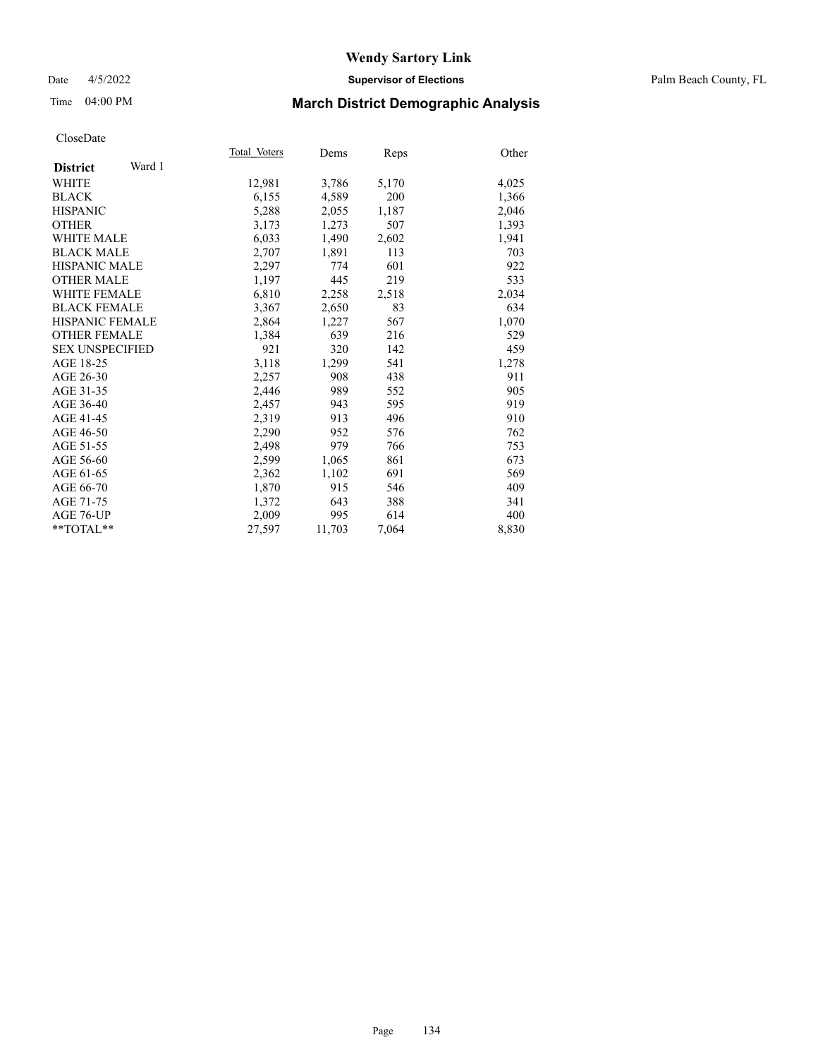# Wendy Sartory Link

Date 4/5/2022 **Supervisor of Elections** Palm Beach County, FL

Time 04:00 PM **March District Demographic Analysis**

CloseDate

| **District** Ward 1 | Total_Voters | Dems | Reps | Other |
|---|---|---|---|---|
| WHITE | 12,981 | 3,786 | 5,170 | 4,025 |
| BLACK | 6,155 | 4,589 | 200 | 1,366 |
| HISPANIC | 5,288 | 2,055 | 1,187 | 2,046 |
| OTHER | 3,173 | 1,273 | 507 | 1,393 |
| WHITE MALE | 6,033 | 1,490 | 2,602 | 1,941 |
| BLACK MALE | 2,707 | 1,891 | 113 | 703 |
| HISPANIC MALE | 2,297 | 774 | 601 | 922 |
| OTHER MALE | 1,197 | 445 | 219 | 533 |
| WHITE FEMALE | 6,810 | 2,258 | 2,518 | 2,034 |
| BLACK FEMALE | 3,367 | 2,650 | 83 | 634 |
| HISPANIC FEMALE | 2,864 | 1,227 | 567 | 1,070 |
| OTHER FEMALE | 1,384 | 639 | 216 | 529 |
| SEX UNSPECIFIED | 921 | 320 | 142 | 459 |
| AGE 18-25 | 3,118 | 1,299 | 541 | 1,278 |
| AGE 26-30 | 2,257 | 908 | 438 | 911 |
| AGE 31-35 | 2,446 | 989 | 552 | 905 |
| AGE 36-40 | 2,457 | 943 | 595 | 919 |
| AGE 41-45 | 2,319 | 913 | 496 | 910 |
| AGE 46-50 | 2,290 | 952 | 576 | 762 |
| AGE 51-55 | 2,498 | 979 | 766 | 753 |
| AGE 56-60 | 2,599 | 1,065 | 861 | 673 |
| AGE 61-65 | 2,362 | 1,102 | 691 | 569 |
| AGE 66-70 | 1,870 | 915 | 546 | 409 |
| AGE 71-75 | 1,372 | 643 | 388 | 341 |
| AGE 76-UP | 2,009 | 995 | 614 | 400 |
| **TOTAL** | 27,597 | 11,703 | 7,064 | 8,830 |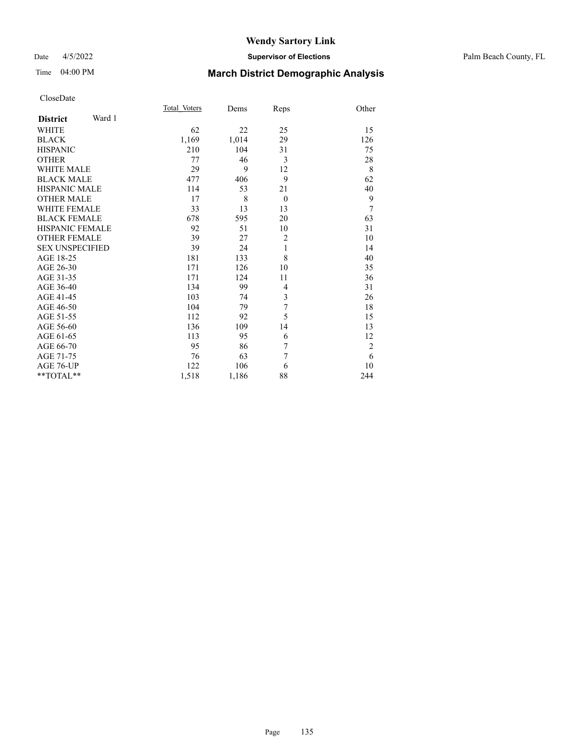# Wendy Sartory Link

Date 4/5/2022 **Supervisor of Elections** Palm Beach County, FL

Time 04:00 PM **March District Demographic Analysis**

CloseDate

| **District** Ward 1 | Total Voters | Dems | Reps | Other |
|---|---|---|---|---|
| WHITE | 62 | 22 | 25 | 15 |
| BLACK | 1,169 | 1,014 | 29 | 126 |
| HISPANIC | 210 | 104 | 31 | 75 |
| OTHER | 77 | 46 | 3 | 28 |
| WHITE MALE | 29 | 9 | 12 | 8 |
| BLACK MALE | 477 | 406 | 9 | 62 |
| HISPANIC MALE | 114 | 53 | 21 | 40 |
| OTHER MALE | 17 | 8 | 0 | 9 |
| WHITE FEMALE | 33 | 13 | 13 | 7 |
| BLACK FEMALE | 678 | 595 | 20 | 63 |
| HISPANIC FEMALE | 92 | 51 | 10 | 31 |
| OTHER FEMALE | 39 | 27 | 2 | 10 |
| SEX UNSPECIFIED | 39 | 24 | 1 | 14 |
| AGE 18-25 | 181 | 133 | 8 | 40 |
| AGE 26-30 | 171 | 126 | 10 | 35 |
| AGE 31-35 | 171 | 124 | 11 | 36 |
| AGE 36-40 | 134 | 99 | 4 | 31 |
| AGE 41-45 | 103 | 74 | 3 | 26 |
| AGE 46-50 | 104 | 79 | 7 | 18 |
| AGE 51-55 | 112 | 92 | 5 | 15 |
| AGE 56-60 | 136 | 109 | 14 | 13 |
| AGE 61-65 | 113 | 95 | 6 | 12 |
| AGE 66-70 | 95 | 86 | 7 | 2 |
| AGE 71-75 | 76 | 63 | 7 | 6 |
| AGE 76-UP | 122 | 106 | 6 | 10 |
| **TOTAL** | 1,518 | 1,186 | 88 | 244 |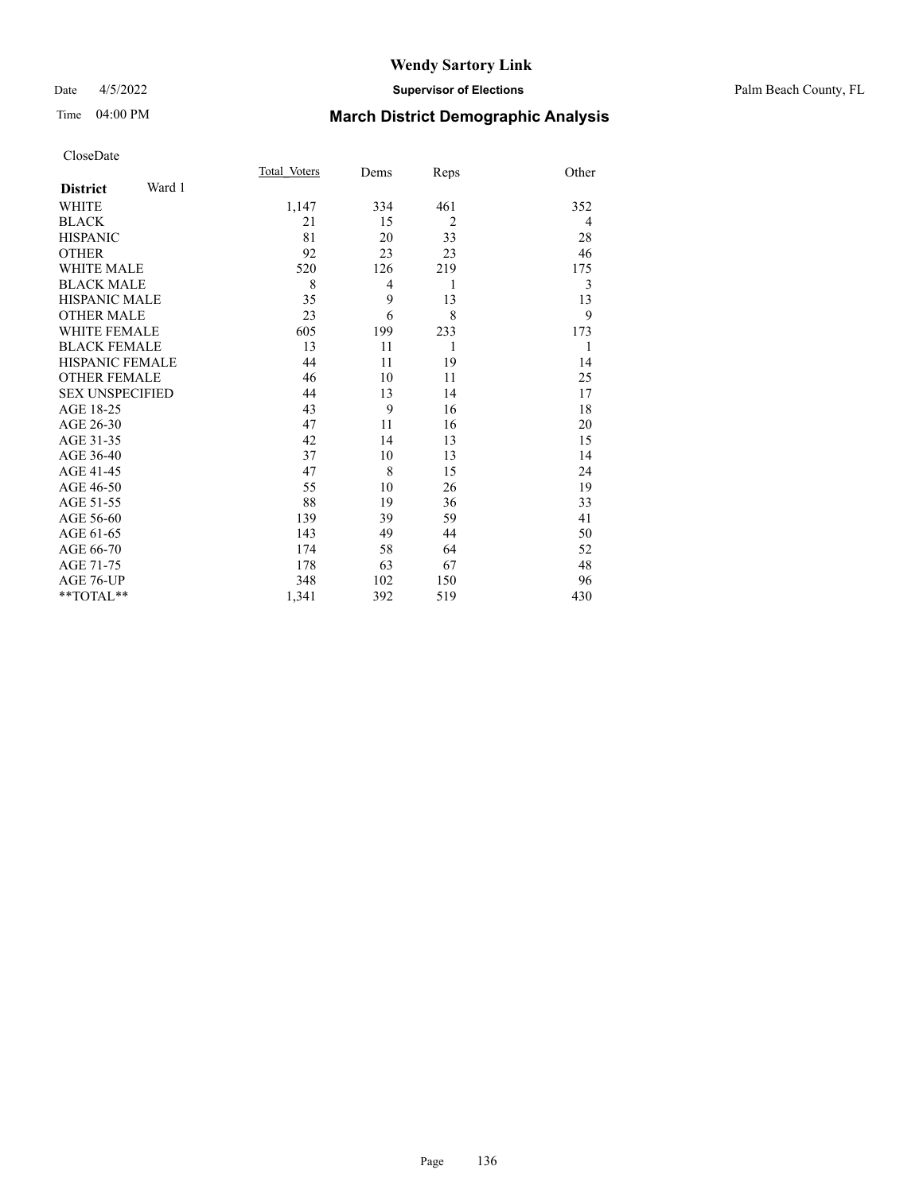CloseDate

| District Ward 1 | Total_Voters | Dems | Reps | Other |
|---|---|---|---|---|
| WHITE | 1,147 | 334 | 461 | 352 |
| BLACK | 21 | 15 | 2 | 4 |
| HISPANIC | 81 | 20 | 33 | 28 |
| OTHER | 92 | 23 | 23 | 46 |
| WHITE MALE | 520 | 126 | 219 | 175 |
| BLACK MALE | 8 | 4 | 1 | 3 |
| HISPANIC MALE | 35 | 9 | 13 | 13 |
| OTHER MALE | 23 | 6 | 8 | 9 |
| WHITE FEMALE | 605 | 199 | 233 | 173 |
| BLACK FEMALE | 13 | 11 | 1 | 1 |
| HISPANIC FEMALE | 44 | 11 | 19 | 14 |
| OTHER FEMALE | 46 | 10 | 11 | 25 |
| SEX UNSPECIFIED | 44 | 13 | 14 | 17 |
| AGE 18-25 | 43 | 9 | 16 | 18 |
| AGE 26-30 | 47 | 11 | 16 | 20 |
| AGE 31-35 | 42 | 14 | 13 | 15 |
| AGE 36-40 | 37 | 10 | 13 | 14 |
| AGE 41-45 | 47 | 8 | 15 | 24 |
| AGE 46-50 | 55 | 10 | 26 | 19 |
| AGE 51-55 | 88 | 19 | 36 | 33 |
| AGE 56-60 | 139 | 39 | 59 | 41 |
| AGE 61-65 | 143 | 49 | 44 | 50 |
| AGE 66-70 | 174 | 58 | 64 | 52 |
| AGE 71-75 | 178 | 63 | 67 | 48 |
| AGE 76-UP | 348 | 102 | 150 | 96 |
| **TOTAL** | 1,341 | 392 | 519 | 430 |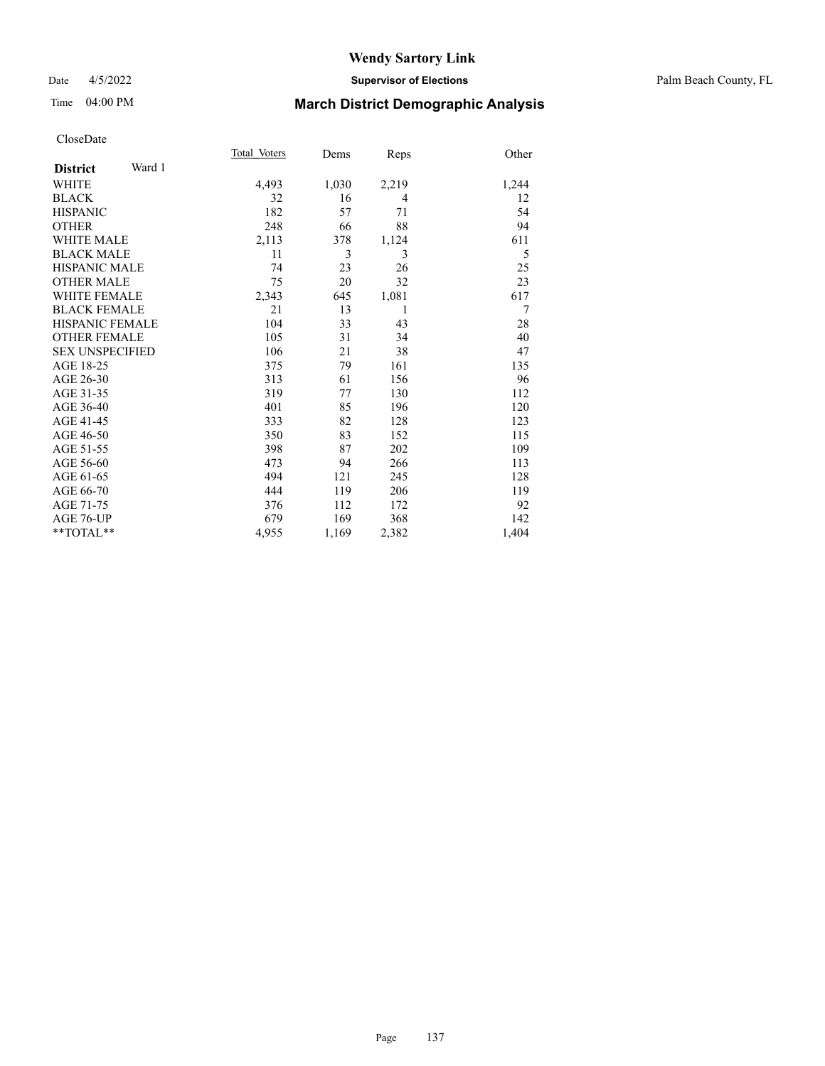# Wendy Sartory Link

Date 4/5/2022 **Supervisor of Elections** Palm Beach County, FL

Time 04:00 PM **March District Demographic Analysis**

CloseDate

| **District** Ward 1 | Total Voters | Dems | Reps | Other |
|---|---|---|---|---|
| WHITE | 4,493 | 1,030 | 2,219 | 1,244 |
| BLACK | 32 | 16 | 4 | 12 |
| HISPANIC | 182 | 57 | 71 | 54 |
| OTHER | 248 | 66 | 88 | 94 |
| WHITE MALE | 2,113 | 378 | 1,124 | 611 |
| BLACK MALE | 11 | 3 | 3 | 5 |
| HISPANIC MALE | 74 | 23 | 26 | 25 |
| OTHER MALE | 75 | 20 | 32 | 23 |
| WHITE FEMALE | 2,343 | 645 | 1,081 | 617 |
| BLACK FEMALE | 21 | 13 | 1 | 7 |
| HISPANIC FEMALE | 104 | 33 | 43 | 28 |
| OTHER FEMALE | 105 | 31 | 34 | 40 |
| SEX UNSPECIFIED | 106 | 21 | 38 | 47 |
| AGE 18-25 | 375 | 79 | 161 | 135 |
| AGE 26-30 | 313 | 61 | 156 | 96 |
| AGE 31-35 | 319 | 77 | 130 | 112 |
| AGE 36-40 | 401 | 85 | 196 | 120 |
| AGE 41-45 | 333 | 82 | 128 | 123 |
| AGE 46-50 | 350 | 83 | 152 | 115 |
| AGE 51-55 | 398 | 87 | 202 | 109 |
| AGE 56-60 | 473 | 94 | 266 | 113 |
| AGE 61-65 | 494 | 121 | 245 | 128 |
| AGE 66-70 | 444 | 119 | 206 | 119 |
| AGE 71-75 | 376 | 112 | 172 | 92 |
| AGE 76-UP | 679 | 169 | 368 | 142 |
| **TOTAL** | 4,955 | 1,169 | 2,382 | 1,404 |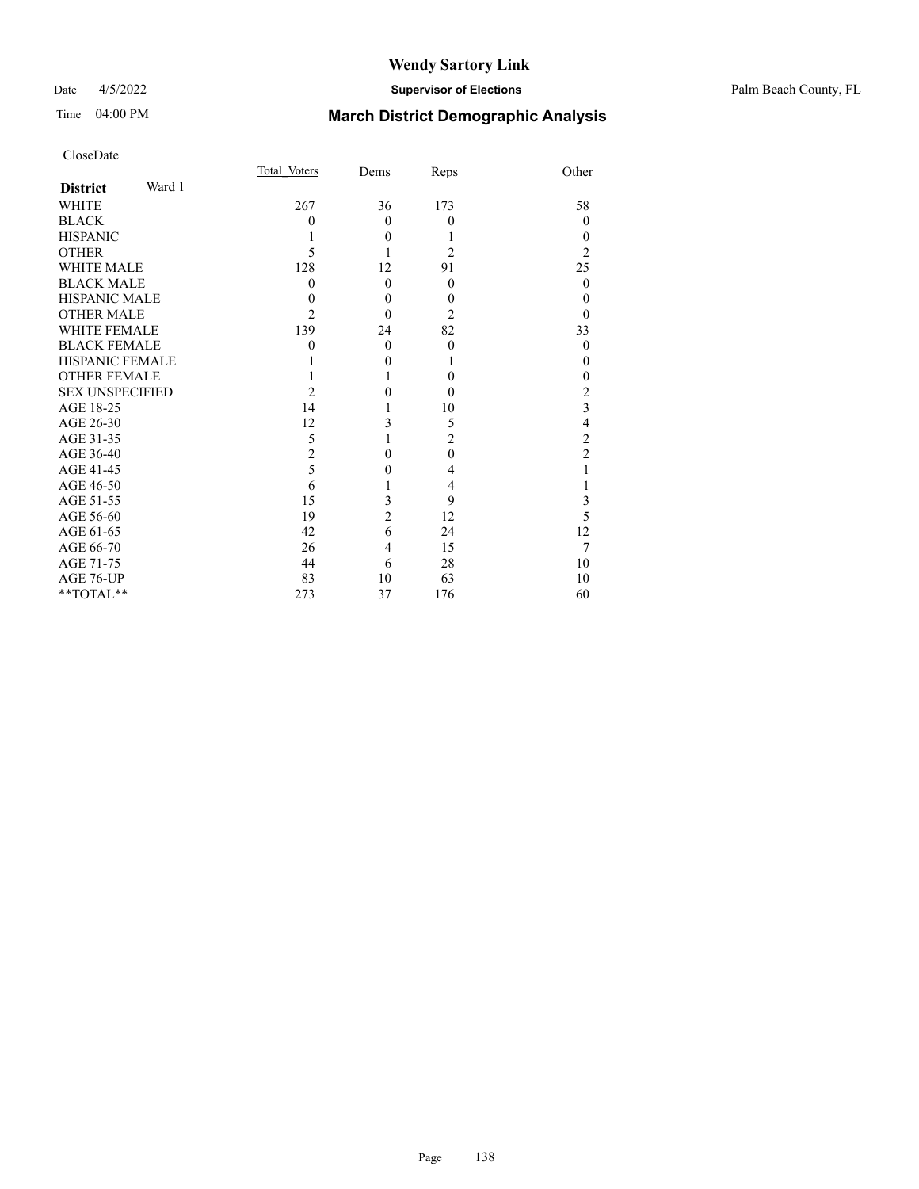# Wendy Sartory Link

Date 4/5/2022 **Supervisor of Elections** Palm Beach County, FL

Time 04:00 PM **March District Demographic Analysis**

CloseDate

| **District** Ward 1 | Total Voters | Dems | Reps | Other |
|---|---|---|---|---|
| WHITE | 267 | 36 | 173 | 58 |
| BLACK | 0 | 0 | 0 | 0 |
| HISPANIC | 1 | 0 | 1 | 0 |
| OTHER | 5 | 1 | 2 | 2 |
| WHITE MALE | 128 | 12 | 91 | 25 |
| BLACK MALE | 0 | 0 | 0 | 0 |
| HISPANIC MALE | 0 | 0 | 0 | 0 |
| OTHER MALE | 2 | 0 | 2 | 0 |
| WHITE FEMALE | 139 | 24 | 82 | 33 |
| BLACK FEMALE | 0 | 0 | 0 | 0 |
| HISPANIC FEMALE | 1 | 0 | 1 | 0 |
| OTHER FEMALE | 1 | 1 | 0 | 0 |
| SEX UNSPECIFIED | 2 | 0 | 0 | 2 |
| AGE 18-25 | 14 | 1 | 10 | 3 |
| AGE 26-30 | 12 | 3 | 5 | 4 |
| AGE 31-35 | 5 | 1 | 2 | 2 |
| AGE 36-40 | 2 | 0 | 0 | 2 |
| AGE 41-45 | 5 | 0 | 4 | 1 |
| AGE 46-50 | 6 | 1 | 4 | 1 |
| AGE 51-55 | 15 | 3 | 9 | 3 |
| AGE 56-60 | 19 | 2 | 12 | 5 |
| AGE 61-65 | 42 | 6 | 24 | 12 |
| AGE 66-70 | 26 | 4 | 15 | 7 |
| AGE 71-75 | 44 | 6 | 28 | 10 |
| AGE 76-UP | 83 | 10 | 63 | 10 |
| **TOTAL** | 273 | 37 | 176 | 60 |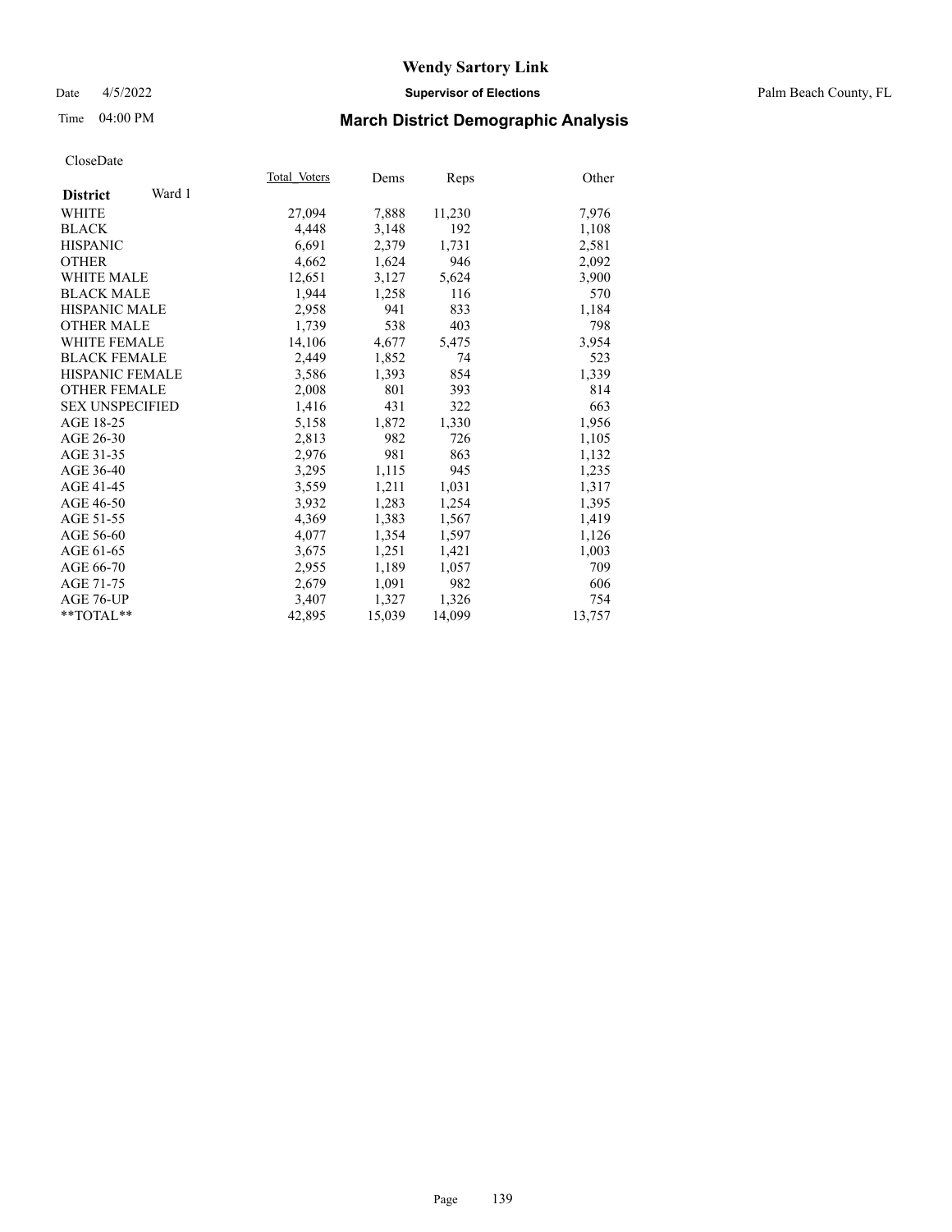# Wendy Sartory Link

Date 4/5/2022 **Supervisor of Elections** Palm Beach County, FL

Time 04:00 PM **March District Demographic Analysis**

CloseDate

| **District** Ward 1 | Total_Voters | Dems | Reps | Other |
|---|---|---|---|---|
| WHITE | 27,094 | 7,888 | 11,230 | 7,976 |
| BLACK | 4,448 | 3,148 | 192 | 1,108 |
| HISPANIC | 6,691 | 2,379 | 1,731 | 2,581 |
| OTHER | 4,662 | 1,624 | 946 | 2,092 |
| WHITE MALE | 12,651 | 3,127 | 5,624 | 3,900 |
| BLACK MALE | 1,944 | 1,258 | 116 | 570 |
| HISPANIC MALE | 2,958 | 941 | 833 | 1,184 |
| OTHER MALE | 1,739 | 538 | 403 | 798 |
| WHITE FEMALE | 14,106 | 4,677 | 5,475 | 3,954 |
| BLACK FEMALE | 2,449 | 1,852 | 74 | 523 |
| HISPANIC FEMALE | 3,586 | 1,393 | 854 | 1,339 |
| OTHER FEMALE | 2,008 | 801 | 393 | 814 |
| SEX UNSPECIFIED | 1,416 | 431 | 322 | 663 |
| AGE 18-25 | 5,158 | 1,872 | 1,330 | 1,956 |
| AGE 26-30 | 2,813 | 982 | 726 | 1,105 |
| AGE 31-35 | 2,976 | 981 | 863 | 1,132 |
| AGE 36-40 | 3,295 | 1,115 | 945 | 1,235 |
| AGE 41-45 | 3,559 | 1,211 | 1,031 | 1,317 |
| AGE 46-50 | 3,932 | 1,283 | 1,254 | 1,395 |
| AGE 51-55 | 4,369 | 1,383 | 1,567 | 1,419 |
| AGE 56-60 | 4,077 | 1,354 | 1,597 | 1,126 |
| AGE 61-65 | 3,675 | 1,251 | 1,421 | 1,003 |
| AGE 66-70 | 2,955 | 1,189 | 1,057 | 709 |
| AGE 71-75 | 2,679 | 1,091 | 982 | 606 |
| AGE 76-UP | 3,407 | 1,327 | 1,326 | 754 |
| **TOTAL** | 42,895 | 15,039 | 14,099 | 13,757 |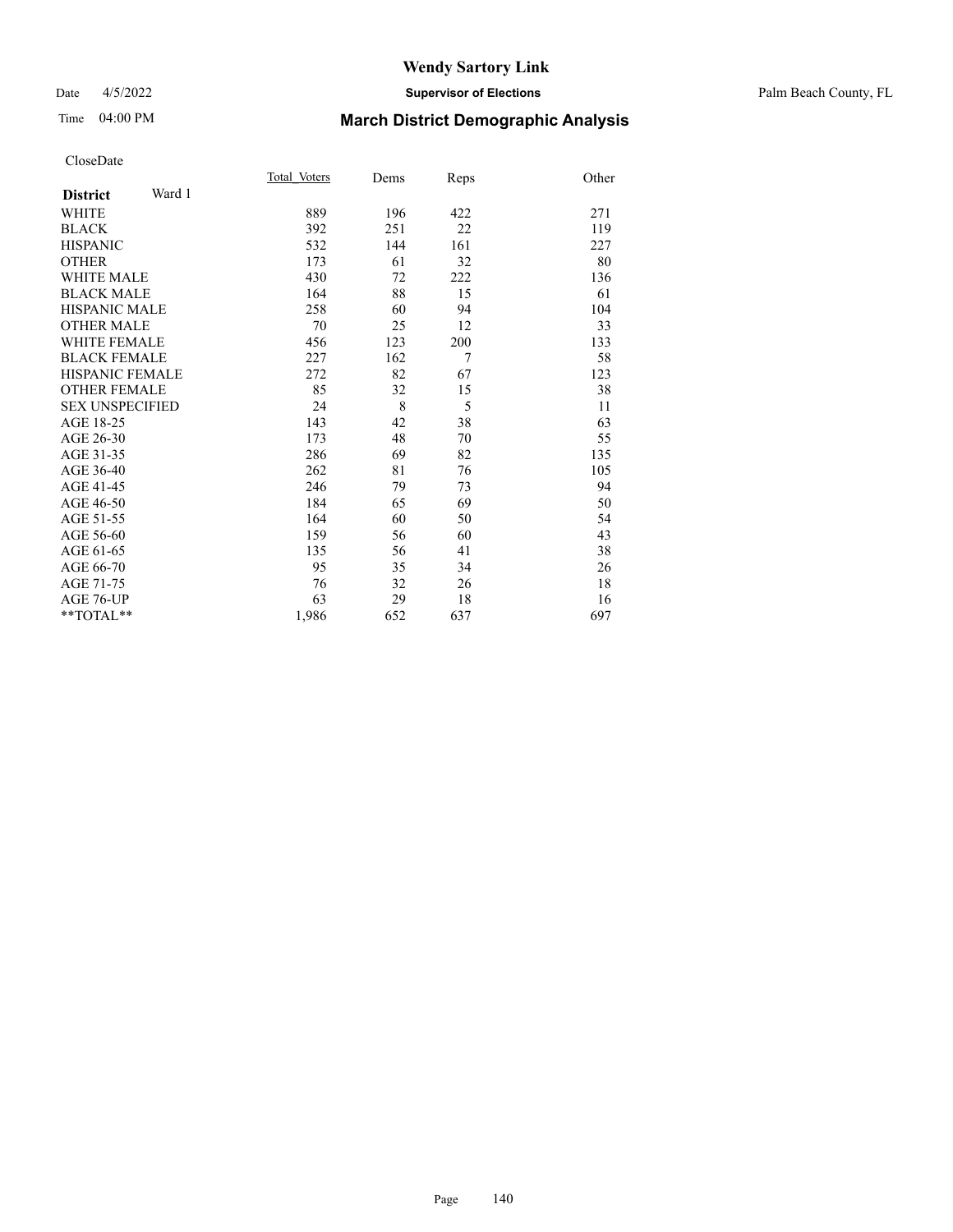# Wendy Sartory Link

Date 4/5/2022 **Supervisor of Elections** Palm Beach County, FL

Time 04:00 PM **March District Demographic Analysis**

CloseDate

| **District** Ward 1 | Total_Voters | Dems | Reps | Other |
|---|---|---|---|---|
| WHITE | 889 | 196 | 422 | 271 |
| BLACK | 392 | 251 | 22 | 119 |
| HISPANIC | 532 | 144 | 161 | 227 |
| OTHER | 173 | 61 | 32 | 80 |
| WHITE MALE | 430 | 72 | 222 | 136 |
| BLACK MALE | 164 | 88 | 15 | 61 |
| HISPANIC MALE | 258 | 60 | 94 | 104 |
| OTHER MALE | 70 | 25 | 12 | 33 |
| WHITE FEMALE | 456 | 123 | 200 | 133 |
| BLACK FEMALE | 227 | 162 | 7 | 58 |
| HISPANIC FEMALE | 272 | 82 | 67 | 123 |
| OTHER FEMALE | 85 | 32 | 15 | 38 |
| SEX UNSPECIFIED | 24 | 8 | 5 | 11 |
| AGE 18-25 | 143 | 42 | 38 | 63 |
| AGE 26-30 | 173 | 48 | 70 | 55 |
| AGE 31-35 | 286 | 69 | 82 | 135 |
| AGE 36-40 | 262 | 81 | 76 | 105 |
| AGE 41-45 | 246 | 79 | 73 | 94 |
| AGE 46-50 | 184 | 65 | 69 | 50 |
| AGE 51-55 | 164 | 60 | 50 | 54 |
| AGE 56-60 | 159 | 56 | 60 | 43 |
| AGE 61-65 | 135 | 56 | 41 | 38 |
| AGE 66-70 | 95 | 35 | 34 | 26 |
| AGE 71-75 | 76 | 32 | 26 | 18 |
| AGE 76-UP | 63 | 29 | 18 | 16 |
| **TOTAL** | 1,986 | 652 | 637 | 697 |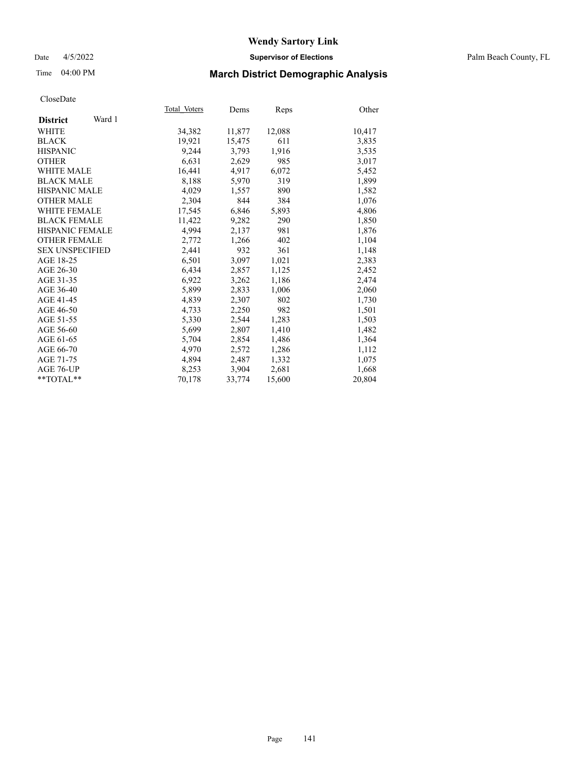# Wendy Sartory Link

Date 4/5/2022 **Supervisor of Elections** Palm Beach County, FL

Time 04:00 PM **March District Demographic Analysis**

CloseDate

| **District** Ward 1 | Total Voters | Dems | Reps | Other |
|---|---|---|---|---|
| WHITE | 34,382 | 11,877 | 12,088 | 10,417 |
| BLACK | 19,921 | 15,475 | 611 | 3,835 |
| HISPANIC | 9,244 | 3,793 | 1,916 | 3,535 |
| OTHER | 6,631 | 2,629 | 985 | 3,017 |
| WHITE MALE | 16,441 | 4,917 | 6,072 | 5,452 |
| BLACK MALE | 8,188 | 5,970 | 319 | 1,899 |
| HISPANIC MALE | 4,029 | 1,557 | 890 | 1,582 |
| OTHER MALE | 2,304 | 844 | 384 | 1,076 |
| WHITE FEMALE | 17,545 | 6,846 | 5,893 | 4,806 |
| BLACK FEMALE | 11,422 | 9,282 | 290 | 1,850 |
| HISPANIC FEMALE | 4,994 | 2,137 | 981 | 1,876 |
| OTHER FEMALE | 2,772 | 1,266 | 402 | 1,104 |
| SEX UNSPECIFIED | 2,441 | 932 | 361 | 1,148 |
| AGE 18-25 | 6,501 | 3,097 | 1,021 | 2,383 |
| AGE 26-30 | 6,434 | 2,857 | 1,125 | 2,452 |
| AGE 31-35 | 6,922 | 3,262 | 1,186 | 2,474 |
| AGE 36-40 | 5,899 | 2,833 | 1,006 | 2,060 |
| AGE 41-45 | 4,839 | 2,307 | 802 | 1,730 |
| AGE 46-50 | 4,733 | 2,250 | 982 | 1,501 |
| AGE 51-55 | 5,330 | 2,544 | 1,283 | 1,503 |
| AGE 56-60 | 5,699 | 2,807 | 1,410 | 1,482 |
| AGE 61-65 | 5,704 | 2,854 | 1,486 | 1,364 |
| AGE 66-70 | 4,970 | 2,572 | 1,286 | 1,112 |
| AGE 71-75 | 4,894 | 2,487 | 1,332 | 1,075 |
| AGE 76-UP | 8,253 | 3,904 | 2,681 | 1,668 |
| **TOTAL** | 70,178 | 33,774 | 15,600 | 20,804 |